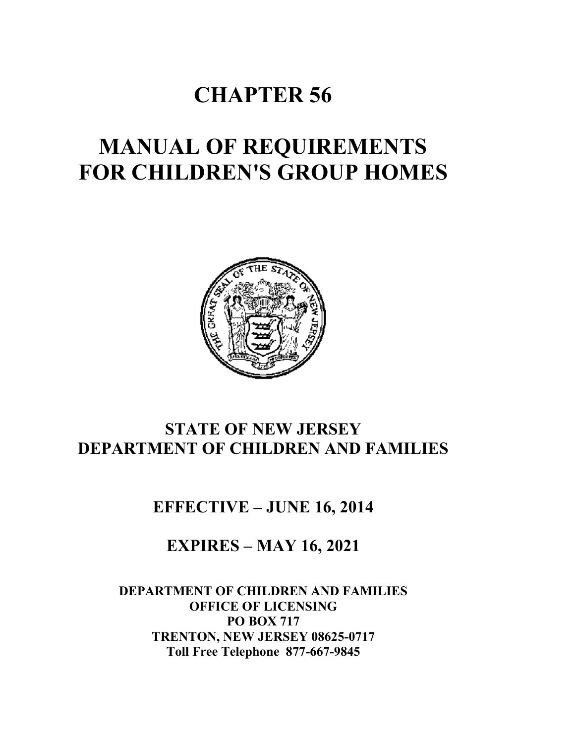# CHAPTER 56

# MANUAL OF REQUIREMENTS FOR CHILDREN'S GROUP HOMES

## STATE OF NEW JERSEY
## DEPARTMENT OF CHILDREN AND FAMILIES

### EFFECTIVE – JUNE 16, 2014

### EXPIRES – MAY 16, 2021

**DEPARTMENT OF CHILDREN AND FAMILIES**
**OFFICE OF LICENSING**
**PO BOX 717**
**TRENTON, NEW JERSEY 08625-0717**
**Toll Free Telephone 877-667-9845**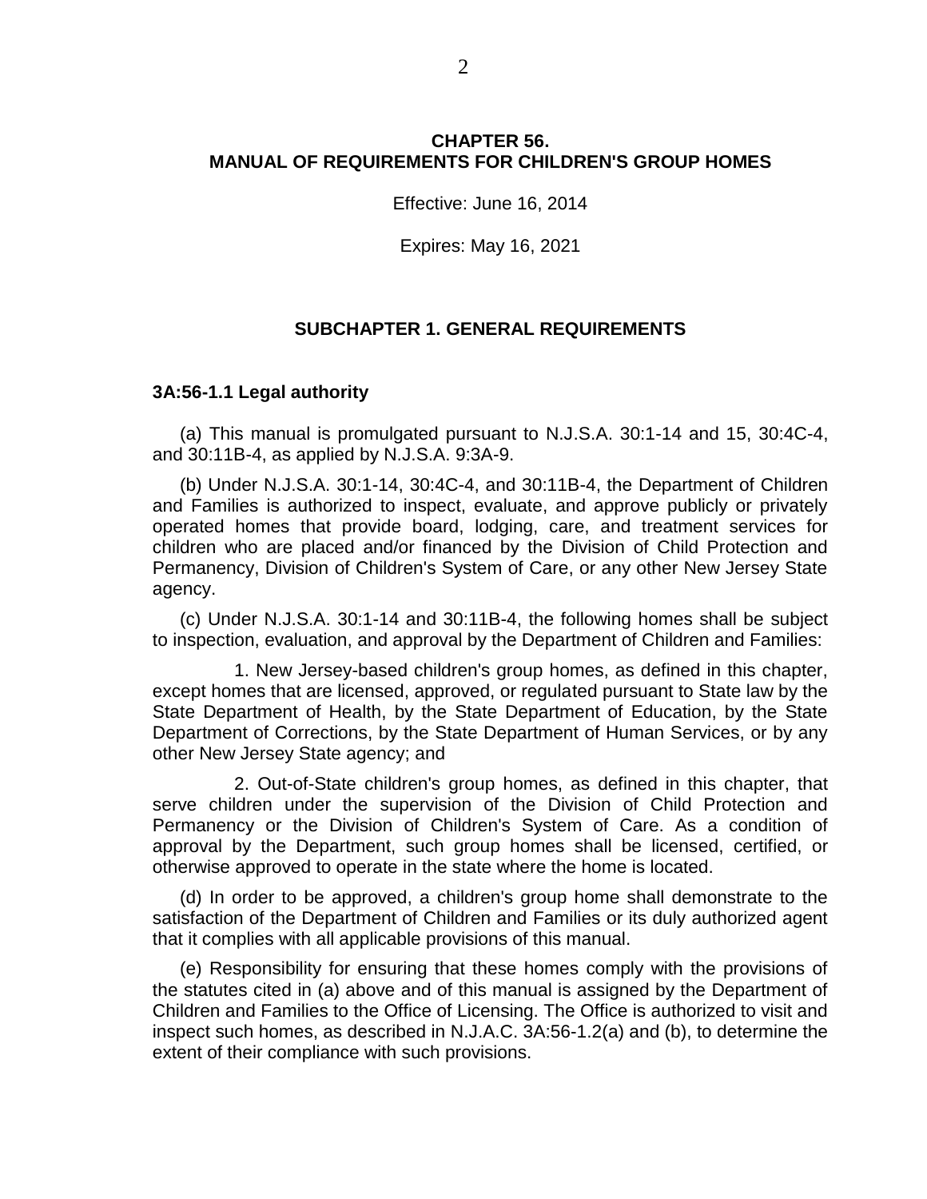# CHAPTER 56.
# MANUAL OF REQUIREMENTS FOR CHILDREN'S GROUP HOMES

Effective: June 16, 2014

Expires: May 16, 2021

## SUBCHAPTER 1. GENERAL REQUIREMENTS

### 3A:56-1.1 Legal authority

(a) This manual is promulgated pursuant to N.J.S.A. 30:1-14 and 15, 30:4C-4, and 30:11B-4, as applied by N.J.S.A. 9:3A-9.

(b) Under N.J.S.A. 30:1-14, 30:4C-4, and 30:11B-4, the Department of Children and Families is authorized to inspect, evaluate, and approve publicly or privately operated homes that provide board, lodging, care, and treatment services for children who are placed and/or financed by the Division of Child Protection and Permanency, Division of Children's System of Care, or any other New Jersey State agency.

(c) Under N.J.S.A. 30:1-14 and 30:11B-4, the following homes shall be subject to inspection, evaluation, and approval by the Department of Children and Families:

1. New Jersey-based children's group homes, as defined in this chapter, except homes that are licensed, approved, or regulated pursuant to State law by the State Department of Health, by the State Department of Education, by the State Department of Corrections, by the State Department of Human Services, or by any other New Jersey State agency; and

2. Out-of-State children's group homes, as defined in this chapter, that serve children under the supervision of the Division of Child Protection and Permanency or the Division of Children's System of Care. As a condition of approval by the Department, such group homes shall be licensed, certified, or otherwise approved to operate in the state where the home is located.

(d) In order to be approved, a children's group home shall demonstrate to the satisfaction of the Department of Children and Families or its duly authorized agent that it complies with all applicable provisions of this manual.

(e) Responsibility for ensuring that these homes comply with the provisions of the statutes cited in (a) above and of this manual is assigned by the Department of Children and Families to the Office of Licensing. The Office is authorized to visit and inspect such homes, as described in N.J.A.C. 3A:56-1.2(a) and (b), to determine the extent of their compliance with such provisions.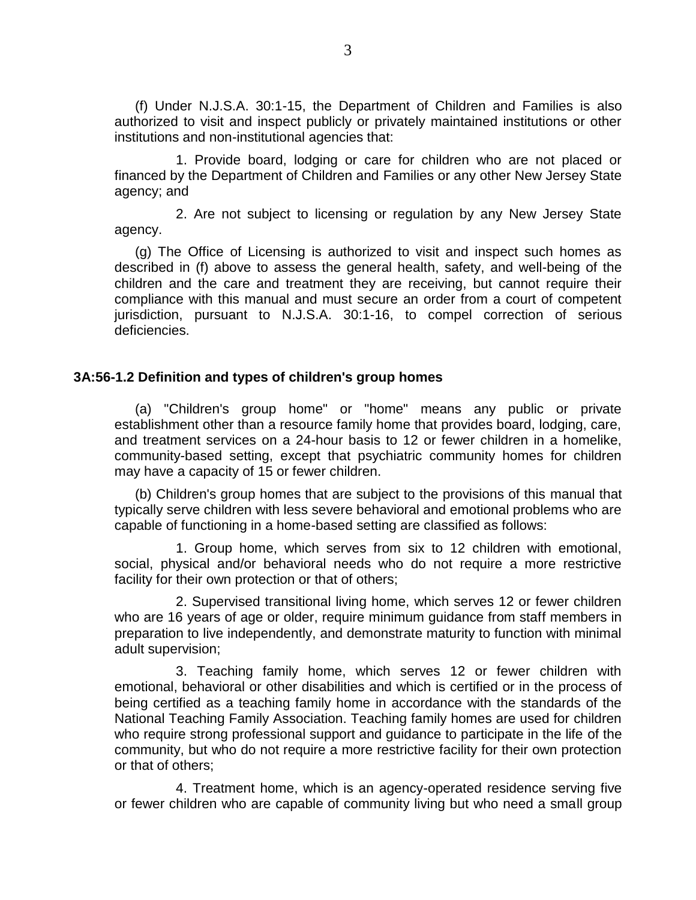(f) Under N.J.S.A. 30:1-15, the Department of Children and Families is also authorized to visit and inspect publicly or privately maintained institutions or other institutions and non-institutional agencies that:

1. Provide board, lodging or care for children who are not placed or financed by the Department of Children and Families or any other New Jersey State agency; and

2. Are not subject to licensing or regulation by any New Jersey State agency.

(g) The Office of Licensing is authorized to visit and inspect such homes as described in (f) above to assess the general health, safety, and well-being of the children and the care and treatment they are receiving, but cannot require their compliance with this manual and must secure an order from a court of competent jurisdiction, pursuant to N.J.S.A. 30:1-16, to compel correction of serious deficiencies.

### 3A:56-1.2 Definition and types of children's group homes

(a) "Children's group home" or "home" means any public or private establishment other than a resource family home that provides board, lodging, care, and treatment services on a 24-hour basis to 12 or fewer children in a homelike, community-based setting, except that psychiatric community homes for children may have a capacity of 15 or fewer children.

(b) Children's group homes that are subject to the provisions of this manual that typically serve children with less severe behavioral and emotional problems who are capable of functioning in a home-based setting are classified as follows:

1. Group home, which serves from six to 12 children with emotional, social, physical and/or behavioral needs who do not require a more restrictive facility for their own protection or that of others;

2. Supervised transitional living home, which serves 12 or fewer children who are 16 years of age or older, require minimum guidance from staff members in preparation to live independently, and demonstrate maturity to function with minimal adult supervision;

3. Teaching family home, which serves 12 or fewer children with emotional, behavioral or other disabilities and which is certified or in the process of being certified as a teaching family home in accordance with the standards of the National Teaching Family Association. Teaching family homes are used for children who require strong professional support and guidance to participate in the life of the community, but who do not require a more restrictive facility for their own protection or that of others;

4. Treatment home, which is an agency-operated residence serving five or fewer children who are capable of community living but who need a small group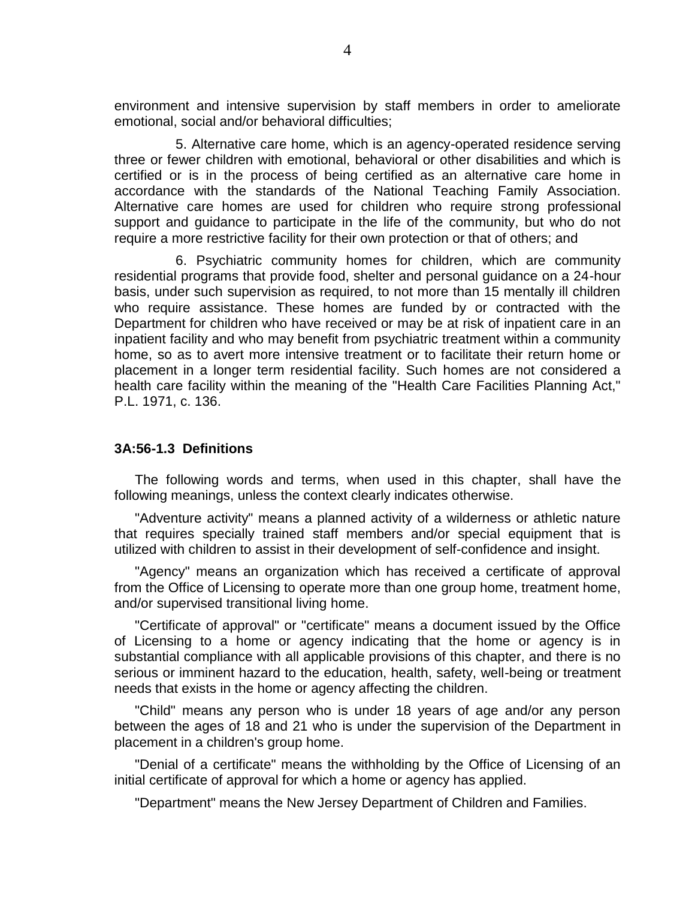environment and intensive supervision by staff members in order to ameliorate emotional, social and/or behavioral difficulties;

5. Alternative care home, which is an agency-operated residence serving three or fewer children with emotional, behavioral or other disabilities and which is certified or is in the process of being certified as an alternative care home in accordance with the standards of the National Teaching Family Association. Alternative care homes are used for children who require strong professional support and guidance to participate in the life of the community, but who do not require a more restrictive facility for their own protection or that of others; and

6. Psychiatric community homes for children, which are community residential programs that provide food, shelter and personal guidance on a 24-hour basis, under such supervision as required, to not more than 15 mentally ill children who require assistance. These homes are funded by or contracted with the Department for children who have received or may be at risk of inpatient care in an inpatient facility and who may benefit from psychiatric treatment within a community home, so as to avert more intensive treatment or to facilitate their return home or placement in a longer term residential facility. Such homes are not considered a health care facility within the meaning of the "Health Care Facilities Planning Act," P.L. 1971, c. 136.

### 3A:56-1.3 Definitions

The following words and terms, when used in this chapter, shall have the following meanings, unless the context clearly indicates otherwise.

"Adventure activity" means a planned activity of a wilderness or athletic nature that requires specially trained staff members and/or special equipment that is utilized with children to assist in their development of self-confidence and insight.

"Agency" means an organization which has received a certificate of approval from the Office of Licensing to operate more than one group home, treatment home, and/or supervised transitional living home.

"Certificate of approval" or "certificate" means a document issued by the Office of Licensing to a home or agency indicating that the home or agency is in substantial compliance with all applicable provisions of this chapter, and there is no serious or imminent hazard to the education, health, safety, well-being or treatment needs that exists in the home or agency affecting the children.

"Child" means any person who is under 18 years of age and/or any person between the ages of 18 and 21 who is under the supervision of the Department in placement in a children's group home.

"Denial of a certificate" means the withholding by the Office of Licensing of an initial certificate of approval for which a home or agency has applied.

"Department" means the New Jersey Department of Children and Families.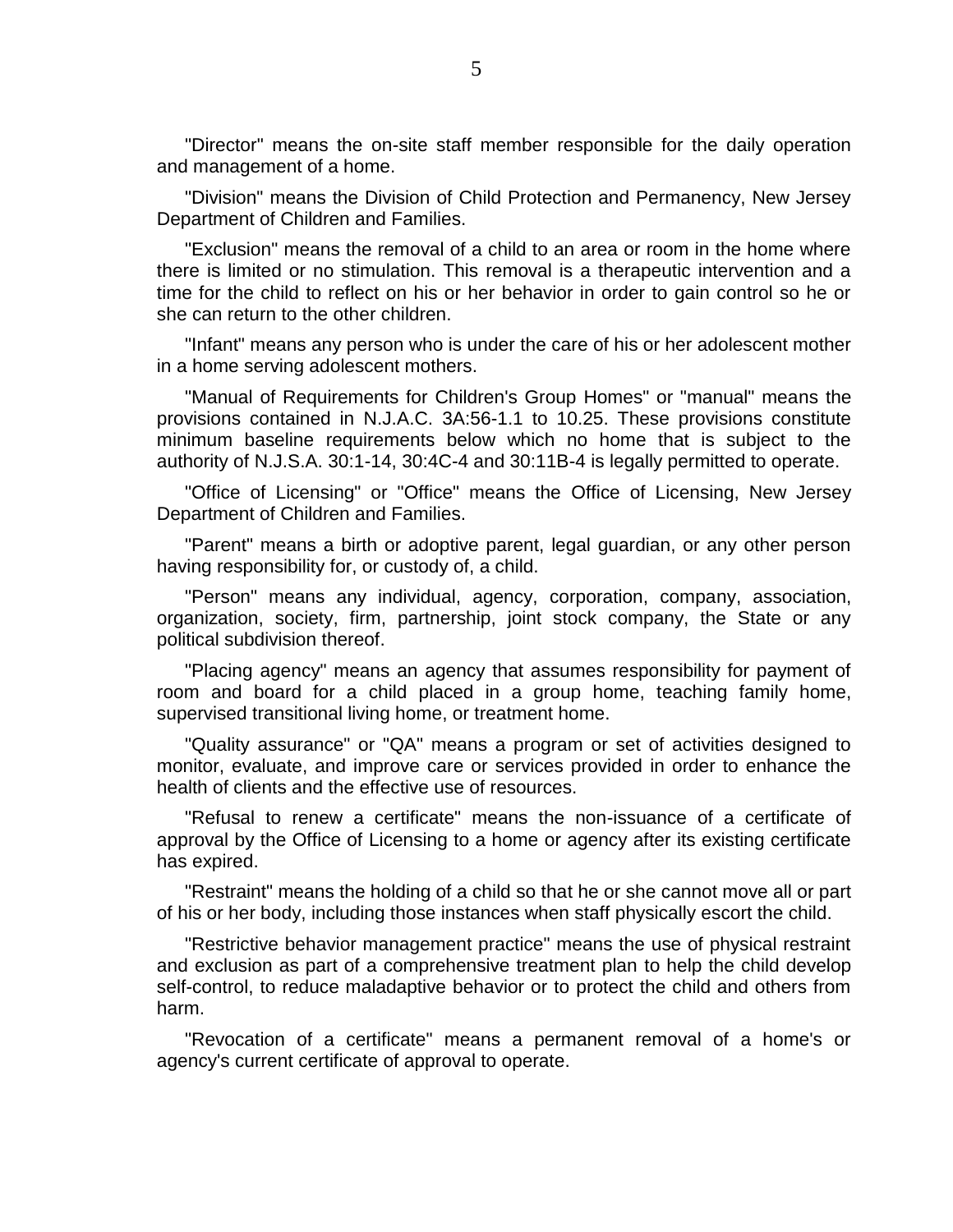"Director" means the on-site staff member responsible for the daily operation and management of a home.

"Division" means the Division of Child Protection and Permanency, New Jersey Department of Children and Families.

"Exclusion" means the removal of a child to an area or room in the home where there is limited or no stimulation. This removal is a therapeutic intervention and a time for the child to reflect on his or her behavior in order to gain control so he or she can return to the other children.

"Infant" means any person who is under the care of his or her adolescent mother in a home serving adolescent mothers.

"Manual of Requirements for Children's Group Homes" or "manual" means the provisions contained in N.J.A.C. 3A:56-1.1 to 10.25. These provisions constitute minimum baseline requirements below which no home that is subject to the authority of N.J.S.A. 30:1-14, 30:4C-4 and 30:11B-4 is legally permitted to operate.

"Office of Licensing" or "Office" means the Office of Licensing, New Jersey Department of Children and Families.

"Parent" means a birth or adoptive parent, legal guardian, or any other person having responsibility for, or custody of, a child.

"Person" means any individual, agency, corporation, company, association, organization, society, firm, partnership, joint stock company, the State or any political subdivision thereof.

"Placing agency" means an agency that assumes responsibility for payment of room and board for a child placed in a group home, teaching family home, supervised transitional living home, or treatment home.

"Quality assurance" or "QA" means a program or set of activities designed to monitor, evaluate, and improve care or services provided in order to enhance the health of clients and the effective use of resources.

"Refusal to renew a certificate" means the non-issuance of a certificate of approval by the Office of Licensing to a home or agency after its existing certificate has expired.

"Restraint" means the holding of a child so that he or she cannot move all or part of his or her body, including those instances when staff physically escort the child.

"Restrictive behavior management practice" means the use of physical restraint and exclusion as part of a comprehensive treatment plan to help the child develop self-control, to reduce maladaptive behavior or to protect the child and others from harm.

"Revocation of a certificate" means a permanent removal of a home's or agency's current certificate of approval to operate.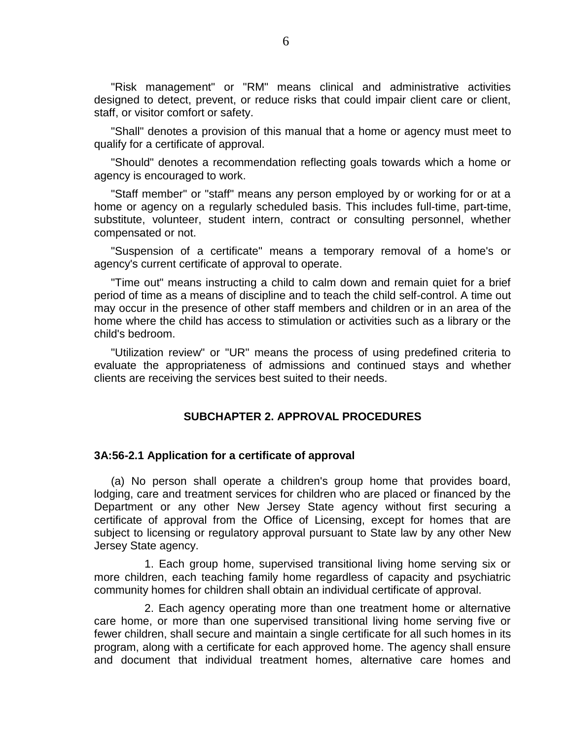"Risk management" or "RM" means clinical and administrative activities designed to detect, prevent, or reduce risks that could impair client care or client, staff, or visitor comfort or safety.

"Shall" denotes a provision of this manual that a home or agency must meet to qualify for a certificate of approval.

"Should" denotes a recommendation reflecting goals towards which a home or agency is encouraged to work.

"Staff member" or "staff" means any person employed by or working for or at a home or agency on a regularly scheduled basis. This includes full-time, part-time, substitute, volunteer, student intern, contract or consulting personnel, whether compensated or not.

"Suspension of a certificate" means a temporary removal of a home's or agency's current certificate of approval to operate.

"Time out" means instructing a child to calm down and remain quiet for a brief period of time as a means of discipline and to teach the child self-control. A time out may occur in the presence of other staff members and children or in an area of the home where the child has access to stimulation or activities such as a library or the child's bedroom.

"Utilization review" or "UR" means the process of using predefined criteria to evaluate the appropriateness of admissions and continued stays and whether clients are receiving the services best suited to their needs.

## SUBCHAPTER 2. APPROVAL PROCEDURES

### 3A:56-2.1 Application for a certificate of approval

(a) No person shall operate a children's group home that provides board, lodging, care and treatment services for children who are placed or financed by the Department or any other New Jersey State agency without first securing a certificate of approval from the Office of Licensing, except for homes that are subject to licensing or regulatory approval pursuant to State law by any other New Jersey State agency.

1. Each group home, supervised transitional living home serving six or more children, each teaching family home regardless of capacity and psychiatric community homes for children shall obtain an individual certificate of approval.

2. Each agency operating more than one treatment home or alternative care home, or more than one supervised transitional living home serving five or fewer children, shall secure and maintain a single certificate for all such homes in its program, along with a certificate for each approved home. The agency shall ensure and document that individual treatment homes, alternative care homes and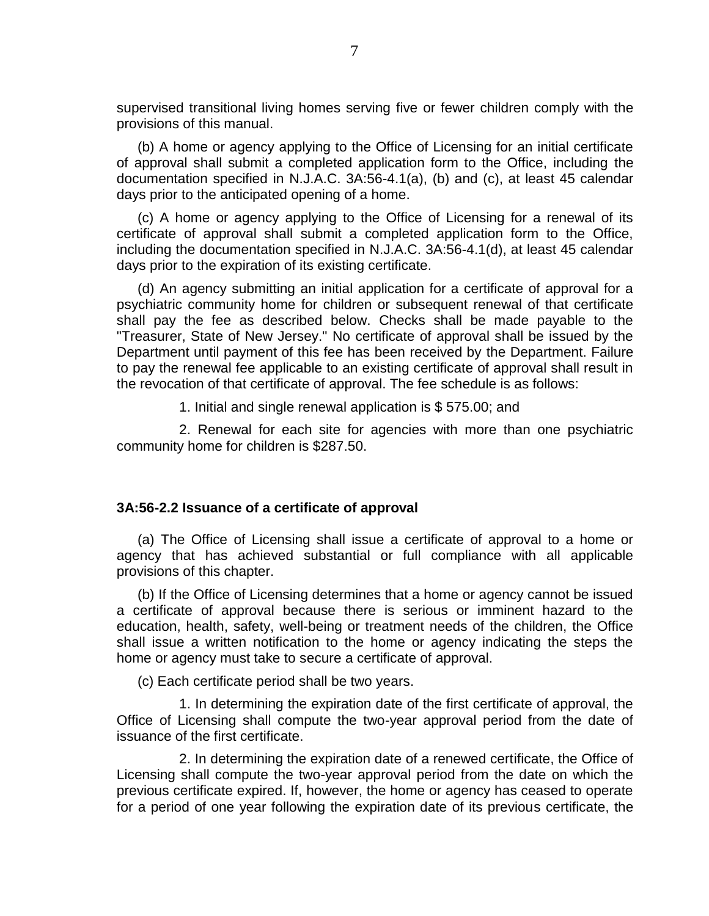supervised transitional living homes serving five or fewer children comply with the provisions of this manual.

(b) A home or agency applying to the Office of Licensing for an initial certificate of approval shall submit a completed application form to the Office, including the documentation specified in N.J.A.C. 3A:56-4.1(a), (b) and (c), at least 45 calendar days prior to the anticipated opening of a home.

(c) A home or agency applying to the Office of Licensing for a renewal of its certificate of approval shall submit a completed application form to the Office, including the documentation specified in N.J.A.C. 3A:56-4.1(d), at least 45 calendar days prior to the expiration of its existing certificate.

(d) An agency submitting an initial application for a certificate of approval for a psychiatric community home for children or subsequent renewal of that certificate shall pay the fee as described below. Checks shall be made payable to the "Treasurer, State of New Jersey." No certificate of approval shall be issued by the Department until payment of this fee has been received by the Department. Failure to pay the renewal fee applicable to an existing certificate of approval shall result in the revocation of that certificate of approval. The fee schedule is as follows:

1. Initial and single renewal application is $ 575.00; and

2. Renewal for each site for agencies with more than one psychiatric community home for children is $287.50.

**3A:56-2.2 Issuance of a certificate of approval**

(a) The Office of Licensing shall issue a certificate of approval to a home or agency that has achieved substantial or full compliance with all applicable provisions of this chapter.

(b) If the Office of Licensing determines that a home or agency cannot be issued a certificate of approval because there is serious or imminent hazard to the education, health, safety, well-being or treatment needs of the children, the Office shall issue a written notification to the home or agency indicating the steps the home or agency must take to secure a certificate of approval.

(c) Each certificate period shall be two years.

1. In determining the expiration date of the first certificate of approval, the Office of Licensing shall compute the two-year approval period from the date of issuance of the first certificate.

2. In determining the expiration date of a renewed certificate, the Office of Licensing shall compute the two-year approval period from the date on which the previous certificate expired. If, however, the home or agency has ceased to operate for a period of one year following the expiration date of its previous certificate, the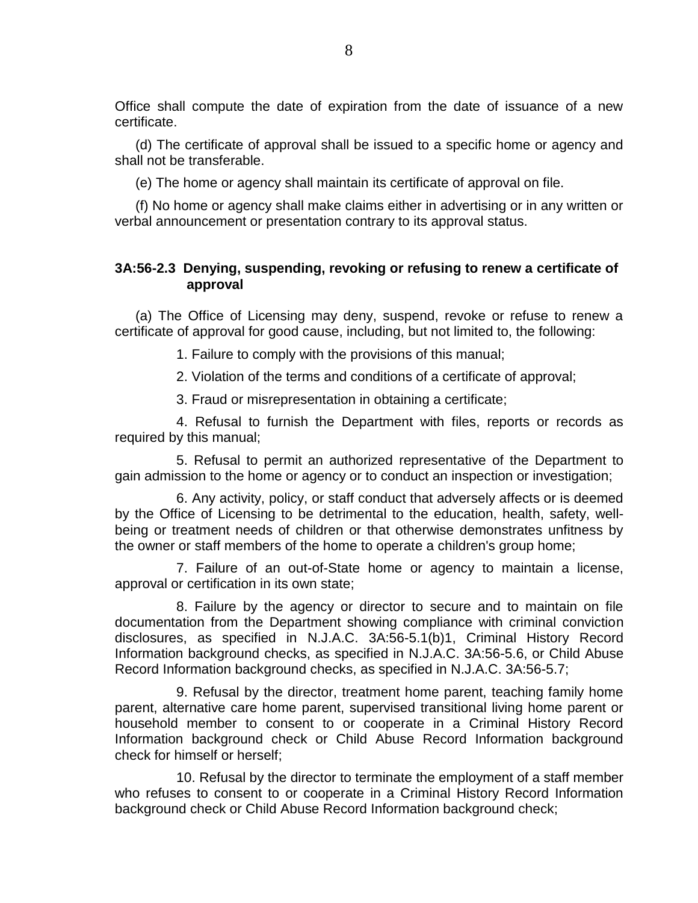Office shall compute the date of expiration from the date of issuance of a new certificate.

(d) The certificate of approval shall be issued to a specific home or agency and shall not be transferable.

(e) The home or agency shall maintain its certificate of approval on file.

(f) No home or agency shall make claims either in advertising or in any written or verbal announcement or presentation contrary to its approval status.

### 3A:56-2.3 Denying, suspending, revoking or refusing to renew a certificate of approval

(a) The Office of Licensing may deny, suspend, revoke or refuse to renew a certificate of approval for good cause, including, but not limited to, the following:

1. Failure to comply with the provisions of this manual;

2. Violation of the terms and conditions of a certificate of approval;

3. Fraud or misrepresentation in obtaining a certificate;

4. Refusal to furnish the Department with files, reports or records as required by this manual;

5. Refusal to permit an authorized representative of the Department to gain admission to the home or agency or to conduct an inspection or investigation;

6. Any activity, policy, or staff conduct that adversely affects or is deemed by the Office of Licensing to be detrimental to the education, health, safety, well-being or treatment needs of children or that otherwise demonstrates unfitness by the owner or staff members of the home to operate a children's group home;

7. Failure of an out-of-State home or agency to maintain a license, approval or certification in its own state;

8. Failure by the agency or director to secure and to maintain on file documentation from the Department showing compliance with criminal conviction disclosures, as specified in N.J.A.C. 3A:56-5.1(b)1, Criminal History Record Information background checks, as specified in N.J.A.C. 3A:56-5.6, or Child Abuse Record Information background checks, as specified in N.J.A.C. 3A:56-5.7;

9. Refusal by the director, treatment home parent, teaching family home parent, alternative care home parent, supervised transitional living home parent or household member to consent to or cooperate in a Criminal History Record Information background check or Child Abuse Record Information background check for himself or herself;

10. Refusal by the director to terminate the employment of a staff member who refuses to consent to or cooperate in a Criminal History Record Information background check or Child Abuse Record Information background check;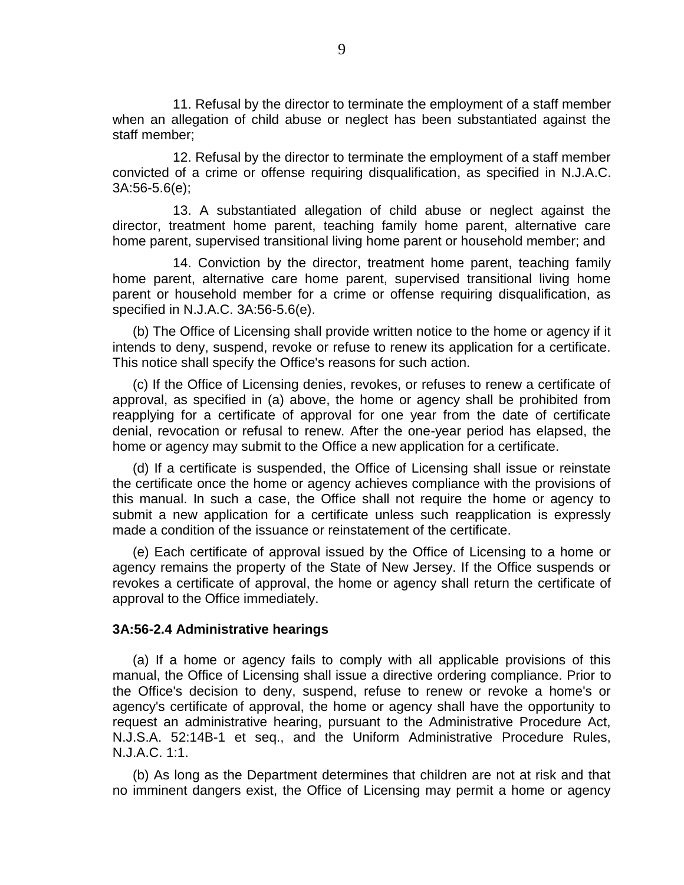11. Refusal by the director to terminate the employment of a staff member when an allegation of child abuse or neglect has been substantiated against the staff member;

12. Refusal by the director to terminate the employment of a staff member convicted of a crime or offense requiring disqualification, as specified in N.J.A.C. 3A:56-5.6(e);

13. A substantiated allegation of child abuse or neglect against the director, treatment home parent, teaching family home parent, alternative care home parent, supervised transitional living home parent or household member; and

14. Conviction by the director, treatment home parent, teaching family home parent, alternative care home parent, supervised transitional living home parent or household member for a crime or offense requiring disqualification, as specified in N.J.A.C. 3A:56-5.6(e).

(b) The Office of Licensing shall provide written notice to the home or agency if it intends to deny, suspend, revoke or refuse to renew its application for a certificate. This notice shall specify the Office's reasons for such action.

(c) If the Office of Licensing denies, revokes, or refuses to renew a certificate of approval, as specified in (a) above, the home or agency shall be prohibited from reapplying for a certificate of approval for one year from the date of certificate denial, revocation or refusal to renew. After the one-year period has elapsed, the home or agency may submit to the Office a new application for a certificate.

(d) If a certificate is suspended, the Office of Licensing shall issue or reinstate the certificate once the home or agency achieves compliance with the provisions of this manual. In such a case, the Office shall not require the home or agency to submit a new application for a certificate unless such reapplication is expressly made a condition of the issuance or reinstatement of the certificate.

(e) Each certificate of approval issued by the Office of Licensing to a home or agency remains the property of the State of New Jersey. If the Office suspends or revokes a certificate of approval, the home or agency shall return the certificate of approval to the Office immediately.

**3A:56-2.4 Administrative hearings**

(a) If a home or agency fails to comply with all applicable provisions of this manual, the Office of Licensing shall issue a directive ordering compliance. Prior to the Office's decision to deny, suspend, refuse to renew or revoke a home's or agency's certificate of approval, the home or agency shall have the opportunity to request an administrative hearing, pursuant to the Administrative Procedure Act, N.J.S.A. 52:14B-1 et seq., and the Uniform Administrative Procedure Rules, N.J.A.C. 1:1.

(b) As long as the Department determines that children are not at risk and that no imminent dangers exist, the Office of Licensing may permit a home or agency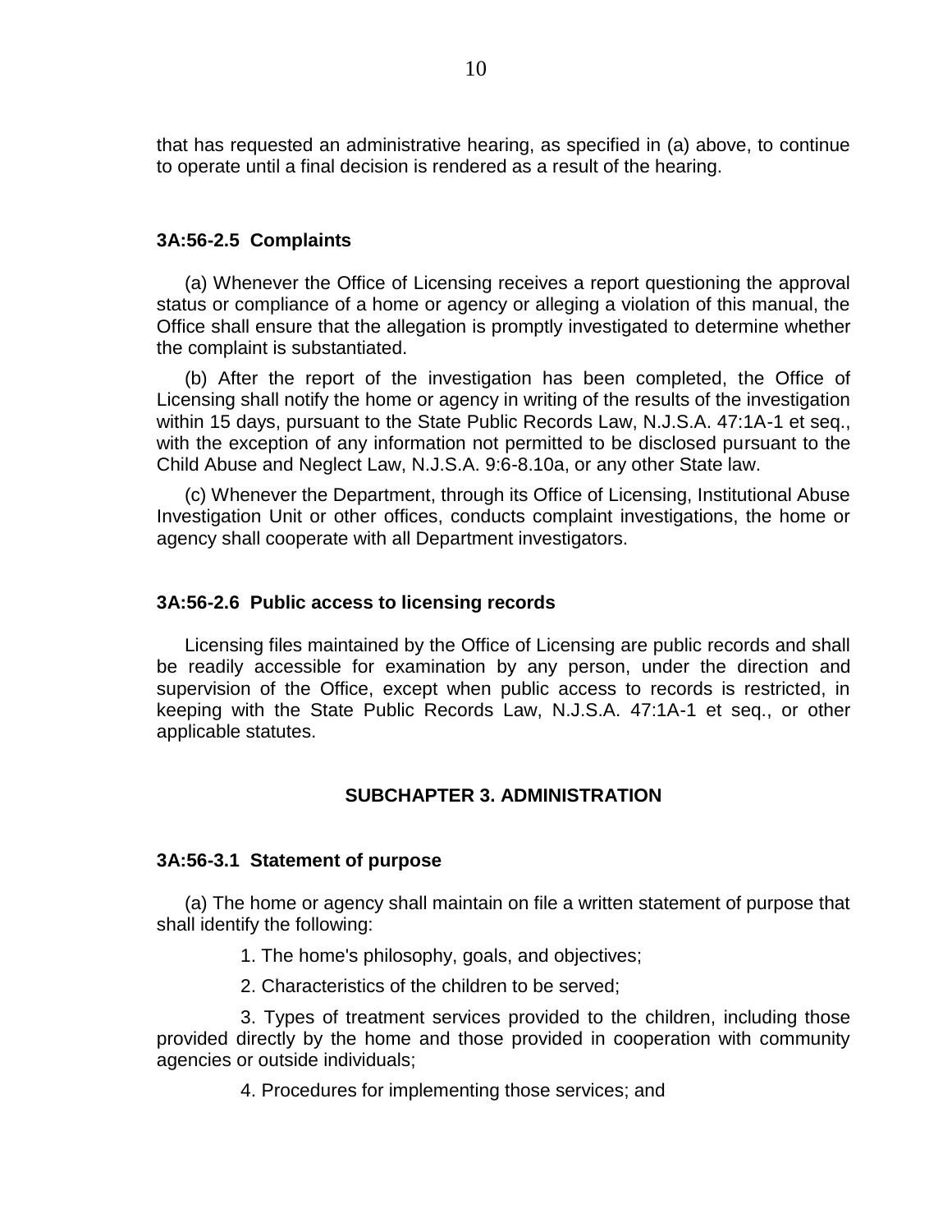that has requested an administrative hearing, as specified in (a) above, to continue to operate until a final decision is rendered as a result of the hearing.

### 3A:56-2.5 Complaints

(a) Whenever the Office of Licensing receives a report questioning the approval status or compliance of a home or agency or alleging a violation of this manual, the Office shall ensure that the allegation is promptly investigated to determine whether the complaint is substantiated.

(b) After the report of the investigation has been completed, the Office of Licensing shall notify the home or agency in writing of the results of the investigation within 15 days, pursuant to the State Public Records Law, N.J.S.A. 47:1A-1 et seq., with the exception of any information not permitted to be disclosed pursuant to the Child Abuse and Neglect Law, N.J.S.A. 9:6-8.10a, or any other State law.

(c) Whenever the Department, through its Office of Licensing, Institutional Abuse Investigation Unit or other offices, conducts complaint investigations, the home or agency shall cooperate with all Department investigators.

### 3A:56-2.6 Public access to licensing records

Licensing files maintained by the Office of Licensing are public records and shall be readily accessible for examination by any person, under the direction and supervision of the Office, except when public access to records is restricted, in keeping with the State Public Records Law, N.J.S.A. 47:1A-1 et seq., or other applicable statutes.

## SUBCHAPTER 3. ADMINISTRATION

### 3A:56-3.1 Statement of purpose

(a) The home or agency shall maintain on file a written statement of purpose that shall identify the following:

1. The home's philosophy, goals, and objectives;

2. Characteristics of the children to be served;

3. Types of treatment services provided to the children, including those provided directly by the home and those provided in cooperation with community agencies or outside individuals;

4. Procedures for implementing those services; and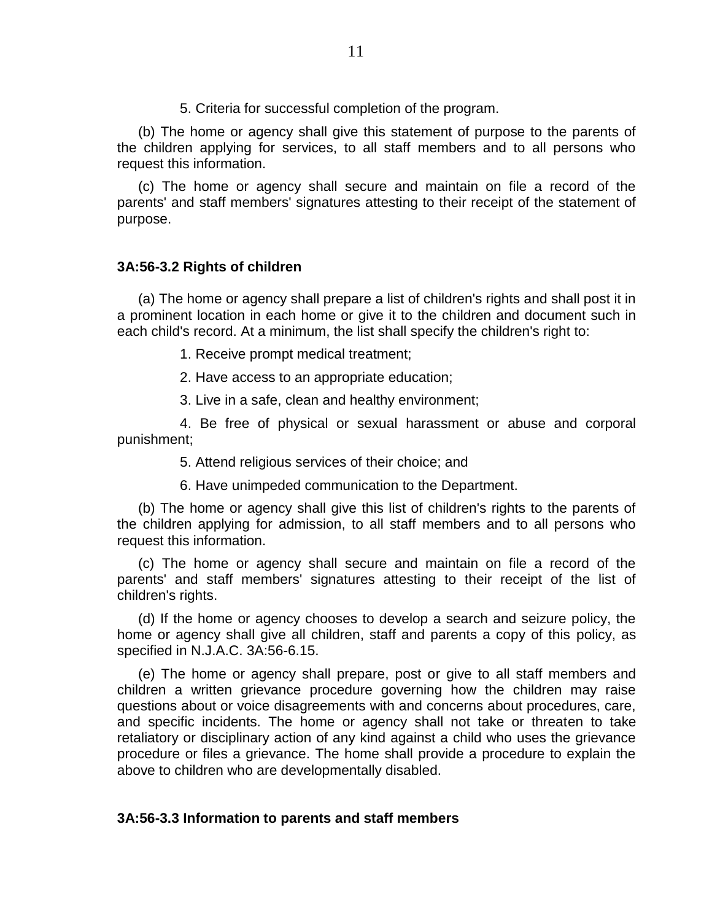5. Criteria for successful completion of the program.

(b) The home or agency shall give this statement of purpose to the parents of the children applying for services, to all staff members and to all persons who request this information.

(c) The home or agency shall secure and maintain on file a record of the parents' and staff members' signatures attesting to their receipt of the statement of purpose.

**3A:56-3.2 Rights of children**

(a) The home or agency shall prepare a list of children's rights and shall post it in a prominent location in each home or give it to the children and document such in each child's record. At a minimum, the list shall specify the children's right to:

1. Receive prompt medical treatment;

2. Have access to an appropriate education;

3. Live in a safe, clean and healthy environment;

4. Be free of physical or sexual harassment or abuse and corporal punishment;

5. Attend religious services of their choice; and

6. Have unimpeded communication to the Department.

(b) The home or agency shall give this list of children's rights to the parents of the children applying for admission, to all staff members and to all persons who request this information.

(c) The home or agency shall secure and maintain on file a record of the parents' and staff members' signatures attesting to their receipt of the list of children's rights.

(d) If the home or agency chooses to develop a search and seizure policy, the home or agency shall give all children, staff and parents a copy of this policy, as specified in N.J.A.C. 3A:56-6.15.

(e) The home or agency shall prepare, post or give to all staff members and children a written grievance procedure governing how the children may raise questions about or voice disagreements with and concerns about procedures, care, and specific incidents. The home or agency shall not take or threaten to take retaliatory or disciplinary action of any kind against a child who uses the grievance procedure or files a grievance. The home shall provide a procedure to explain the above to children who are developmentally disabled.

**3A:56-3.3 Information to parents and staff members**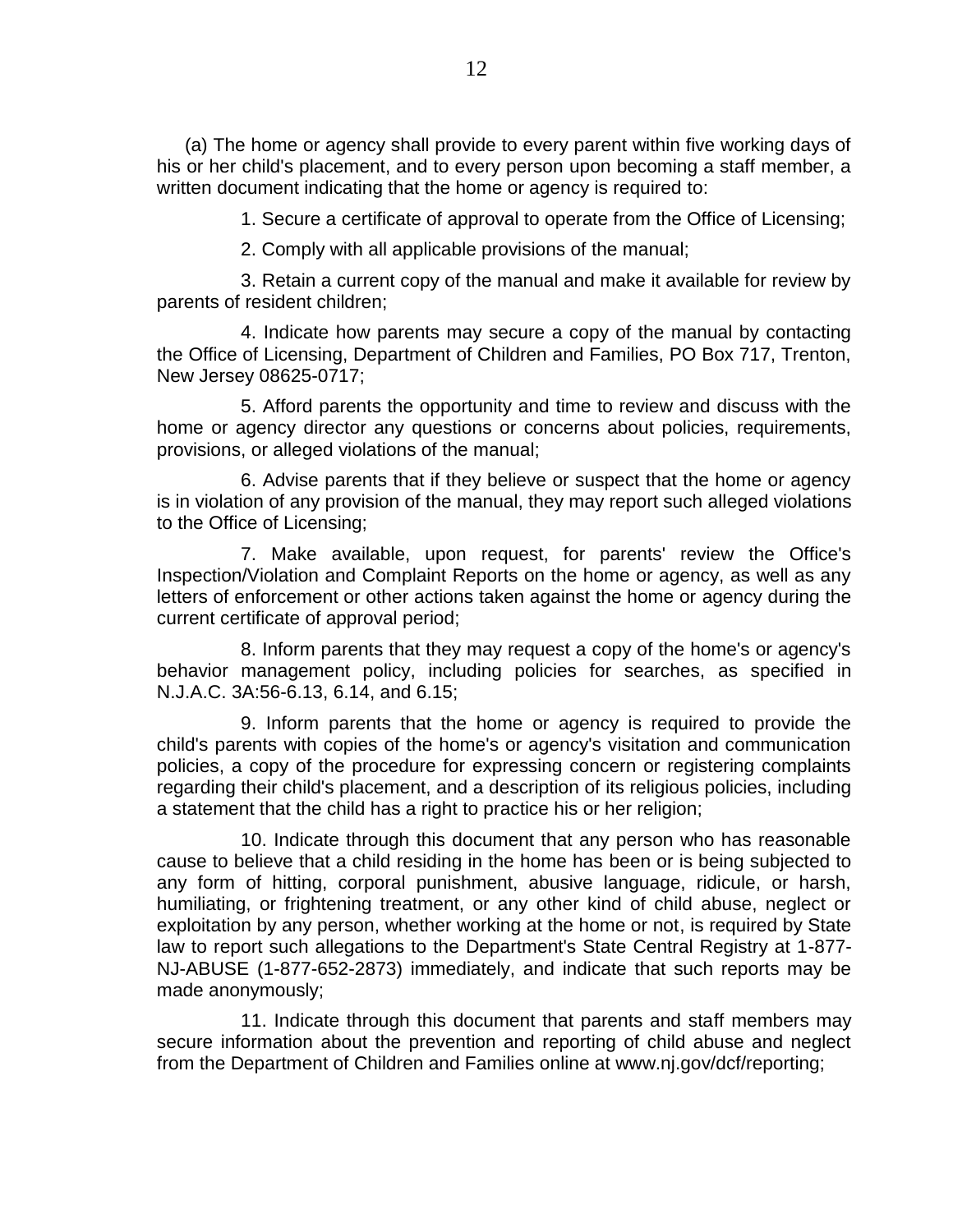(a) The home or agency shall provide to every parent within five working days of his or her child's placement, and to every person upon becoming a staff member, a written document indicating that the home or agency is required to:

1. Secure a certificate of approval to operate from the Office of Licensing;

2. Comply with all applicable provisions of the manual;

3. Retain a current copy of the manual and make it available for review by parents of resident children;

4. Indicate how parents may secure a copy of the manual by contacting the Office of Licensing, Department of Children and Families, PO Box 717, Trenton, New Jersey 08625-0717;

5. Afford parents the opportunity and time to review and discuss with the home or agency director any questions or concerns about policies, requirements, provisions, or alleged violations of the manual;

6. Advise parents that if they believe or suspect that the home or agency is in violation of any provision of the manual, they may report such alleged violations to the Office of Licensing;

7. Make available, upon request, for parents' review the Office's Inspection/Violation and Complaint Reports on the home or agency, as well as any letters of enforcement or other actions taken against the home or agency during the current certificate of approval period;

8. Inform parents that they may request a copy of the home's or agency's behavior management policy, including policies for searches, as specified in N.J.A.C. 3A:56-6.13, 6.14, and 6.15;

9. Inform parents that the home or agency is required to provide the child's parents with copies of the home's or agency's visitation and communication policies, a copy of the procedure for expressing concern or registering complaints regarding their child's placement, and a description of its religious policies, including a statement that the child has a right to practice his or her religion;

10. Indicate through this document that any person who has reasonable cause to believe that a child residing in the home has been or is being subjected to any form of hitting, corporal punishment, abusive language, ridicule, or harsh, humiliating, or frightening treatment, or any other kind of child abuse, neglect or exploitation by any person, whether working at the home or not, is required by State law to report such allegations to the Department's State Central Registry at 1-877-NJ-ABUSE (1-877-652-2873) immediately, and indicate that such reports may be made anonymously;

11. Indicate through this document that parents and staff members may secure information about the prevention and reporting of child abuse and neglect from the Department of Children and Families online at www.nj.gov/dcf/reporting;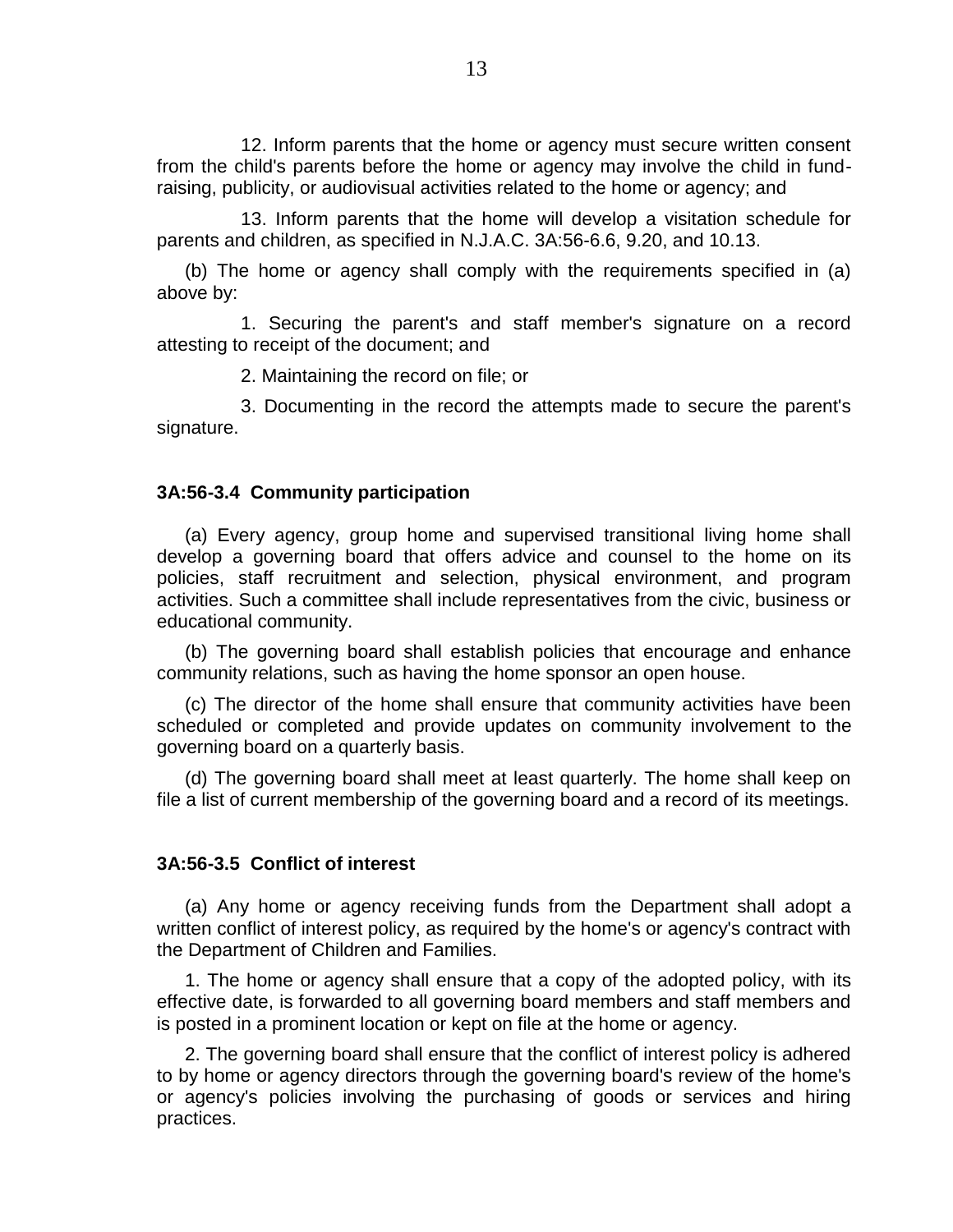12. Inform parents that the home or agency must secure written consent from the child's parents before the home or agency may involve the child in fund-raising, publicity, or audiovisual activities related to the home or agency; and

13. Inform parents that the home will develop a visitation schedule for parents and children, as specified in N.J.A.C. 3A:56-6.6, 9.20, and 10.13.

(b) The home or agency shall comply with the requirements specified in (a) above by:

1. Securing the parent's and staff member's signature on a record attesting to receipt of the document; and

2. Maintaining the record on file; or

3. Documenting in the record the attempts made to secure the parent's signature.

### 3A:56-3.4 Community participation

(a) Every agency, group home and supervised transitional living home shall develop a governing board that offers advice and counsel to the home on its policies, staff recruitment and selection, physical environment, and program activities. Such a committee shall include representatives from the civic, business or educational community.

(b) The governing board shall establish policies that encourage and enhance community relations, such as having the home sponsor an open house.

(c) The director of the home shall ensure that community activities have been scheduled or completed and provide updates on community involvement to the governing board on a quarterly basis.

(d) The governing board shall meet at least quarterly. The home shall keep on file a list of current membership of the governing board and a record of its meetings.

### 3A:56-3.5 Conflict of interest

(a) Any home or agency receiving funds from the Department shall adopt a written conflict of interest policy, as required by the home's or agency's contract with the Department of Children and Families.

1. The home or agency shall ensure that a copy of the adopted policy, with its effective date, is forwarded to all governing board members and staff members and is posted in a prominent location or kept on file at the home or agency.

2. The governing board shall ensure that the conflict of interest policy is adhered to by home or agency directors through the governing board's review of the home's or agency's policies involving the purchasing of goods or services and hiring practices.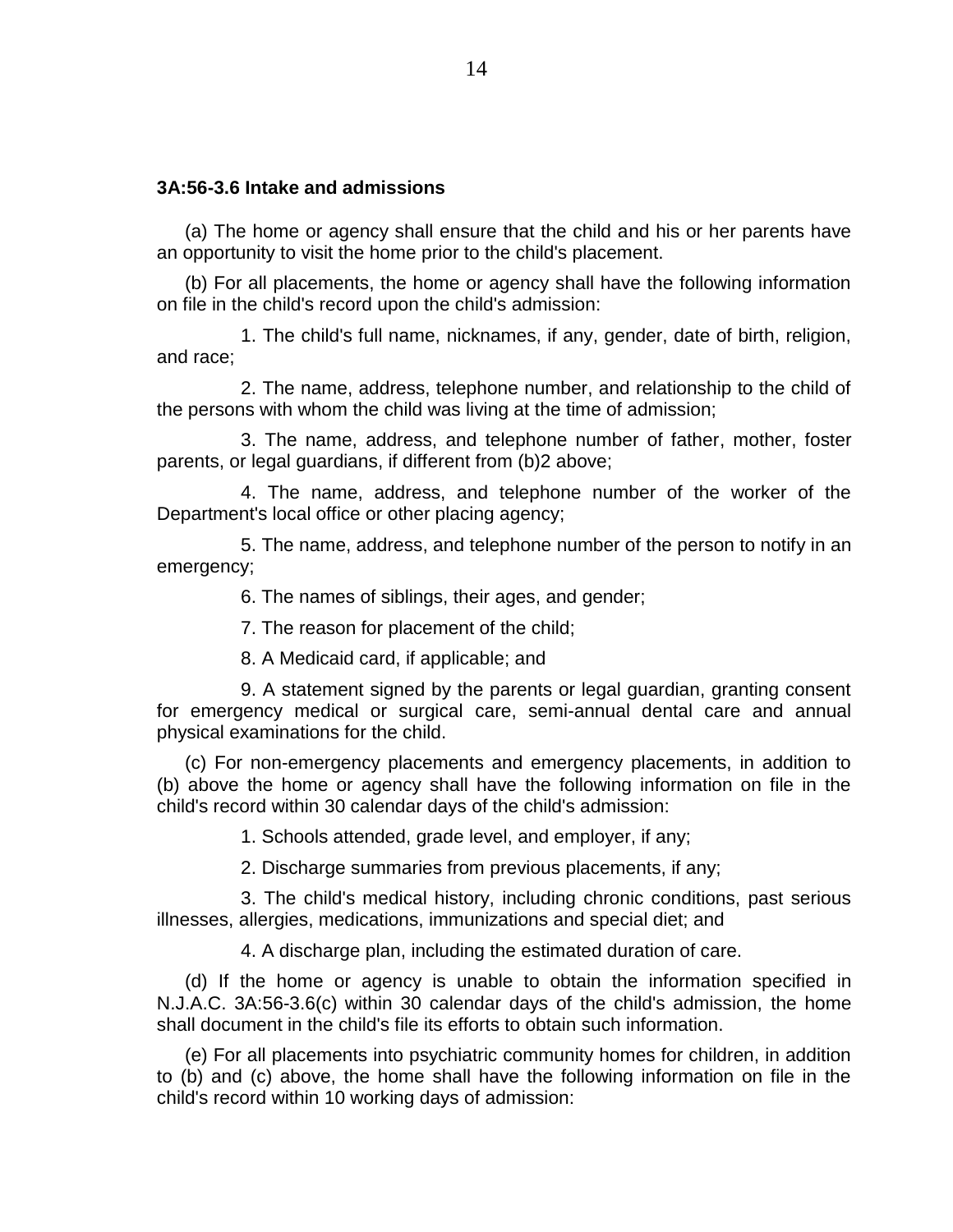**3A:56-3.6 Intake and admissions**

(a) The home or agency shall ensure that the child and his or her parents have an opportunity to visit the home prior to the child's placement.

(b) For all placements, the home or agency shall have the following information on file in the child's record upon the child's admission:

1. The child's full name, nicknames, if any, gender, date of birth, religion, and race;

2. The name, address, telephone number, and relationship to the child of the persons with whom the child was living at the time of admission;

3. The name, address, and telephone number of father, mother, foster parents, or legal guardians, if different from (b)2 above;

4. The name, address, and telephone number of the worker of the Department's local office or other placing agency;

5. The name, address, and telephone number of the person to notify in an emergency;

6. The names of siblings, their ages, and gender;

7. The reason for placement of the child;

8. A Medicaid card, if applicable; and

9. A statement signed by the parents or legal guardian, granting consent for emergency medical or surgical care, semi-annual dental care and annual physical examinations for the child.

(c) For non-emergency placements and emergency placements, in addition to (b) above the home or agency shall have the following information on file in the child's record within 30 calendar days of the child's admission:

1. Schools attended, grade level, and employer, if any;

2. Discharge summaries from previous placements, if any;

3. The child's medical history, including chronic conditions, past serious illnesses, allergies, medications, immunizations and special diet; and

4. A discharge plan, including the estimated duration of care.

(d) If the home or agency is unable to obtain the information specified in N.J.A.C. 3A:56-3.6(c) within 30 calendar days of the child's admission, the home shall document in the child's file its efforts to obtain such information.

(e) For all placements into psychiatric community homes for children, in addition to (b) and (c) above, the home shall have the following information on file in the child's record within 10 working days of admission: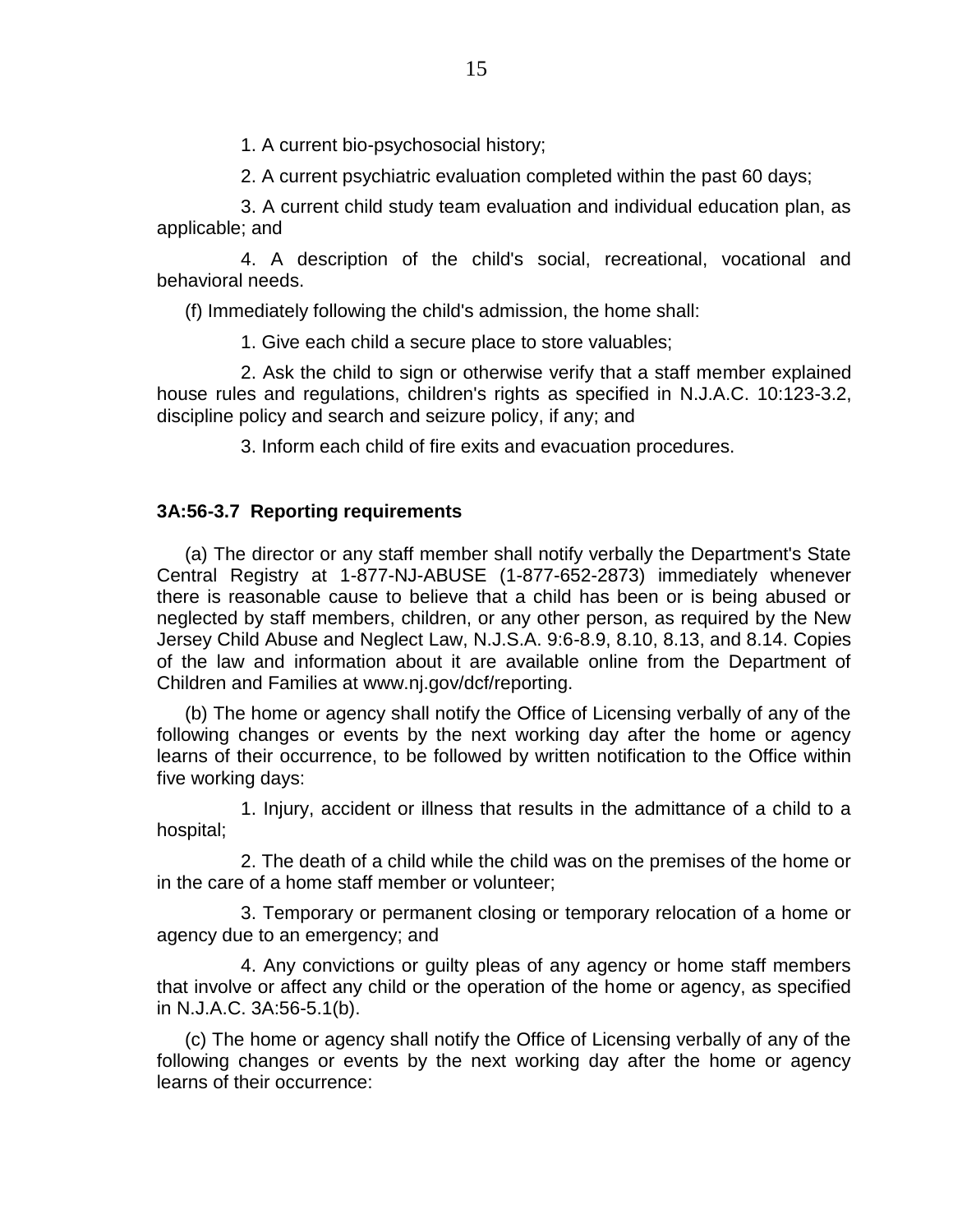1. A current bio-psychosocial history;

2. A current psychiatric evaluation completed within the past 60 days;

3. A current child study team evaluation and individual education plan, as applicable; and

4. A description of the child's social, recreational, vocational and behavioral needs.

(f) Immediately following the child's admission, the home shall:

1. Give each child a secure place to store valuables;

2. Ask the child to sign or otherwise verify that a staff member explained house rules and regulations, children's rights as specified in N.J.A.C. 10:123-3.2, discipline policy and search and seizure policy, if any; and

3. Inform each child of fire exits and evacuation procedures.

### 3A:56-3.7 Reporting requirements

(a) The director or any staff member shall notify verbally the Department's State Central Registry at 1-877-NJ-ABUSE (1-877-652-2873) immediately whenever there is reasonable cause to believe that a child has been or is being abused or neglected by staff members, children, or any other person, as required by the New Jersey Child Abuse and Neglect Law, N.J.S.A. 9:6-8.9, 8.10, 8.13, and 8.14. Copies of the law and information about it are available online from the Department of Children and Families at www.nj.gov/dcf/reporting.

(b) The home or agency shall notify the Office of Licensing verbally of any of the following changes or events by the next working day after the home or agency learns of their occurrence, to be followed by written notification to the Office within five working days:

1. Injury, accident or illness that results in the admittance of a child to a hospital;

2. The death of a child while the child was on the premises of the home or in the care of a home staff member or volunteer;

3. Temporary or permanent closing or temporary relocation of a home or agency due to an emergency; and

4. Any convictions or guilty pleas of any agency or home staff members that involve or affect any child or the operation of the home or agency, as specified in N.J.A.C. 3A:56-5.1(b).

(c) The home or agency shall notify the Office of Licensing verbally of any of the following changes or events by the next working day after the home or agency learns of their occurrence: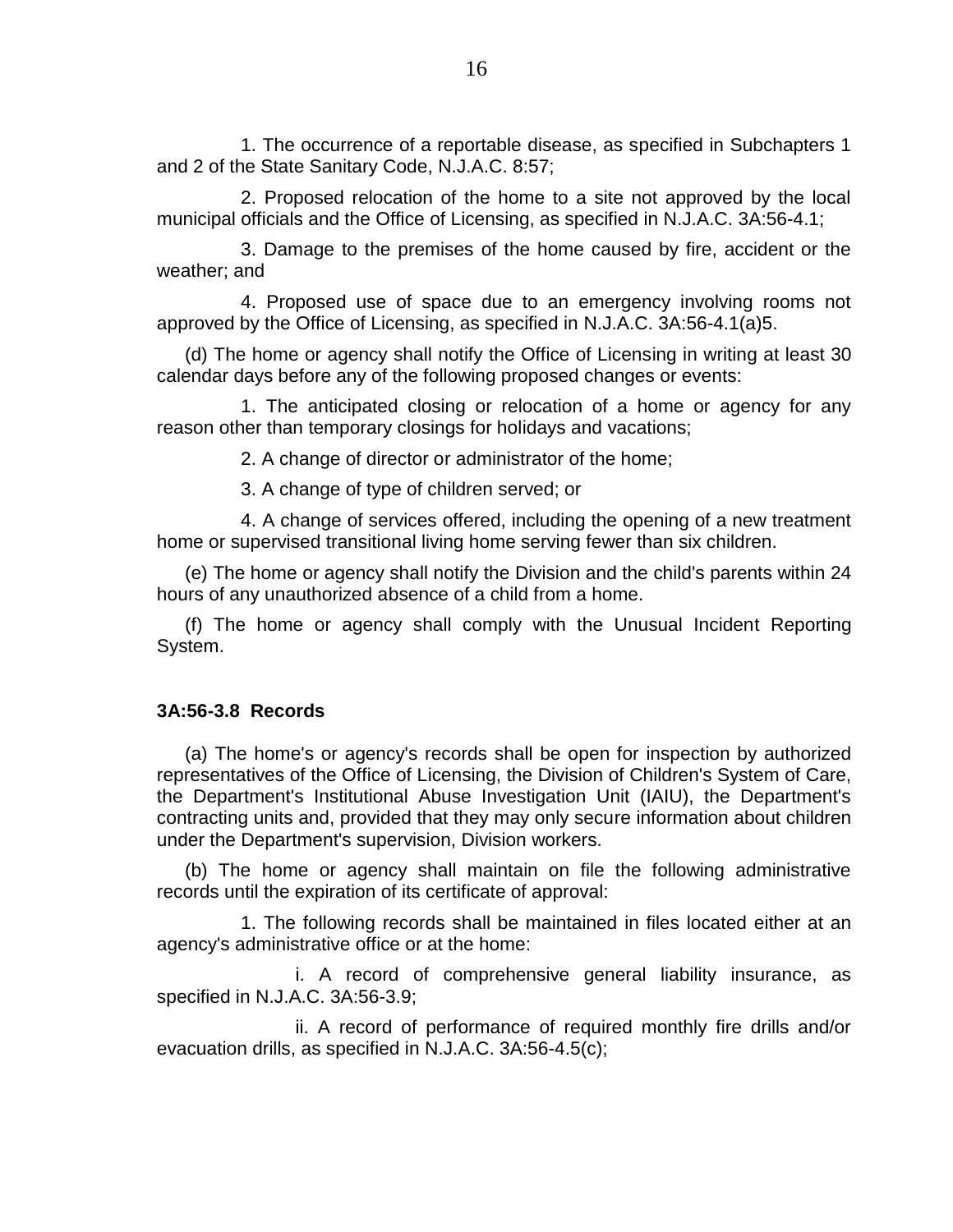1. The occurrence of a reportable disease, as specified in Subchapters 1 and 2 of the State Sanitary Code, N.J.A.C. 8:57;

2. Proposed relocation of the home to a site not approved by the local municipal officials and the Office of Licensing, as specified in N.J.A.C. 3A:56-4.1;

3. Damage to the premises of the home caused by fire, accident or the weather; and

4. Proposed use of space due to an emergency involving rooms not approved by the Office of Licensing, as specified in N.J.A.C. 3A:56-4.1(a)5.

(d) The home or agency shall notify the Office of Licensing in writing at least 30 calendar days before any of the following proposed changes or events:

1. The anticipated closing or relocation of a home or agency for any reason other than temporary closings for holidays and vacations;

2. A change of director or administrator of the home;

3. A change of type of children served; or

4. A change of services offered, including the opening of a new treatment home or supervised transitional living home serving fewer than six children.

(e) The home or agency shall notify the Division and the child's parents within 24 hours of any unauthorized absence of a child from a home.

(f) The home or agency shall comply with the Unusual Incident Reporting System.

### 3A:56-3.8 Records

(a) The home's or agency's records shall be open for inspection by authorized representatives of the Office of Licensing, the Division of Children's System of Care, the Department's Institutional Abuse Investigation Unit (IAIU), the Department's contracting units and, provided that they may only secure information about children under the Department's supervision, Division workers.

(b) The home or agency shall maintain on file the following administrative records until the expiration of its certificate of approval:

1. The following records shall be maintained in files located either at an agency's administrative office or at the home:

i. A record of comprehensive general liability insurance, as specified in N.J.A.C. 3A:56-3.9;

ii. A record of performance of required monthly fire drills and/or evacuation drills, as specified in N.J.A.C. 3A:56-4.5(c);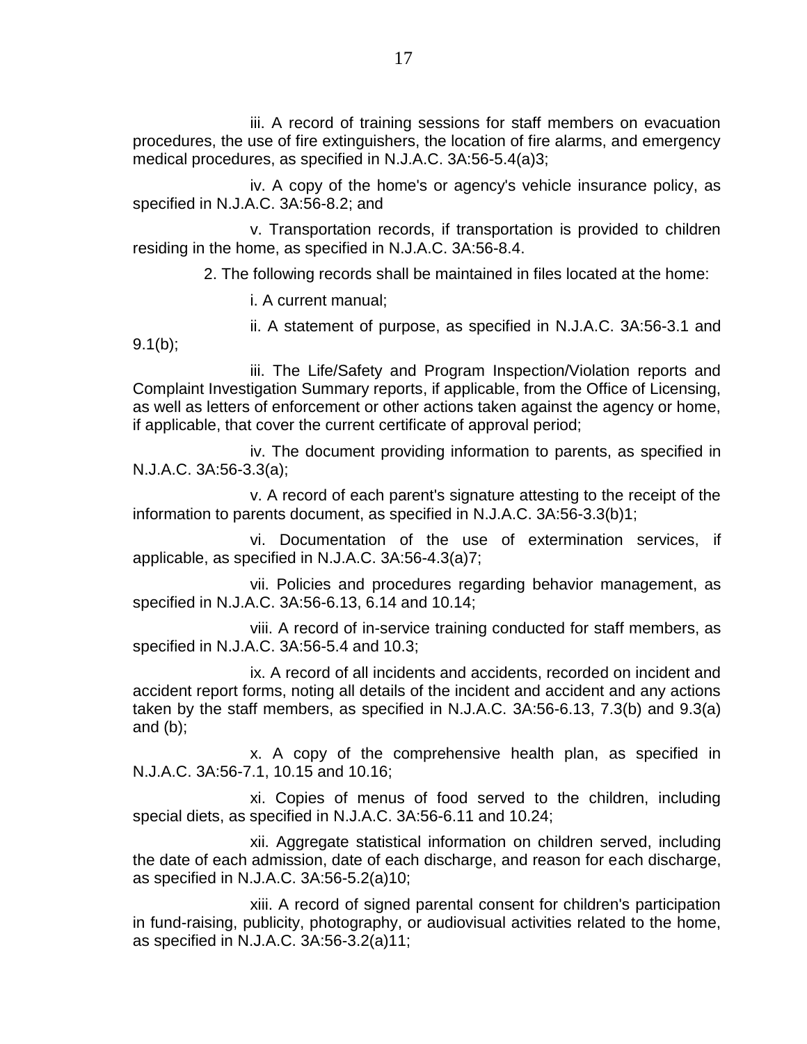iii. A record of training sessions for staff members on evacuation procedures, the use of fire extinguishers, the location of fire alarms, and emergency medical procedures, as specified in N.J.A.C. 3A:56-5.4(a)3;

iv. A copy of the home's or agency's vehicle insurance policy, as specified in N.J.A.C. 3A:56-8.2; and

v. Transportation records, if transportation is provided to children residing in the home, as specified in N.J.A.C. 3A:56-8.4.

2. The following records shall be maintained in files located at the home:

i. A current manual;

ii. A statement of purpose, as specified in N.J.A.C. 3A:56-3.1 and 9.1(b);

iii. The Life/Safety and Program Inspection/Violation reports and Complaint Investigation Summary reports, if applicable, from the Office of Licensing, as well as letters of enforcement or other actions taken against the agency or home, if applicable, that cover the current certificate of approval period;

iv. The document providing information to parents, as specified in N.J.A.C. 3A:56-3.3(a);

v. A record of each parent's signature attesting to the receipt of the information to parents document, as specified in N.J.A.C. 3A:56-3.3(b)1;

vi. Documentation of the use of extermination services, if applicable, as specified in N.J.A.C. 3A:56-4.3(a)7;

vii. Policies and procedures regarding behavior management, as specified in N.J.A.C. 3A:56-6.13, 6.14 and 10.14;

viii. A record of in-service training conducted for staff members, as specified in N.J.A.C. 3A:56-5.4 and 10.3;

ix. A record of all incidents and accidents, recorded on incident and accident report forms, noting all details of the incident and accident and any actions taken by the staff members, as specified in N.J.A.C. 3A:56-6.13, 7.3(b) and 9.3(a) and (b);

x. A copy of the comprehensive health plan, as specified in N.J.A.C. 3A:56-7.1, 10.15 and 10.16;

xi. Copies of menus of food served to the children, including special diets, as specified in N.J.A.C. 3A:56-6.11 and 10.24;

xii. Aggregate statistical information on children served, including the date of each admission, date of each discharge, and reason for each discharge, as specified in N.J.A.C. 3A:56-5.2(a)10;

xiii. A record of signed parental consent for children's participation in fund-raising, publicity, photography, or audiovisual activities related to the home, as specified in N.J.A.C. 3A:56-3.2(a)11;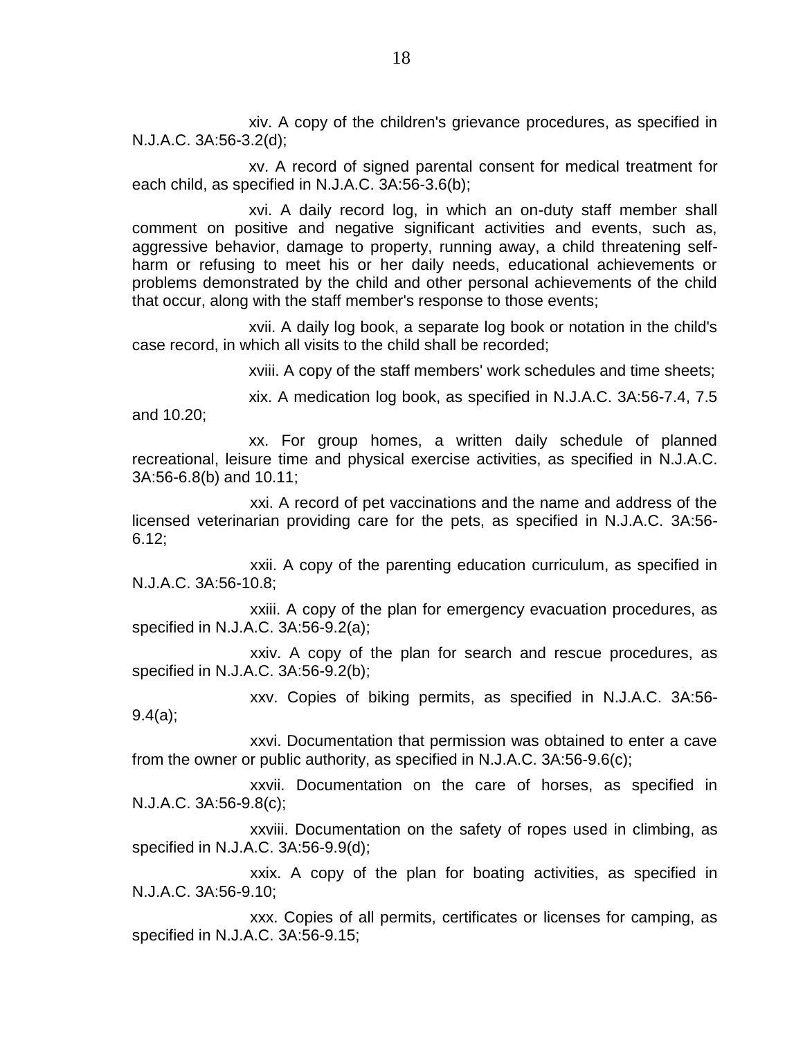xiv. A copy of the children's grievance procedures, as specified in N.J.A.C. 3A:56-3.2(d);

xv. A record of signed parental consent for medical treatment for each child, as specified in N.J.A.C. 3A:56-3.6(b);

xvi. A daily record log, in which an on-duty staff member shall comment on positive and negative significant activities and events, such as, aggressive behavior, damage to property, running away, a child threatening self-harm or refusing to meet his or her daily needs, educational achievements or problems demonstrated by the child and other personal achievements of the child that occur, along with the staff member's response to those events;

xvii. A daily log book, a separate log book or notation in the child's case record, in which all visits to the child shall be recorded;

xviii. A copy of the staff members' work schedules and time sheets;

xix. A medication log book, as specified in N.J.A.C. 3A:56-7.4, 7.5 and 10.20;

xx. For group homes, a written daily schedule of planned recreational, leisure time and physical exercise activities, as specified in N.J.A.C. 3A:56-6.8(b) and 10.11;

xxi. A record of pet vaccinations and the name and address of the licensed veterinarian providing care for the pets, as specified in N.J.A.C. 3A:56-6.12;

xxii. A copy of the parenting education curriculum, as specified in N.J.A.C. 3A:56-10.8;

xxiii. A copy of the plan for emergency evacuation procedures, as specified in N.J.A.C. 3A:56-9.2(a);

xxiv. A copy of the plan for search and rescue procedures, as specified in N.J.A.C. 3A:56-9.2(b);

xxv. Copies of biking permits, as specified in N.J.A.C. 3A:56-9.4(a);

xxvi. Documentation that permission was obtained to enter a cave from the owner or public authority, as specified in N.J.A.C. 3A:56-9.6(c);

xxvii. Documentation on the care of horses, as specified in N.J.A.C. 3A:56-9.8(c);

xxviii. Documentation on the safety of ropes used in climbing, as specified in N.J.A.C. 3A:56-9.9(d);

xxix. A copy of the plan for boating activities, as specified in N.J.A.C. 3A:56-9.10;

xxx. Copies of all permits, certificates or licenses for camping, as specified in N.J.A.C. 3A:56-9.15;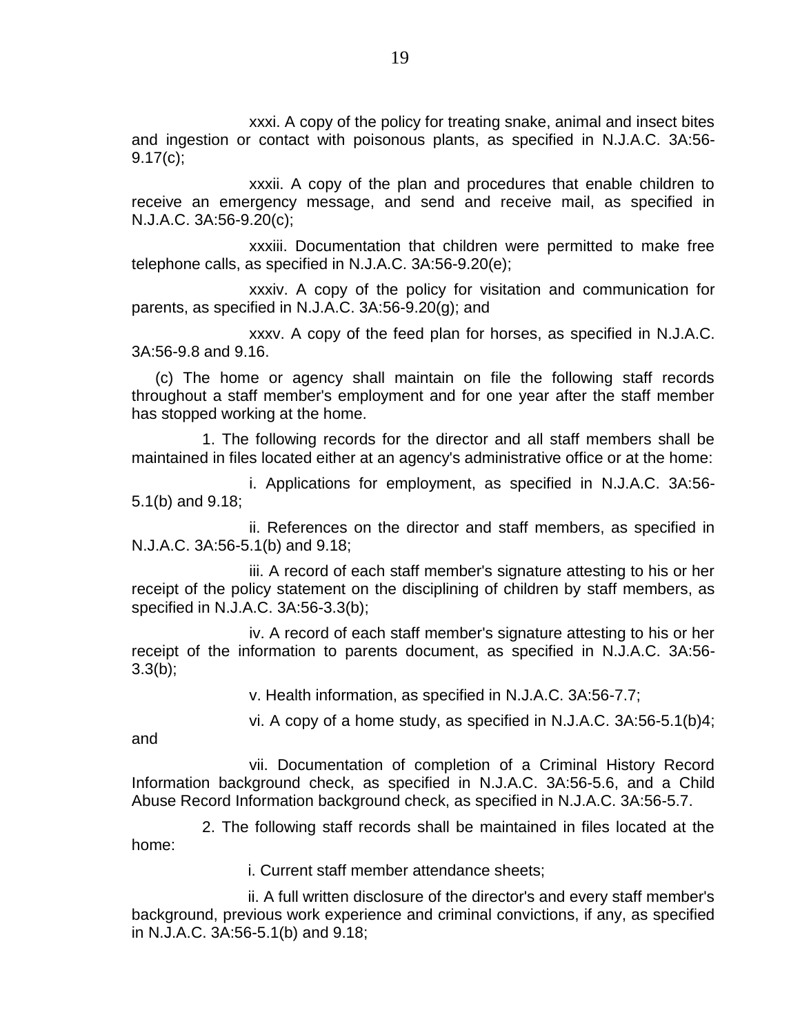xxxi. A copy of the policy for treating snake, animal and insect bites and ingestion or contact with poisonous plants, as specified in N.J.A.C. 3A:56-9.17(c);

xxxii. A copy of the plan and procedures that enable children to receive an emergency message, and send and receive mail, as specified in N.J.A.C. 3A:56-9.20(c);

xxxiii. Documentation that children were permitted to make free telephone calls, as specified in N.J.A.C. 3A:56-9.20(e);

xxxiv. A copy of the policy for visitation and communication for parents, as specified in N.J.A.C. 3A:56-9.20(g); and

xxxv. A copy of the feed plan for horses, as specified in N.J.A.C. 3A:56-9.8 and 9.16.

(c) The home or agency shall maintain on file the following staff records throughout a staff member's employment and for one year after the staff member has stopped working at the home.

1. The following records for the director and all staff members shall be maintained in files located either at an agency's administrative office or at the home:

i. Applications for employment, as specified in N.J.A.C. 3A:56-5.1(b) and 9.18;

ii. References on the director and staff members, as specified in N.J.A.C. 3A:56-5.1(b) and 9.18;

iii. A record of each staff member's signature attesting to his or her receipt of the policy statement on the disciplining of children by staff members, as specified in N.J.A.C. 3A:56-3.3(b);

iv. A record of each staff member's signature attesting to his or her receipt of the information to parents document, as specified in N.J.A.C. 3A:56-3.3(b);

v. Health information, as specified in N.J.A.C. 3A:56-7.7;

vi. A copy of a home study, as specified in N.J.A.C. 3A:56-5.1(b)4; and

vii. Documentation of completion of a Criminal History Record Information background check, as specified in N.J.A.C. 3A:56-5.6, and a Child Abuse Record Information background check, as specified in N.J.A.C. 3A:56-5.7.

2. The following staff records shall be maintained in files located at the home:

i. Current staff member attendance sheets;

ii. A full written disclosure of the director's and every staff member's background, previous work experience and criminal convictions, if any, as specified in N.J.A.C. 3A:56-5.1(b) and 9.18;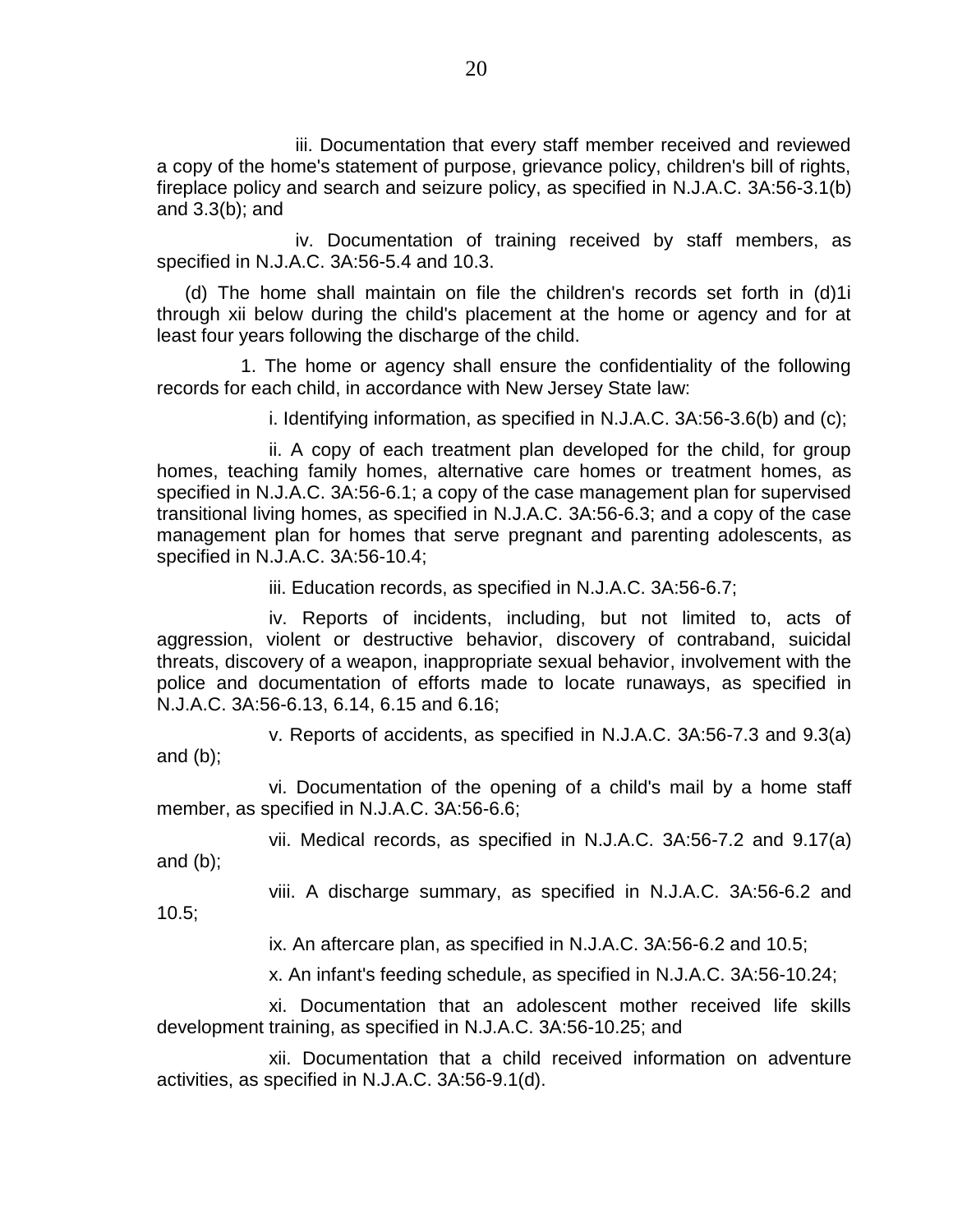iii. Documentation that every staff member received and reviewed a copy of the home's statement of purpose, grievance policy, children's bill of rights, fireplace policy and search and seizure policy, as specified in N.J.A.C. 3A:56-3.1(b) and 3.3(b); and

iv. Documentation of training received by staff members, as specified in N.J.A.C. 3A:56-5.4 and 10.3.

(d) The home shall maintain on file the children's records set forth in (d)1i through xii below during the child's placement at the home or agency and for at least four years following the discharge of the child.

1. The home or agency shall ensure the confidentiality of the following records for each child, in accordance with New Jersey State law:

i. Identifying information, as specified in N.J.A.C. 3A:56-3.6(b) and (c);

ii. A copy of each treatment plan developed for the child, for group homes, teaching family homes, alternative care homes or treatment homes, as specified in N.J.A.C. 3A:56-6.1; a copy of the case management plan for supervised transitional living homes, as specified in N.J.A.C. 3A:56-6.3; and a copy of the case management plan for homes that serve pregnant and parenting adolescents, as specified in N.J.A.C. 3A:56-10.4;

iii. Education records, as specified in N.J.A.C. 3A:56-6.7;

iv. Reports of incidents, including, but not limited to, acts of aggression, violent or destructive behavior, discovery of contraband, suicidal threats, discovery of a weapon, inappropriate sexual behavior, involvement with the police and documentation of efforts made to locate runaways, as specified in N.J.A.C. 3A:56-6.13, 6.14, 6.15 and 6.16;

v. Reports of accidents, as specified in N.J.A.C. 3A:56-7.3 and 9.3(a) and (b);

vi. Documentation of the opening of a child's mail by a home staff member, as specified in N.J.A.C. 3A:56-6.6;

vii. Medical records, as specified in N.J.A.C. 3A:56-7.2 and 9.17(a) and (b);

viii. A discharge summary, as specified in N.J.A.C. 3A:56-6.2 and 10.5;

ix. An aftercare plan, as specified in N.J.A.C. 3A:56-6.2 and 10.5;

x. An infant's feeding schedule, as specified in N.J.A.C. 3A:56-10.24;

xi. Documentation that an adolescent mother received life skills development training, as specified in N.J.A.C. 3A:56-10.25; and

xii. Documentation that a child received information on adventure activities, as specified in N.J.A.C. 3A:56-9.1(d).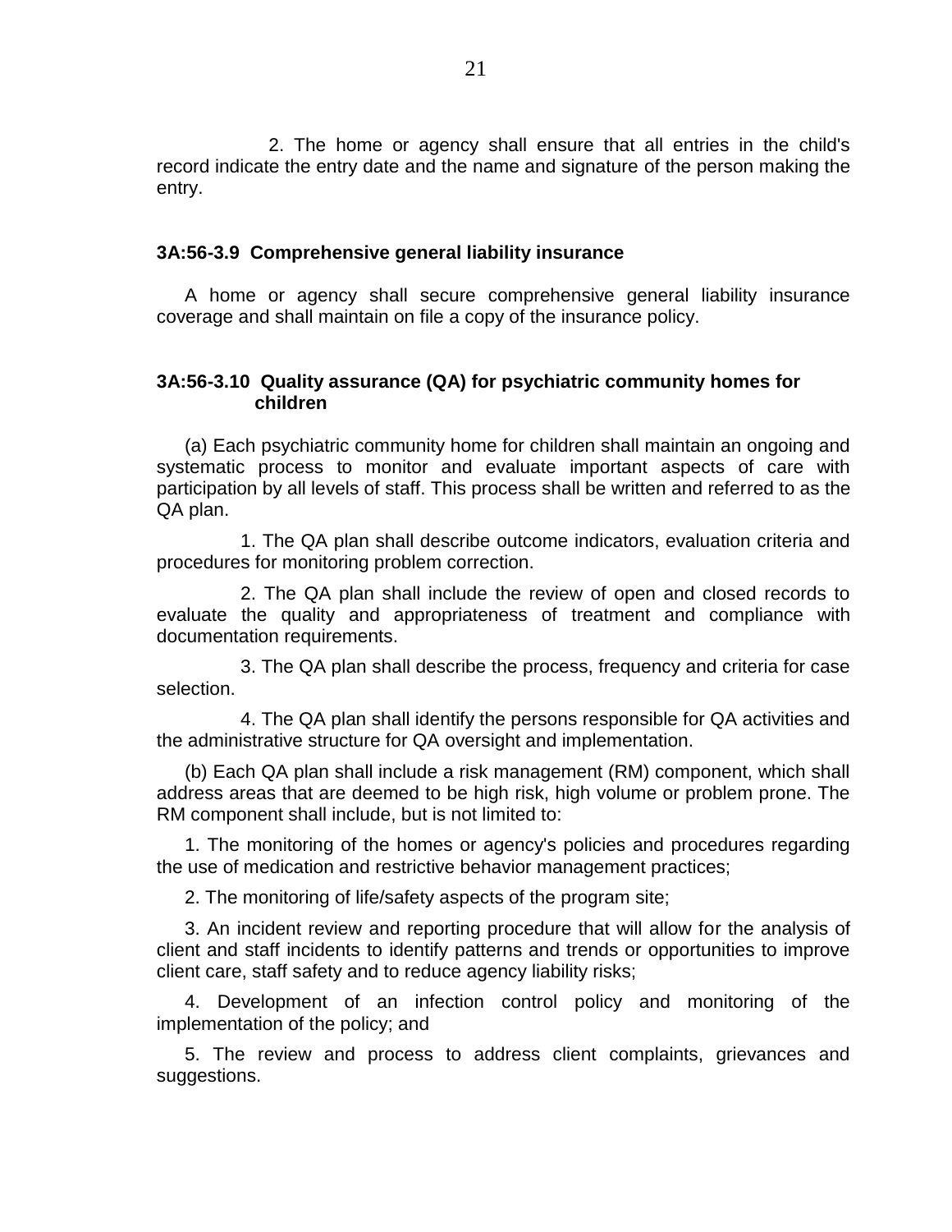2. The home or agency shall ensure that all entries in the child's record indicate the entry date and the name and signature of the person making the entry.

### 3A:56-3.9 Comprehensive general liability insurance

A home or agency shall secure comprehensive general liability insurance coverage and shall maintain on file a copy of the insurance policy.

### 3A:56-3.10 Quality assurance (QA) for psychiatric community homes for children

(a) Each psychiatric community home for children shall maintain an ongoing and systematic process to monitor and evaluate important aspects of care with participation by all levels of staff. This process shall be written and referred to as the QA plan.

1. The QA plan shall describe outcome indicators, evaluation criteria and procedures for monitoring problem correction.

2. The QA plan shall include the review of open and closed records to evaluate the quality and appropriateness of treatment and compliance with documentation requirements.

3. The QA plan shall describe the process, frequency and criteria for case selection.

4. The QA plan shall identify the persons responsible for QA activities and the administrative structure for QA oversight and implementation.

(b) Each QA plan shall include a risk management (RM) component, which shall address areas that are deemed to be high risk, high volume or problem prone. The RM component shall include, but is not limited to:

1. The monitoring of the homes or agency's policies and procedures regarding the use of medication and restrictive behavior management practices;

2. The monitoring of life/safety aspects of the program site;

3. An incident review and reporting procedure that will allow for the analysis of client and staff incidents to identify patterns and trends or opportunities to improve client care, staff safety and to reduce agency liability risks;

4. Development of an infection control policy and monitoring of the implementation of the policy; and

5. The review and process to address client complaints, grievances and suggestions.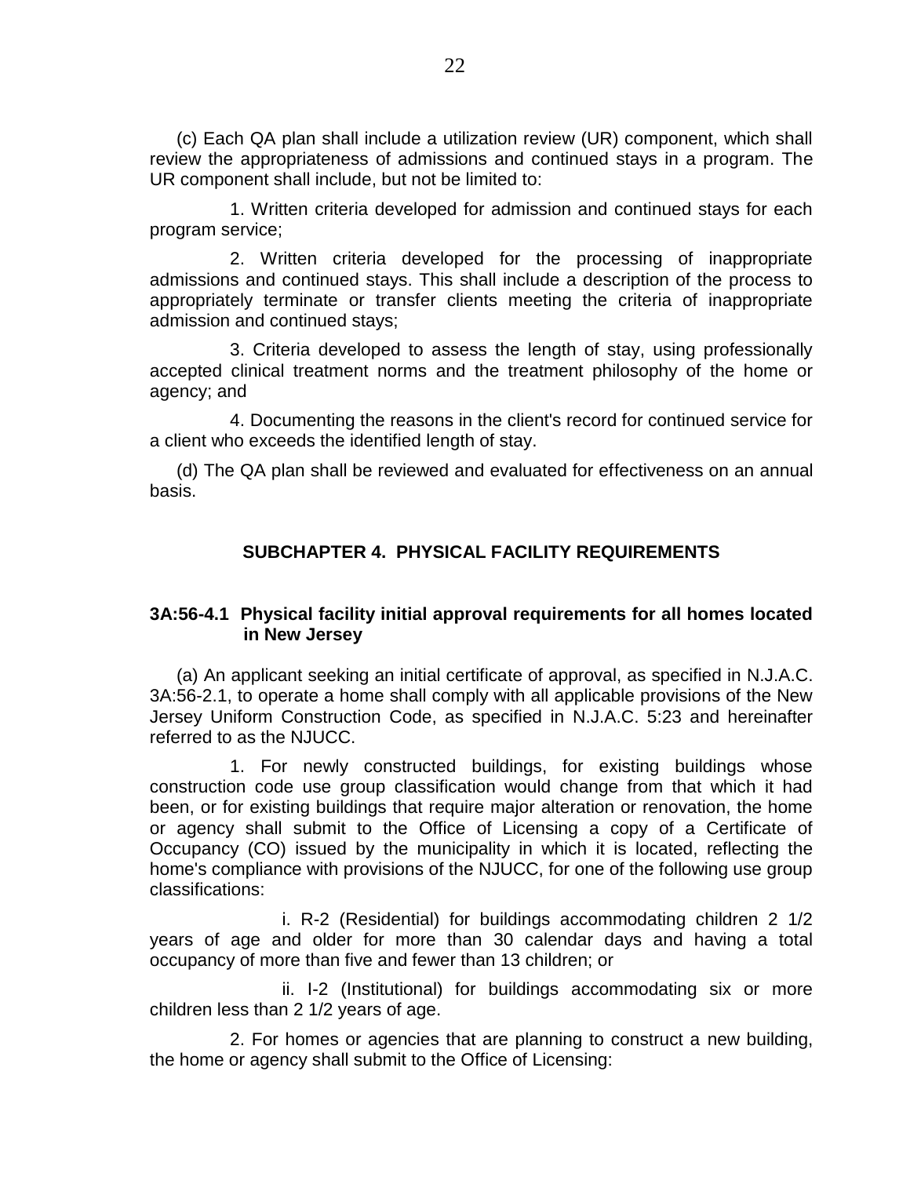(c) Each QA plan shall include a utilization review (UR) component, which shall review the appropriateness of admissions and continued stays in a program. The UR component shall include, but not be limited to:

1. Written criteria developed for admission and continued stays for each program service;

2. Written criteria developed for the processing of inappropriate admissions and continued stays. This shall include a description of the process to appropriately terminate or transfer clients meeting the criteria of inappropriate admission and continued stays;

3. Criteria developed to assess the length of stay, using professionally accepted clinical treatment norms and the treatment philosophy of the home or agency; and

4. Documenting the reasons in the client's record for continued service for a client who exceeds the identified length of stay.

(d) The QA plan shall be reviewed and evaluated for effectiveness on an annual basis.

## SUBCHAPTER 4. PHYSICAL FACILITY REQUIREMENTS

### 3A:56-4.1 Physical facility initial approval requirements for all homes located in New Jersey

(a) An applicant seeking an initial certificate of approval, as specified in N.J.A.C. 3A:56-2.1, to operate a home shall comply with all applicable provisions of the New Jersey Uniform Construction Code, as specified in N.J.A.C. 5:23 and hereinafter referred to as the NJUCC.

1. For newly constructed buildings, for existing buildings whose construction code use group classification would change from that which it had been, or for existing buildings that require major alteration or renovation, the home or agency shall submit to the Office of Licensing a copy of a Certificate of Occupancy (CO) issued by the municipality in which it is located, reflecting the home's compliance with provisions of the NJUCC, for one of the following use group classifications:

i. R-2 (Residential) for buildings accommodating children 2 1/2 years of age and older for more than 30 calendar days and having a total occupancy of more than five and fewer than 13 children; or

ii. I-2 (Institutional) for buildings accommodating six or more children less than 2 1/2 years of age.

2. For homes or agencies that are planning to construct a new building, the home or agency shall submit to the Office of Licensing: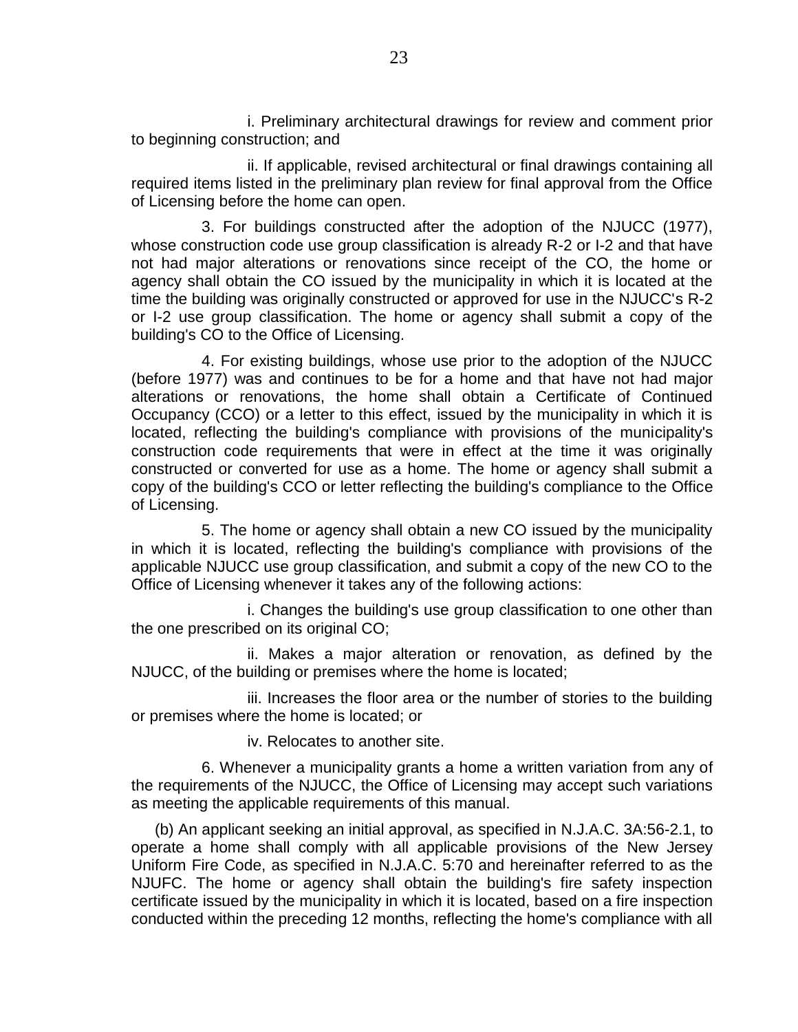i. Preliminary architectural drawings for review and comment prior to beginning construction; and

ii. If applicable, revised architectural or final drawings containing all required items listed in the preliminary plan review for final approval from the Office of Licensing before the home can open.

3. For buildings constructed after the adoption of the NJUCC (1977), whose construction code use group classification is already R-2 or I-2 and that have not had major alterations or renovations since receipt of the CO, the home or agency shall obtain the CO issued by the municipality in which it is located at the time the building was originally constructed or approved for use in the NJUCC's R-2 or I-2 use group classification. The home or agency shall submit a copy of the building's CO to the Office of Licensing.

4. For existing buildings, whose use prior to the adoption of the NJUCC (before 1977) was and continues to be for a home and that have not had major alterations or renovations, the home shall obtain a Certificate of Continued Occupancy (CCO) or a letter to this effect, issued by the municipality in which it is located, reflecting the building's compliance with provisions of the municipality's construction code requirements that were in effect at the time it was originally constructed or converted for use as a home. The home or agency shall submit a copy of the building's CCO or letter reflecting the building's compliance to the Office of Licensing.

5. The home or agency shall obtain a new CO issued by the municipality in which it is located, reflecting the building's compliance with provisions of the applicable NJUCC use group classification, and submit a copy of the new CO to the Office of Licensing whenever it takes any of the following actions:

i. Changes the building's use group classification to one other than the one prescribed on its original CO;

ii. Makes a major alteration or renovation, as defined by the NJUCC, of the building or premises where the home is located;

iii. Increases the floor area or the number of stories to the building or premises where the home is located; or

iv. Relocates to another site.

6. Whenever a municipality grants a home a written variation from any of the requirements of the NJUCC, the Office of Licensing may accept such variations as meeting the applicable requirements of this manual.

(b) An applicant seeking an initial approval, as specified in N.J.A.C. 3A:56-2.1, to operate a home shall comply with all applicable provisions of the New Jersey Uniform Fire Code, as specified in N.J.A.C. 5:70 and hereinafter referred to as the NJUFC. The home or agency shall obtain the building's fire safety inspection certificate issued by the municipality in which it is located, based on a fire inspection conducted within the preceding 12 months, reflecting the home's compliance with all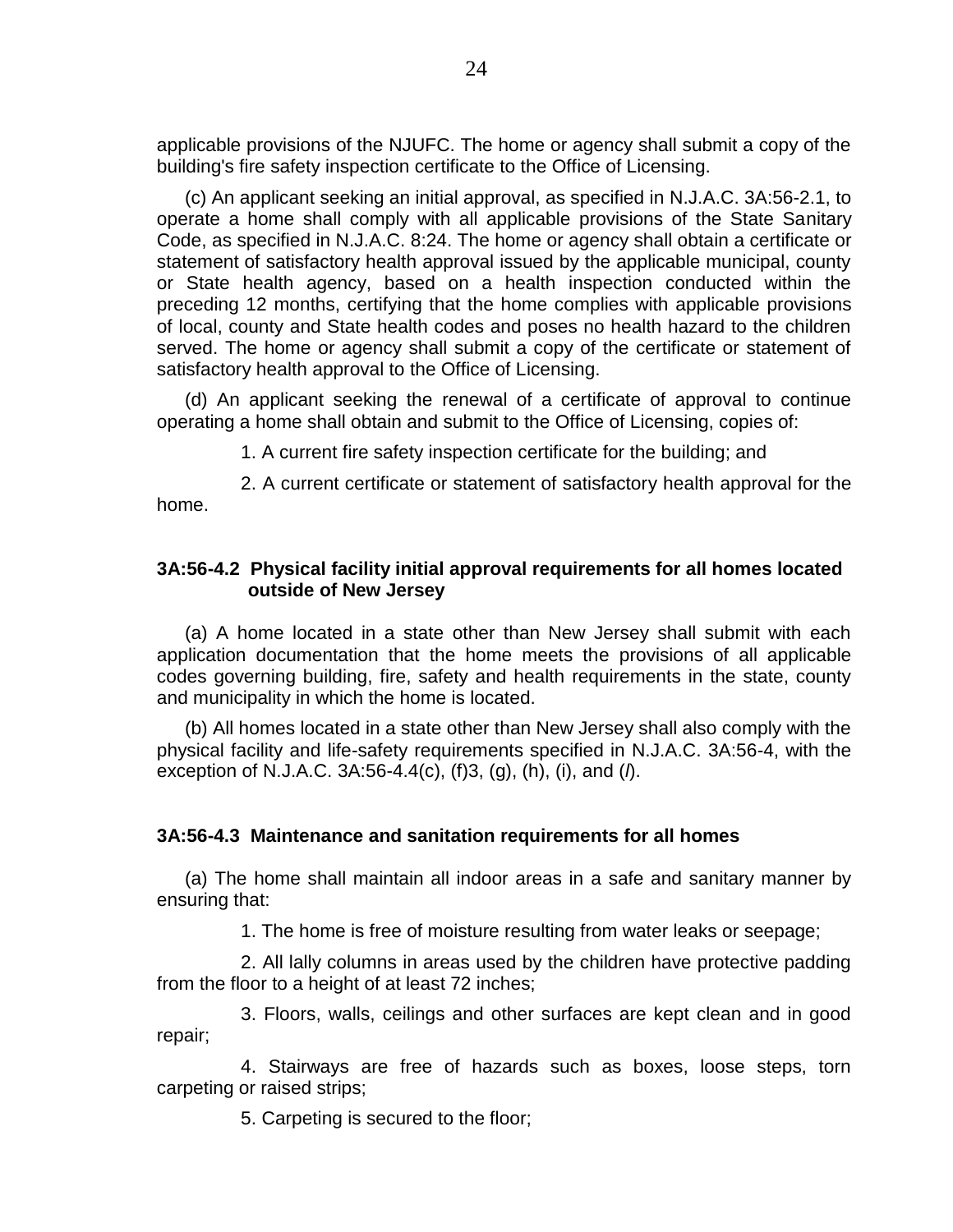applicable provisions of the NJUFC. The home or agency shall submit a copy of the building's fire safety inspection certificate to the Office of Licensing.

(c) An applicant seeking an initial approval, as specified in N.J.A.C. 3A:56-2.1, to operate a home shall comply with all applicable provisions of the State Sanitary Code, as specified in N.J.A.C. 8:24. The home or agency shall obtain a certificate or statement of satisfactory health approval issued by the applicable municipal, county or State health agency, based on a health inspection conducted within the preceding 12 months, certifying that the home complies with applicable provisions of local, county and State health codes and poses no health hazard to the children served. The home or agency shall submit a copy of the certificate or statement of satisfactory health approval to the Office of Licensing.

(d) An applicant seeking the renewal of a certificate of approval to continue operating a home shall obtain and submit to the Office of Licensing, copies of:

1. A current fire safety inspection certificate for the building; and

2. A current certificate or statement of satisfactory health approval for the home.

### 3A:56-4.2 Physical facility initial approval requirements for all homes located outside of New Jersey

(a) A home located in a state other than New Jersey shall submit with each application documentation that the home meets the provisions of all applicable codes governing building, fire, safety and health requirements in the state, county and municipality in which the home is located.

(b) All homes located in a state other than New Jersey shall also comply with the physical facility and life-safety requirements specified in N.J.A.C. 3A:56-4, with the exception of N.J.A.C. 3A:56-4.4(c), (f)3, (g), (h), (i), and (*l*).

### 3A:56-4.3 Maintenance and sanitation requirements for all homes

(a) The home shall maintain all indoor areas in a safe and sanitary manner by ensuring that:

1. The home is free of moisture resulting from water leaks or seepage;

2. All lally columns in areas used by the children have protective padding from the floor to a height of at least 72 inches;

3. Floors, walls, ceilings and other surfaces are kept clean and in good repair;

4. Stairways are free of hazards such as boxes, loose steps, torn carpeting or raised strips;

5. Carpeting is secured to the floor;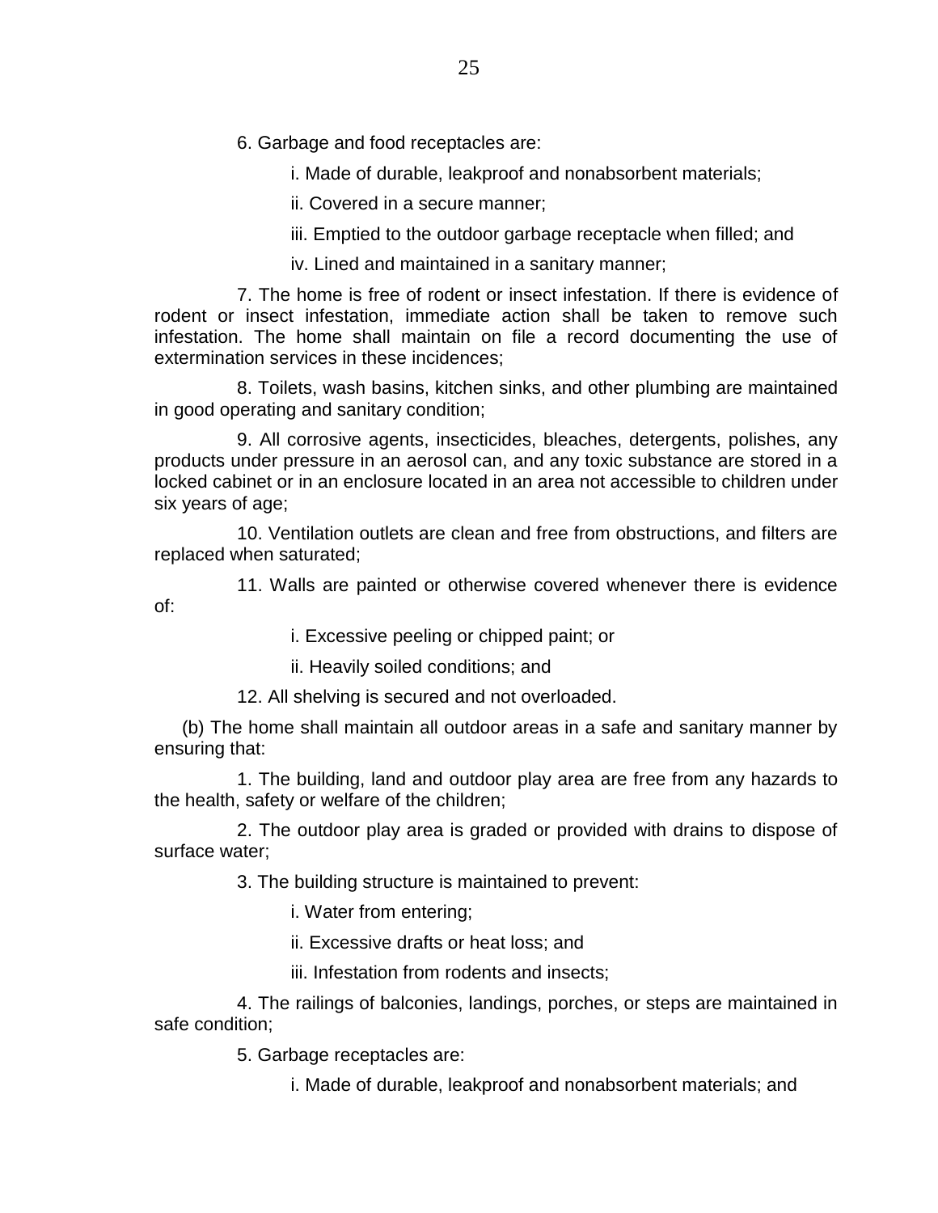6. Garbage and food receptacles are:

i. Made of durable, leakproof and nonabsorbent materials;

ii. Covered in a secure manner;

iii. Emptied to the outdoor garbage receptacle when filled; and

iv. Lined and maintained in a sanitary manner;

7. The home is free of rodent or insect infestation. If there is evidence of rodent or insect infestation, immediate action shall be taken to remove such infestation. The home shall maintain on file a record documenting the use of extermination services in these incidences;

8. Toilets, wash basins, kitchen sinks, and other plumbing are maintained in good operating and sanitary condition;

9. All corrosive agents, insecticides, bleaches, detergents, polishes, any products under pressure in an aerosol can, and any toxic substance are stored in a locked cabinet or in an enclosure located in an area not accessible to children under six years of age;

10. Ventilation outlets are clean and free from obstructions, and filters are replaced when saturated;

11. Walls are painted or otherwise covered whenever there is evidence of:

i. Excessive peeling or chipped paint; or

ii. Heavily soiled conditions; and

12. All shelving is secured and not overloaded.

(b) The home shall maintain all outdoor areas in a safe and sanitary manner by ensuring that:

1. The building, land and outdoor play area are free from any hazards to the health, safety or welfare of the children;

2. The outdoor play area is graded or provided with drains to dispose of surface water;

3. The building structure is maintained to prevent:

i. Water from entering;

ii. Excessive drafts or heat loss; and

iii. Infestation from rodents and insects;

4. The railings of balconies, landings, porches, or steps are maintained in safe condition;

5. Garbage receptacles are:

i. Made of durable, leakproof and nonabsorbent materials; and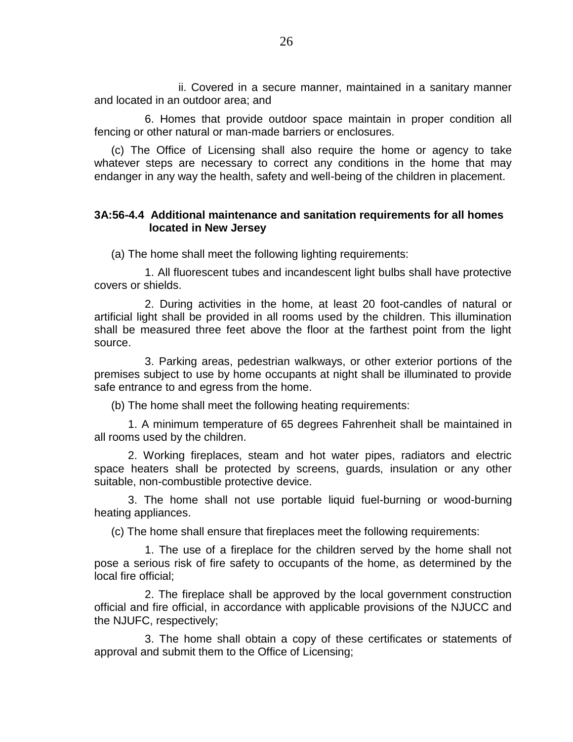ii. Covered in a secure manner, maintained in a sanitary manner and located in an outdoor area; and

6. Homes that provide outdoor space maintain in proper condition all fencing or other natural or man-made barriers or enclosures.

(c) The Office of Licensing shall also require the home or agency to take whatever steps are necessary to correct any conditions in the home that may endanger in any way the health, safety and well-being of the children in placement.

**3A:56-4.4 Additional maintenance and sanitation requirements for all homes located in New Jersey**

(a) The home shall meet the following lighting requirements:

1. All fluorescent tubes and incandescent light bulbs shall have protective covers or shields.

2. During activities in the home, at least 20 foot-candles of natural or artificial light shall be provided in all rooms used by the children. This illumination shall be measured three feet above the floor at the farthest point from the light source.

3. Parking areas, pedestrian walkways, or other exterior portions of the premises subject to use by home occupants at night shall be illuminated to provide safe entrance to and egress from the home.

(b) The home shall meet the following heating requirements:

1. A minimum temperature of 65 degrees Fahrenheit shall be maintained in all rooms used by the children.

2. Working fireplaces, steam and hot water pipes, radiators and electric space heaters shall be protected by screens, guards, insulation or any other suitable, non-combustible protective device.

3. The home shall not use portable liquid fuel-burning or wood-burning heating appliances.

(c) The home shall ensure that fireplaces meet the following requirements:

1. The use of a fireplace for the children served by the home shall not pose a serious risk of fire safety to occupants of the home, as determined by the local fire official;

2. The fireplace shall be approved by the local government construction official and fire official, in accordance with applicable provisions of the NJUCC and the NJUFC, respectively;

3. The home shall obtain a copy of these certificates or statements of approval and submit them to the Office of Licensing;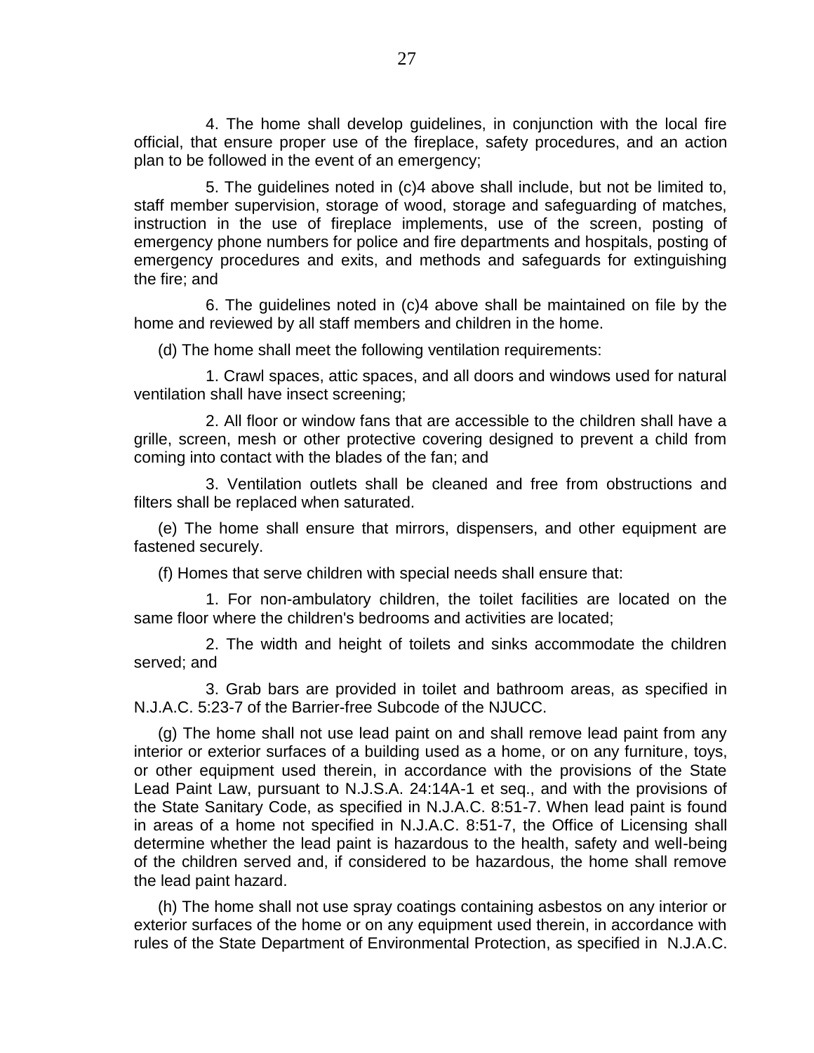4. The home shall develop guidelines, in conjunction with the local fire official, that ensure proper use of the fireplace, safety procedures, and an action plan to be followed in the event of an emergency;

5. The guidelines noted in (c)4 above shall include, but not be limited to, staff member supervision, storage of wood, storage and safeguarding of matches, instruction in the use of fireplace implements, use of the screen, posting of emergency phone numbers for police and fire departments and hospitals, posting of emergency procedures and exits, and methods and safeguards for extinguishing the fire; and

6. The guidelines noted in (c)4 above shall be maintained on file by the home and reviewed by all staff members and children in the home.

(d) The home shall meet the following ventilation requirements:

1. Crawl spaces, attic spaces, and all doors and windows used for natural ventilation shall have insect screening;

2. All floor or window fans that are accessible to the children shall have a grille, screen, mesh or other protective covering designed to prevent a child from coming into contact with the blades of the fan; and

3. Ventilation outlets shall be cleaned and free from obstructions and filters shall be replaced when saturated.

(e) The home shall ensure that mirrors, dispensers, and other equipment are fastened securely.

(f) Homes that serve children with special needs shall ensure that:

1. For non-ambulatory children, the toilet facilities are located on the same floor where the children's bedrooms and activities are located;

2. The width and height of toilets and sinks accommodate the children served; and

3. Grab bars are provided in toilet and bathroom areas, as specified in N.J.A.C. 5:23-7 of the Barrier-free Subcode of the NJUCC.

(g) The home shall not use lead paint on and shall remove lead paint from any interior or exterior surfaces of a building used as a home, or on any furniture, toys, or other equipment used therein, in accordance with the provisions of the State Lead Paint Law, pursuant to N.J.S.A. 24:14A-1 et seq., and with the provisions of the State Sanitary Code, as specified in N.J.A.C. 8:51-7. When lead paint is found in areas of a home not specified in N.J.A.C. 8:51-7, the Office of Licensing shall determine whether the lead paint is hazardous to the health, safety and well-being of the children served and, if considered to be hazardous, the home shall remove the lead paint hazard.

(h) The home shall not use spray coatings containing asbestos on any interior or exterior surfaces of the home or on any equipment used therein, in accordance with rules of the State Department of Environmental Protection, as specified in N.J.A.C.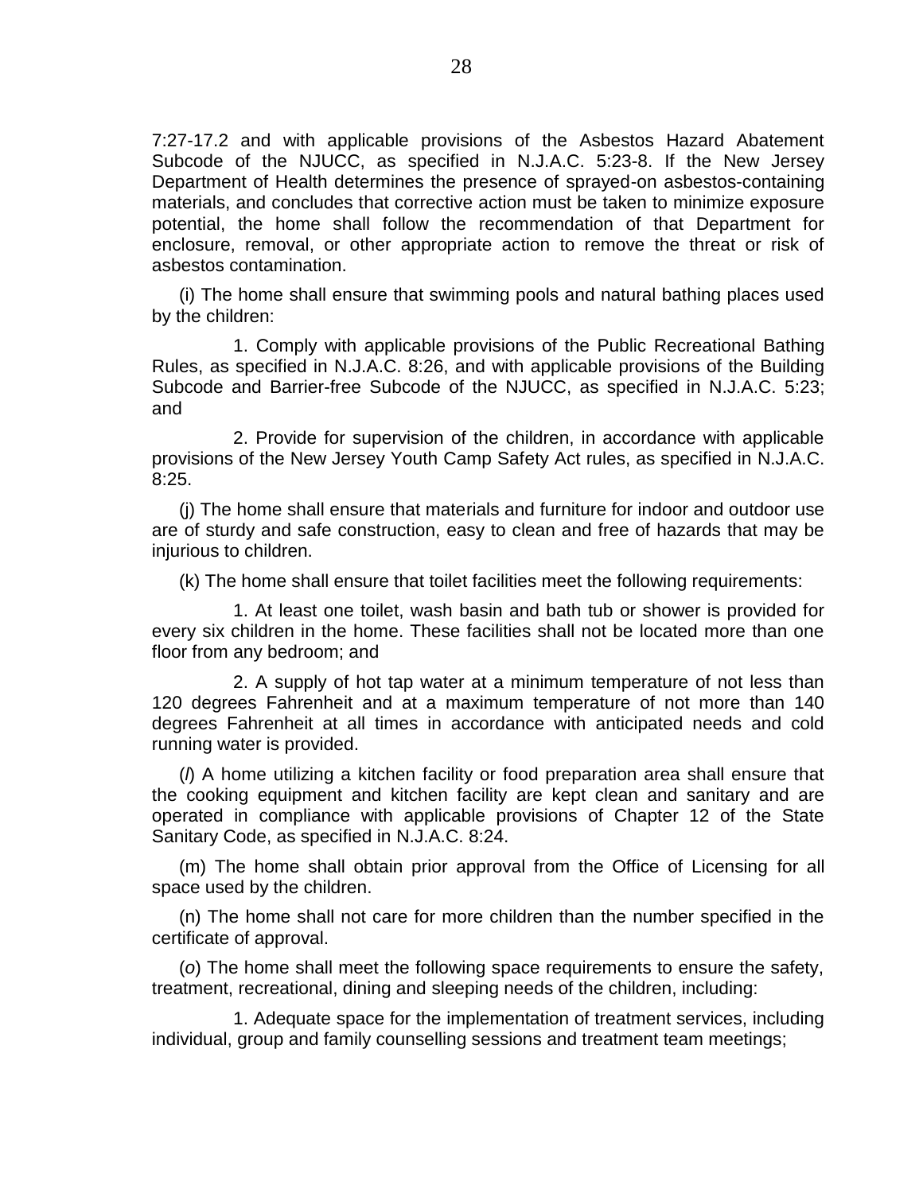7:27-17.2 and with applicable provisions of the Asbestos Hazard Abatement Subcode of the NJUCC, as specified in N.J.A.C. 5:23-8. If the New Jersey Department of Health determines the presence of sprayed-on asbestos-containing materials, and concludes that corrective action must be taken to minimize exposure potential, the home shall follow the recommendation of that Department for enclosure, removal, or other appropriate action to remove the threat or risk of asbestos contamination.

(i) The home shall ensure that swimming pools and natural bathing places used by the children:

1. Comply with applicable provisions of the Public Recreational Bathing Rules, as specified in N.J.A.C. 8:26, and with applicable provisions of the Building Subcode and Barrier-free Subcode of the NJUCC, as specified in N.J.A.C. 5:23; and

2. Provide for supervision of the children, in accordance with applicable provisions of the New Jersey Youth Camp Safety Act rules, as specified in N.J.A.C. 8:25.

(j) The home shall ensure that materials and furniture for indoor and outdoor use are of sturdy and safe construction, easy to clean and free of hazards that may be injurious to children.

(k) The home shall ensure that toilet facilities meet the following requirements:

1. At least one toilet, wash basin and bath tub or shower is provided for every six children in the home. These facilities shall not be located more than one floor from any bedroom; and

2. A supply of hot tap water at a minimum temperature of not less than 120 degrees Fahrenheit and at a maximum temperature of not more than 140 degrees Fahrenheit at all times in accordance with anticipated needs and cold running water is provided.

(*l*) A home utilizing a kitchen facility or food preparation area shall ensure that the cooking equipment and kitchen facility are kept clean and sanitary and are operated in compliance with applicable provisions of Chapter 12 of the State Sanitary Code, as specified in N.J.A.C. 8:24.

(m) The home shall obtain prior approval from the Office of Licensing for all space used by the children.

(n) The home shall not care for more children than the number specified in the certificate of approval.

(*o*) The home shall meet the following space requirements to ensure the safety, treatment, recreational, dining and sleeping needs of the children, including:

1. Adequate space for the implementation of treatment services, including individual, group and family counselling sessions and treatment team meetings;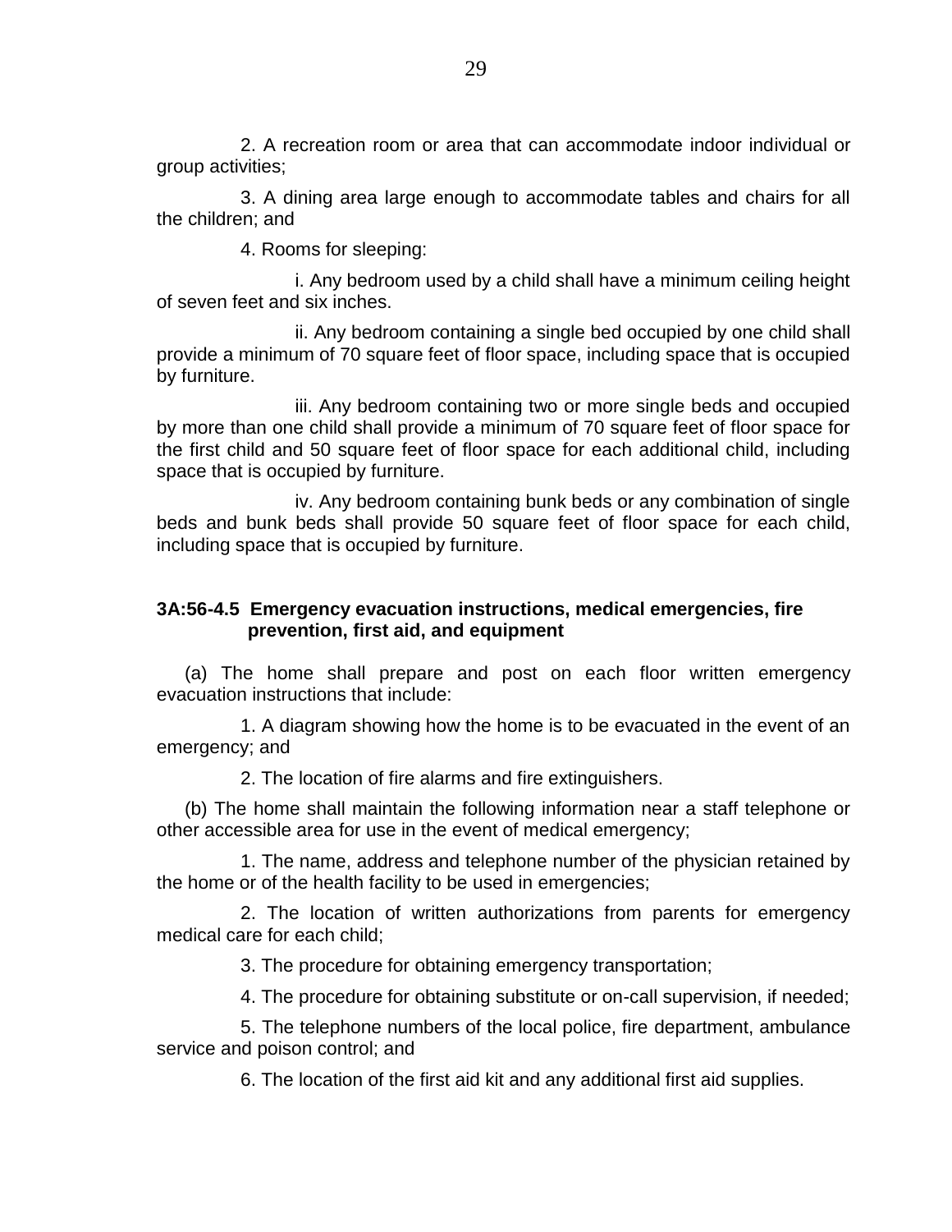2. A recreation room or area that can accommodate indoor individual or group activities;

3. A dining area large enough to accommodate tables and chairs for all the children; and

4. Rooms for sleeping:

i. Any bedroom used by a child shall have a minimum ceiling height of seven feet and six inches.

ii. Any bedroom containing a single bed occupied by one child shall provide a minimum of 70 square feet of floor space, including space that is occupied by furniture.

iii. Any bedroom containing two or more single beds and occupied by more than one child shall provide a minimum of 70 square feet of floor space for the first child and 50 square feet of floor space for each additional child, including space that is occupied by furniture.

iv. Any bedroom containing bunk beds or any combination of single beds and bunk beds shall provide 50 square feet of floor space for each child, including space that is occupied by furniture.

**3A:56-4.5 Emergency evacuation instructions, medical emergencies, fire prevention, first aid, and equipment**

(a) The home shall prepare and post on each floor written emergency evacuation instructions that include:

1. A diagram showing how the home is to be evacuated in the event of an emergency; and

2. The location of fire alarms and fire extinguishers.

(b) The home shall maintain the following information near a staff telephone or other accessible area for use in the event of medical emergency;

1. The name, address and telephone number of the physician retained by the home or of the health facility to be used in emergencies;

2. The location of written authorizations from parents for emergency medical care for each child;

3. The procedure for obtaining emergency transportation;

4. The procedure for obtaining substitute or on-call supervision, if needed;

5. The telephone numbers of the local police, fire department, ambulance service and poison control; and

6. The location of the first aid kit and any additional first aid supplies.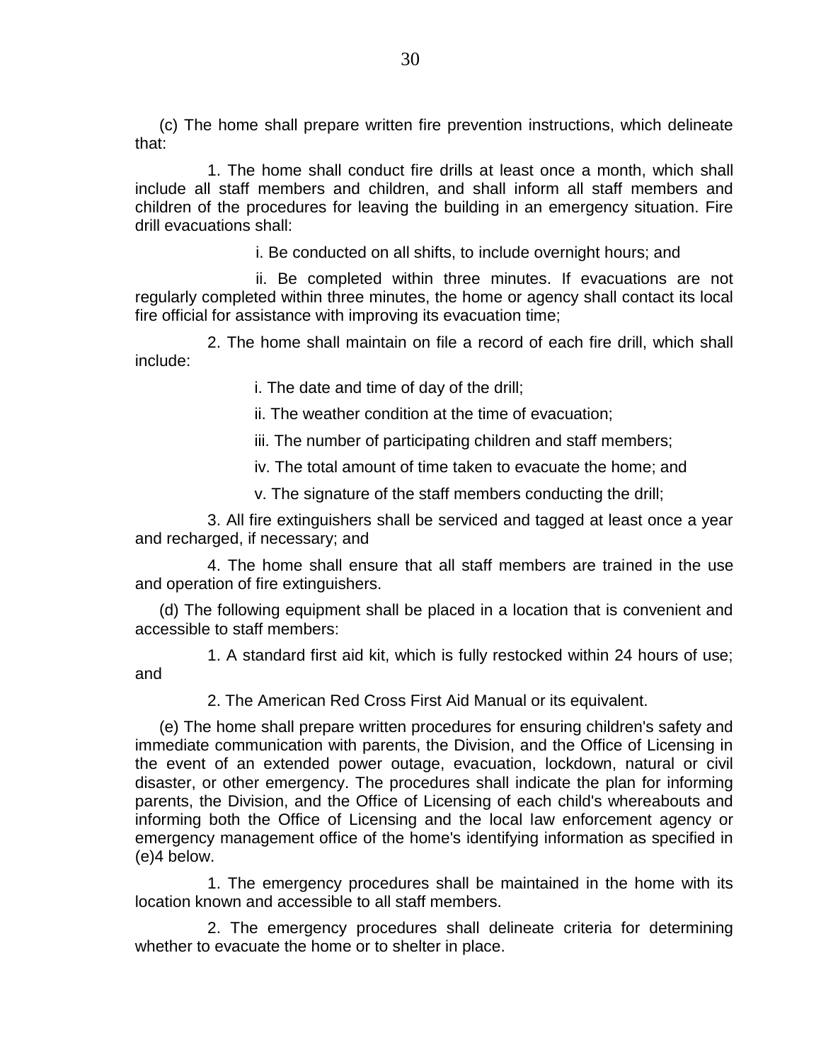(c) The home shall prepare written fire prevention instructions, which delineate that:

1. The home shall conduct fire drills at least once a month, which shall include all staff members and children, and shall inform all staff members and children of the procedures for leaving the building in an emergency situation. Fire drill evacuations shall:

i. Be conducted on all shifts, to include overnight hours; and

ii. Be completed within three minutes. If evacuations are not regularly completed within three minutes, the home or agency shall contact its local fire official for assistance with improving its evacuation time;

2. The home shall maintain on file a record of each fire drill, which shall include:

i. The date and time of day of the drill;

ii. The weather condition at the time of evacuation;

iii. The number of participating children and staff members;

iv. The total amount of time taken to evacuate the home; and

v. The signature of the staff members conducting the drill;

3. All fire extinguishers shall be serviced and tagged at least once a year and recharged, if necessary; and

4. The home shall ensure that all staff members are trained in the use and operation of fire extinguishers.

(d) The following equipment shall be placed in a location that is convenient and accessible to staff members:

1. A standard first aid kit, which is fully restocked within 24 hours of use; and

2. The American Red Cross First Aid Manual or its equivalent.

(e) The home shall prepare written procedures for ensuring children's safety and immediate communication with parents, the Division, and the Office of Licensing in the event of an extended power outage, evacuation, lockdown, natural or civil disaster, or other emergency. The procedures shall indicate the plan for informing parents, the Division, and the Office of Licensing of each child's whereabouts and informing both the Office of Licensing and the local law enforcement agency or emergency management office of the home's identifying information as specified in (e)4 below.

1. The emergency procedures shall be maintained in the home with its location known and accessible to all staff members.

2. The emergency procedures shall delineate criteria for determining whether to evacuate the home or to shelter in place.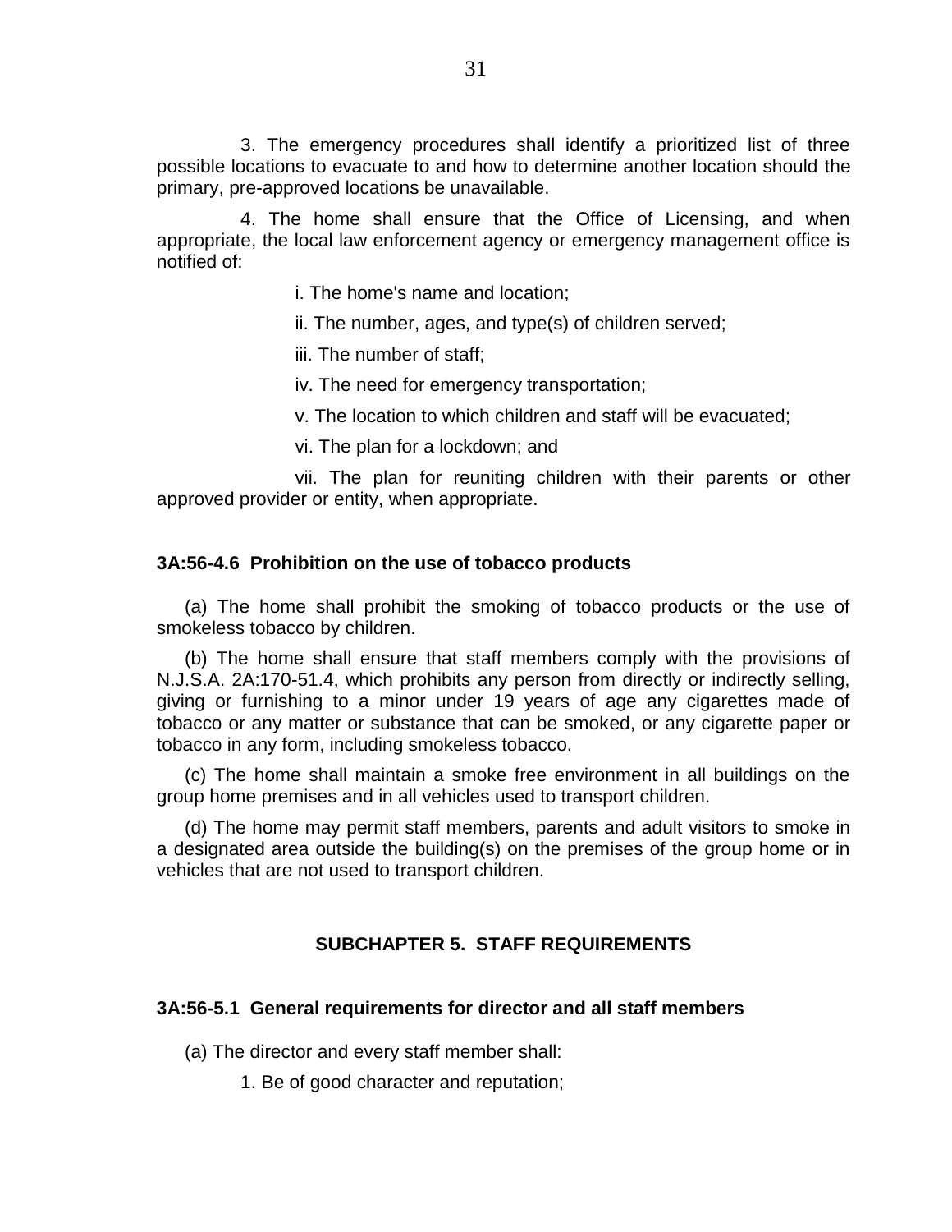3. The emergency procedures shall identify a prioritized list of three possible locations to evacuate to and how to determine another location should the primary, pre-approved locations be unavailable.

4. The home shall ensure that the Office of Licensing, and when appropriate, the local law enforcement agency or emergency management office is notified of:

i. The home's name and location;

ii. The number, ages, and type(s) of children served;

iii. The number of staff;

iv. The need for emergency transportation;

v. The location to which children and staff will be evacuated;

vi. The plan for a lockdown; and

vii. The plan for reuniting children with their parents or other approved provider or entity, when appropriate.

**3A:56-4.6 Prohibition on the use of tobacco products**

(a) The home shall prohibit the smoking of tobacco products or the use of smokeless tobacco by children.

(b) The home shall ensure that staff members comply with the provisions of N.J.S.A. 2A:170-51.4, which prohibits any person from directly or indirectly selling, giving or furnishing to a minor under 19 years of age any cigarettes made of tobacco or any matter or substance that can be smoked, or any cigarette paper or tobacco in any form, including smokeless tobacco.

(c) The home shall maintain a smoke free environment in all buildings on the group home premises and in all vehicles used to transport children.

(d) The home may permit staff members, parents and adult visitors to smoke in a designated area outside the building(s) on the premises of the group home or in vehicles that are not used to transport children.

## SUBCHAPTER 5. STAFF REQUIREMENTS

**3A:56-5.1 General requirements for director and all staff members**

(a) The director and every staff member shall:

1. Be of good character and reputation;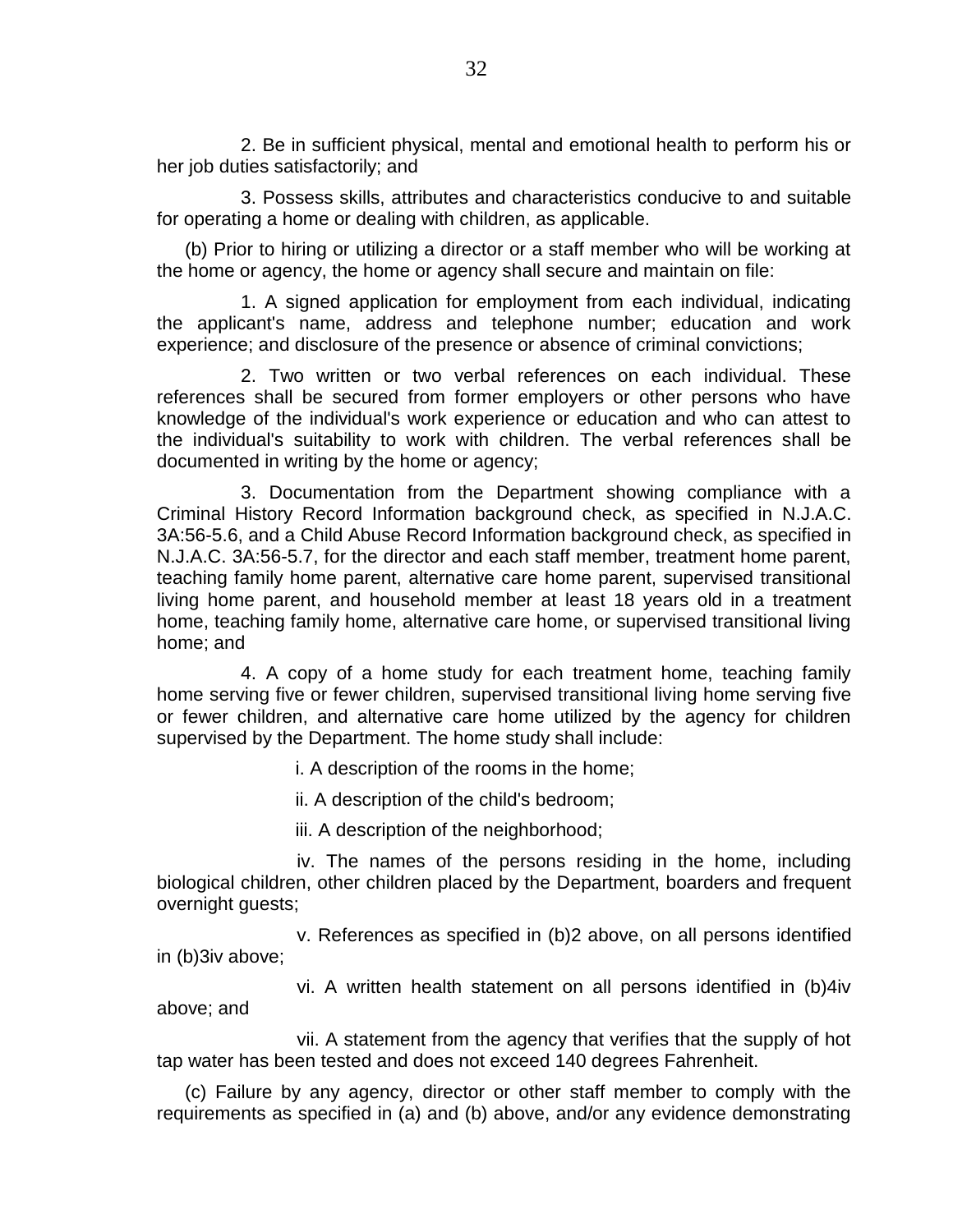2. Be in sufficient physical, mental and emotional health to perform his or her job duties satisfactorily; and

3. Possess skills, attributes and characteristics conducive to and suitable for operating a home or dealing with children, as applicable.

(b) Prior to hiring or utilizing a director or a staff member who will be working at the home or agency, the home or agency shall secure and maintain on file:

1. A signed application for employment from each individual, indicating the applicant's name, address and telephone number; education and work experience; and disclosure of the presence or absence of criminal convictions;

2. Two written or two verbal references on each individual. These references shall be secured from former employers or other persons who have knowledge of the individual's work experience or education and who can attest to the individual's suitability to work with children. The verbal references shall be documented in writing by the home or agency;

3. Documentation from the Department showing compliance with a Criminal History Record Information background check, as specified in N.J.A.C. 3A:56-5.6, and a Child Abuse Record Information background check, as specified in N.J.A.C. 3A:56-5.7, for the director and each staff member, treatment home parent, teaching family home parent, alternative care home parent, supervised transitional living home parent, and household member at least 18 years old in a treatment home, teaching family home, alternative care home, or supervised transitional living home; and

4. A copy of a home study for each treatment home, teaching family home serving five or fewer children, supervised transitional living home serving five or fewer children, and alternative care home utilized by the agency for children supervised by the Department. The home study shall include:

i. A description of the rooms in the home;

ii. A description of the child's bedroom;

iii. A description of the neighborhood;

iv. The names of the persons residing in the home, including biological children, other children placed by the Department, boarders and frequent overnight guests;

v. References as specified in (b)2 above, on all persons identified in (b)3iv above;

vi. A written health statement on all persons identified in (b)4iv above; and

vii. A statement from the agency that verifies that the supply of hot tap water has been tested and does not exceed 140 degrees Fahrenheit.

(c) Failure by any agency, director or other staff member to comply with the requirements as specified in (a) and (b) above, and/or any evidence demonstrating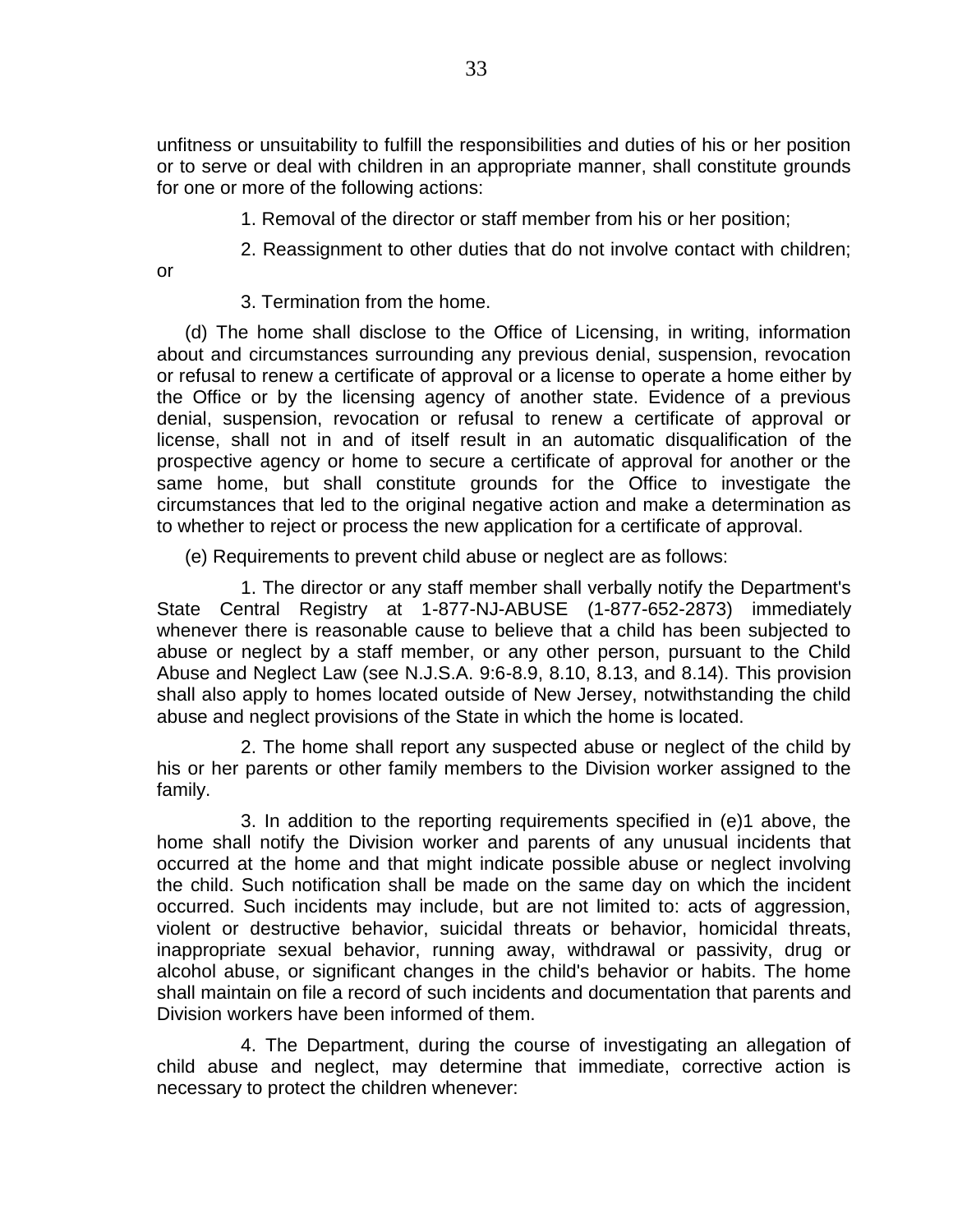unfitness or unsuitability to fulfill the responsibilities and duties of his or her position or to serve or deal with children in an appropriate manner, shall constitute grounds for one or more of the following actions:

1. Removal of the director or staff member from his or her position;

2. Reassignment to other duties that do not involve contact with children; or

3. Termination from the home.

(d) The home shall disclose to the Office of Licensing, in writing, information about and circumstances surrounding any previous denial, suspension, revocation or refusal to renew a certificate of approval or a license to operate a home either by the Office or by the licensing agency of another state. Evidence of a previous denial, suspension, revocation or refusal to renew a certificate of approval or license, shall not in and of itself result in an automatic disqualification of the prospective agency or home to secure a certificate of approval for another or the same home, but shall constitute grounds for the Office to investigate the circumstances that led to the original negative action and make a determination as to whether to reject or process the new application for a certificate of approval.

(e) Requirements to prevent child abuse or neglect are as follows:

1. The director or any staff member shall verbally notify the Department's State Central Registry at 1-877-NJ-ABUSE (1-877-652-2873) immediately whenever there is reasonable cause to believe that a child has been subjected to abuse or neglect by a staff member, or any other person, pursuant to the Child Abuse and Neglect Law (see N.J.S.A. 9:6-8.9, 8.10, 8.13, and 8.14). This provision shall also apply to homes located outside of New Jersey, notwithstanding the child abuse and neglect provisions of the State in which the home is located.

2. The home shall report any suspected abuse or neglect of the child by his or her parents or other family members to the Division worker assigned to the family.

3. In addition to the reporting requirements specified in (e)1 above, the home shall notify the Division worker and parents of any unusual incidents that occurred at the home and that might indicate possible abuse or neglect involving the child. Such notification shall be made on the same day on which the incident occurred. Such incidents may include, but are not limited to: acts of aggression, violent or destructive behavior, suicidal threats or behavior, homicidal threats, inappropriate sexual behavior, running away, withdrawal or passivity, drug or alcohol abuse, or significant changes in the child's behavior or habits. The home shall maintain on file a record of such incidents and documentation that parents and Division workers have been informed of them.

4. The Department, during the course of investigating an allegation of child abuse and neglect, may determine that immediate, corrective action is necessary to protect the children whenever: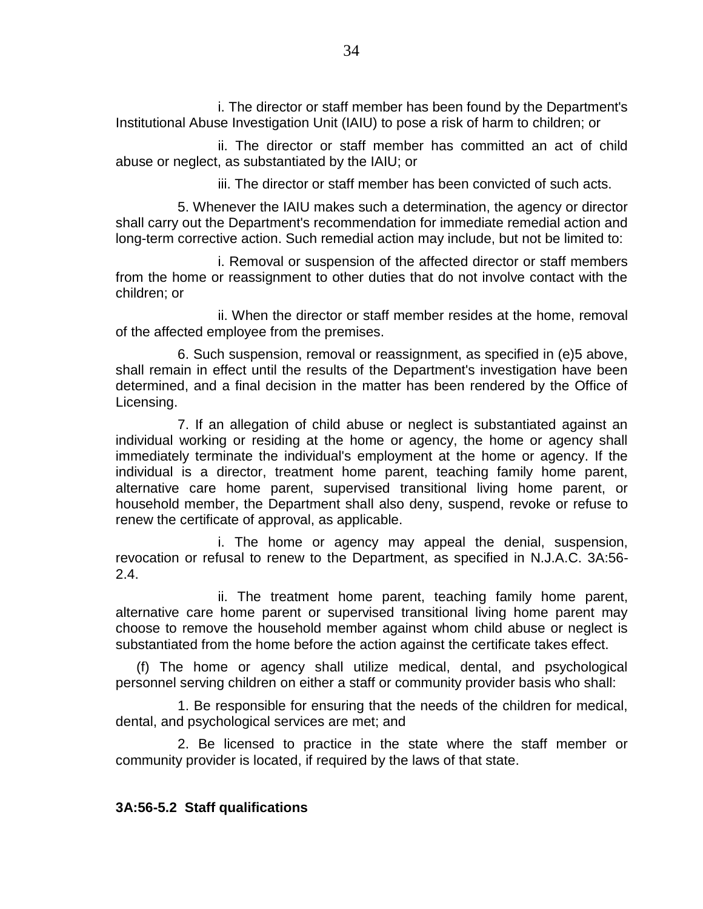i. The director or staff member has been found by the Department's Institutional Abuse Investigation Unit (IAIU) to pose a risk of harm to children; or

ii. The director or staff member has committed an act of child abuse or neglect, as substantiated by the IAIU; or

iii. The director or staff member has been convicted of such acts.

5. Whenever the IAIU makes such a determination, the agency or director shall carry out the Department's recommendation for immediate remedial action and long-term corrective action. Such remedial action may include, but not be limited to:

i. Removal or suspension of the affected director or staff members from the home or reassignment to other duties that do not involve contact with the children; or

ii. When the director or staff member resides at the home, removal of the affected employee from the premises.

6. Such suspension, removal or reassignment, as specified in (e)5 above, shall remain in effect until the results of the Department's investigation have been determined, and a final decision in the matter has been rendered by the Office of Licensing.

7. If an allegation of child abuse or neglect is substantiated against an individual working or residing at the home or agency, the home or agency shall immediately terminate the individual's employment at the home or agency. If the individual is a director, treatment home parent, teaching family home parent, alternative care home parent, supervised transitional living home parent, or household member, the Department shall also deny, suspend, revoke or refuse to renew the certificate of approval, as applicable.

i. The home or agency may appeal the denial, suspension, revocation or refusal to renew to the Department, as specified in N.J.A.C. 3A:56-2.4.

ii. The treatment home parent, teaching family home parent, alternative care home parent or supervised transitional living home parent may choose to remove the household member against whom child abuse or neglect is substantiated from the home before the action against the certificate takes effect.

(f) The home or agency shall utilize medical, dental, and psychological personnel serving children on either a staff or community provider basis who shall:

1. Be responsible for ensuring that the needs of the children for medical, dental, and psychological services are met; and

2. Be licensed to practice in the state where the staff member or community provider is located, if required by the laws of that state.

**3A:56-5.2 Staff qualifications**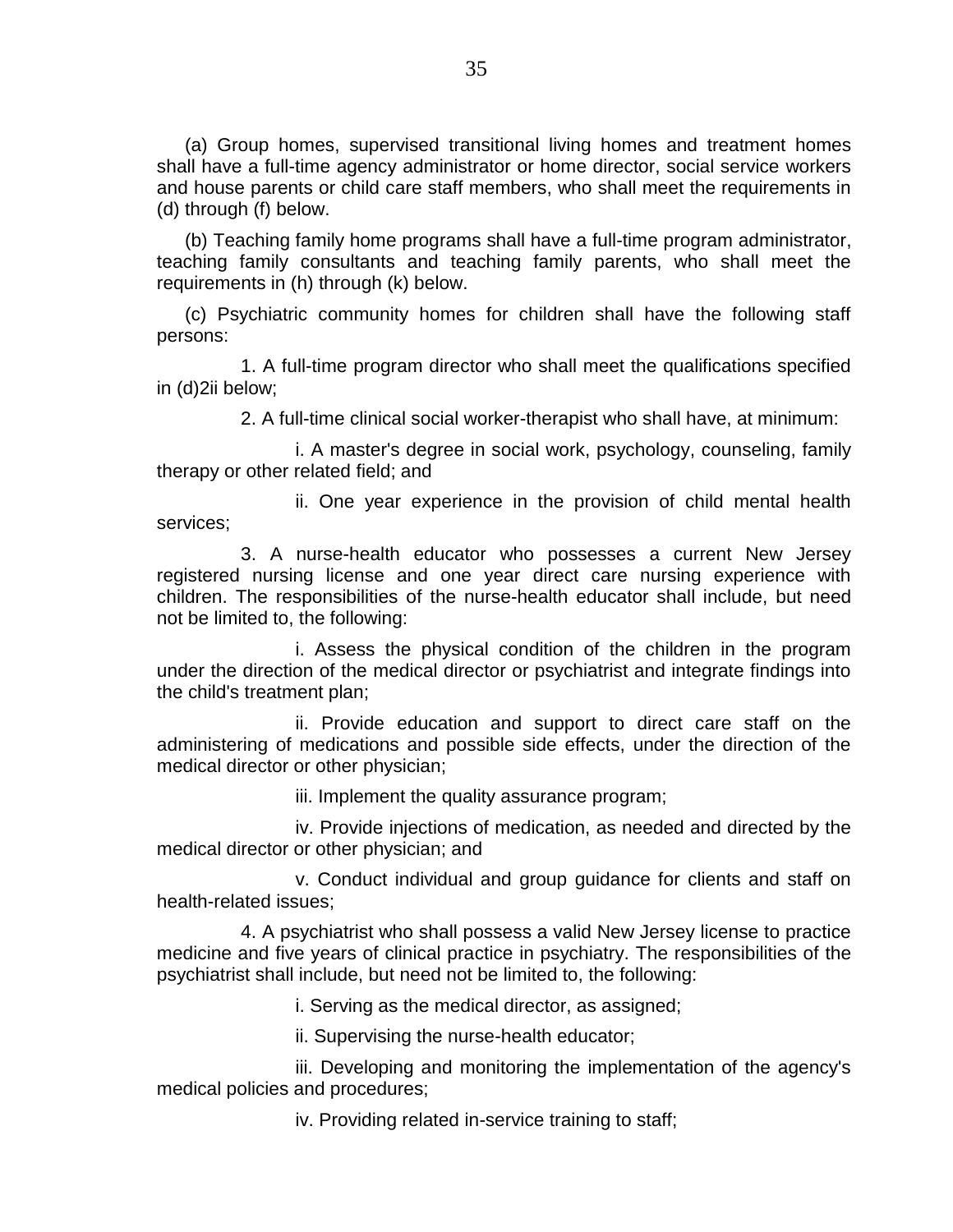(a) Group homes, supervised transitional living homes and treatment homes shall have a full-time agency administrator or home director, social service workers and house parents or child care staff members, who shall meet the requirements in (d) through (f) below.

(b) Teaching family home programs shall have a full-time program administrator, teaching family consultants and teaching family parents, who shall meet the requirements in (h) through (k) below.

(c) Psychiatric community homes for children shall have the following staff persons:

1. A full-time program director who shall meet the qualifications specified in (d)2ii below;

2. A full-time clinical social worker-therapist who shall have, at minimum:

i. A master's degree in social work, psychology, counseling, family therapy or other related field; and

ii. One year experience in the provision of child mental health services;

3. A nurse-health educator who possesses a current New Jersey registered nursing license and one year direct care nursing experience with children. The responsibilities of the nurse-health educator shall include, but need not be limited to, the following:

i. Assess the physical condition of the children in the program under the direction of the medical director or psychiatrist and integrate findings into the child's treatment plan;

ii. Provide education and support to direct care staff on the administering of medications and possible side effects, under the direction of the medical director or other physician;

iii. Implement the quality assurance program;

iv. Provide injections of medication, as needed and directed by the medical director or other physician; and

v. Conduct individual and group guidance for clients and staff on health-related issues;

4. A psychiatrist who shall possess a valid New Jersey license to practice medicine and five years of clinical practice in psychiatry. The responsibilities of the psychiatrist shall include, but need not be limited to, the following:

i. Serving as the medical director, as assigned;

ii. Supervising the nurse-health educator;

iii. Developing and monitoring the implementation of the agency's medical policies and procedures;

iv. Providing related in-service training to staff;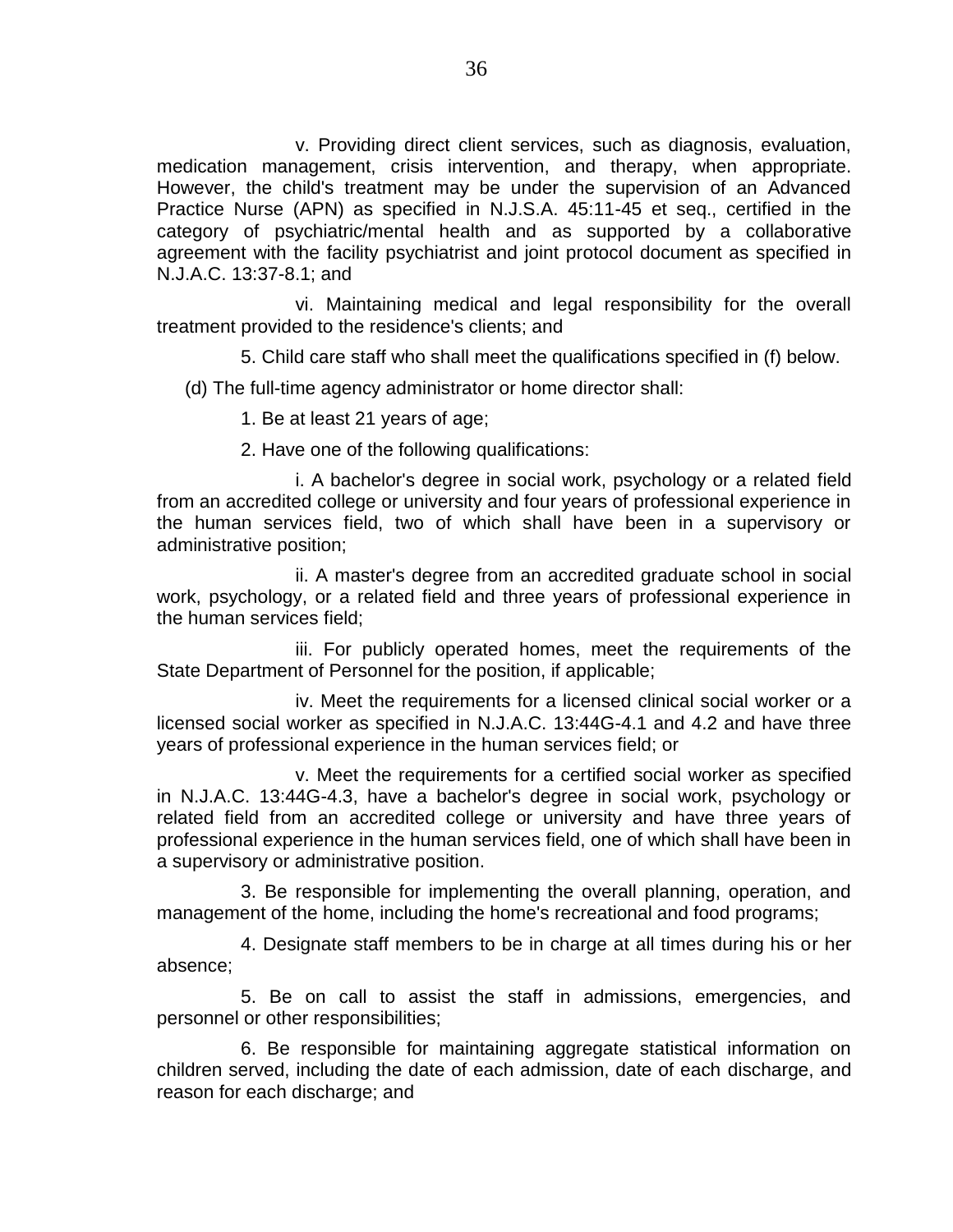v. Providing direct client services, such as diagnosis, evaluation, medication management, crisis intervention, and therapy, when appropriate. However, the child's treatment may be under the supervision of an Advanced Practice Nurse (APN) as specified in N.J.S.A. 45:11-45 et seq., certified in the category of psychiatric/mental health and as supported by a collaborative agreement with the facility psychiatrist and joint protocol document as specified in N.J.A.C. 13:37-8.1; and

vi. Maintaining medical and legal responsibility for the overall treatment provided to the residence's clients; and

5. Child care staff who shall meet the qualifications specified in (f) below.

(d) The full-time agency administrator or home director shall:

1. Be at least 21 years of age;

2. Have one of the following qualifications:

i. A bachelor's degree in social work, psychology or a related field from an accredited college or university and four years of professional experience in the human services field, two of which shall have been in a supervisory or administrative position;

ii. A master's degree from an accredited graduate school in social work, psychology, or a related field and three years of professional experience in the human services field;

iii. For publicly operated homes, meet the requirements of the State Department of Personnel for the position, if applicable;

iv. Meet the requirements for a licensed clinical social worker or a licensed social worker as specified in N.J.A.C. 13:44G-4.1 and 4.2 and have three years of professional experience in the human services field; or

v. Meet the requirements for a certified social worker as specified in N.J.A.C. 13:44G-4.3, have a bachelor's degree in social work, psychology or related field from an accredited college or university and have three years of professional experience in the human services field, one of which shall have been in a supervisory or administrative position.

3. Be responsible for implementing the overall planning, operation, and management of the home, including the home's recreational and food programs;

4. Designate staff members to be in charge at all times during his or her absence;

5. Be on call to assist the staff in admissions, emergencies, and personnel or other responsibilities;

6. Be responsible for maintaining aggregate statistical information on children served, including the date of each admission, date of each discharge, and reason for each discharge; and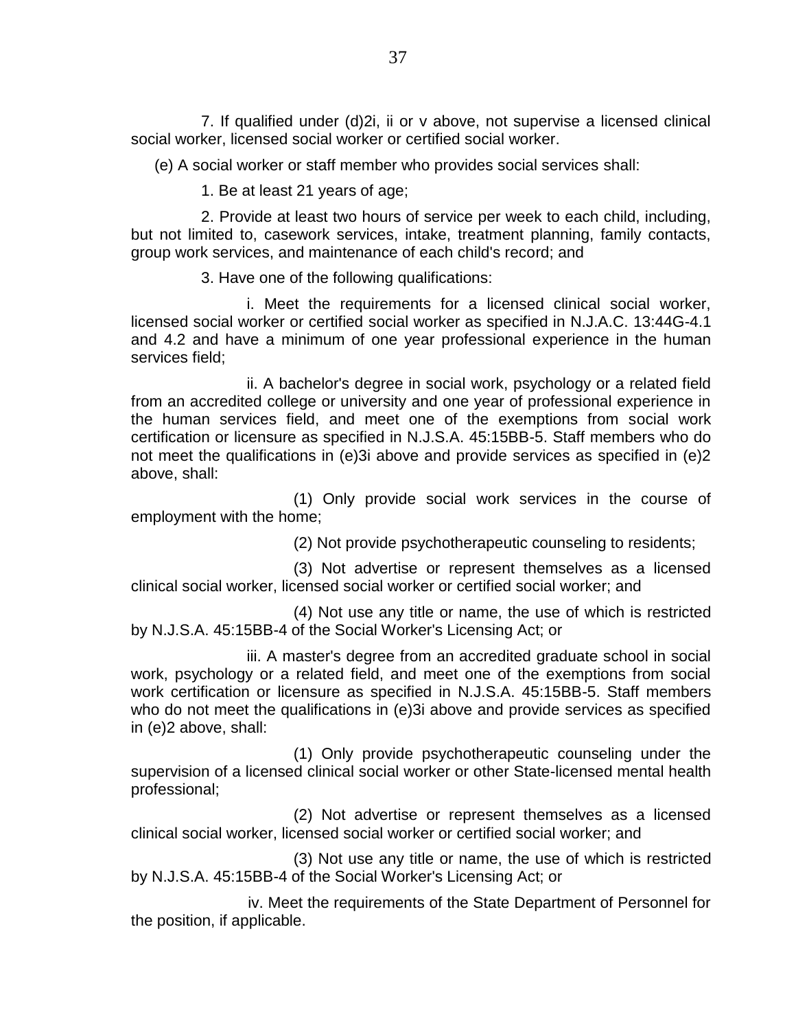7. If qualified under (d)2i, ii or v above, not supervise a licensed clinical social worker, licensed social worker or certified social worker.

(e) A social worker or staff member who provides social services shall:

1. Be at least 21 years of age;

2. Provide at least two hours of service per week to each child, including, but not limited to, casework services, intake, treatment planning, family contacts, group work services, and maintenance of each child's record; and

3. Have one of the following qualifications:

i. Meet the requirements for a licensed clinical social worker, licensed social worker or certified social worker as specified in N.J.A.C. 13:44G-4.1 and 4.2 and have a minimum of one year professional experience in the human services field;

ii. A bachelor's degree in social work, psychology or a related field from an accredited college or university and one year of professional experience in the human services field, and meet one of the exemptions from social work certification or licensure as specified in N.J.S.A. 45:15BB-5. Staff members who do not meet the qualifications in (e)3i above and provide services as specified in (e)2 above, shall:

(1) Only provide social work services in the course of employment with the home;

(2) Not provide psychotherapeutic counseling to residents;

(3) Not advertise or represent themselves as a licensed clinical social worker, licensed social worker or certified social worker; and

(4) Not use any title or name, the use of which is restricted by N.J.S.A. 45:15BB-4 of the Social Worker's Licensing Act; or

iii. A master's degree from an accredited graduate school in social work, psychology or a related field, and meet one of the exemptions from social work certification or licensure as specified in N.J.S.A. 45:15BB-5. Staff members who do not meet the qualifications in (e)3i above and provide services as specified in (e)2 above, shall:

(1) Only provide psychotherapeutic counseling under the supervision of a licensed clinical social worker or other State-licensed mental health professional;

(2) Not advertise or represent themselves as a licensed clinical social worker, licensed social worker or certified social worker; and

(3) Not use any title or name, the use of which is restricted by N.J.S.A. 45:15BB-4 of the Social Worker's Licensing Act; or

iv. Meet the requirements of the State Department of Personnel for the position, if applicable.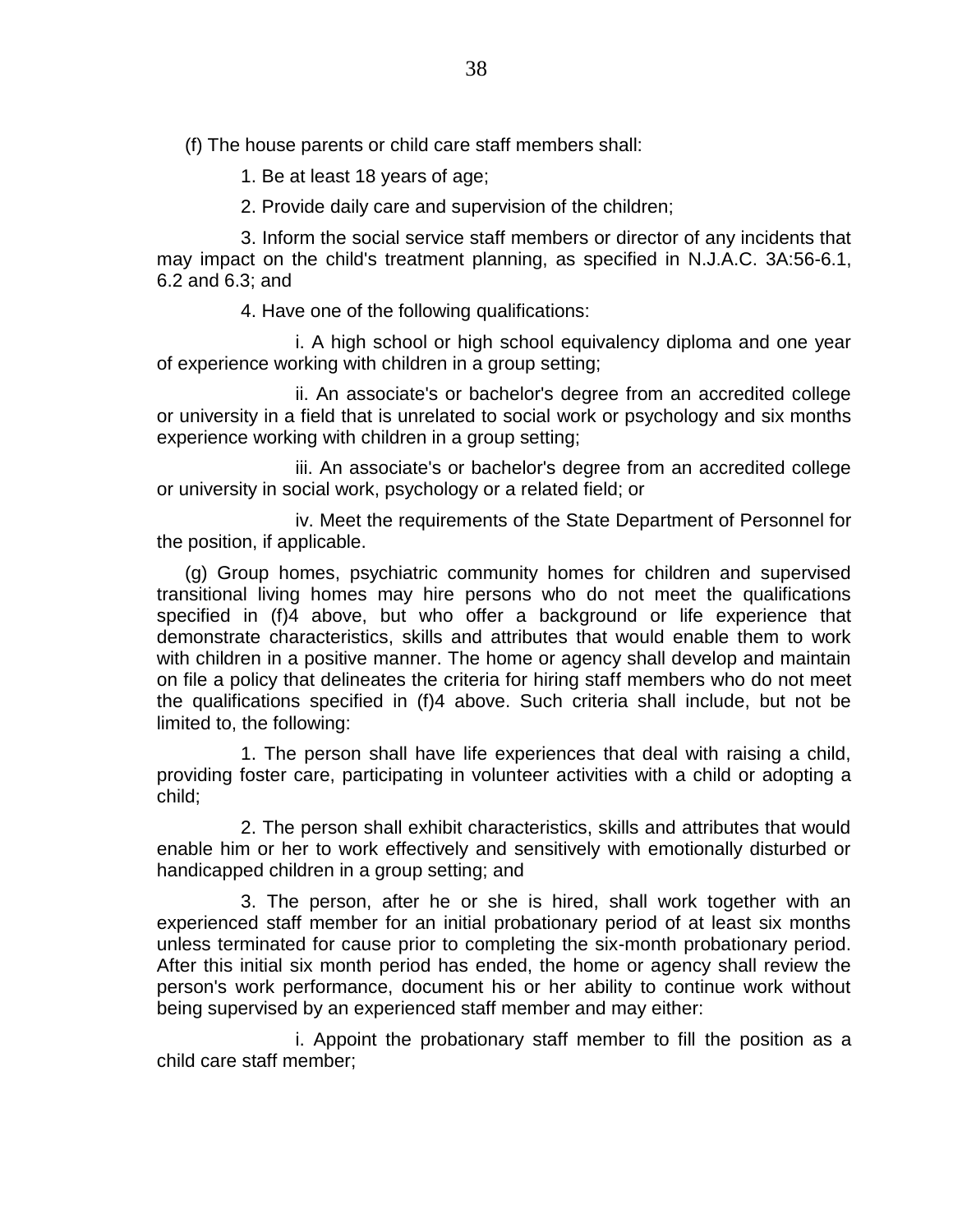(f) The house parents or child care staff members shall:

1. Be at least 18 years of age;

2. Provide daily care and supervision of the children;

3. Inform the social service staff members or director of any incidents that may impact on the child's treatment planning, as specified in N.J.A.C. 3A:56-6.1, 6.2 and 6.3; and

4. Have one of the following qualifications:

i. A high school or high school equivalency diploma and one year of experience working with children in a group setting;

ii. An associate's or bachelor's degree from an accredited college or university in a field that is unrelated to social work or psychology and six months experience working with children in a group setting;

iii. An associate's or bachelor's degree from an accredited college or university in social work, psychology or a related field; or

iv. Meet the requirements of the State Department of Personnel for the position, if applicable.

(g) Group homes, psychiatric community homes for children and supervised transitional living homes may hire persons who do not meet the qualifications specified in (f)4 above, but who offer a background or life experience that demonstrate characteristics, skills and attributes that would enable them to work with children in a positive manner. The home or agency shall develop and maintain on file a policy that delineates the criteria for hiring staff members who do not meet the qualifications specified in (f)4 above. Such criteria shall include, but not be limited to, the following:

1. The person shall have life experiences that deal with raising a child, providing foster care, participating in volunteer activities with a child or adopting a child;

2. The person shall exhibit characteristics, skills and attributes that would enable him or her to work effectively and sensitively with emotionally disturbed or handicapped children in a group setting; and

3. The person, after he or she is hired, shall work together with an experienced staff member for an initial probationary period of at least six months unless terminated for cause prior to completing the six-month probationary period. After this initial six month period has ended, the home or agency shall review the person's work performance, document his or her ability to continue work without being supervised by an experienced staff member and may either:

i. Appoint the probationary staff member to fill the position as a child care staff member;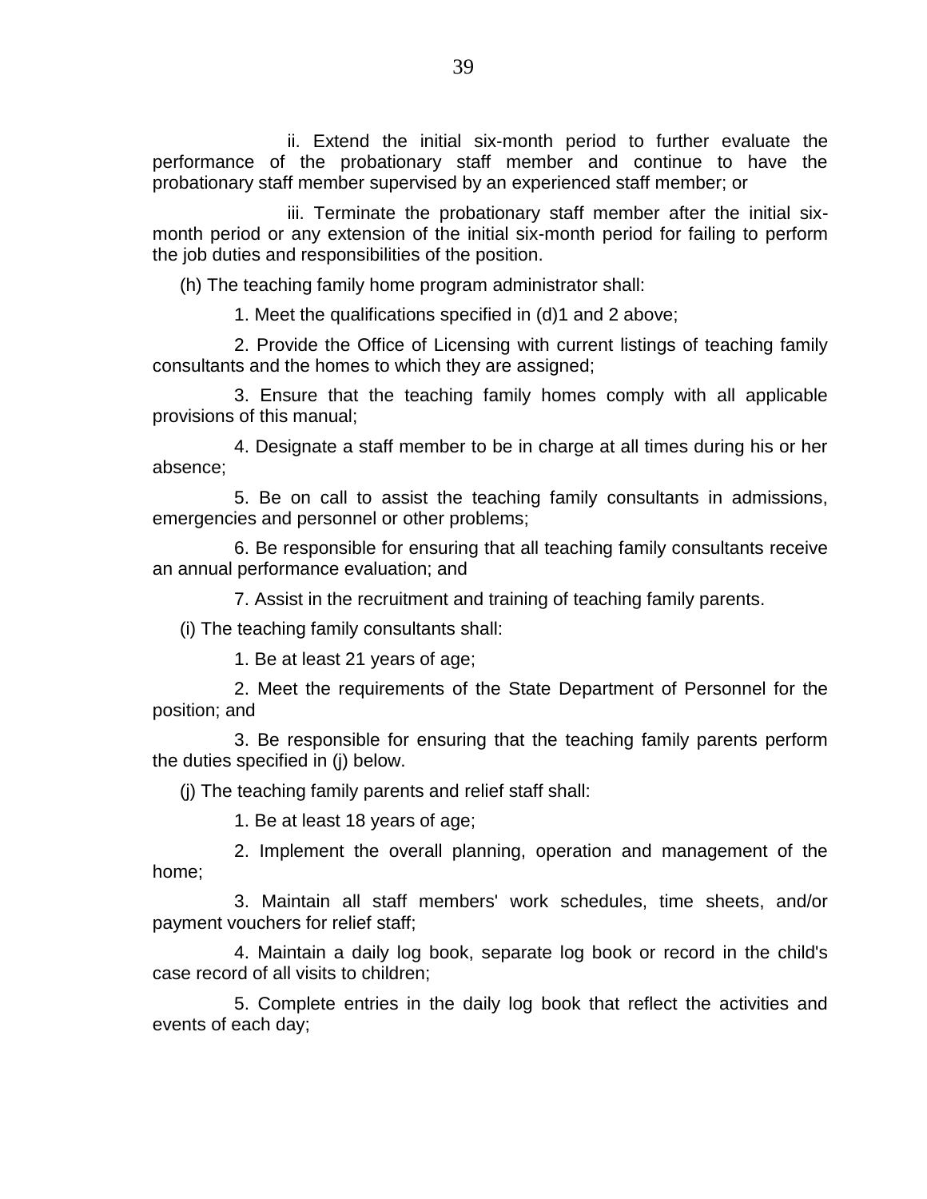ii. Extend the initial six-month period to further evaluate the performance of the probationary staff member and continue to have the probationary staff member supervised by an experienced staff member; or

iii. Terminate the probationary staff member after the initial six-month period or any extension of the initial six-month period for failing to perform the job duties and responsibilities of the position.

(h) The teaching family home program administrator shall:

1. Meet the qualifications specified in (d)1 and 2 above;

2. Provide the Office of Licensing with current listings of teaching family consultants and the homes to which they are assigned;

3. Ensure that the teaching family homes comply with all applicable provisions of this manual;

4. Designate a staff member to be in charge at all times during his or her absence;

5. Be on call to assist the teaching family consultants in admissions, emergencies and personnel or other problems;

6. Be responsible for ensuring that all teaching family consultants receive an annual performance evaluation; and

7. Assist in the recruitment and training of teaching family parents.

(i) The teaching family consultants shall:

1. Be at least 21 years of age;

2. Meet the requirements of the State Department of Personnel for the position; and

3. Be responsible for ensuring that the teaching family parents perform the duties specified in (j) below.

(j) The teaching family parents and relief staff shall:

1. Be at least 18 years of age;

2. Implement the overall planning, operation and management of the home;

3. Maintain all staff members' work schedules, time sheets, and/or payment vouchers for relief staff;

4. Maintain a daily log book, separate log book or record in the child's case record of all visits to children;

5. Complete entries in the daily log book that reflect the activities and events of each day;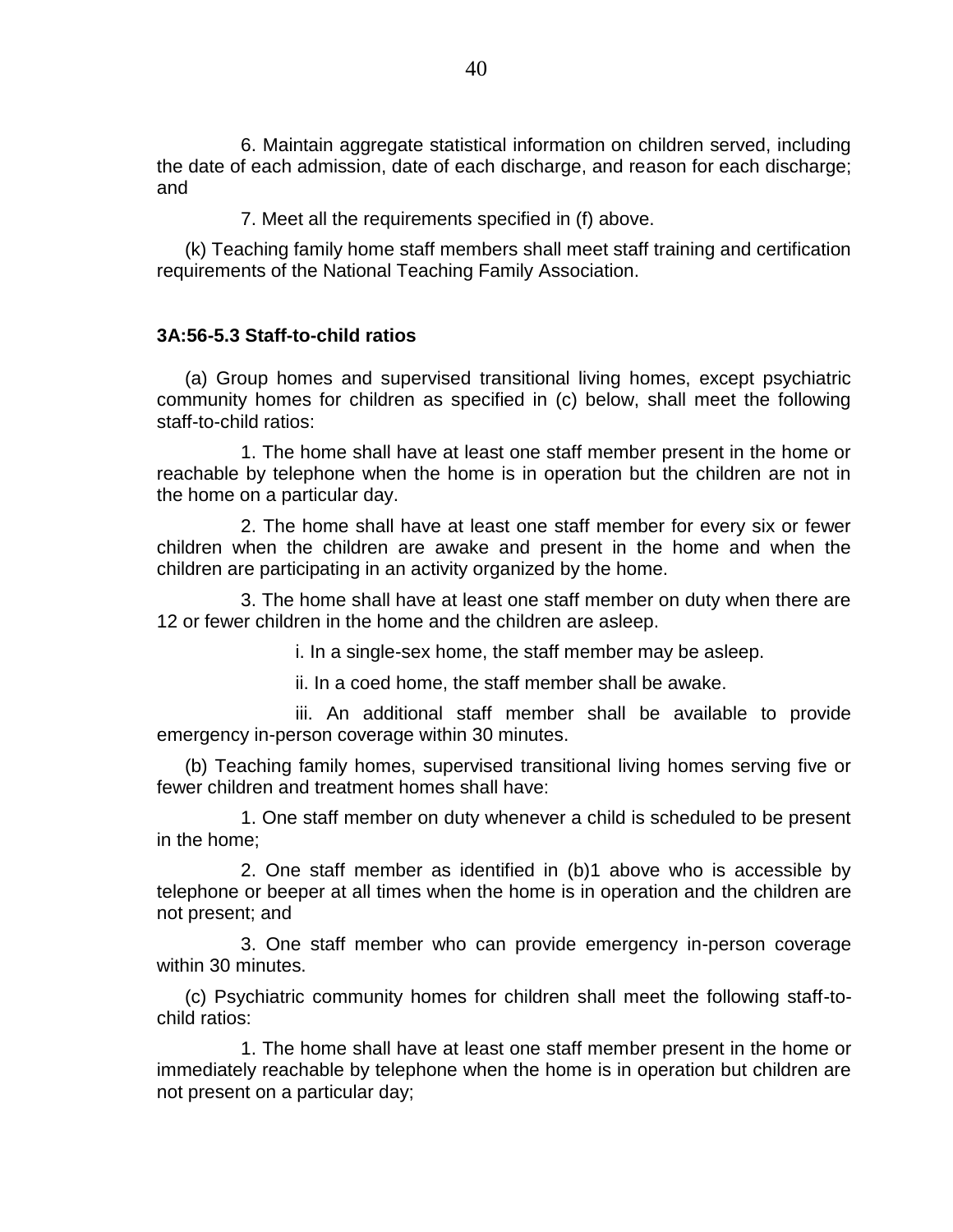6. Maintain aggregate statistical information on children served, including the date of each admission, date of each discharge, and reason for each discharge; and

7. Meet all the requirements specified in (f) above.

(k) Teaching family home staff members shall meet staff training and certification requirements of the National Teaching Family Association.

### 3A:56-5.3 Staff-to-child ratios

(a) Group homes and supervised transitional living homes, except psychiatric community homes for children as specified in (c) below, shall meet the following staff-to-child ratios:

1. The home shall have at least one staff member present in the home or reachable by telephone when the home is in operation but the children are not in the home on a particular day.

2. The home shall have at least one staff member for every six or fewer children when the children are awake and present in the home and when the children are participating in an activity organized by the home.

3. The home shall have at least one staff member on duty when there are 12 or fewer children in the home and the children are asleep.

i. In a single-sex home, the staff member may be asleep.

ii. In a coed home, the staff member shall be awake.

iii. An additional staff member shall be available to provide emergency in-person coverage within 30 minutes.

(b) Teaching family homes, supervised transitional living homes serving five or fewer children and treatment homes shall have:

1. One staff member on duty whenever a child is scheduled to be present in the home;

2. One staff member as identified in (b)1 above who is accessible by telephone or beeper at all times when the home is in operation and the children are not present; and

3. One staff member who can provide emergency in-person coverage within 30 minutes.

(c) Psychiatric community homes for children shall meet the following staff-to-child ratios:

1. The home shall have at least one staff member present in the home or immediately reachable by telephone when the home is in operation but children are not present on a particular day;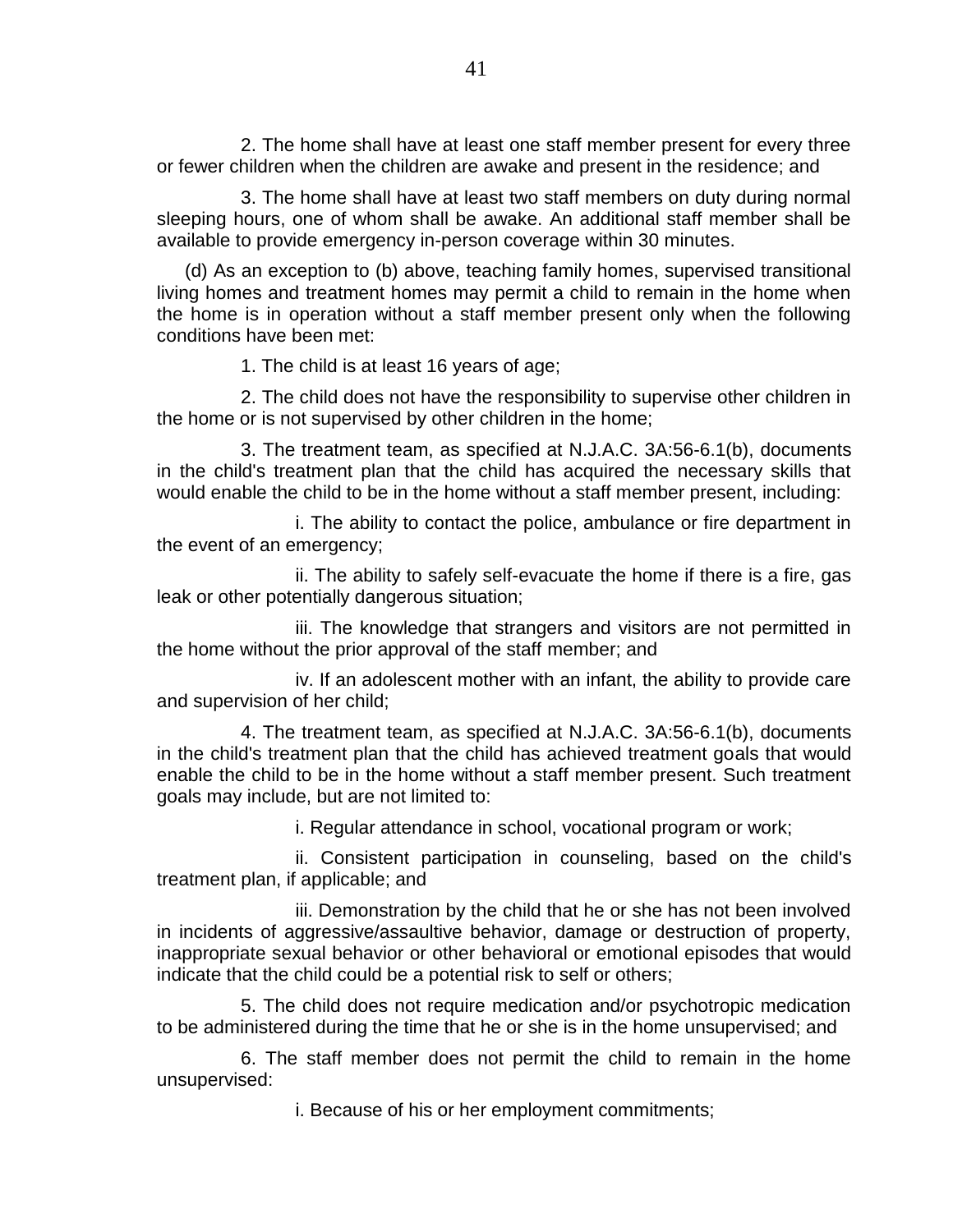2. The home shall have at least one staff member present for every three or fewer children when the children are awake and present in the residence; and

3. The home shall have at least two staff members on duty during normal sleeping hours, one of whom shall be awake. An additional staff member shall be available to provide emergency in-person coverage within 30 minutes.

(d) As an exception to (b) above, teaching family homes, supervised transitional living homes and treatment homes may permit a child to remain in the home when the home is in operation without a staff member present only when the following conditions have been met:

1. The child is at least 16 years of age;

2. The child does not have the responsibility to supervise other children in the home or is not supervised by other children in the home;

3. The treatment team, as specified at N.J.A.C. 3A:56-6.1(b), documents in the child's treatment plan that the child has acquired the necessary skills that would enable the child to be in the home without a staff member present, including:

i. The ability to contact the police, ambulance or fire department in the event of an emergency;

ii. The ability to safely self-evacuate the home if there is a fire, gas leak or other potentially dangerous situation;

iii. The knowledge that strangers and visitors are not permitted in the home without the prior approval of the staff member; and

iv. If an adolescent mother with an infant, the ability to provide care and supervision of her child;

4. The treatment team, as specified at N.J.A.C. 3A:56-6.1(b), documents in the child's treatment plan that the child has achieved treatment goals that would enable the child to be in the home without a staff member present. Such treatment goals may include, but are not limited to:

i. Regular attendance in school, vocational program or work;

ii. Consistent participation in counseling, based on the child's treatment plan, if applicable; and

iii. Demonstration by the child that he or she has not been involved in incidents of aggressive/assaultive behavior, damage or destruction of property, inappropriate sexual behavior or other behavioral or emotional episodes that would indicate that the child could be a potential risk to self or others;

5. The child does not require medication and/or psychotropic medication to be administered during the time that he or she is in the home unsupervised; and

6. The staff member does not permit the child to remain in the home unsupervised:

i. Because of his or her employment commitments;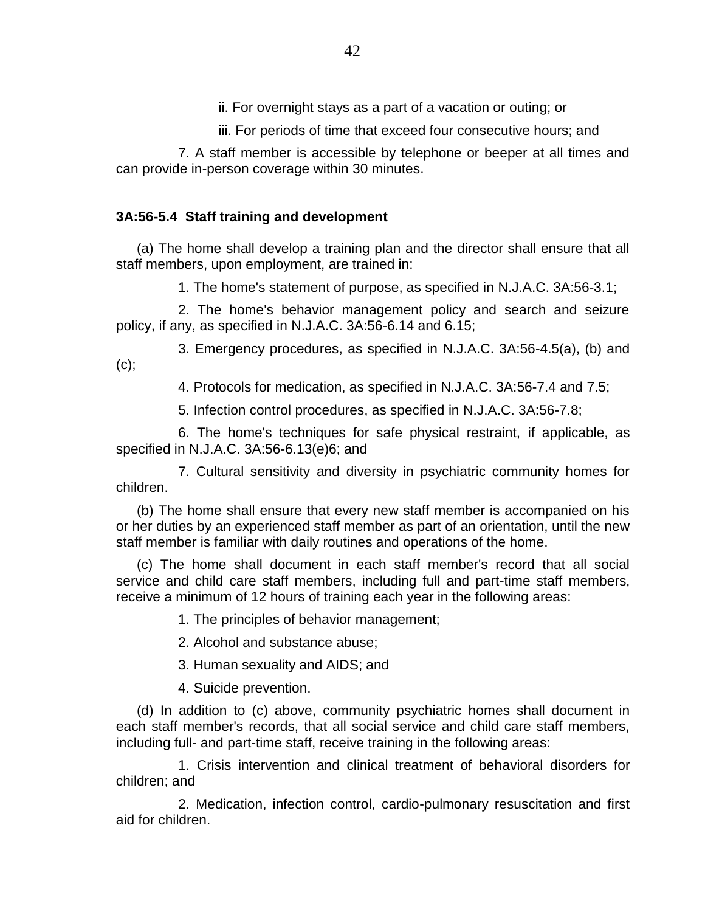ii. For overnight stays as a part of a vacation or outing; or

iii. For periods of time that exceed four consecutive hours; and

7. A staff member is accessible by telephone or beeper at all times and can provide in-person coverage within 30 minutes.

### 3A:56-5.4 Staff training and development

(a) The home shall develop a training plan and the director shall ensure that all staff members, upon employment, are trained in:

1. The home's statement of purpose, as specified in N.J.A.C. 3A:56-3.1;

2. The home's behavior management policy and search and seizure policy, if any, as specified in N.J.A.C. 3A:56-6.14 and 6.15;

3. Emergency procedures, as specified in N.J.A.C. 3A:56-4.5(a), (b) and (c);

4. Protocols for medication, as specified in N.J.A.C. 3A:56-7.4 and 7.5;

5. Infection control procedures, as specified in N.J.A.C. 3A:56-7.8;

6. The home's techniques for safe physical restraint, if applicable, as specified in N.J.A.C. 3A:56-6.13(e)6; and

7. Cultural sensitivity and diversity in psychiatric community homes for children.

(b) The home shall ensure that every new staff member is accompanied on his or her duties by an experienced staff member as part of an orientation, until the new staff member is familiar with daily routines and operations of the home.

(c) The home shall document in each staff member's record that all social service and child care staff members, including full and part-time staff members, receive a minimum of 12 hours of training each year in the following areas:

1. The principles of behavior management;

2. Alcohol and substance abuse;

3. Human sexuality and AIDS; and

4. Suicide prevention.

(d) In addition to (c) above, community psychiatric homes shall document in each staff member's records, that all social service and child care staff members, including full- and part-time staff, receive training in the following areas:

1. Crisis intervention and clinical treatment of behavioral disorders for children; and

2. Medication, infection control, cardio-pulmonary resuscitation and first aid for children.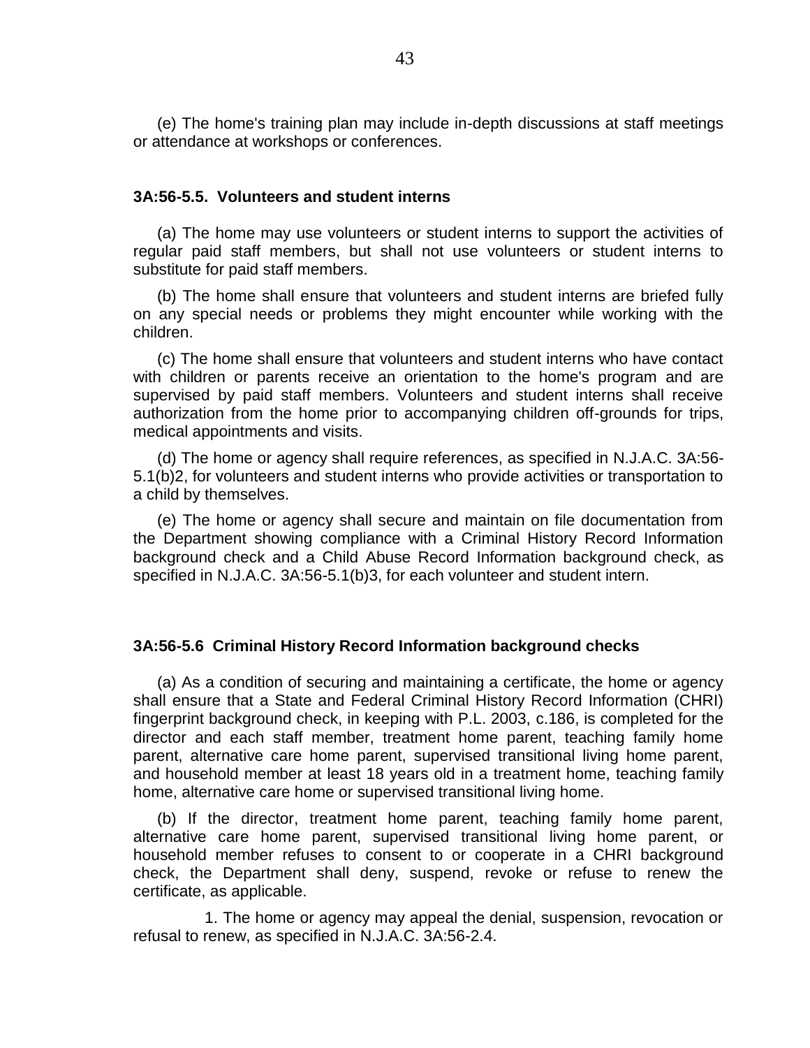(e) The home's training plan may include in-depth discussions at staff meetings or attendance at workshops or conferences.

### 3A:56-5.5. Volunteers and student interns

(a) The home may use volunteers or student interns to support the activities of regular paid staff members, but shall not use volunteers or student interns to substitute for paid staff members.

(b) The home shall ensure that volunteers and student interns are briefed fully on any special needs or problems they might encounter while working with the children.

(c) The home shall ensure that volunteers and student interns who have contact with children or parents receive an orientation to the home's program and are supervised by paid staff members. Volunteers and student interns shall receive authorization from the home prior to accompanying children off-grounds for trips, medical appointments and visits.

(d) The home or agency shall require references, as specified in N.J.A.C. 3A:56-5.1(b)2, for volunteers and student interns who provide activities or transportation to a child by themselves.

(e) The home or agency shall secure and maintain on file documentation from the Department showing compliance with a Criminal History Record Information background check and a Child Abuse Record Information background check, as specified in N.J.A.C. 3A:56-5.1(b)3, for each volunteer and student intern.

### 3A:56-5.6 Criminal History Record Information background checks

(a) As a condition of securing and maintaining a certificate, the home or agency shall ensure that a State and Federal Criminal History Record Information (CHRI) fingerprint background check, in keeping with P.L. 2003, c.186, is completed for the director and each staff member, treatment home parent, teaching family home parent, alternative care home parent, supervised transitional living home parent, and household member at least 18 years old in a treatment home, teaching family home, alternative care home or supervised transitional living home.

(b) If the director, treatment home parent, teaching family home parent, alternative care home parent, supervised transitional living home parent, or household member refuses to consent to or cooperate in a CHRI background check, the Department shall deny, suspend, revoke or refuse to renew the certificate, as applicable.

1. The home or agency may appeal the denial, suspension, revocation or refusal to renew, as specified in N.J.A.C. 3A:56-2.4.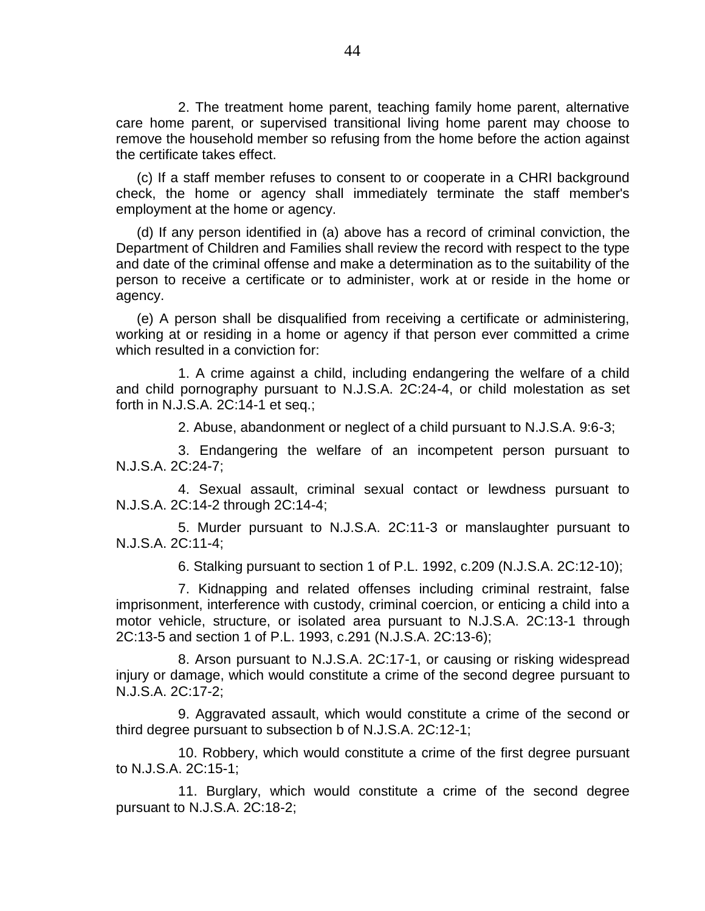2. The treatment home parent, teaching family home parent, alternative care home parent, or supervised transitional living home parent may choose to remove the household member so refusing from the home before the action against the certificate takes effect.

(c) If a staff member refuses to consent to or cooperate in a CHRI background check, the home or agency shall immediately terminate the staff member's employment at the home or agency.

(d) If any person identified in (a) above has a record of criminal conviction, the Department of Children and Families shall review the record with respect to the type and date of the criminal offense and make a determination as to the suitability of the person to receive a certificate or to administer, work at or reside in the home or agency.

(e) A person shall be disqualified from receiving a certificate or administering, working at or residing in a home or agency if that person ever committed a crime which resulted in a conviction for:

1. A crime against a child, including endangering the welfare of a child and child pornography pursuant to N.J.S.A. 2C:24-4, or child molestation as set forth in N.J.S.A. 2C:14-1 et seq.;

2. Abuse, abandonment or neglect of a child pursuant to N.J.S.A. 9:6-3;

3. Endangering the welfare of an incompetent person pursuant to N.J.S.A. 2C:24-7;

4. Sexual assault, criminal sexual contact or lewdness pursuant to N.J.S.A. 2C:14-2 through 2C:14-4;

5. Murder pursuant to N.J.S.A. 2C:11-3 or manslaughter pursuant to N.J.S.A. 2C:11-4;

6. Stalking pursuant to section 1 of P.L. 1992, c.209 (N.J.S.A. 2C:12-10);

7. Kidnapping and related offenses including criminal restraint, false imprisonment, interference with custody, criminal coercion, or enticing a child into a motor vehicle, structure, or isolated area pursuant to N.J.S.A. 2C:13-1 through 2C:13-5 and section 1 of P.L. 1993, c.291 (N.J.S.A. 2C:13-6);

8. Arson pursuant to N.J.S.A. 2C:17-1, or causing or risking widespread injury or damage, which would constitute a crime of the second degree pursuant to N.J.S.A. 2C:17-2;

9. Aggravated assault, which would constitute a crime of the second or third degree pursuant to subsection b of N.J.S.A. 2C:12-1;

10. Robbery, which would constitute a crime of the first degree pursuant to N.J.S.A. 2C:15-1;

11. Burglary, which would constitute a crime of the second degree pursuant to N.J.S.A. 2C:18-2;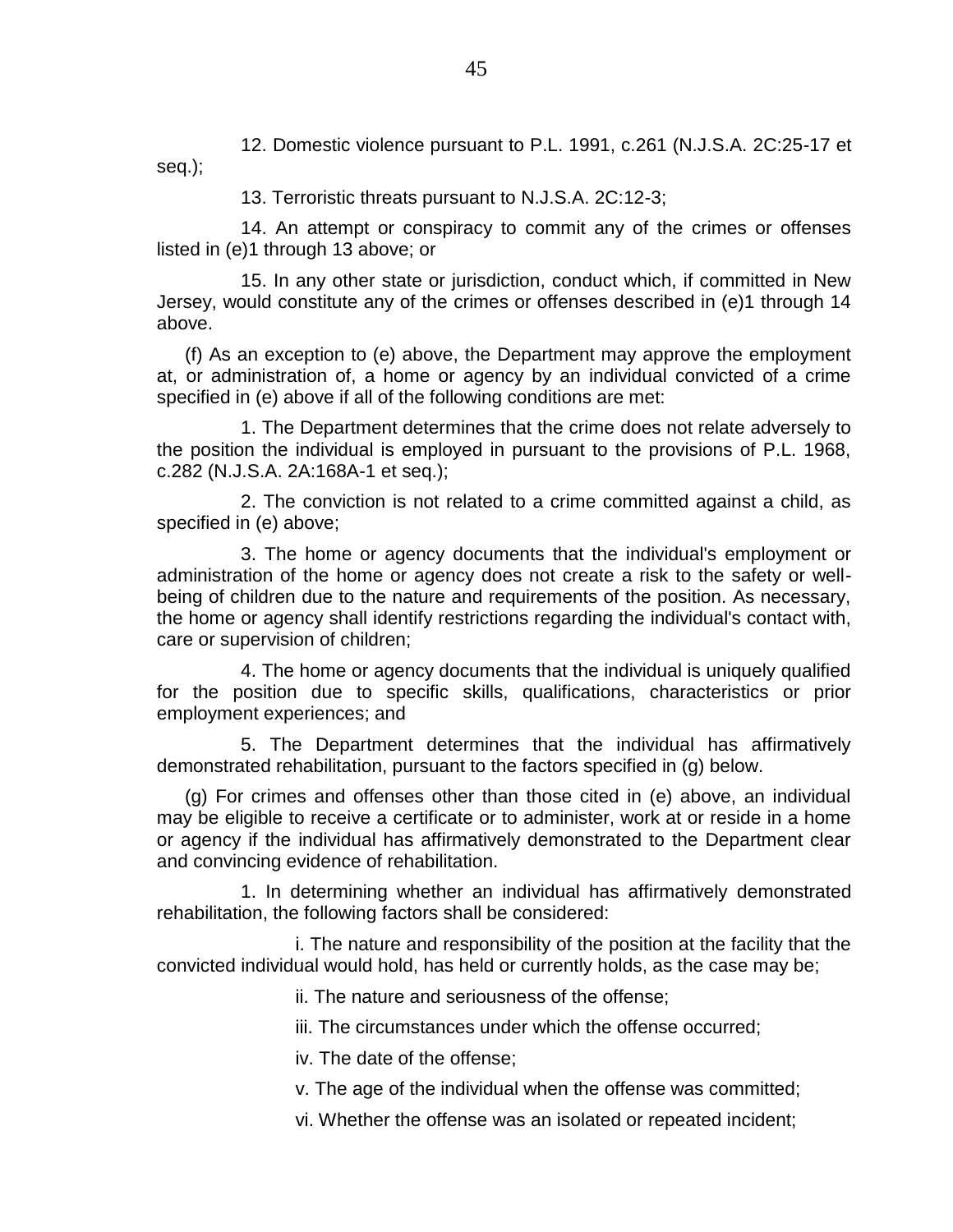12. Domestic violence pursuant to P.L. 1991, c.261 (N.J.S.A. 2C:25-17 et seq.);

13. Terroristic threats pursuant to N.J.S.A. 2C:12-3;

14. An attempt or conspiracy to commit any of the crimes or offenses listed in (e)1 through 13 above; or

15. In any other state or jurisdiction, conduct which, if committed in New Jersey, would constitute any of the crimes or offenses described in (e)1 through 14 above.

(f) As an exception to (e) above, the Department may approve the employment at, or administration of, a home or agency by an individual convicted of a crime specified in (e) above if all of the following conditions are met:

1. The Department determines that the crime does not relate adversely to the position the individual is employed in pursuant to the provisions of P.L. 1968, c.282 (N.J.S.A. 2A:168A-1 et seq.);

2. The conviction is not related to a crime committed against a child, as specified in (e) above;

3. The home or agency documents that the individual's employment or administration of the home or agency does not create a risk to the safety or well-being of children due to the nature and requirements of the position. As necessary, the home or agency shall identify restrictions regarding the individual's contact with, care or supervision of children;

4. The home or agency documents that the individual is uniquely qualified for the position due to specific skills, qualifications, characteristics or prior employment experiences; and

5. The Department determines that the individual has affirmatively demonstrated rehabilitation, pursuant to the factors specified in (g) below.

(g) For crimes and offenses other than those cited in (e) above, an individual may be eligible to receive a certificate or to administer, work at or reside in a home or agency if the individual has affirmatively demonstrated to the Department clear and convincing evidence of rehabilitation.

1. In determining whether an individual has affirmatively demonstrated rehabilitation, the following factors shall be considered:

i. The nature and responsibility of the position at the facility that the convicted individual would hold, has held or currently holds, as the case may be;

ii. The nature and seriousness of the offense;

iii. The circumstances under which the offense occurred;

iv. The date of the offense;

v. The age of the individual when the offense was committed;

vi. Whether the offense was an isolated or repeated incident;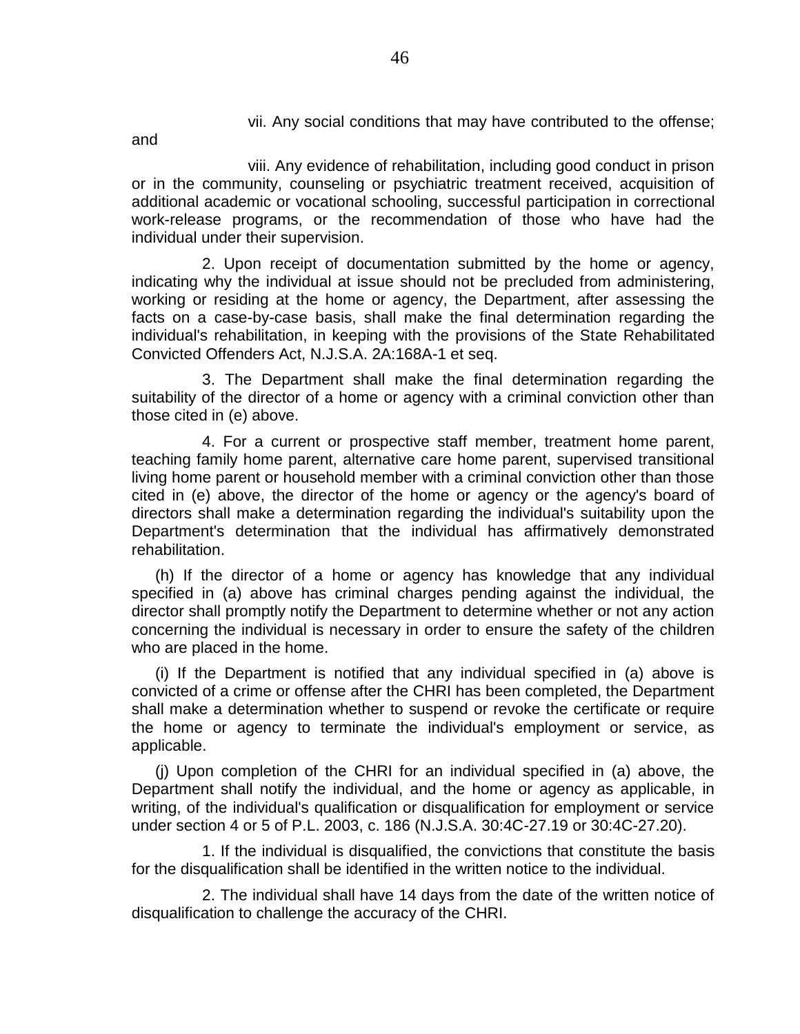vii. Any social conditions that may have contributed to the offense; and

viii. Any evidence of rehabilitation, including good conduct in prison or in the community, counseling or psychiatric treatment received, acquisition of additional academic or vocational schooling, successful participation in correctional work-release programs, or the recommendation of those who have had the individual under their supervision.

2. Upon receipt of documentation submitted by the home or agency, indicating why the individual at issue should not be precluded from administering, working or residing at the home or agency, the Department, after assessing the facts on a case-by-case basis, shall make the final determination regarding the individual's rehabilitation, in keeping with the provisions of the State Rehabilitated Convicted Offenders Act, N.J.S.A. 2A:168A-1 et seq.

3. The Department shall make the final determination regarding the suitability of the director of a home or agency with a criminal conviction other than those cited in (e) above.

4. For a current or prospective staff member, treatment home parent, teaching family home parent, alternative care home parent, supervised transitional living home parent or household member with a criminal conviction other than those cited in (e) above, the director of the home or agency or the agency's board of directors shall make a determination regarding the individual's suitability upon the Department's determination that the individual has affirmatively demonstrated rehabilitation.

(h) If the director of a home or agency has knowledge that any individual specified in (a) above has criminal charges pending against the individual, the director shall promptly notify the Department to determine whether or not any action concerning the individual is necessary in order to ensure the safety of the children who are placed in the home.

(i) If the Department is notified that any individual specified in (a) above is convicted of a crime or offense after the CHRI has been completed, the Department shall make a determination whether to suspend or revoke the certificate or require the home or agency to terminate the individual's employment or service, as applicable.

(j) Upon completion of the CHRI for an individual specified in (a) above, the Department shall notify the individual, and the home or agency as applicable, in writing, of the individual's qualification or disqualification for employment or service under section 4 or 5 of P.L. 2003, c. 186 (N.J.S.A. 30:4C-27.19 or 30:4C-27.20).

1. If the individual is disqualified, the convictions that constitute the basis for the disqualification shall be identified in the written notice to the individual.

2. The individual shall have 14 days from the date of the written notice of disqualification to challenge the accuracy of the CHRI.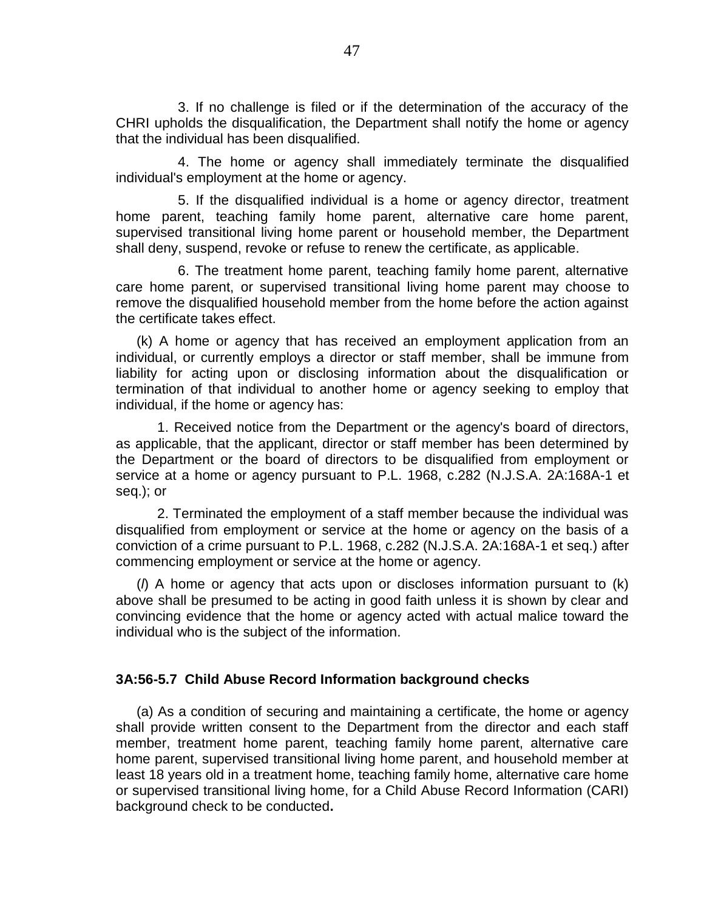3. If no challenge is filed or if the determination of the accuracy of the CHRI upholds the disqualification, the Department shall notify the home or agency that the individual has been disqualified.

4. The home or agency shall immediately terminate the disqualified individual's employment at the home or agency.

5. If the disqualified individual is a home or agency director, treatment home parent, teaching family home parent, alternative care home parent, supervised transitional living home parent or household member, the Department shall deny, suspend, revoke or refuse to renew the certificate, as applicable.

6. The treatment home parent, teaching family home parent, alternative care home parent, or supervised transitional living home parent may choose to remove the disqualified household member from the home before the action against the certificate takes effect.

(k) A home or agency that has received an employment application from an individual, or currently employs a director or staff member, shall be immune from liability for acting upon or disclosing information about the disqualification or termination of that individual to another home or agency seeking to employ that individual, if the home or agency has:

1. Received notice from the Department or the agency's board of directors, as applicable, that the applicant, director or staff member has been determined by the Department or the board of directors to be disqualified from employment or service at a home or agency pursuant to P.L. 1968, c.282 (N.J.S.A. 2A:168A-1 et seq.); or

2. Terminated the employment of a staff member because the individual was disqualified from employment or service at the home or agency on the basis of a conviction of a crime pursuant to P.L. 1968, c.282 (N.J.S.A. 2A:168A-1 et seq.) after commencing employment or service at the home or agency.

(*l*) A home or agency that acts upon or discloses information pursuant to (k) above shall be presumed to be acting in good faith unless it is shown by clear and convincing evidence that the home or agency acted with actual malice toward the individual who is the subject of the information.

### 3A:56-5.7 Child Abuse Record Information background checks

(a) As a condition of securing and maintaining a certificate, the home or agency shall provide written consent to the Department from the director and each staff member, treatment home parent, teaching family home parent, alternative care home parent, supervised transitional living home parent, and household member at least 18 years old in a treatment home, teaching family home, alternative care home or supervised transitional living home, for a Child Abuse Record Information (CARI) background check to be conducted.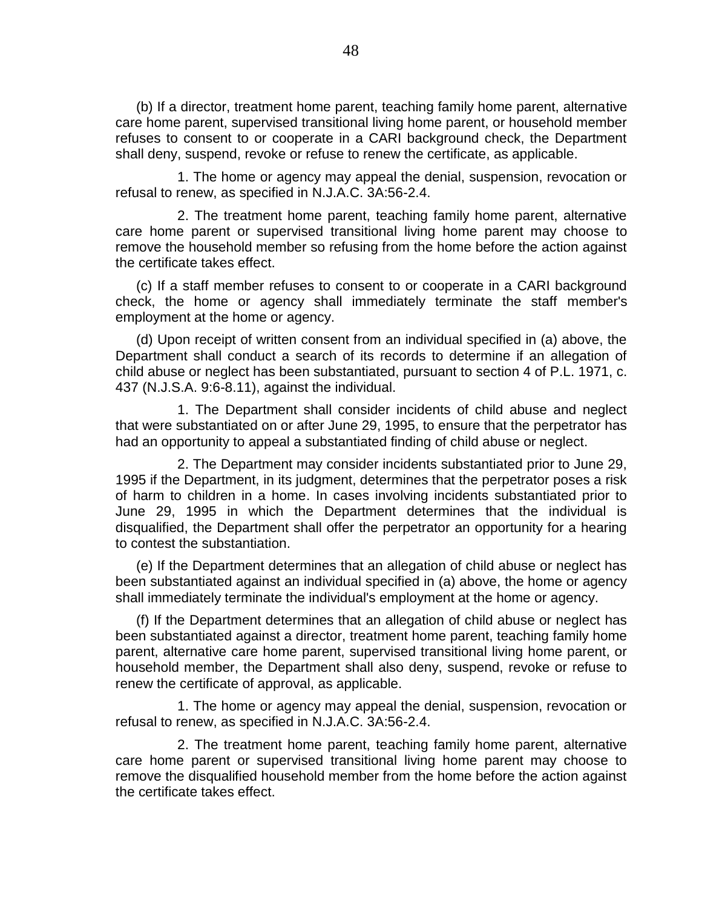(b) If a director, treatment home parent, teaching family home parent, alternative care home parent, supervised transitional living home parent, or household member refuses to consent to or cooperate in a CARI background check, the Department shall deny, suspend, revoke or refuse to renew the certificate, as applicable.

1. The home or agency may appeal the denial, suspension, revocation or refusal to renew, as specified in N.J.A.C. 3A:56-2.4.

2. The treatment home parent, teaching family home parent, alternative care home parent or supervised transitional living home parent may choose to remove the household member so refusing from the home before the action against the certificate takes effect.

(c) If a staff member refuses to consent to or cooperate in a CARI background check, the home or agency shall immediately terminate the staff member's employment at the home or agency.

(d) Upon receipt of written consent from an individual specified in (a) above, the Department shall conduct a search of its records to determine if an allegation of child abuse or neglect has been substantiated, pursuant to section 4 of P.L. 1971, c. 437 (N.J.S.A. 9:6-8.11), against the individual.

1. The Department shall consider incidents of child abuse and neglect that were substantiated on or after June 29, 1995, to ensure that the perpetrator has had an opportunity to appeal a substantiated finding of child abuse or neglect.

2. The Department may consider incidents substantiated prior to June 29, 1995 if the Department, in its judgment, determines that the perpetrator poses a risk of harm to children in a home. In cases involving incidents substantiated prior to June 29, 1995 in which the Department determines that the individual is disqualified, the Department shall offer the perpetrator an opportunity for a hearing to contest the substantiation.

(e) If the Department determines that an allegation of child abuse or neglect has been substantiated against an individual specified in (a) above, the home or agency shall immediately terminate the individual's employment at the home or agency.

(f) If the Department determines that an allegation of child abuse or neglect has been substantiated against a director, treatment home parent, teaching family home parent, alternative care home parent, supervised transitional living home parent, or household member, the Department shall also deny, suspend, revoke or refuse to renew the certificate of approval, as applicable.

1. The home or agency may appeal the denial, suspension, revocation or refusal to renew, as specified in N.J.A.C. 3A:56-2.4.

2. The treatment home parent, teaching family home parent, alternative care home parent or supervised transitional living home parent may choose to remove the disqualified household member from the home before the action against the certificate takes effect.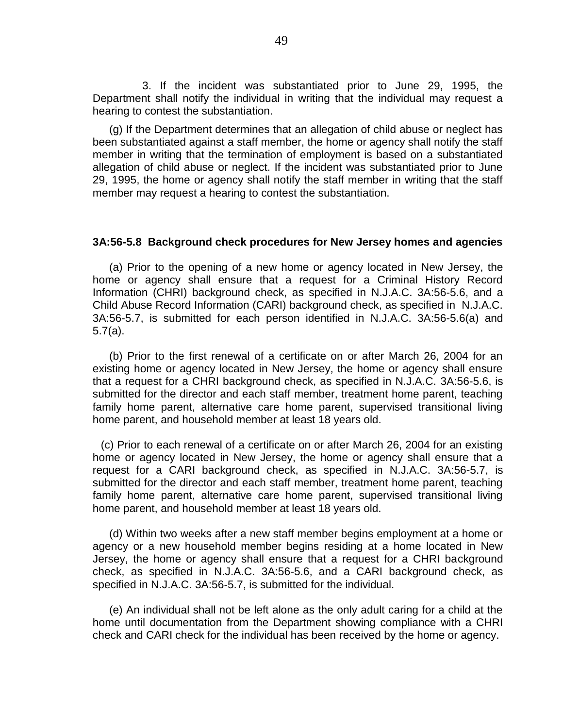3. If the incident was substantiated prior to June 29, 1995, the Department shall notify the individual in writing that the individual may request a hearing to contest the substantiation.

(g) If the Department determines that an allegation of child abuse or neglect has been substantiated against a staff member, the home or agency shall notify the staff member in writing that the termination of employment is based on a substantiated allegation of child abuse or neglect. If the incident was substantiated prior to June 29, 1995, the home or agency shall notify the staff member in writing that the staff member may request a hearing to contest the substantiation.

**3A:56-5.8 Background check procedures for New Jersey homes and agencies**

(a) Prior to the opening of a new home or agency located in New Jersey, the home or agency shall ensure that a request for a Criminal History Record Information (CHRI) background check, as specified in N.J.A.C. 3A:56-5.6, and a Child Abuse Record Information (CARI) background check, as specified in N.J.A.C. 3A:56-5.7, is submitted for each person identified in N.J.A.C. 3A:56-5.6(a) and 5.7(a).

(b) Prior to the first renewal of a certificate on or after March 26, 2004 for an existing home or agency located in New Jersey, the home or agency shall ensure that a request for a CHRI background check, as specified in N.J.A.C. 3A:56-5.6, is submitted for the director and each staff member, treatment home parent, teaching family home parent, alternative care home parent, supervised transitional living home parent, and household member at least 18 years old.

(c) Prior to each renewal of a certificate on or after March 26, 2004 for an existing home or agency located in New Jersey, the home or agency shall ensure that a request for a CARI background check, as specified in N.J.A.C. 3A:56-5.7, is submitted for the director and each staff member, treatment home parent, teaching family home parent, alternative care home parent, supervised transitional living home parent, and household member at least 18 years old.

(d) Within two weeks after a new staff member begins employment at a home or agency or a new household member begins residing at a home located in New Jersey, the home or agency shall ensure that a request for a CHRI background check, as specified in N.J.A.C. 3A:56-5.6, and a CARI background check, as specified in N.J.A.C. 3A:56-5.7, is submitted for the individual.

(e) An individual shall not be left alone as the only adult caring for a child at the home until documentation from the Department showing compliance with a CHRI check and CARI check for the individual has been received by the home or agency.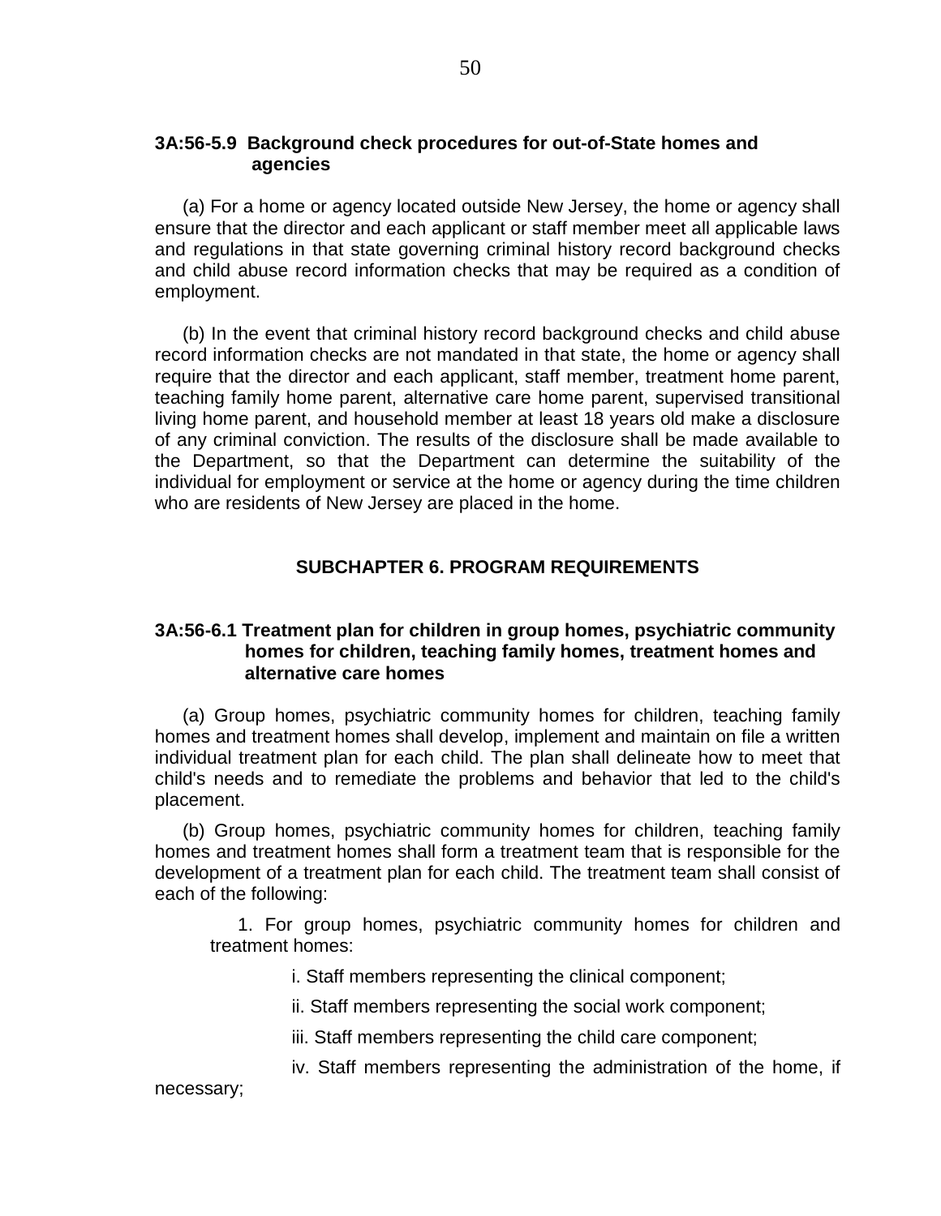### 3A:56-5.9 Background check procedures for out-of-State homes and agencies

(a) For a home or agency located outside New Jersey, the home or agency shall ensure that the director and each applicant or staff member meet all applicable laws and regulations in that state governing criminal history record background checks and child abuse record information checks that may be required as a condition of employment.

(b) In the event that criminal history record background checks and child abuse record information checks are not mandated in that state, the home or agency shall require that the director and each applicant, staff member, treatment home parent, teaching family home parent, alternative care home parent, supervised transitional living home parent, and household member at least 18 years old make a disclosure of any criminal conviction. The results of the disclosure shall be made available to the Department, so that the Department can determine the suitability of the individual for employment or service at the home or agency during the time children who are residents of New Jersey are placed in the home.

## SUBCHAPTER 6. PROGRAM REQUIREMENTS

### 3A:56-6.1 Treatment plan for children in group homes, psychiatric community homes for children, teaching family homes, treatment homes and alternative care homes

(a) Group homes, psychiatric community homes for children, teaching family homes and treatment homes shall develop, implement and maintain on file a written individual treatment plan for each child. The plan shall delineate how to meet that child's needs and to remediate the problems and behavior that led to the child's placement.

(b) Group homes, psychiatric community homes for children, teaching family homes and treatment homes shall form a treatment team that is responsible for the development of a treatment plan for each child. The treatment team shall consist of each of the following:

1. For group homes, psychiatric community homes for children and treatment homes:

   i. Staff members representing the clinical component;

   ii. Staff members representing the social work component;

   iii. Staff members representing the child care component;

   iv. Staff members representing the administration of the home, if necessary;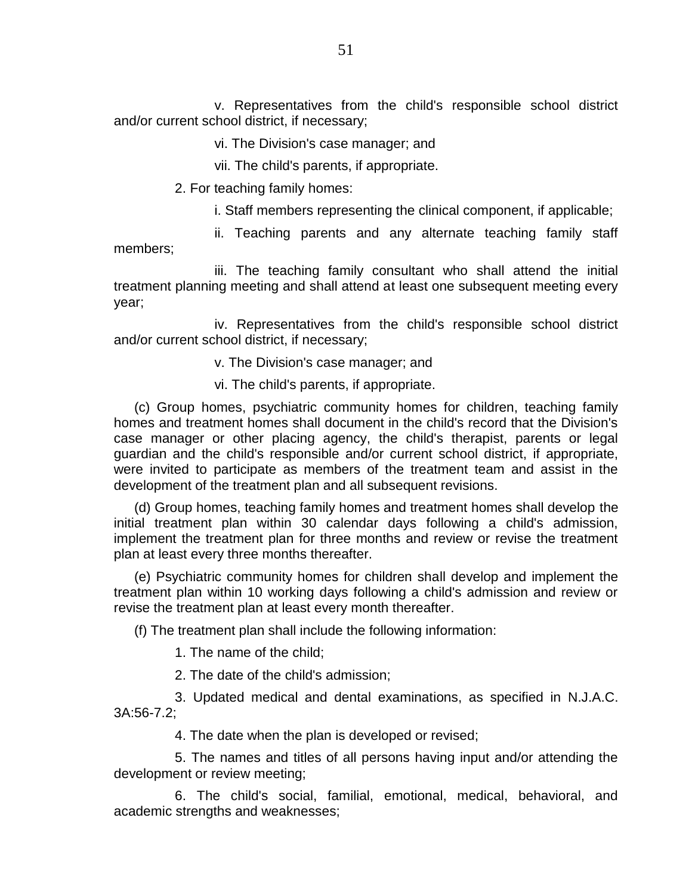v. Representatives from the child's responsible school district and/or current school district, if necessary;

vi. The Division's case manager; and

vii. The child's parents, if appropriate.

2. For teaching family homes:

i. Staff members representing the clinical component, if applicable;

ii. Teaching parents and any alternate teaching family staff members;

iii. The teaching family consultant who shall attend the initial treatment planning meeting and shall attend at least one subsequent meeting every year;

iv. Representatives from the child's responsible school district and/or current school district, if necessary;

v. The Division's case manager; and

vi. The child's parents, if appropriate.

(c) Group homes, psychiatric community homes for children, teaching family homes and treatment homes shall document in the child's record that the Division's case manager or other placing agency, the child's therapist, parents or legal guardian and the child's responsible and/or current school district, if appropriate, were invited to participate as members of the treatment team and assist in the development of the treatment plan and all subsequent revisions.

(d) Group homes, teaching family homes and treatment homes shall develop the initial treatment plan within 30 calendar days following a child's admission, implement the treatment plan for three months and review or revise the treatment plan at least every three months thereafter.

(e) Psychiatric community homes for children shall develop and implement the treatment plan within 10 working days following a child's admission and review or revise the treatment plan at least every month thereafter.

(f) The treatment plan shall include the following information:

1. The name of the child;

2. The date of the child's admission;

3. Updated medical and dental examinations, as specified in N.J.A.C. 3A:56-7.2;

4. The date when the plan is developed or revised;

5. The names and titles of all persons having input and/or attending the development or review meeting;

6. The child's social, familial, emotional, medical, behavioral, and academic strengths and weaknesses;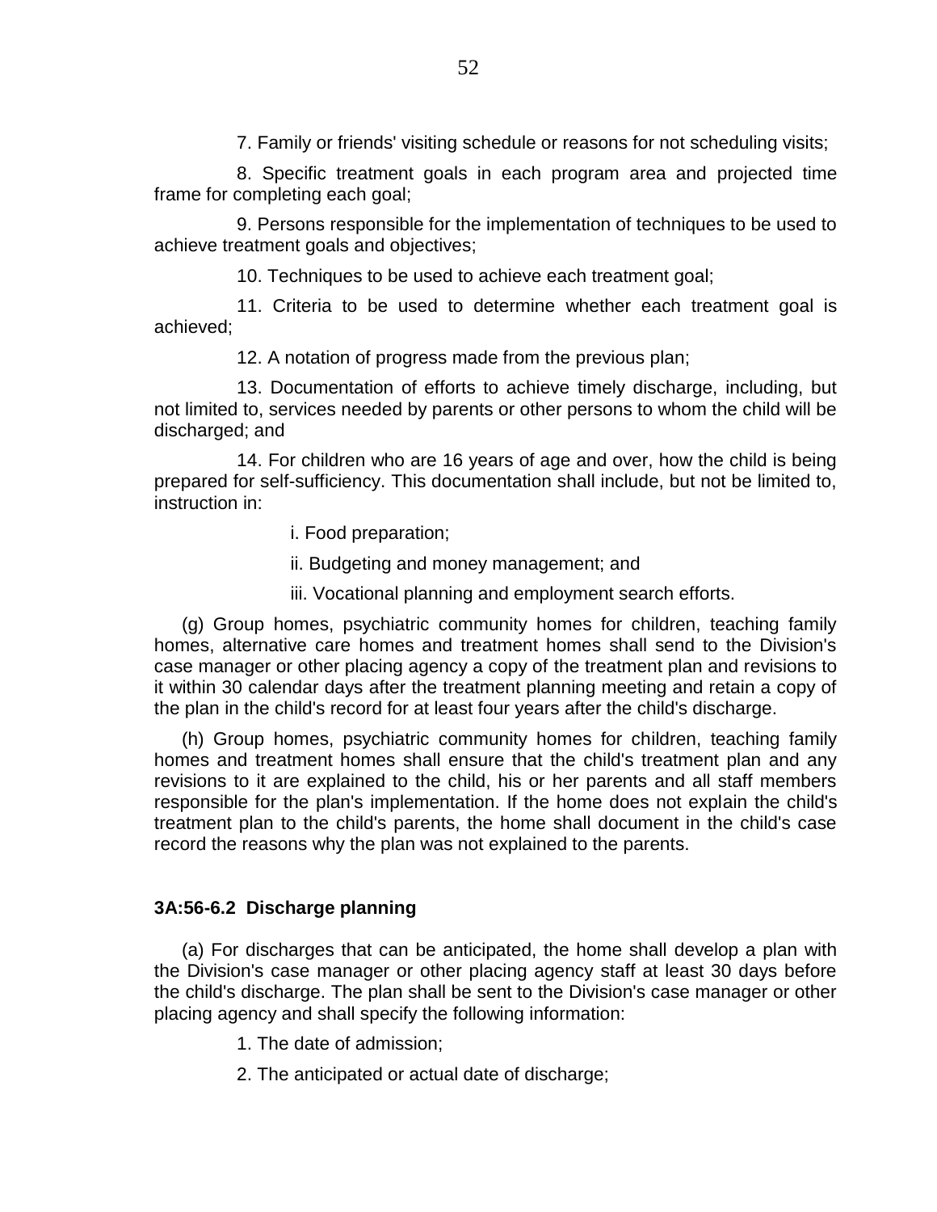7. Family or friends' visiting schedule or reasons for not scheduling visits;

8. Specific treatment goals in each program area and projected time frame for completing each goal;

9. Persons responsible for the implementation of techniques to be used to achieve treatment goals and objectives;

10. Techniques to be used to achieve each treatment goal;

11. Criteria to be used to determine whether each treatment goal is achieved;

12. A notation of progress made from the previous plan;

13. Documentation of efforts to achieve timely discharge, including, but not limited to, services needed by parents or other persons to whom the child will be discharged; and

14. For children who are 16 years of age and over, how the child is being prepared for self-sufficiency. This documentation shall include, but not be limited to, instruction in:

i. Food preparation;

ii. Budgeting and money management; and

iii. Vocational planning and employment search efforts.

(g) Group homes, psychiatric community homes for children, teaching family homes, alternative care homes and treatment homes shall send to the Division's case manager or other placing agency a copy of the treatment plan and revisions to it within 30 calendar days after the treatment planning meeting and retain a copy of the plan in the child's record for at least four years after the child's discharge.

(h) Group homes, psychiatric community homes for children, teaching family homes and treatment homes shall ensure that the child's treatment plan and any revisions to it are explained to the child, his or her parents and all staff members responsible for the plan's implementation. If the home does not explain the child's treatment plan to the child's parents, the home shall document in the child's case record the reasons why the plan was not explained to the parents.

**3A:56-6.2 Discharge planning**

(a) For discharges that can be anticipated, the home shall develop a plan with the Division's case manager or other placing agency staff at least 30 days before the child's discharge. The plan shall be sent to the Division's case manager or other placing agency and shall specify the following information:

1. The date of admission;

2. The anticipated or actual date of discharge;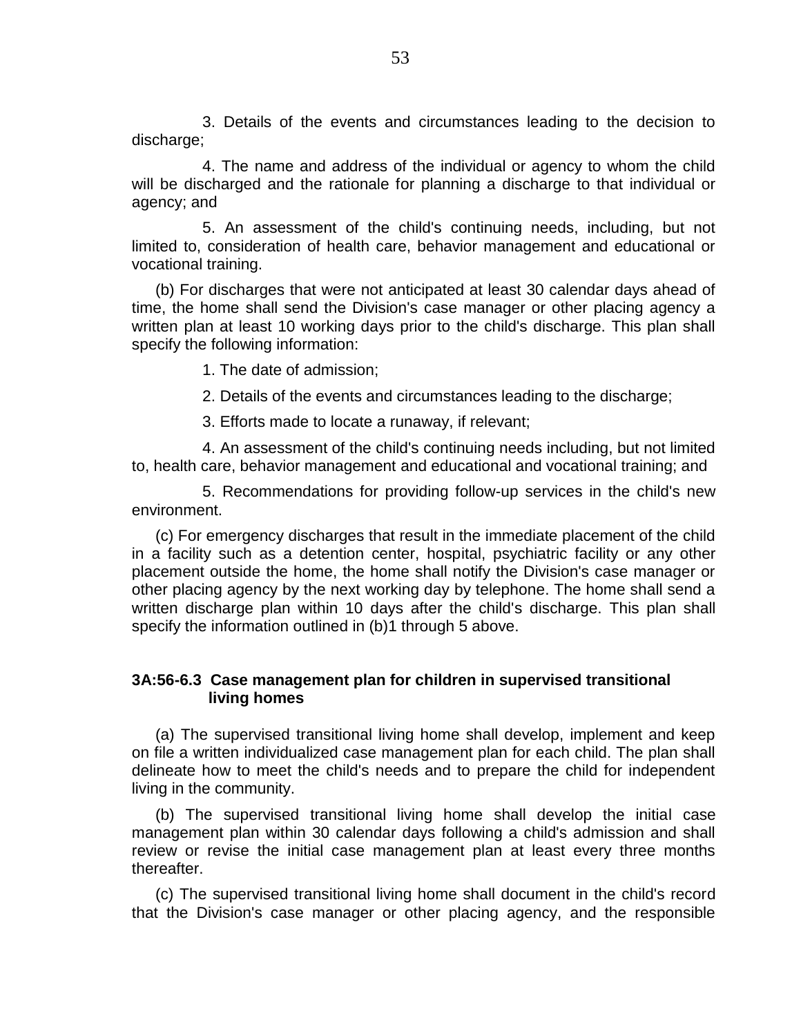3. Details of the events and circumstances leading to the decision to discharge;

4. The name and address of the individual or agency to whom the child will be discharged and the rationale for planning a discharge to that individual or agency; and

5. An assessment of the child's continuing needs, including, but not limited to, consideration of health care, behavior management and educational or vocational training.

(b) For discharges that were not anticipated at least 30 calendar days ahead of time, the home shall send the Division's case manager or other placing agency a written plan at least 10 working days prior to the child's discharge. This plan shall specify the following information:

1. The date of admission;

2. Details of the events and circumstances leading to the discharge;

3. Efforts made to locate a runaway, if relevant;

4. An assessment of the child's continuing needs including, but not limited to, health care, behavior management and educational and vocational training; and

5. Recommendations for providing follow-up services in the child's new environment.

(c) For emergency discharges that result in the immediate placement of the child in a facility such as a detention center, hospital, psychiatric facility or any other placement outside the home, the home shall notify the Division's case manager or other placing agency by the next working day by telephone. The home shall send a written discharge plan within 10 days after the child's discharge. This plan shall specify the information outlined in (b)1 through 5 above.

**3A:56-6.3 Case management plan for children in supervised transitional living homes**

(a) The supervised transitional living home shall develop, implement and keep on file a written individualized case management plan for each child. The plan shall delineate how to meet the child's needs and to prepare the child for independent living in the community.

(b) The supervised transitional living home shall develop the initial case management plan within 30 calendar days following a child's admission and shall review or revise the initial case management plan at least every three months thereafter.

(c) The supervised transitional living home shall document in the child's record that the Division's case manager or other placing agency, and the responsible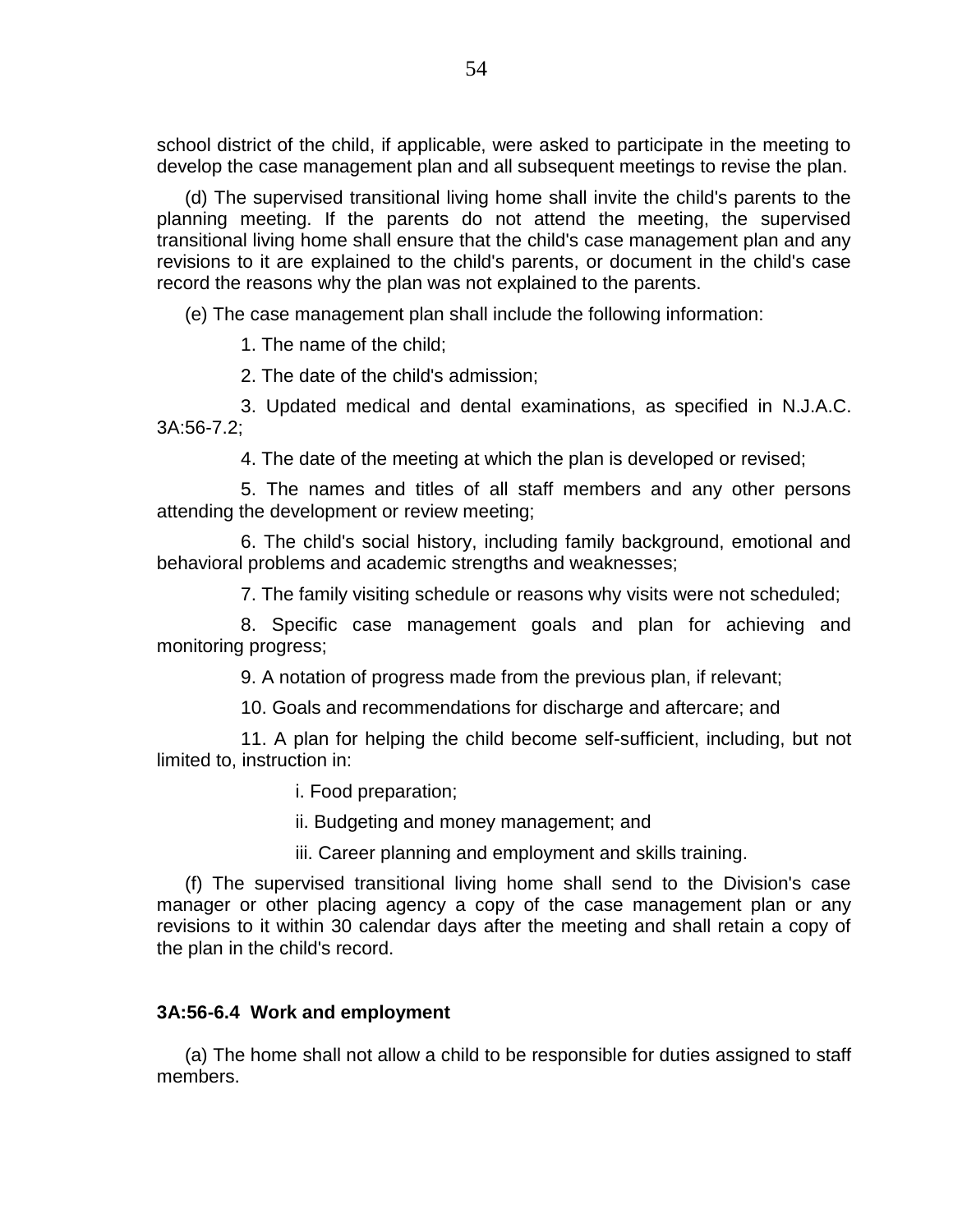school district of the child, if applicable, were asked to participate in the meeting to develop the case management plan and all subsequent meetings to revise the plan.

(d) The supervised transitional living home shall invite the child's parents to the planning meeting. If the parents do not attend the meeting, the supervised transitional living home shall ensure that the child's case management plan and any revisions to it are explained to the child's parents, or document in the child's case record the reasons why the plan was not explained to the parents.

(e) The case management plan shall include the following information:

1. The name of the child;

2. The date of the child's admission;

3. Updated medical and dental examinations, as specified in N.J.A.C. 3A:56-7.2;

4. The date of the meeting at which the plan is developed or revised;

5. The names and titles of all staff members and any other persons attending the development or review meeting;

6. The child's social history, including family background, emotional and behavioral problems and academic strengths and weaknesses;

7. The family visiting schedule or reasons why visits were not scheduled;

8. Specific case management goals and plan for achieving and monitoring progress;

9. A notation of progress made from the previous plan, if relevant;

10. Goals and recommendations for discharge and aftercare; and

11. A plan for helping the child become self-sufficient, including, but not limited to, instruction in:

i. Food preparation;

ii. Budgeting and money management; and

iii. Career planning and employment and skills training.

(f) The supervised transitional living home shall send to the Division's case manager or other placing agency a copy of the case management plan or any revisions to it within 30 calendar days after the meeting and shall retain a copy of the plan in the child's record.

### 3A:56-6.4 Work and employment

(a) The home shall not allow a child to be responsible for duties assigned to staff members.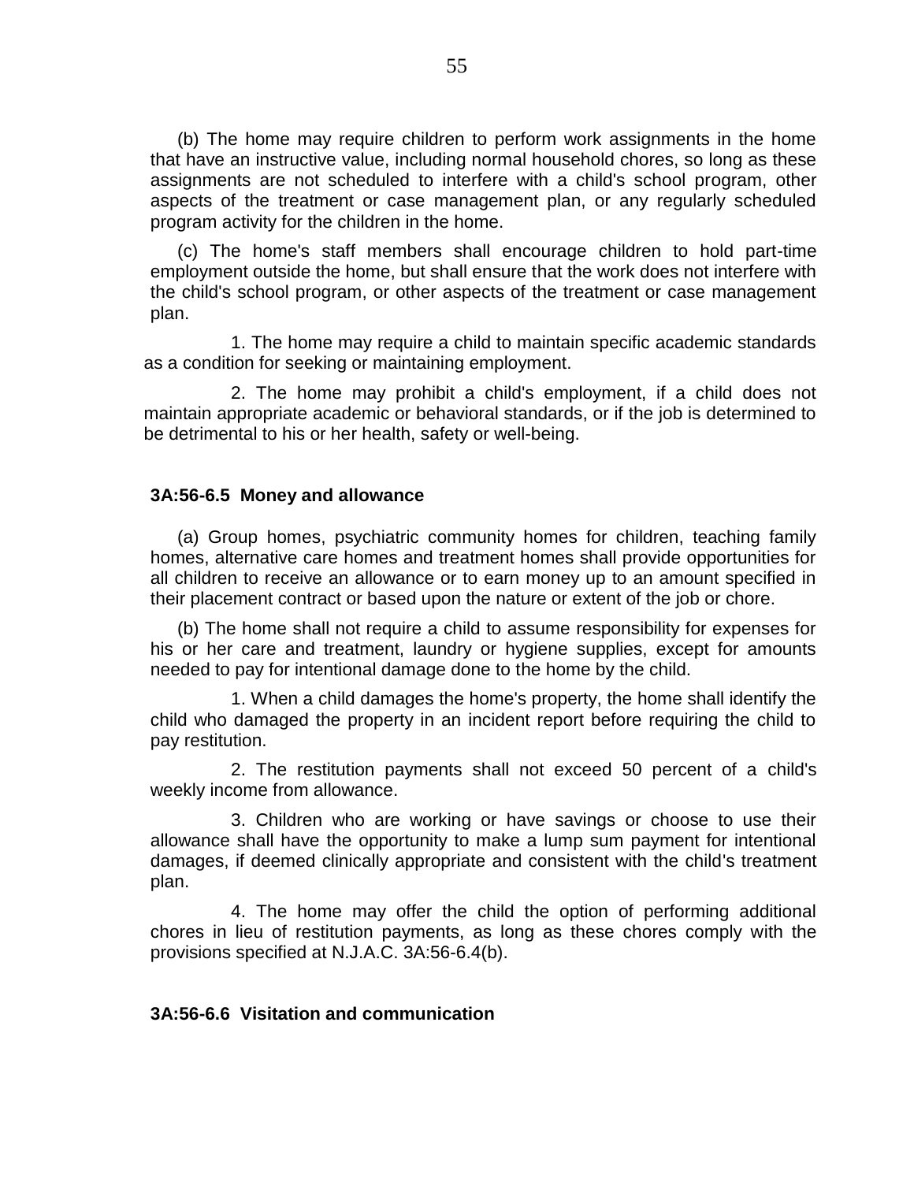(b) The home may require children to perform work assignments in the home that have an instructive value, including normal household chores, so long as these assignments are not scheduled to interfere with a child's school program, other aspects of the treatment or case management plan, or any regularly scheduled program activity for the children in the home.

(c) The home's staff members shall encourage children to hold part-time employment outside the home, but shall ensure that the work does not interfere with the child's school program, or other aspects of the treatment or case management plan.

1. The home may require a child to maintain specific academic standards as a condition for seeking or maintaining employment.

2. The home may prohibit a child's employment, if a child does not maintain appropriate academic or behavioral standards, or if the job is determined to be detrimental to his or her health, safety or well-being.

**3A:56-6.5 Money and allowance**

(a) Group homes, psychiatric community homes for children, teaching family homes, alternative care homes and treatment homes shall provide opportunities for all children to receive an allowance or to earn money up to an amount specified in their placement contract or based upon the nature or extent of the job or chore.

(b) The home shall not require a child to assume responsibility for expenses for his or her care and treatment, laundry or hygiene supplies, except for amounts needed to pay for intentional damage done to the home by the child.

1. When a child damages the home's property, the home shall identify the child who damaged the property in an incident report before requiring the child to pay restitution.

2. The restitution payments shall not exceed 50 percent of a child's weekly income from allowance.

3. Children who are working or have savings or choose to use their allowance shall have the opportunity to make a lump sum payment for intentional damages, if deemed clinically appropriate and consistent with the child's treatment plan.

4. The home may offer the child the option of performing additional chores in lieu of restitution payments, as long as these chores comply with the provisions specified at N.J.A.C. 3A:56-6.4(b).

**3A:56-6.6 Visitation and communication**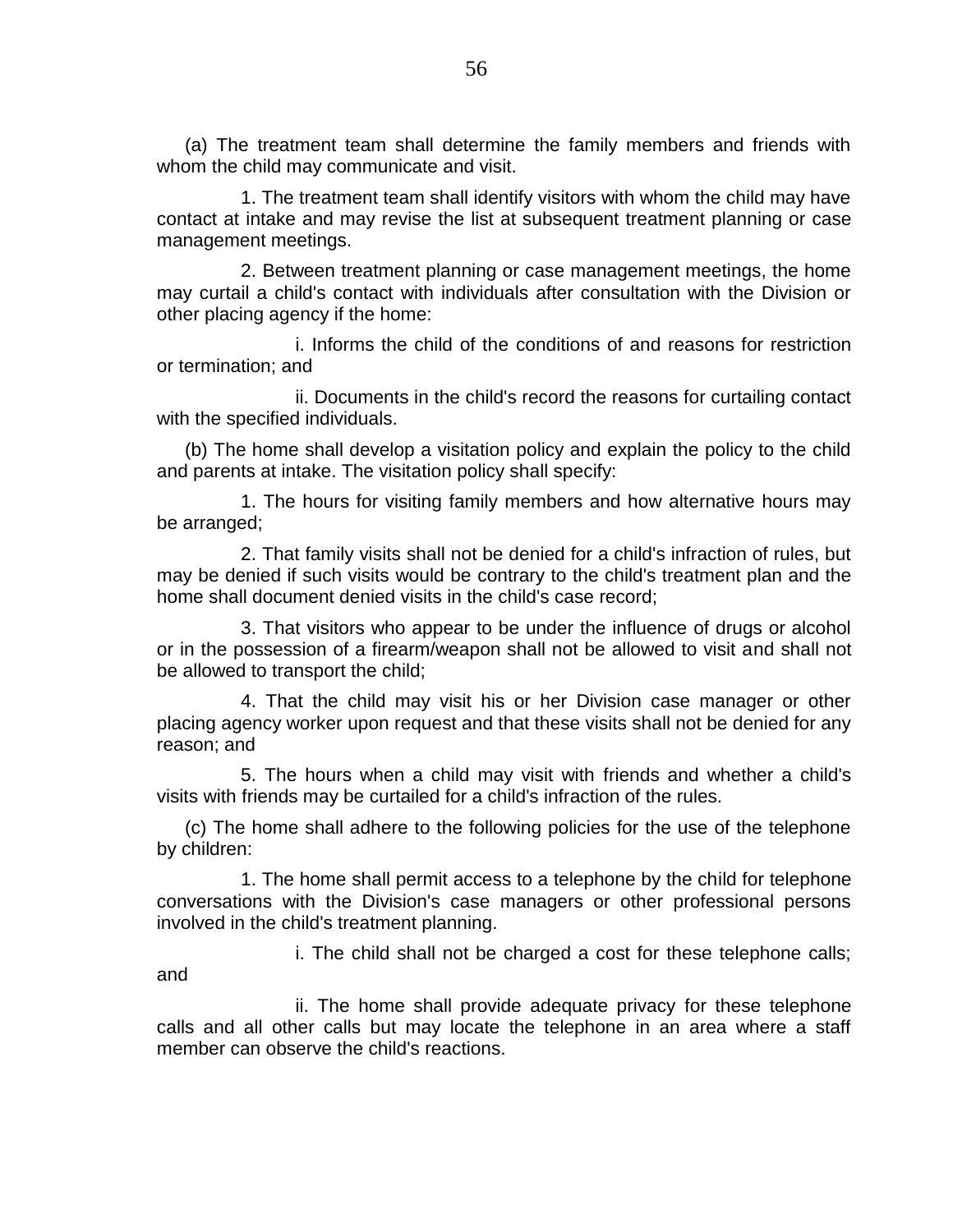(a) The treatment team shall determine the family members and friends with whom the child may communicate and visit.

1. The treatment team shall identify visitors with whom the child may have contact at intake and may revise the list at subsequent treatment planning or case management meetings.

2. Between treatment planning or case management meetings, the home may curtail a child's contact with individuals after consultation with the Division or other placing agency if the home:

i. Informs the child of the conditions of and reasons for restriction or termination; and

ii. Documents in the child's record the reasons for curtailing contact with the specified individuals.

(b) The home shall develop a visitation policy and explain the policy to the child and parents at intake. The visitation policy shall specify:

1. The hours for visiting family members and how alternative hours may be arranged;

2. That family visits shall not be denied for a child's infraction of rules, but may be denied if such visits would be contrary to the child's treatment plan and the home shall document denied visits in the child's case record;

3. That visitors who appear to be under the influence of drugs or alcohol or in the possession of a firearm/weapon shall not be allowed to visit and shall not be allowed to transport the child;

4. That the child may visit his or her Division case manager or other placing agency worker upon request and that these visits shall not be denied for any reason; and

5. The hours when a child may visit with friends and whether a child's visits with friends may be curtailed for a child's infraction of the rules.

(c) The home shall adhere to the following policies for the use of the telephone by children:

1. The home shall permit access to a telephone by the child for telephone conversations with the Division's case managers or other professional persons involved in the child's treatment planning.

i. The child shall not be charged a cost for these telephone calls; and

ii. The home shall provide adequate privacy for these telephone calls and all other calls but may locate the telephone in an area where a staff member can observe the child's reactions.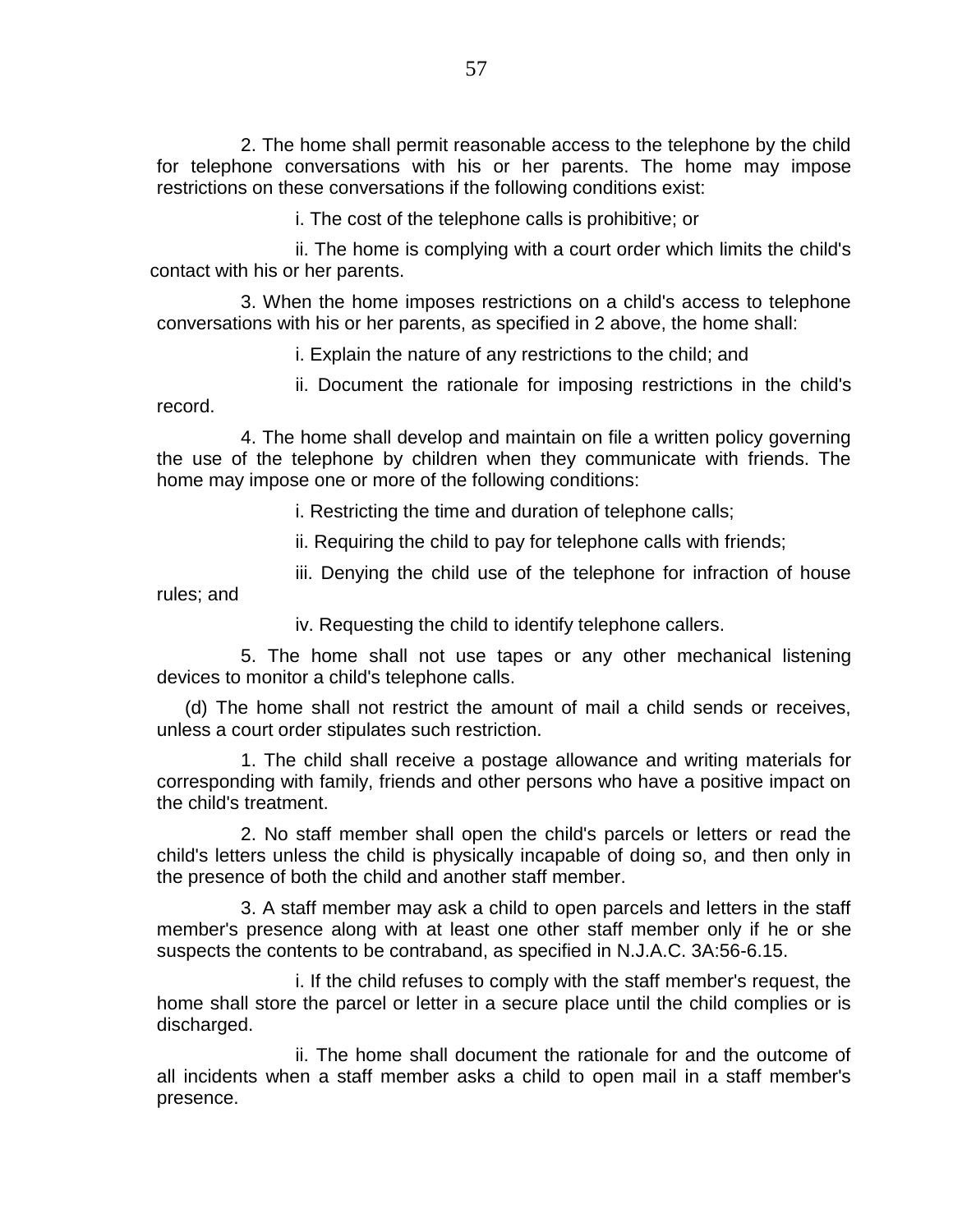2. The home shall permit reasonable access to the telephone by the child for telephone conversations with his or her parents. The home may impose restrictions on these conversations if the following conditions exist:

i. The cost of the telephone calls is prohibitive; or

ii. The home is complying with a court order which limits the child's contact with his or her parents.

3. When the home imposes restrictions on a child's access to telephone conversations with his or her parents, as specified in 2 above, the home shall:

i. Explain the nature of any restrictions to the child; and

ii. Document the rationale for imposing restrictions in the child's record.

4. The home shall develop and maintain on file a written policy governing the use of the telephone by children when they communicate with friends. The home may impose one or more of the following conditions:

i. Restricting the time and duration of telephone calls;

ii. Requiring the child to pay for telephone calls with friends;

iii. Denying the child use of the telephone for infraction of house rules; and

iv. Requesting the child to identify telephone callers.

5. The home shall not use tapes or any other mechanical listening devices to monitor a child's telephone calls.

(d) The home shall not restrict the amount of mail a child sends or receives, unless a court order stipulates such restriction.

1. The child shall receive a postage allowance and writing materials for corresponding with family, friends and other persons who have a positive impact on the child's treatment.

2. No staff member shall open the child's parcels or letters or read the child's letters unless the child is physically incapable of doing so, and then only in the presence of both the child and another staff member.

3. A staff member may ask a child to open parcels and letters in the staff member's presence along with at least one other staff member only if he or she suspects the contents to be contraband, as specified in N.J.A.C. 3A:56-6.15.

i. If the child refuses to comply with the staff member's request, the home shall store the parcel or letter in a secure place until the child complies or is discharged.

ii. The home shall document the rationale for and the outcome of all incidents when a staff member asks a child to open mail in a staff member's presence.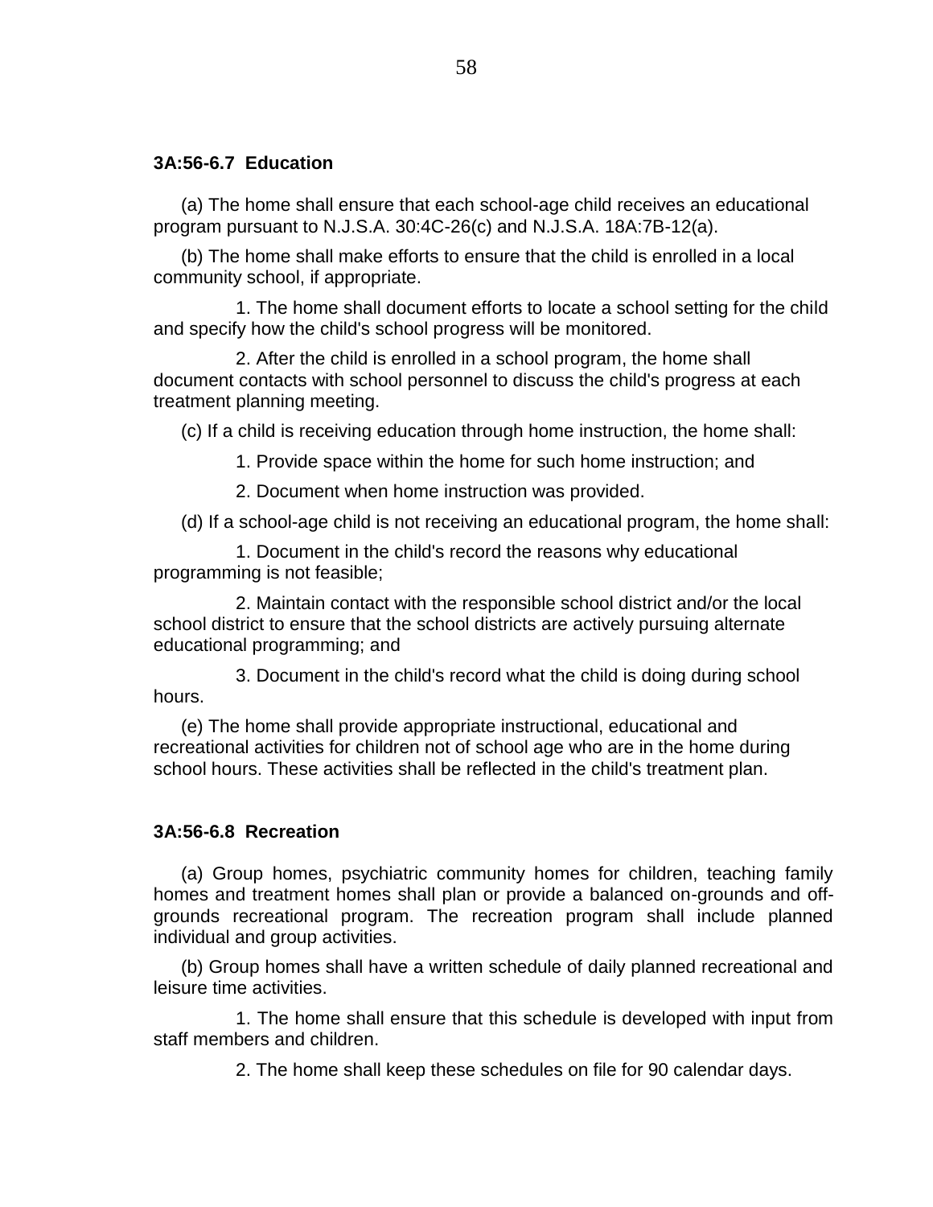### 3A:56-6.7 Education

(a) The home shall ensure that each school-age child receives an educational program pursuant to N.J.S.A. 30:4C-26(c) and N.J.S.A. 18A:7B-12(a).

(b) The home shall make efforts to ensure that the child is enrolled in a local community school, if appropriate.

1. The home shall document efforts to locate a school setting for the child and specify how the child's school progress will be monitored.

2. After the child is enrolled in a school program, the home shall document contacts with school personnel to discuss the child's progress at each treatment planning meeting.

(c) If a child is receiving education through home instruction, the home shall:

1. Provide space within the home for such home instruction; and

2. Document when home instruction was provided.

(d) If a school-age child is not receiving an educational program, the home shall:

1. Document in the child's record the reasons why educational programming is not feasible;

2. Maintain contact with the responsible school district and/or the local school district to ensure that the school districts are actively pursuing alternate educational programming; and

3. Document in the child's record what the child is doing during school hours.

(e) The home shall provide appropriate instructional, educational and recreational activities for children not of school age who are in the home during school hours. These activities shall be reflected in the child's treatment plan.

### 3A:56-6.8 Recreation

(a) Group homes, psychiatric community homes for children, teaching family homes and treatment homes shall plan or provide a balanced on-grounds and off-grounds recreational program. The recreation program shall include planned individual and group activities.

(b) Group homes shall have a written schedule of daily planned recreational and leisure time activities.

1. The home shall ensure that this schedule is developed with input from staff members and children.

2. The home shall keep these schedules on file for 90 calendar days.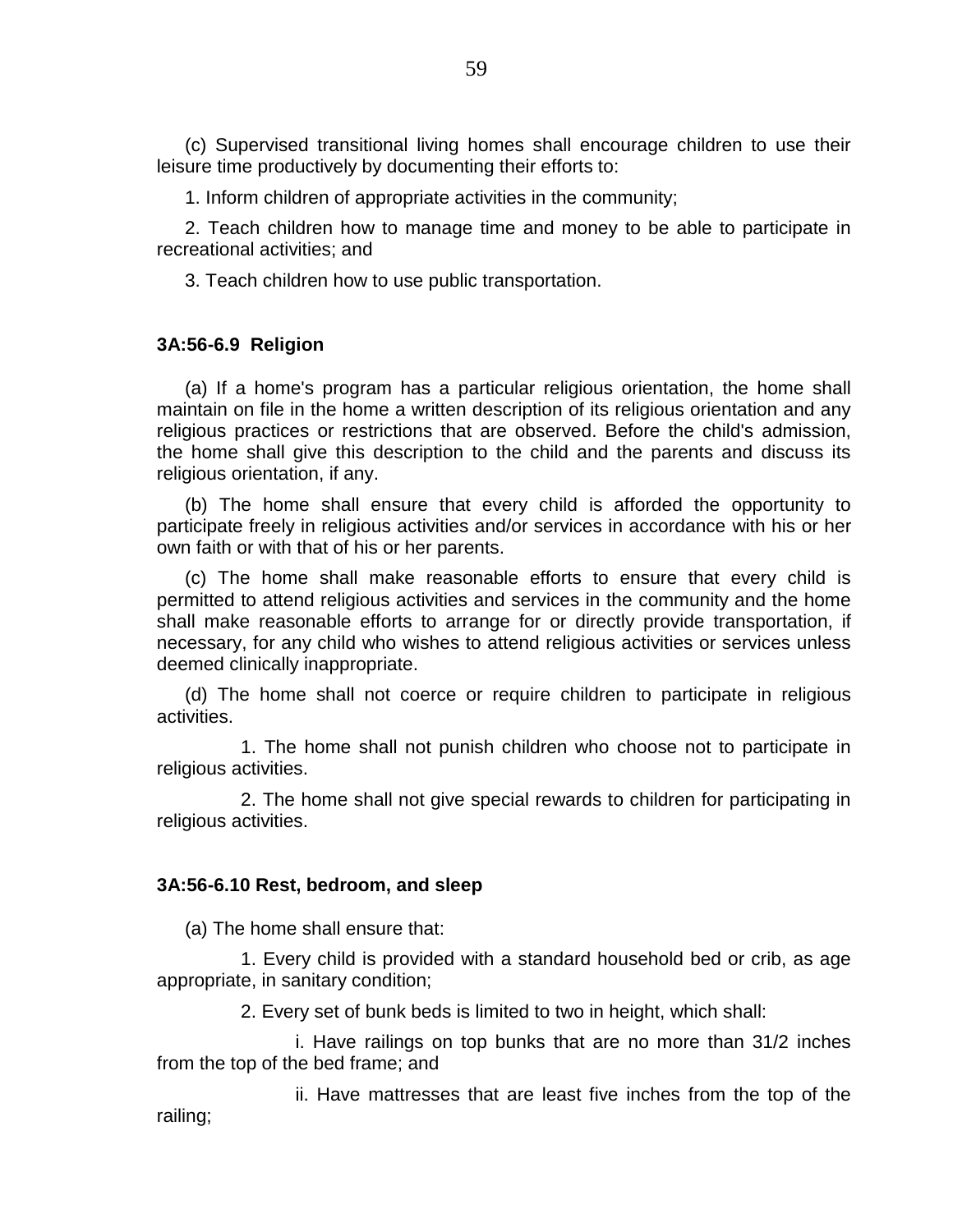(c) Supervised transitional living homes shall encourage children to use their leisure time productively by documenting their efforts to:

1. Inform children of appropriate activities in the community;

2. Teach children how to manage time and money to be able to participate in recreational activities; and

3. Teach children how to use public transportation.

### 3A:56-6.9 Religion

(a) If a home's program has a particular religious orientation, the home shall maintain on file in the home a written description of its religious orientation and any religious practices or restrictions that are observed. Before the child's admission, the home shall give this description to the child and the parents and discuss its religious orientation, if any.

(b) The home shall ensure that every child is afforded the opportunity to participate freely in religious activities and/or services in accordance with his or her own faith or with that of his or her parents.

(c) The home shall make reasonable efforts to ensure that every child is permitted to attend religious activities and services in the community and the home shall make reasonable efforts to arrange for or directly provide transportation, if necessary, for any child who wishes to attend religious activities or services unless deemed clinically inappropriate.

(d) The home shall not coerce or require children to participate in religious activities.

1. The home shall not punish children who choose not to participate in religious activities.

2. The home shall not give special rewards to children for participating in religious activities.

### 3A:56-6.10 Rest, bedroom, and sleep

(a) The home shall ensure that:

1. Every child is provided with a standard household bed or crib, as age appropriate, in sanitary condition;

2. Every set of bunk beds is limited to two in height, which shall:

i. Have railings on top bunks that are no more than 31/2 inches from the top of the bed frame; and

ii. Have mattresses that are least five inches from the top of the railing;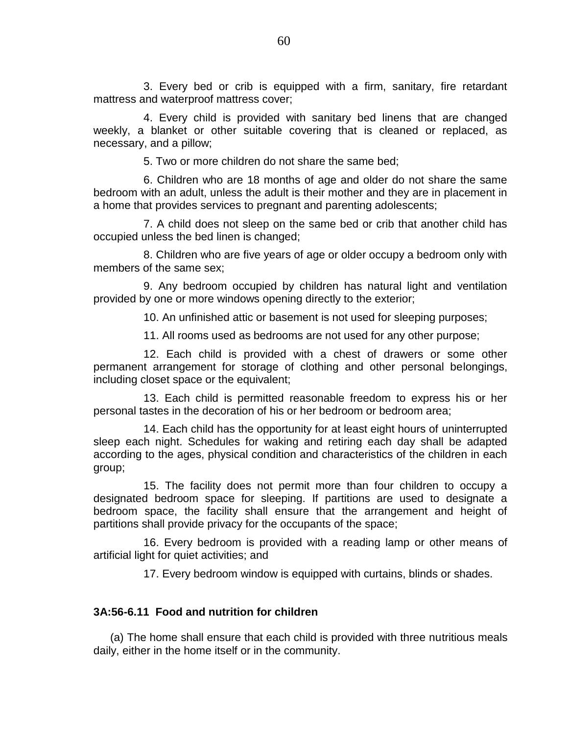3. Every bed or crib is equipped with a firm, sanitary, fire retardant mattress and waterproof mattress cover;

4. Every child is provided with sanitary bed linens that are changed weekly, a blanket or other suitable covering that is cleaned or replaced, as necessary, and a pillow;

5. Two or more children do not share the same bed;

6. Children who are 18 months of age and older do not share the same bedroom with an adult, unless the adult is their mother and they are in placement in a home that provides services to pregnant and parenting adolescents;

7. A child does not sleep on the same bed or crib that another child has occupied unless the bed linen is changed;

8. Children who are five years of age or older occupy a bedroom only with members of the same sex;

9. Any bedroom occupied by children has natural light and ventilation provided by one or more windows opening directly to the exterior;

10. An unfinished attic or basement is not used for sleeping purposes;

11. All rooms used as bedrooms are not used for any other purpose;

12. Each child is provided with a chest of drawers or some other permanent arrangement for storage of clothing and other personal belongings, including closet space or the equivalent;

13. Each child is permitted reasonable freedom to express his or her personal tastes in the decoration of his or her bedroom or bedroom area;

14. Each child has the opportunity for at least eight hours of uninterrupted sleep each night. Schedules for waking and retiring each day shall be adapted according to the ages, physical condition and characteristics of the children in each group;

15. The facility does not permit more than four children to occupy a designated bedroom space for sleeping. If partitions are used to designate a bedroom space, the facility shall ensure that the arrangement and height of partitions shall provide privacy for the occupants of the space;

16. Every bedroom is provided with a reading lamp or other means of artificial light for quiet activities; and

17. Every bedroom window is equipped with curtains, blinds or shades.

**3A:56-6.11 Food and nutrition for children**

(a) The home shall ensure that each child is provided with three nutritious meals daily, either in the home itself or in the community.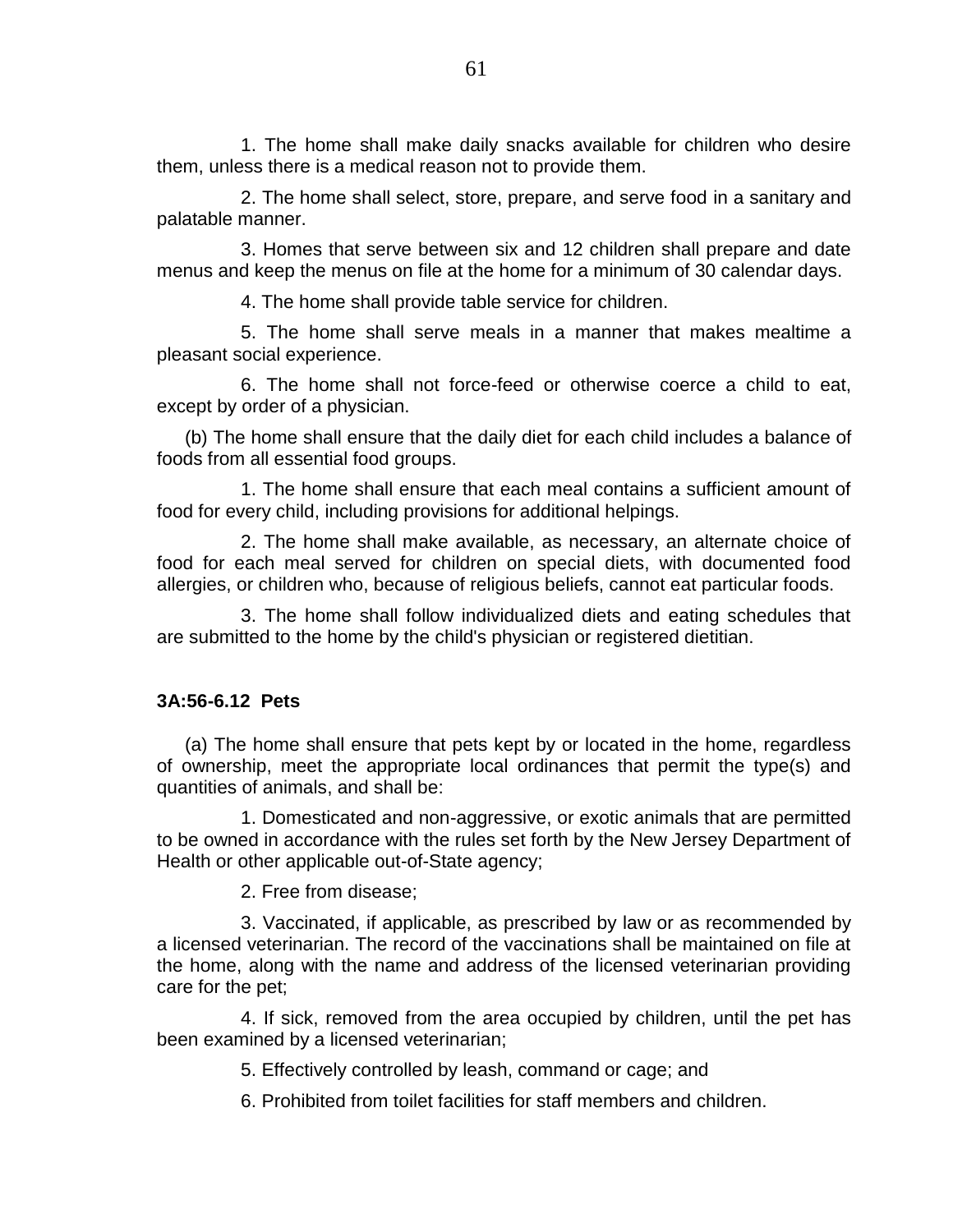1. The home shall make daily snacks available for children who desire them, unless there is a medical reason not to provide them.

2. The home shall select, store, prepare, and serve food in a sanitary and palatable manner.

3. Homes that serve between six and 12 children shall prepare and date menus and keep the menus on file at the home for a minimum of 30 calendar days.

4. The home shall provide table service for children.

5. The home shall serve meals in a manner that makes mealtime a pleasant social experience.

6. The home shall not force-feed or otherwise coerce a child to eat, except by order of a physician.

(b) The home shall ensure that the daily diet for each child includes a balance of foods from all essential food groups.

1. The home shall ensure that each meal contains a sufficient amount of food for every child, including provisions for additional helpings.

2. The home shall make available, as necessary, an alternate choice of food for each meal served for children on special diets, with documented food allergies, or children who, because of religious beliefs, cannot eat particular foods.

3. The home shall follow individualized diets and eating schedules that are submitted to the home by the child's physician or registered dietitian.

**3A:56-6.12 Pets**

(a) The home shall ensure that pets kept by or located in the home, regardless of ownership, meet the appropriate local ordinances that permit the type(s) and quantities of animals, and shall be:

1. Domesticated and non-aggressive, or exotic animals that are permitted to be owned in accordance with the rules set forth by the New Jersey Department of Health or other applicable out-of-State agency;

2. Free from disease;

3. Vaccinated, if applicable, as prescribed by law or as recommended by a licensed veterinarian. The record of the vaccinations shall be maintained on file at the home, along with the name and address of the licensed veterinarian providing care for the pet;

4. If sick, removed from the area occupied by children, until the pet has been examined by a licensed veterinarian;

5. Effectively controlled by leash, command or cage; and

6. Prohibited from toilet facilities for staff members and children.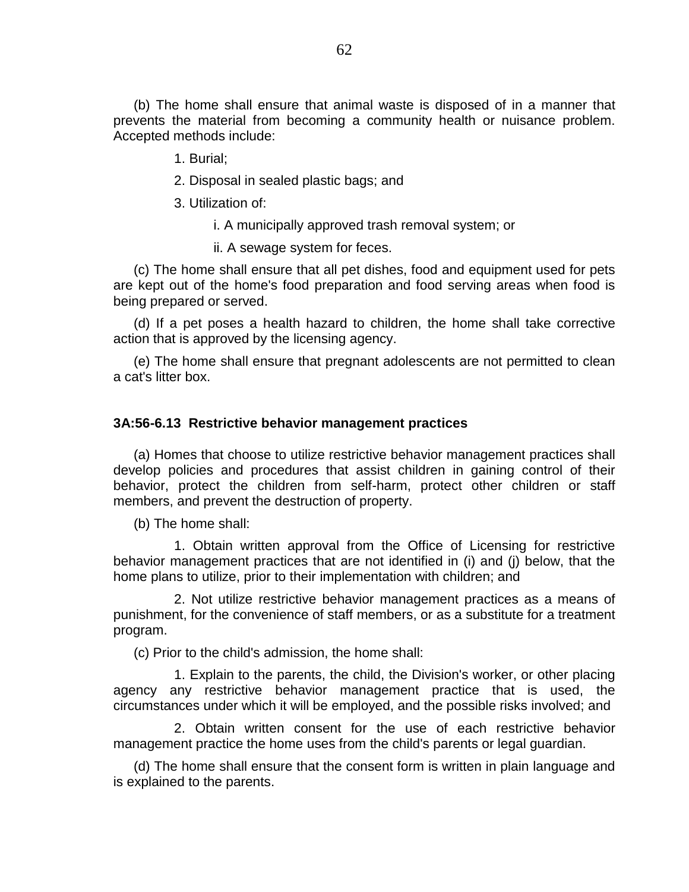(b) The home shall ensure that animal waste is disposed of in a manner that prevents the material from becoming a community health or nuisance problem. Accepted methods include:

1. Burial;

2. Disposal in sealed plastic bags; and

3. Utilization of:

   i. A municipally approved trash removal system; or

   ii. A sewage system for feces.

(c) The home shall ensure that all pet dishes, food and equipment used for pets are kept out of the home's food preparation and food serving areas when food is being prepared or served.

(d) If a pet poses a health hazard to children, the home shall take corrective action that is approved by the licensing agency.

(e) The home shall ensure that pregnant adolescents are not permitted to clean a cat's litter box.

**3A:56-6.13 Restrictive behavior management practices**

(a) Homes that choose to utilize restrictive behavior management practices shall develop policies and procedures that assist children in gaining control of their behavior, protect the children from self-harm, protect other children or staff members, and prevent the destruction of property.

(b) The home shall:

1. Obtain written approval from the Office of Licensing for restrictive behavior management practices that are not identified in (i) and (j) below, that the home plans to utilize, prior to their implementation with children; and

2. Not utilize restrictive behavior management practices as a means of punishment, for the convenience of staff members, or as a substitute for a treatment program.

(c) Prior to the child's admission, the home shall:

1. Explain to the parents, the child, the Division's worker, or other placing agency any restrictive behavior management practice that is used, the circumstances under which it will be employed, and the possible risks involved; and

2. Obtain written consent for the use of each restrictive behavior management practice the home uses from the child's parents or legal guardian.

(d) The home shall ensure that the consent form is written in plain language and is explained to the parents.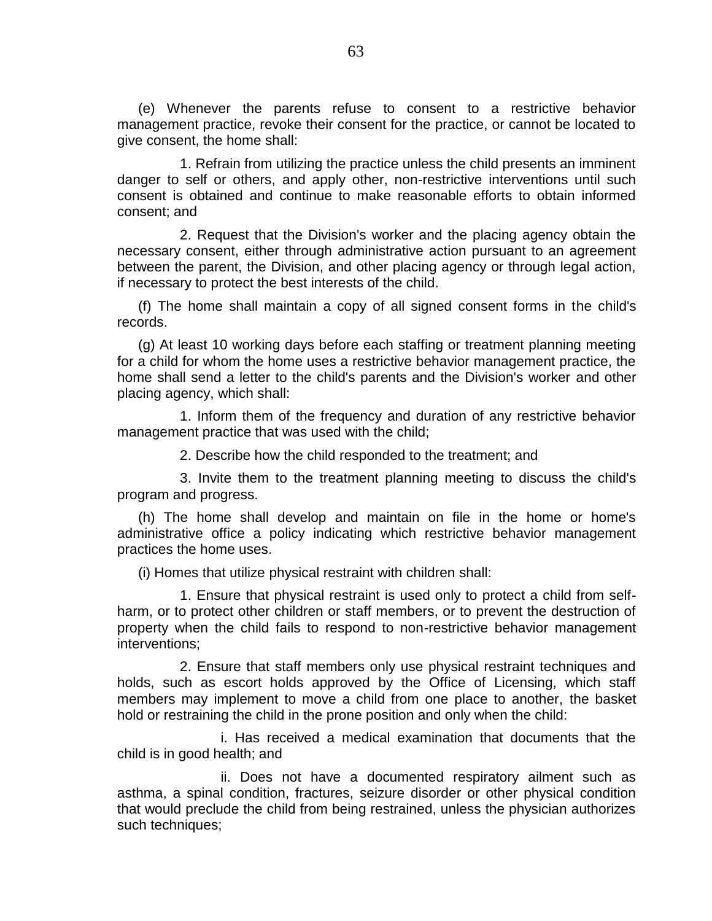(e) Whenever the parents refuse to consent to a restrictive behavior management practice, revoke their consent for the practice, or cannot be located to give consent, the home shall:

1. Refrain from utilizing the practice unless the child presents an imminent danger to self or others, and apply other, non-restrictive interventions until such consent is obtained and continue to make reasonable efforts to obtain informed consent; and

2. Request that the Division's worker and the placing agency obtain the necessary consent, either through administrative action pursuant to an agreement between the parent, the Division, and other placing agency or through legal action, if necessary to protect the best interests of the child.

(f) The home shall maintain a copy of all signed consent forms in the child's records.

(g) At least 10 working days before each staffing or treatment planning meeting for a child for whom the home uses a restrictive behavior management practice, the home shall send a letter to the child's parents and the Division's worker and other placing agency, which shall:

1. Inform them of the frequency and duration of any restrictive behavior management practice that was used with the child;

2. Describe how the child responded to the treatment; and

3. Invite them to the treatment planning meeting to discuss the child's program and progress.

(h) The home shall develop and maintain on file in the home or home's administrative office a policy indicating which restrictive behavior management practices the home uses.

(i) Homes that utilize physical restraint with children shall:

1. Ensure that physical restraint is used only to protect a child from self-harm, or to protect other children or staff members, or to prevent the destruction of property when the child fails to respond to non-restrictive behavior management interventions;

2. Ensure that staff members only use physical restraint techniques and holds, such as escort holds approved by the Office of Licensing, which staff members may implement to move a child from one place to another, the basket hold or restraining the child in the prone position and only when the child:

i. Has received a medical examination that documents that the child is in good health; and

ii. Does not have a documented respiratory ailment such as asthma, a spinal condition, fractures, seizure disorder or other physical condition that would preclude the child from being restrained, unless the physician authorizes such techniques;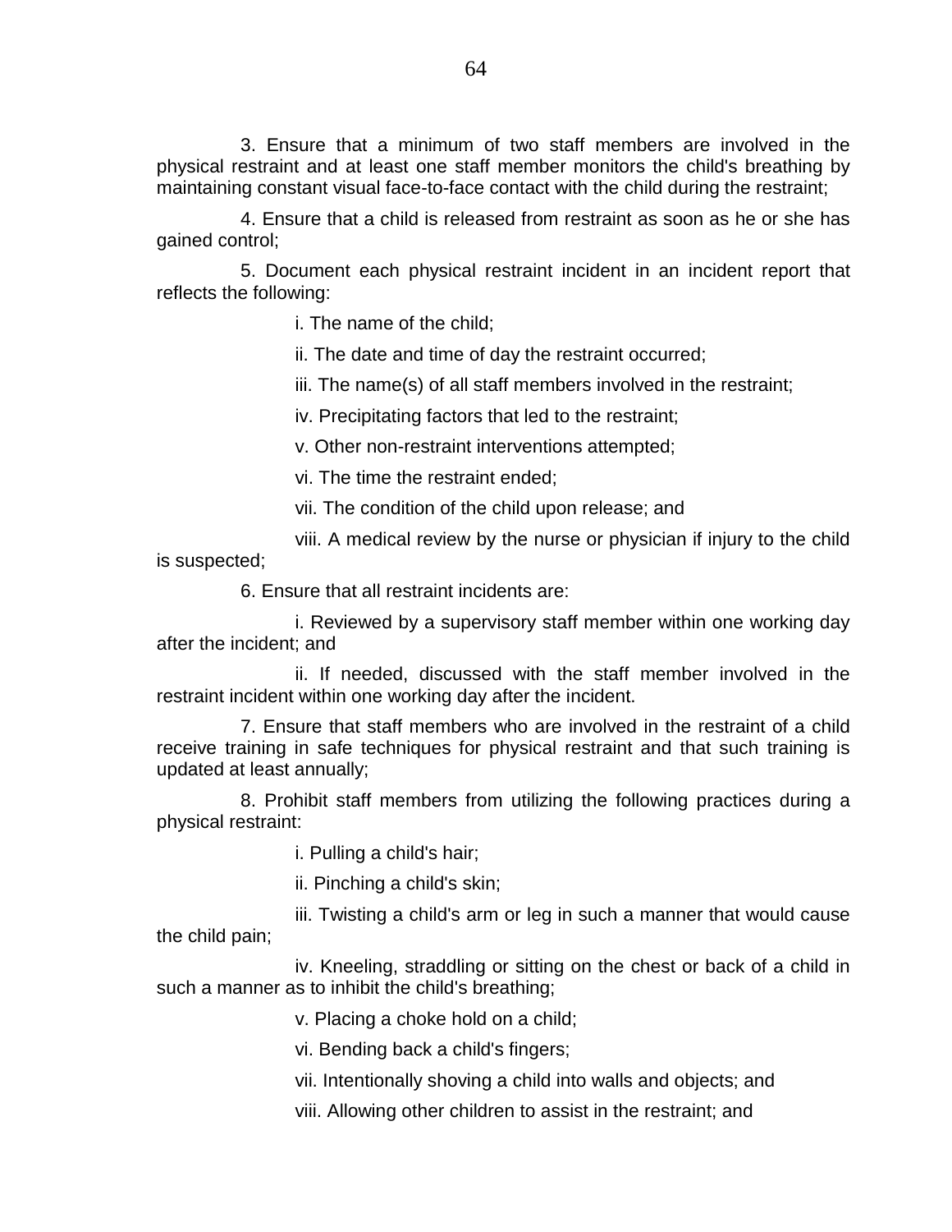3. Ensure that a minimum of two staff members are involved in the physical restraint and at least one staff member monitors the child's breathing by maintaining constant visual face-to-face contact with the child during the restraint;

4. Ensure that a child is released from restraint as soon as he or she has gained control;

5. Document each physical restraint incident in an incident report that reflects the following:

i. The name of the child;

ii. The date and time of day the restraint occurred;

iii. The name(s) of all staff members involved in the restraint;

iv. Precipitating factors that led to the restraint;

v. Other non-restraint interventions attempted;

vi. The time the restraint ended;

vii. The condition of the child upon release; and

viii. A medical review by the nurse or physician if injury to the child is suspected;

6. Ensure that all restraint incidents are:

i. Reviewed by a supervisory staff member within one working day after the incident; and

ii. If needed, discussed with the staff member involved in the restraint incident within one working day after the incident.

7. Ensure that staff members who are involved in the restraint of a child receive training in safe techniques for physical restraint and that such training is updated at least annually;

8. Prohibit staff members from utilizing the following practices during a physical restraint:

i. Pulling a child's hair;

ii. Pinching a child's skin;

iii. Twisting a child's arm or leg in such a manner that would cause the child pain;

iv. Kneeling, straddling or sitting on the chest or back of a child in such a manner as to inhibit the child's breathing;

v. Placing a choke hold on a child;

vi. Bending back a child's fingers;

vii. Intentionally shoving a child into walls and objects; and

viii. Allowing other children to assist in the restraint; and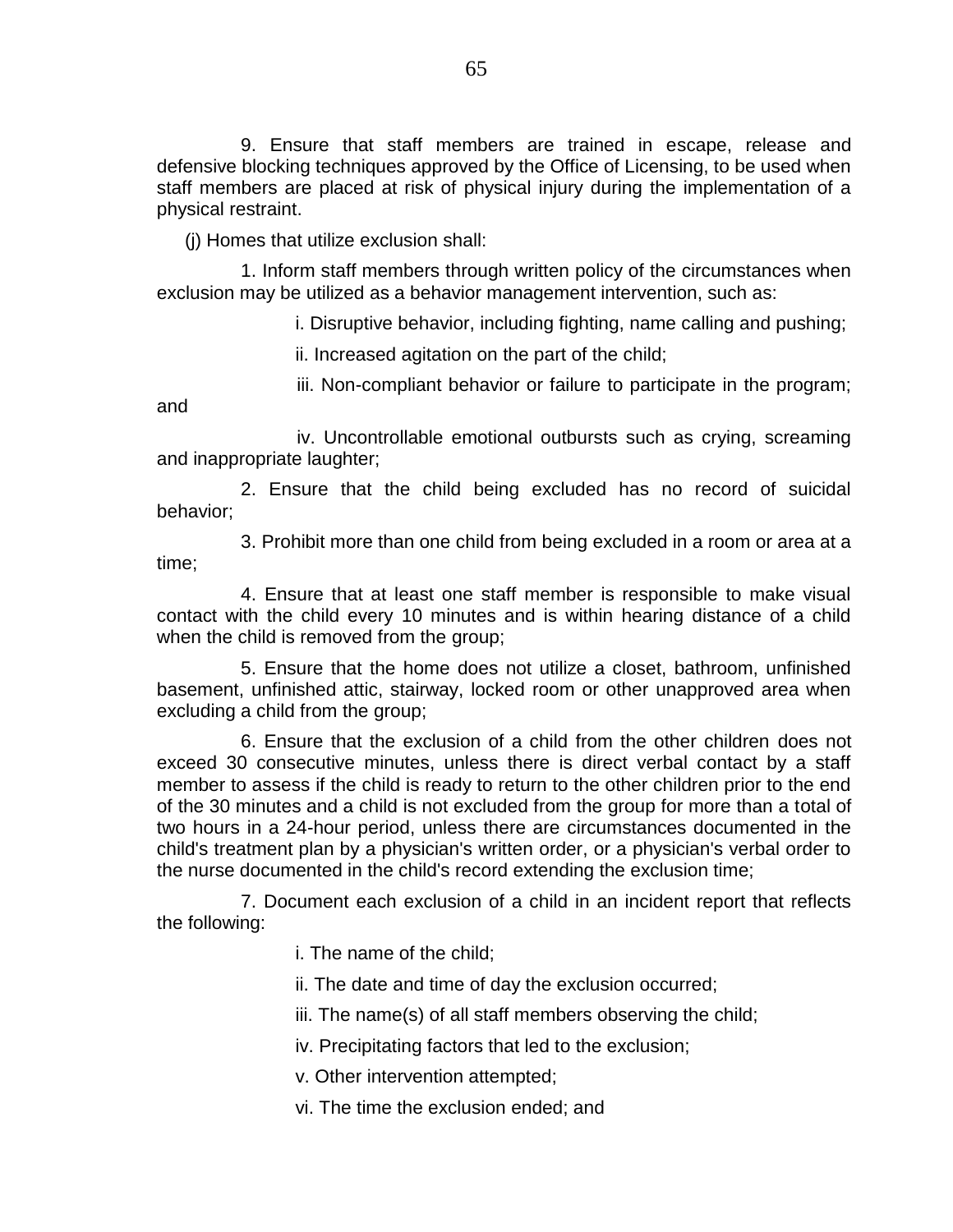9. Ensure that staff members are trained in escape, release and defensive blocking techniques approved by the Office of Licensing, to be used when staff members are placed at risk of physical injury during the implementation of a physical restraint.

(j) Homes that utilize exclusion shall:

1. Inform staff members through written policy of the circumstances when exclusion may be utilized as a behavior management intervention, such as:

i. Disruptive behavior, including fighting, name calling and pushing;

ii. Increased agitation on the part of the child;

iii. Non-compliant behavior or failure to participate in the program; and

iv. Uncontrollable emotional outbursts such as crying, screaming and inappropriate laughter;

2. Ensure that the child being excluded has no record of suicidal behavior;

3. Prohibit more than one child from being excluded in a room or area at a time;

4. Ensure that at least one staff member is responsible to make visual contact with the child every 10 minutes and is within hearing distance of a child when the child is removed from the group;

5. Ensure that the home does not utilize a closet, bathroom, unfinished basement, unfinished attic, stairway, locked room or other unapproved area when excluding a child from the group;

6. Ensure that the exclusion of a child from the other children does not exceed 30 consecutive minutes, unless there is direct verbal contact by a staff member to assess if the child is ready to return to the other children prior to the end of the 30 minutes and a child is not excluded from the group for more than a total of two hours in a 24-hour period, unless there are circumstances documented in the child's treatment plan by a physician's written order, or a physician's verbal order to the nurse documented in the child's record extending the exclusion time;

7. Document each exclusion of a child in an incident report that reflects the following:

i. The name of the child;

ii. The date and time of day the exclusion occurred;

iii. The name(s) of all staff members observing the child;

iv. Precipitating factors that led to the exclusion;

v. Other intervention attempted;

vi. The time the exclusion ended; and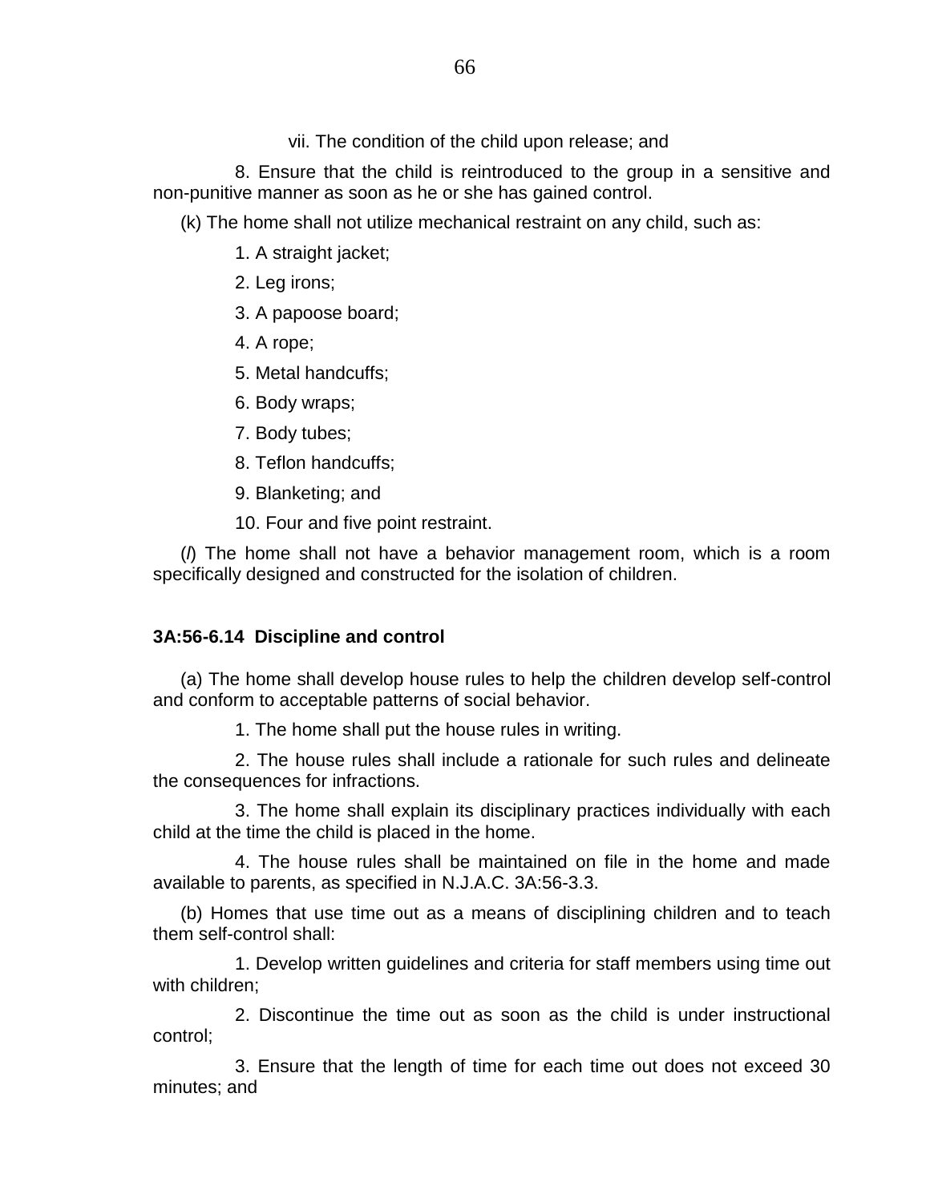vii. The condition of the child upon release; and

8. Ensure that the child is reintroduced to the group in a sensitive and non-punitive manner as soon as he or she has gained control.

(k) The home shall not utilize mechanical restraint on any child, such as:

1. A straight jacket;

2. Leg irons;

3. A papoose board;

4. A rope;

5. Metal handcuffs;

6. Body wraps;

7. Body tubes;

8. Teflon handcuffs;

9. Blanketing; and

10. Four and five point restraint.

(*l*) The home shall not have a behavior management room, which is a room specifically designed and constructed for the isolation of children.

**3A:56-6.14 Discipline and control**

(a) The home shall develop house rules to help the children develop self-control and conform to acceptable patterns of social behavior.

1. The home shall put the house rules in writing.

2. The house rules shall include a rationale for such rules and delineate the consequences for infractions.

3. The home shall explain its disciplinary practices individually with each child at the time the child is placed in the home.

4. The house rules shall be maintained on file in the home and made available to parents, as specified in N.J.A.C. 3A:56-3.3.

(b) Homes that use time out as a means of disciplining children and to teach them self-control shall:

1. Develop written guidelines and criteria for staff members using time out with children;

2. Discontinue the time out as soon as the child is under instructional control;

3. Ensure that the length of time for each time out does not exceed 30 minutes; and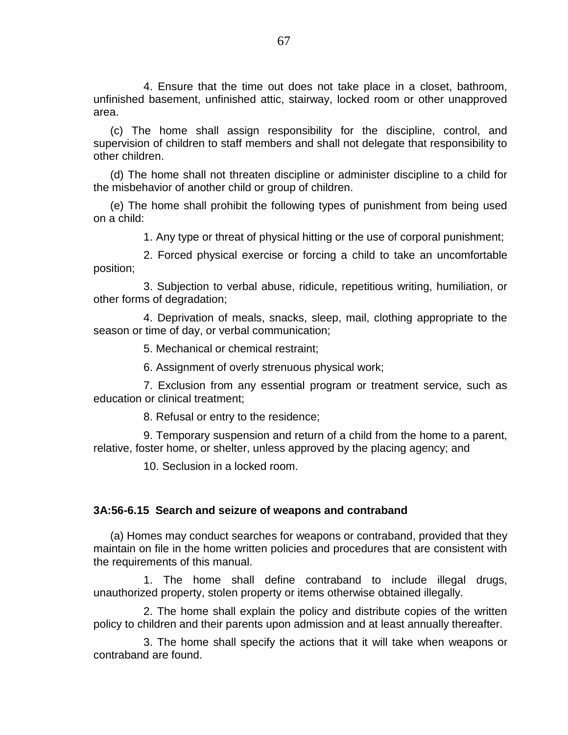4. Ensure that the time out does not take place in a closet, bathroom, unfinished basement, unfinished attic, stairway, locked room or other unapproved area.

(c) The home shall assign responsibility for the discipline, control, and supervision of children to staff members and shall not delegate that responsibility to other children.

(d) The home shall not threaten discipline or administer discipline to a child for the misbehavior of another child or group of children.

(e) The home shall prohibit the following types of punishment from being used on a child:

1. Any type or threat of physical hitting or the use of corporal punishment;

2. Forced physical exercise or forcing a child to take an uncomfortable position;

3. Subjection to verbal abuse, ridicule, repetitious writing, humiliation, or other forms of degradation;

4. Deprivation of meals, snacks, sleep, mail, clothing appropriate to the season or time of day, or verbal communication;

5. Mechanical or chemical restraint;

6. Assignment of overly strenuous physical work;

7. Exclusion from any essential program or treatment service, such as education or clinical treatment;

8. Refusal or entry to the residence;

9. Temporary suspension and return of a child from the home to a parent, relative, foster home, or shelter, unless approved by the placing agency; and

10. Seclusion in a locked room.

### 3A:56-6.15 Search and seizure of weapons and contraband

(a) Homes may conduct searches for weapons or contraband, provided that they maintain on file in the home written policies and procedures that are consistent with the requirements of this manual.

1. The home shall define contraband to include illegal drugs, unauthorized property, stolen property or items otherwise obtained illegally.

2. The home shall explain the policy and distribute copies of the written policy to children and their parents upon admission and at least annually thereafter.

3. The home shall specify the actions that it will take when weapons or contraband are found.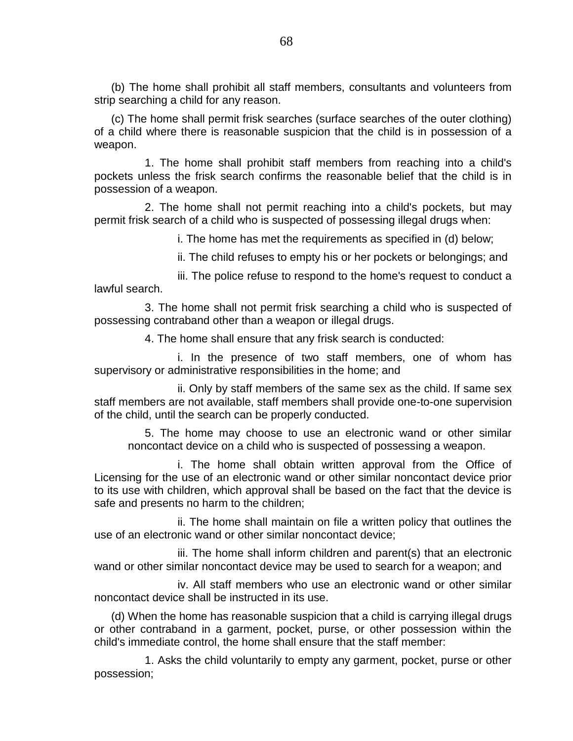(b) The home shall prohibit all staff members, consultants and volunteers from strip searching a child for any reason.

(c) The home shall permit frisk searches (surface searches of the outer clothing) of a child where there is reasonable suspicion that the child is in possession of a weapon.

1. The home shall prohibit staff members from reaching into a child's pockets unless the frisk search confirms the reasonable belief that the child is in possession of a weapon.

2. The home shall not permit reaching into a child's pockets, but may permit frisk search of a child who is suspected of possessing illegal drugs when:

i. The home has met the requirements as specified in (d) below;

ii. The child refuses to empty his or her pockets or belongings; and

iii. The police refuse to respond to the home's request to conduct a lawful search.

3. The home shall not permit frisk searching a child who is suspected of possessing contraband other than a weapon or illegal drugs.

4. The home shall ensure that any frisk search is conducted:

i. In the presence of two staff members, one of whom has supervisory or administrative responsibilities in the home; and

ii. Only by staff members of the same sex as the child. If same sex staff members are not available, staff members shall provide one-to-one supervision of the child, until the search can be properly conducted.

5. The home may choose to use an electronic wand or other similar noncontact device on a child who is suspected of possessing a weapon.

i. The home shall obtain written approval from the Office of Licensing for the use of an electronic wand or other similar noncontact device prior to its use with children, which approval shall be based on the fact that the device is safe and presents no harm to the children;

ii. The home shall maintain on file a written policy that outlines the use of an electronic wand or other similar noncontact device;

iii. The home shall inform children and parent(s) that an electronic wand or other similar noncontact device may be used to search for a weapon; and

iv. All staff members who use an electronic wand or other similar noncontact device shall be instructed in its use.

(d) When the home has reasonable suspicion that a child is carrying illegal drugs or other contraband in a garment, pocket, purse, or other possession within the child's immediate control, the home shall ensure that the staff member:

1. Asks the child voluntarily to empty any garment, pocket, purse or other possession;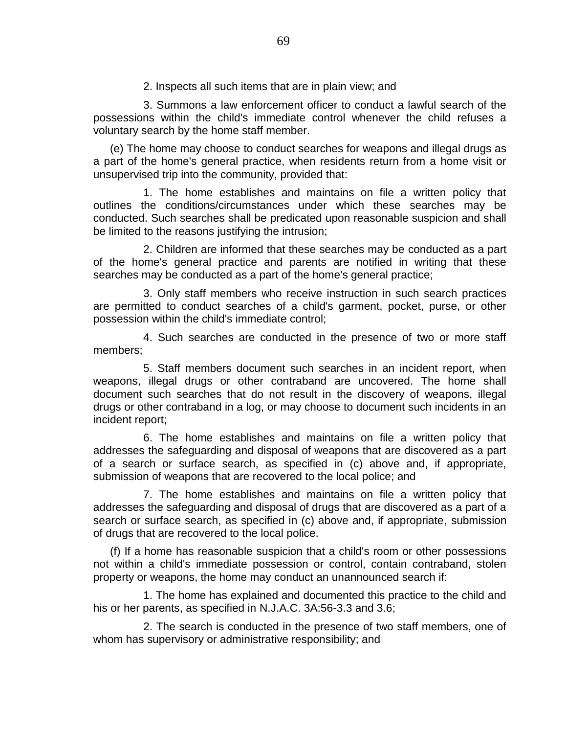2. Inspects all such items that are in plain view; and

3. Summons a law enforcement officer to conduct a lawful search of the possessions within the child's immediate control whenever the child refuses a voluntary search by the home staff member.

(e) The home may choose to conduct searches for weapons and illegal drugs as a part of the home's general practice, when residents return from a home visit or unsupervised trip into the community, provided that:

1. The home establishes and maintains on file a written policy that outlines the conditions/circumstances under which these searches may be conducted. Such searches shall be predicated upon reasonable suspicion and shall be limited to the reasons justifying the intrusion;

2. Children are informed that these searches may be conducted as a part of the home's general practice and parents are notified in writing that these searches may be conducted as a part of the home's general practice;

3. Only staff members who receive instruction in such search practices are permitted to conduct searches of a child's garment, pocket, purse, or other possession within the child's immediate control;

4. Such searches are conducted in the presence of two or more staff members;

5. Staff members document such searches in an incident report, when weapons, illegal drugs or other contraband are uncovered. The home shall document such searches that do not result in the discovery of weapons, illegal drugs or other contraband in a log, or may choose to document such incidents in an incident report;

6. The home establishes and maintains on file a written policy that addresses the safeguarding and disposal of weapons that are discovered as a part of a search or surface search, as specified in (c) above and, if appropriate, submission of weapons that are recovered to the local police; and

7. The home establishes and maintains on file a written policy that addresses the safeguarding and disposal of drugs that are discovered as a part of a search or surface search, as specified in (c) above and, if appropriate, submission of drugs that are recovered to the local police.

(f) If a home has reasonable suspicion that a child's room or other possessions not within a child's immediate possession or control, contain contraband, stolen property or weapons, the home may conduct an unannounced search if:

1. The home has explained and documented this practice to the child and his or her parents, as specified in N.J.A.C. 3A:56-3.3 and 3.6;

2. The search is conducted in the presence of two staff members, one of whom has supervisory or administrative responsibility; and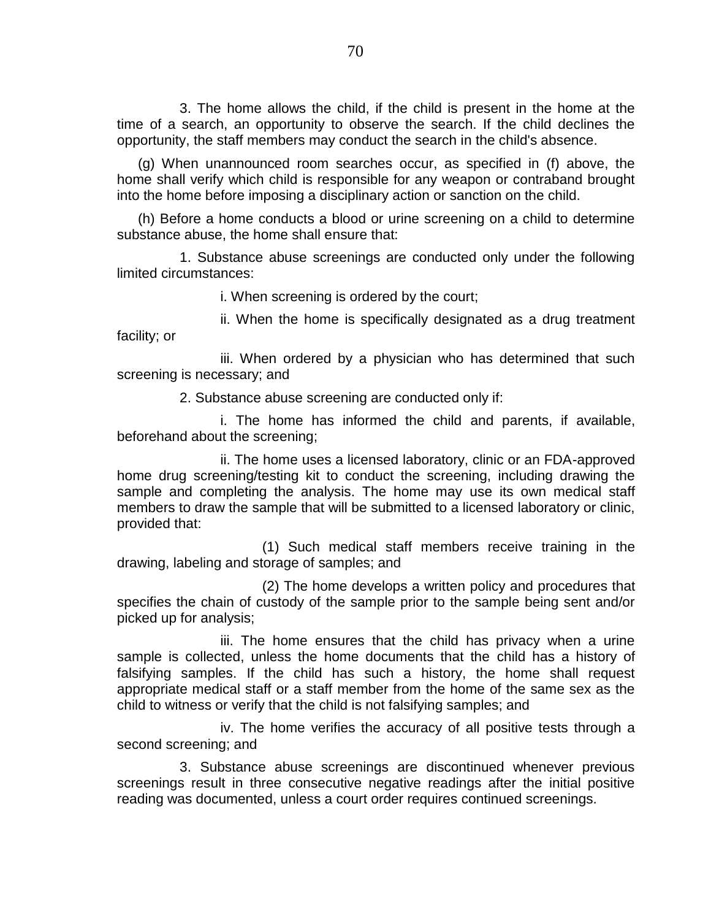3. The home allows the child, if the child is present in the home at the time of a search, an opportunity to observe the search. If the child declines the opportunity, the staff members may conduct the search in the child's absence.

(g) When unannounced room searches occur, as specified in (f) above, the home shall verify which child is responsible for any weapon or contraband brought into the home before imposing a disciplinary action or sanction on the child.

(h) Before a home conducts a blood or urine screening on a child to determine substance abuse, the home shall ensure that:

1. Substance abuse screenings are conducted only under the following limited circumstances:

i. When screening is ordered by the court;

ii. When the home is specifically designated as a drug treatment facility; or

iii. When ordered by a physician who has determined that such screening is necessary; and

2. Substance abuse screening are conducted only if:

i. The home has informed the child and parents, if available, beforehand about the screening;

ii. The home uses a licensed laboratory, clinic or an FDA-approved home drug screening/testing kit to conduct the screening, including drawing the sample and completing the analysis. The home may use its own medical staff members to draw the sample that will be submitted to a licensed laboratory or clinic, provided that:

(1) Such medical staff members receive training in the drawing, labeling and storage of samples; and

(2) The home develops a written policy and procedures that specifies the chain of custody of the sample prior to the sample being sent and/or picked up for analysis;

iii. The home ensures that the child has privacy when a urine sample is collected, unless the home documents that the child has a history of falsifying samples. If the child has such a history, the home shall request appropriate medical staff or a staff member from the home of the same sex as the child to witness or verify that the child is not falsifying samples; and

iv. The home verifies the accuracy of all positive tests through a second screening; and

3. Substance abuse screenings are discontinued whenever previous screenings result in three consecutive negative readings after the initial positive reading was documented, unless a court order requires continued screenings.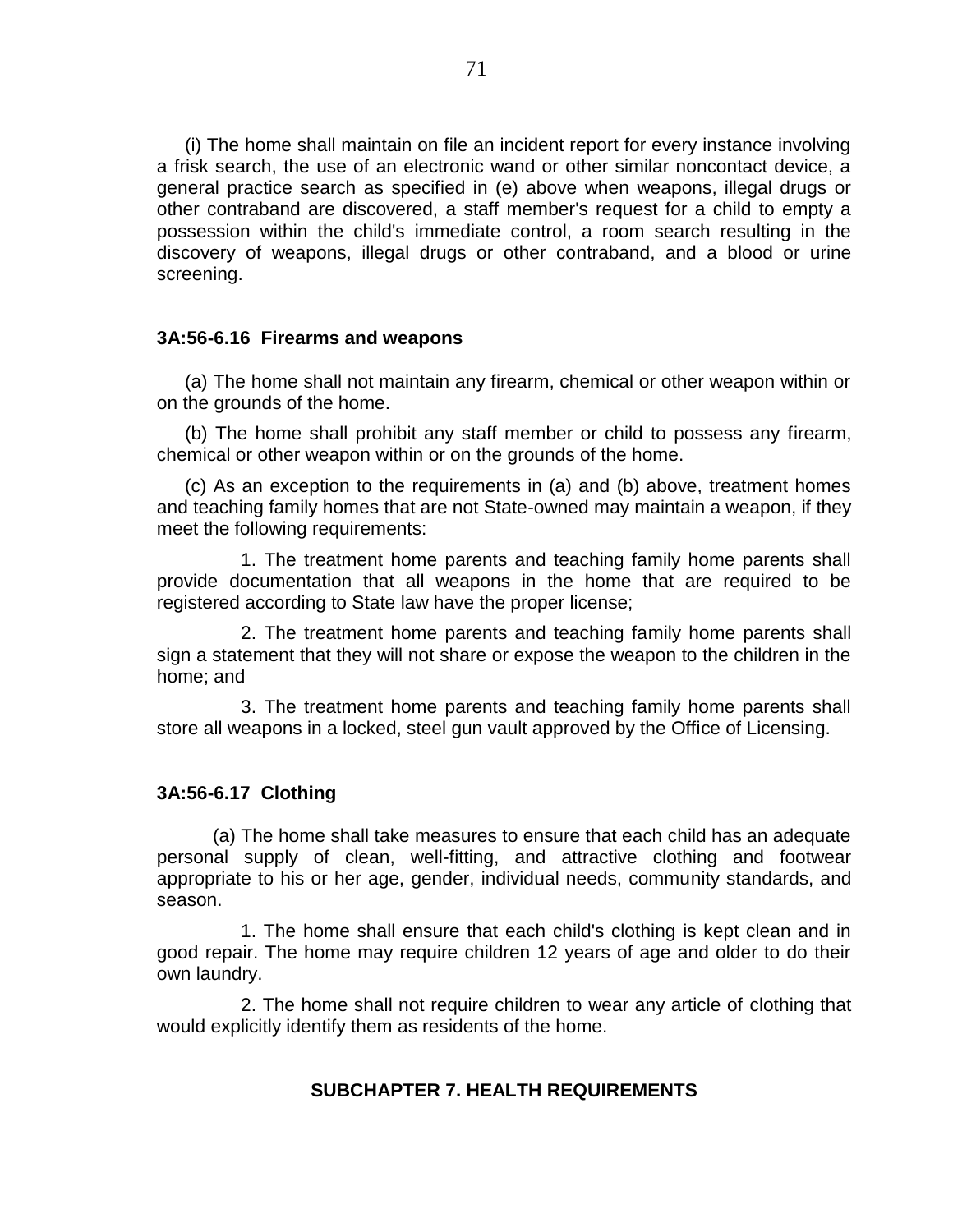(i) The home shall maintain on file an incident report for every instance involving a frisk search, the use of an electronic wand or other similar noncontact device, a general practice search as specified in (e) above when weapons, illegal drugs or other contraband are discovered, a staff member's request for a child to empty a possession within the child's immediate control, a room search resulting in the discovery of weapons, illegal drugs or other contraband, and a blood or urine screening.

### 3A:56-6.16 Firearms and weapons

(a) The home shall not maintain any firearm, chemical or other weapon within or on the grounds of the home.

(b) The home shall prohibit any staff member or child to possess any firearm, chemical or other weapon within or on the grounds of the home.

(c) As an exception to the requirements in (a) and (b) above, treatment homes and teaching family homes that are not State-owned may maintain a weapon, if they meet the following requirements:

1. The treatment home parents and teaching family home parents shall provide documentation that all weapons in the home that are required to be registered according to State law have the proper license;

2. The treatment home parents and teaching family home parents shall sign a statement that they will not share or expose the weapon to the children in the home; and

3. The treatment home parents and teaching family home parents shall store all weapons in a locked, steel gun vault approved by the Office of Licensing.

### 3A:56-6.17 Clothing

(a) The home shall take measures to ensure that each child has an adequate personal supply of clean, well-fitting, and attractive clothing and footwear appropriate to his or her age, gender, individual needs, community standards, and season.

1. The home shall ensure that each child's clothing is kept clean and in good repair. The home may require children 12 years of age and older to do their own laundry.

2. The home shall not require children to wear any article of clothing that would explicitly identify them as residents of the home.

## SUBCHAPTER 7. HEALTH REQUIREMENTS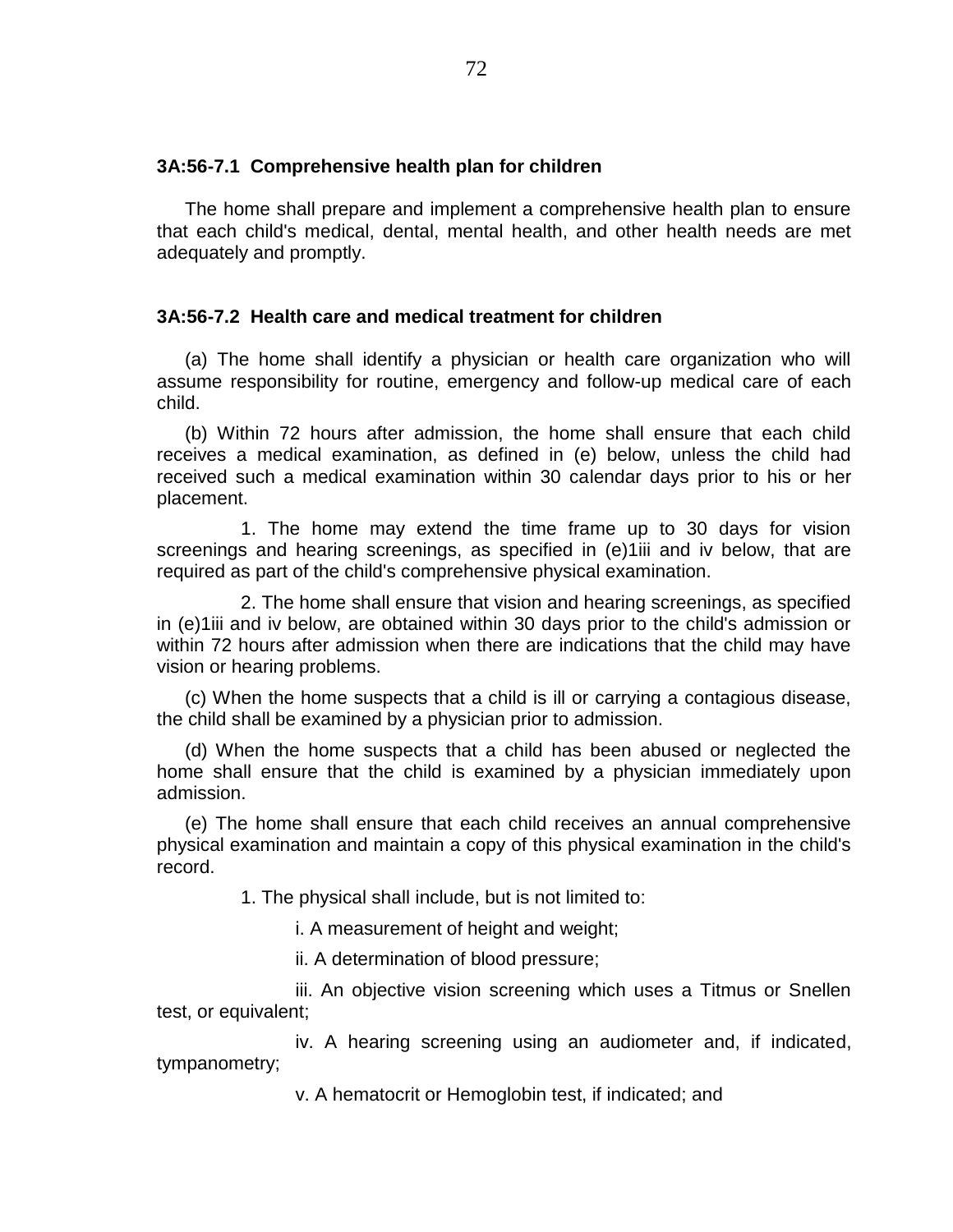**3A:56-7.1 Comprehensive health plan for children**

The home shall prepare and implement a comprehensive health plan to ensure that each child's medical, dental, mental health, and other health needs are met adequately and promptly.

**3A:56-7.2 Health care and medical treatment for children**

(a) The home shall identify a physician or health care organization who will assume responsibility for routine, emergency and follow-up medical care of each child.

(b) Within 72 hours after admission, the home shall ensure that each child receives a medical examination, as defined in (e) below, unless the child had received such a medical examination within 30 calendar days prior to his or her placement.

1. The home may extend the time frame up to 30 days for vision screenings and hearing screenings, as specified in (e)1iii and iv below, that are required as part of the child's comprehensive physical examination.

2. The home shall ensure that vision and hearing screenings, as specified in (e)1iii and iv below, are obtained within 30 days prior to the child's admission or within 72 hours after admission when there are indications that the child may have vision or hearing problems.

(c) When the home suspects that a child is ill or carrying a contagious disease, the child shall be examined by a physician prior to admission.

(d) When the home suspects that a child has been abused or neglected the home shall ensure that the child is examined by a physician immediately upon admission.

(e) The home shall ensure that each child receives an annual comprehensive physical examination and maintain a copy of this physical examination in the child's record.

1. The physical shall include, but is not limited to:

i. A measurement of height and weight;

ii. A determination of blood pressure;

iii. An objective vision screening which uses a Titmus or Snellen test, or equivalent;

iv. A hearing screening using an audiometer and, if indicated, tympanometry;

v. A hematocrit or Hemoglobin test, if indicated; and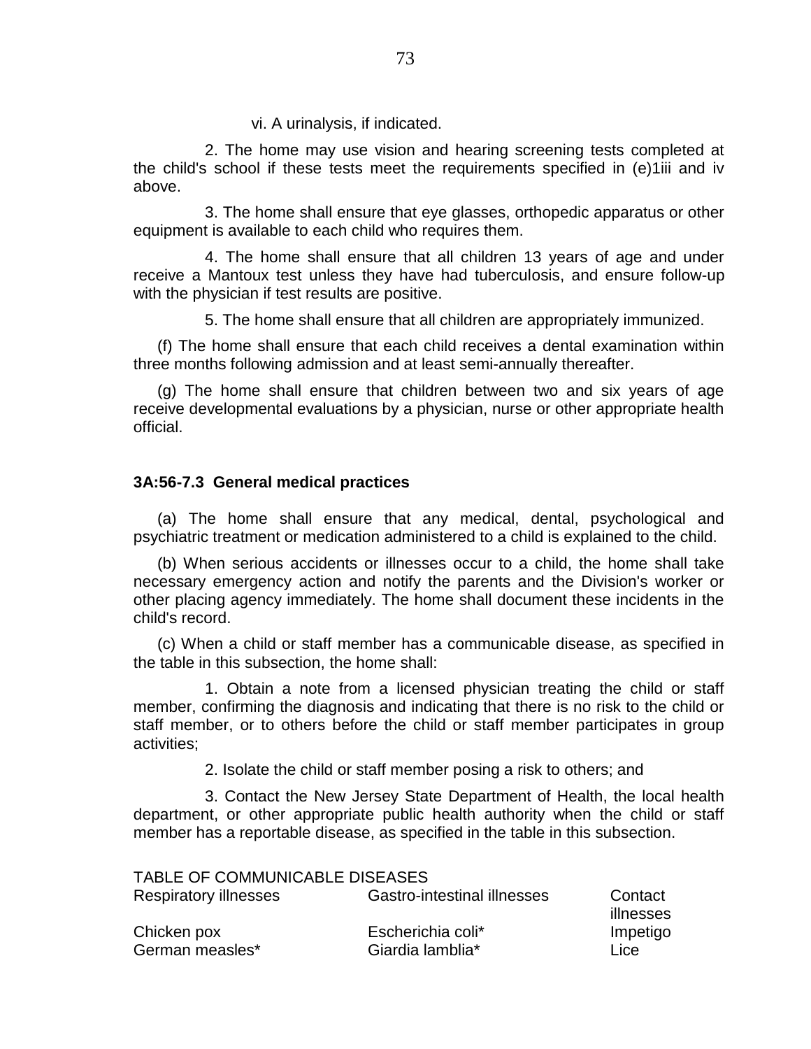vi. A urinalysis, if indicated.

2. The home may use vision and hearing screening tests completed at the child's school if these tests meet the requirements specified in (e)1iii and iv above.

3. The home shall ensure that eye glasses, orthopedic apparatus or other equipment is available to each child who requires them.

4. The home shall ensure that all children 13 years of age and under receive a Mantoux test unless they have had tuberculosis, and ensure follow-up with the physician if test results are positive.

5. The home shall ensure that all children are appropriately immunized.

(f) The home shall ensure that each child receives a dental examination within three months following admission and at least semi-annually thereafter.

(g) The home shall ensure that children between two and six years of age receive developmental evaluations by a physician, nurse or other appropriate health official.

### 3A:56-7.3 General medical practices

(a) The home shall ensure that any medical, dental, psychological and psychiatric treatment or medication administered to a child is explained to the child.

(b) When serious accidents or illnesses occur to a child, the home shall take necessary emergency action and notify the parents and the Division's worker or other placing agency immediately. The home shall document these incidents in the child's record.

(c) When a child or staff member has a communicable disease, as specified in the table in this subsection, the home shall:

1. Obtain a note from a licensed physician treating the child or staff member, confirming the diagnosis and indicating that there is no risk to the child or staff member, or to others before the child or staff member participates in group activities;

2. Isolate the child or staff member posing a risk to others; and

3. Contact the New Jersey State Department of Health, the local health department, or other appropriate public health authority when the child or staff member has a reportable disease, as specified in the table in this subsection.

TABLE OF COMMUNICABLE DISEASES

| Respiratory illnesses | Gastro-intestinal illnesses | Contact illnesses |
|---|---|---|
| Chicken pox | Escherichia coli* | Impetigo |
| German measles* | Giardia lamblia* | Lice |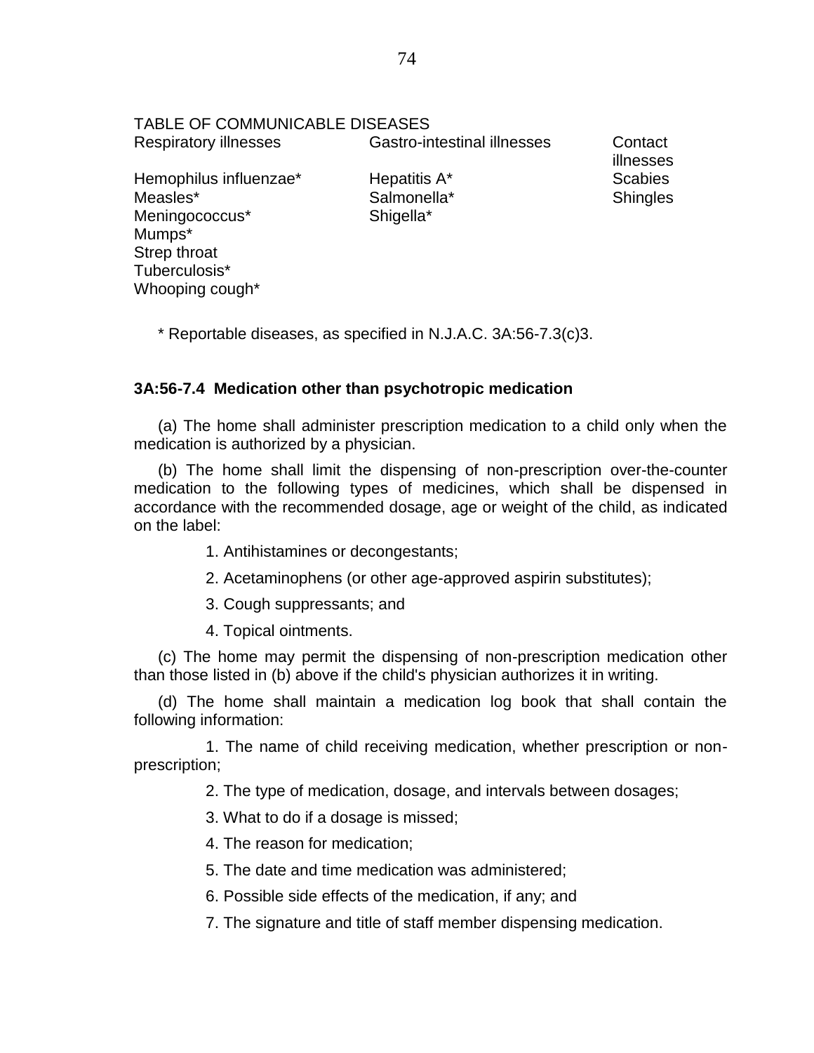TABLE OF COMMUNICABLE DISEASES

| Respiratory illnesses | Gastro-intestinal illnesses | Contact illnesses |
|---|---|---|
| Hemophilus influenzae* | Hepatitis A* | Scabies |
| Measles* | Salmonella* | Shingles |
| Meningococcus* | Shigella* | |
| Mumps* | | |
| Strep throat | | |
| Tuberculosis* | | |
| Whooping cough* | | |

\* Reportable diseases, as specified in N.J.A.C. 3A:56-7.3(c)3.

**3A:56-7.4 Medication other than psychotropic medication**

(a) The home shall administer prescription medication to a child only when the medication is authorized by a physician.

(b) The home shall limit the dispensing of non-prescription over-the-counter medication to the following types of medicines, which shall be dispensed in accordance with the recommended dosage, age or weight of the child, as indicated on the label:

1. Antihistamines or decongestants;
2. Acetaminophens (or other age-approved aspirin substitutes);
3. Cough suppressants; and
4. Topical ointments.

(c) The home may permit the dispensing of non-prescription medication other than those listed in (b) above if the child's physician authorizes it in writing.

(d) The home shall maintain a medication log book that shall contain the following information:

1. The name of child receiving medication, whether prescription or non-prescription;
2. The type of medication, dosage, and intervals between dosages;
3. What to do if a dosage is missed;
4. The reason for medication;
5. The date and time medication was administered;
6. Possible side effects of the medication, if any; and
7. The signature and title of staff member dispensing medication.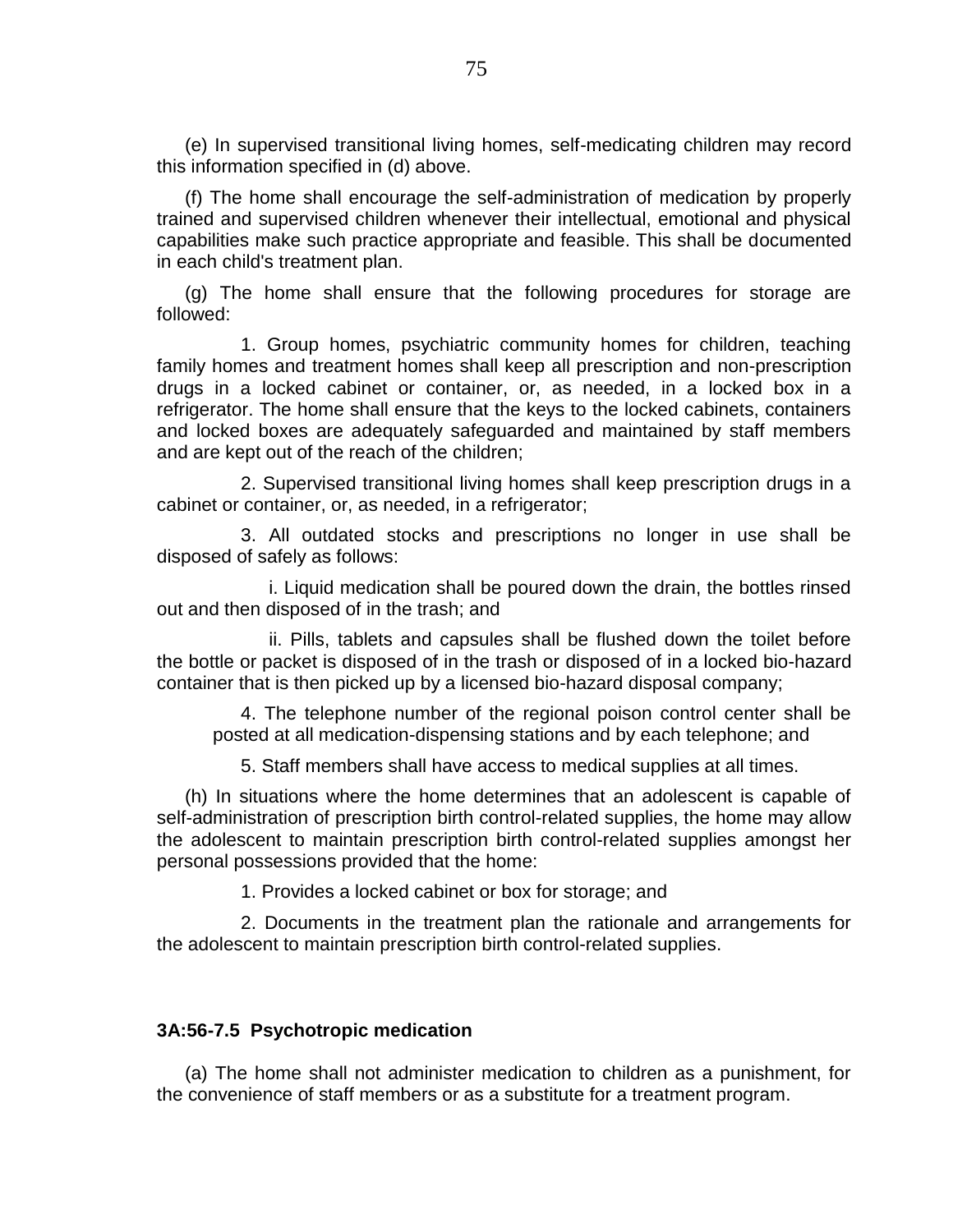(e) In supervised transitional living homes, self-medicating children may record this information specified in (d) above.

(f) The home shall encourage the self-administration of medication by properly trained and supervised children whenever their intellectual, emotional and physical capabilities make such practice appropriate and feasible. This shall be documented in each child's treatment plan.

(g) The home shall ensure that the following procedures for storage are followed:

1. Group homes, psychiatric community homes for children, teaching family homes and treatment homes shall keep all prescription and non-prescription drugs in a locked cabinet or container, or, as needed, in a locked box in a refrigerator. The home shall ensure that the keys to the locked cabinets, containers and locked boxes are adequately safeguarded and maintained by staff members and are kept out of the reach of the children;

2. Supervised transitional living homes shall keep prescription drugs in a cabinet or container, or, as needed, in a refrigerator;

3. All outdated stocks and prescriptions no longer in use shall be disposed of safely as follows:

i. Liquid medication shall be poured down the drain, the bottles rinsed out and then disposed of in the trash; and

ii. Pills, tablets and capsules shall be flushed down the toilet before the bottle or packet is disposed of in the trash or disposed of in a locked bio-hazard container that is then picked up by a licensed bio-hazard disposal company;

4. The telephone number of the regional poison control center shall be posted at all medication-dispensing stations and by each telephone; and

5. Staff members shall have access to medical supplies at all times.

(h) In situations where the home determines that an adolescent is capable of self-administration of prescription birth control-related supplies, the home may allow the adolescent to maintain prescription birth control-related supplies amongst her personal possessions provided that the home:

1. Provides a locked cabinet or box for storage; and

2. Documents in the treatment plan the rationale and arrangements for the adolescent to maintain prescription birth control-related supplies.

**3A:56-7.5 Psychotropic medication**

(a) The home shall not administer medication to children as a punishment, for the convenience of staff members or as a substitute for a treatment program.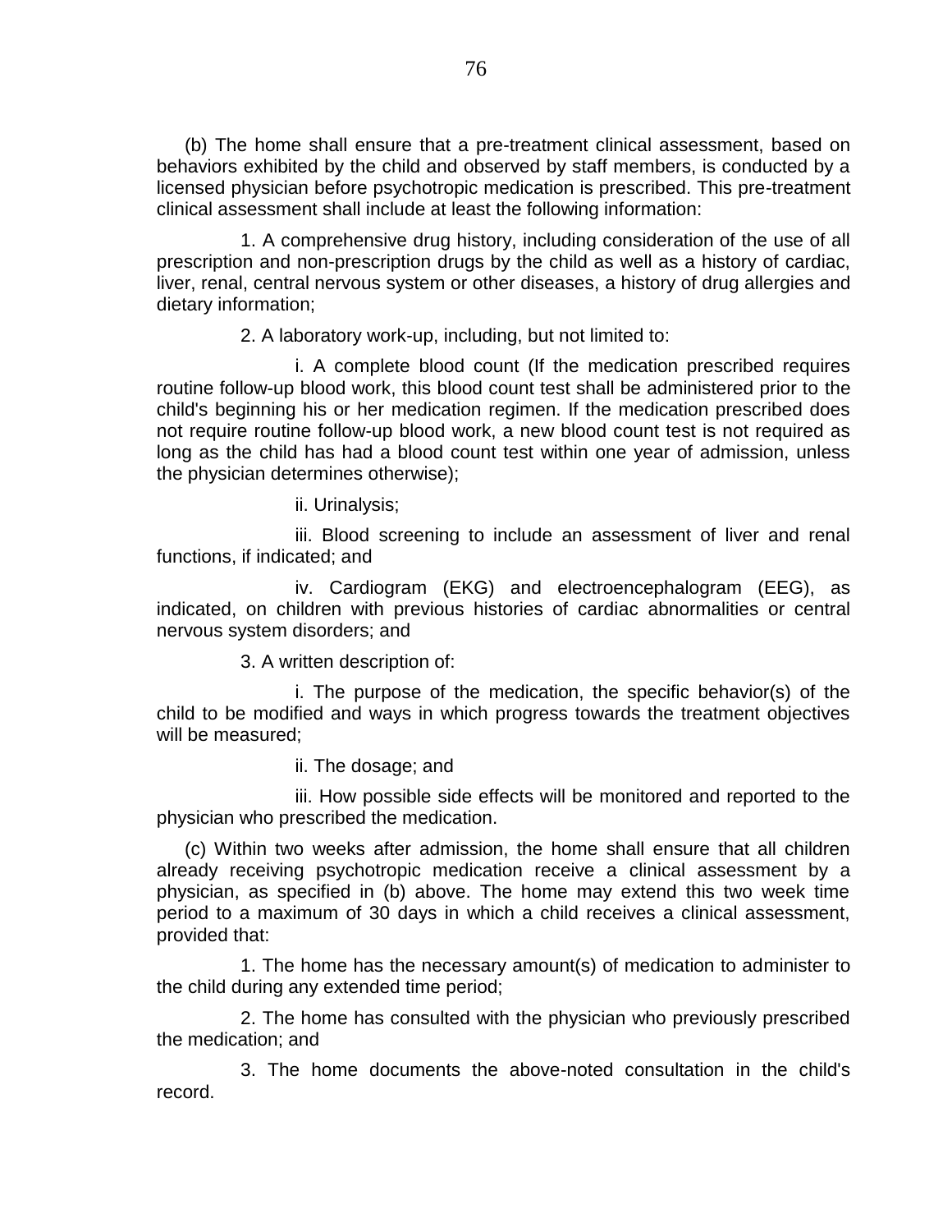(b) The home shall ensure that a pre-treatment clinical assessment, based on behaviors exhibited by the child and observed by staff members, is conducted by a licensed physician before psychotropic medication is prescribed. This pre-treatment clinical assessment shall include at least the following information:

1. A comprehensive drug history, including consideration of the use of all prescription and non-prescription drugs by the child as well as a history of cardiac, liver, renal, central nervous system or other diseases, a history of drug allergies and dietary information;

2. A laboratory work-up, including, but not limited to:

i. A complete blood count (If the medication prescribed requires routine follow-up blood work, this blood count test shall be administered prior to the child's beginning his or her medication regimen. If the medication prescribed does not require routine follow-up blood work, a new blood count test is not required as long as the child has had a blood count test within one year of admission, unless the physician determines otherwise);

ii. Urinalysis;

iii. Blood screening to include an assessment of liver and renal functions, if indicated; and

iv. Cardiogram (EKG) and electroencephalogram (EEG), as indicated, on children with previous histories of cardiac abnormalities or central nervous system disorders; and

3. A written description of:

i. The purpose of the medication, the specific behavior(s) of the child to be modified and ways in which progress towards the treatment objectives will be measured;

ii. The dosage; and

iii. How possible side effects will be monitored and reported to the physician who prescribed the medication.

(c) Within two weeks after admission, the home shall ensure that all children already receiving psychotropic medication receive a clinical assessment by a physician, as specified in (b) above. The home may extend this two week time period to a maximum of 30 days in which a child receives a clinical assessment, provided that:

1. The home has the necessary amount(s) of medication to administer to the child during any extended time period;

2. The home has consulted with the physician who previously prescribed the medication; and

3. The home documents the above-noted consultation in the child's record.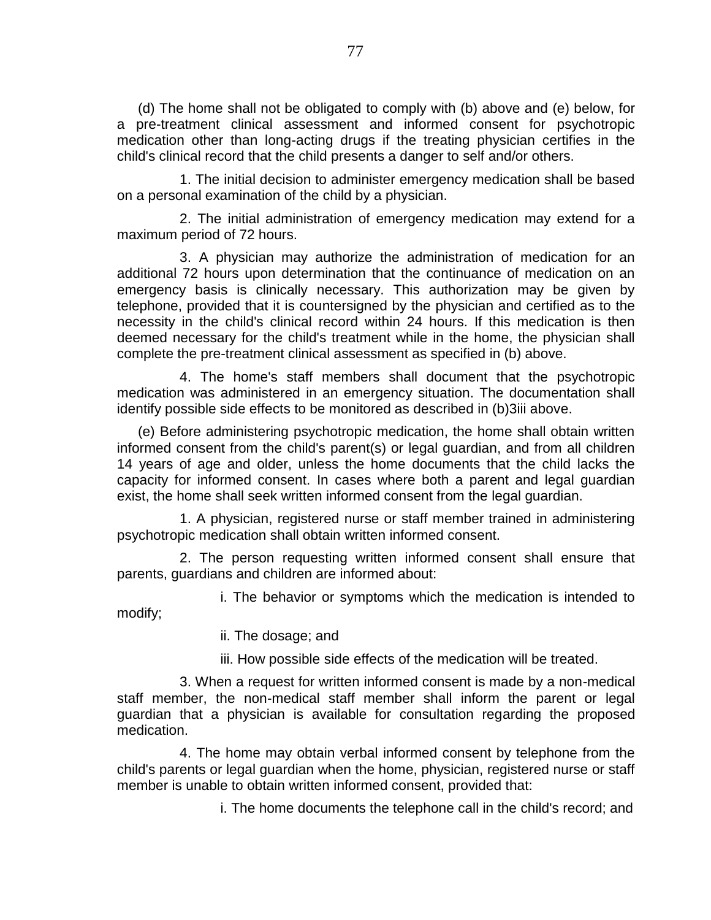(d) The home shall not be obligated to comply with (b) above and (e) below, for a pre-treatment clinical assessment and informed consent for psychotropic medication other than long-acting drugs if the treating physician certifies in the child's clinical record that the child presents a danger to self and/or others.

1. The initial decision to administer emergency medication shall be based on a personal examination of the child by a physician.

2. The initial administration of emergency medication may extend for a maximum period of 72 hours.

3. A physician may authorize the administration of medication for an additional 72 hours upon determination that the continuance of medication on an emergency basis is clinically necessary. This authorization may be given by telephone, provided that it is countersigned by the physician and certified as to the necessity in the child's clinical record within 24 hours. If this medication is then deemed necessary for the child's treatment while in the home, the physician shall complete the pre-treatment clinical assessment as specified in (b) above.

4. The home's staff members shall document that the psychotropic medication was administered in an emergency situation. The documentation shall identify possible side effects to be monitored as described in (b)3iii above.

(e) Before administering psychotropic medication, the home shall obtain written informed consent from the child's parent(s) or legal guardian, and from all children 14 years of age and older, unless the home documents that the child lacks the capacity for informed consent. In cases where both a parent and legal guardian exist, the home shall seek written informed consent from the legal guardian.

1. A physician, registered nurse or staff member trained in administering psychotropic medication shall obtain written informed consent.

2. The person requesting written informed consent shall ensure that parents, guardians and children are informed about:

i. The behavior or symptoms which the medication is intended to modify;

ii. The dosage; and

iii. How possible side effects of the medication will be treated.

3. When a request for written informed consent is made by a non-medical staff member, the non-medical staff member shall inform the parent or legal guardian that a physician is available for consultation regarding the proposed medication.

4. The home may obtain verbal informed consent by telephone from the child's parents or legal guardian when the home, physician, registered nurse or staff member is unable to obtain written informed consent, provided that:

i. The home documents the telephone call in the child's record; and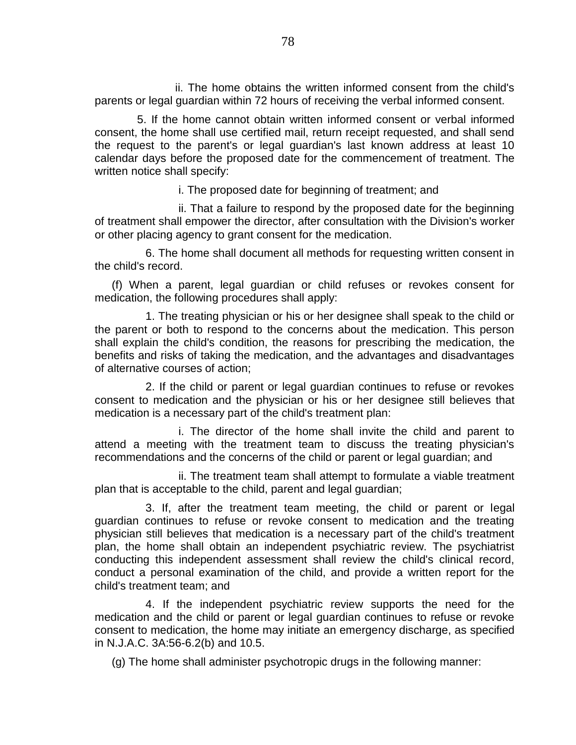ii. The home obtains the written informed consent from the child's parents or legal guardian within 72 hours of receiving the verbal informed consent.

5. If the home cannot obtain written informed consent or verbal informed consent, the home shall use certified mail, return receipt requested, and shall send the request to the parent's or legal guardian's last known address at least 10 calendar days before the proposed date for the commencement of treatment. The written notice shall specify:

i. The proposed date for beginning of treatment; and

ii. That a failure to respond by the proposed date for the beginning of treatment shall empower the director, after consultation with the Division's worker or other placing agency to grant consent for the medication.

6. The home shall document all methods for requesting written consent in the child's record.

(f) When a parent, legal guardian or child refuses or revokes consent for medication, the following procedures shall apply:

1. The treating physician or his or her designee shall speak to the child or the parent or both to respond to the concerns about the medication. This person shall explain the child's condition, the reasons for prescribing the medication, the benefits and risks of taking the medication, and the advantages and disadvantages of alternative courses of action;

2. If the child or parent or legal guardian continues to refuse or revokes consent to medication and the physician or his or her designee still believes that medication is a necessary part of the child's treatment plan:

i. The director of the home shall invite the child and parent to attend a meeting with the treatment team to discuss the treating physician's recommendations and the concerns of the child or parent or legal guardian; and

ii. The treatment team shall attempt to formulate a viable treatment plan that is acceptable to the child, parent and legal guardian;

3. If, after the treatment team meeting, the child or parent or legal guardian continues to refuse or revoke consent to medication and the treating physician still believes that medication is a necessary part of the child's treatment plan, the home shall obtain an independent psychiatric review. The psychiatrist conducting this independent assessment shall review the child's clinical record, conduct a personal examination of the child, and provide a written report for the child's treatment team; and

4. If the independent psychiatric review supports the need for the medication and the child or parent or legal guardian continues to refuse or revoke consent to medication, the home may initiate an emergency discharge, as specified in N.J.A.C. 3A:56-6.2(b) and 10.5.

(g) The home shall administer psychotropic drugs in the following manner: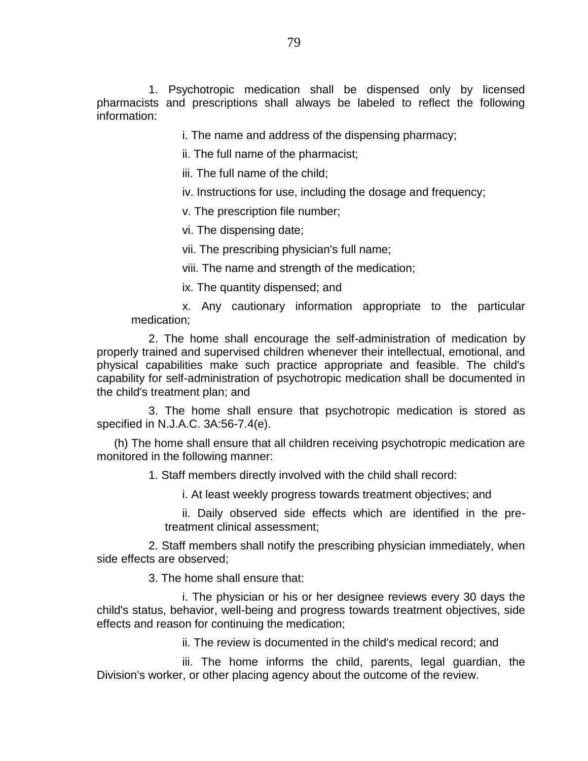1. Psychotropic medication shall be dispensed only by licensed pharmacists and prescriptions shall always be labeled to reflect the following information:

i. The name and address of the dispensing pharmacy;

ii. The full name of the pharmacist;

iii. The full name of the child;

iv. Instructions for use, including the dosage and frequency;

v. The prescription file number;

vi. The dispensing date;

vii. The prescribing physician's full name;

viii. The name and strength of the medication;

ix. The quantity dispensed; and

x. Any cautionary information appropriate to the particular medication;

2. The home shall encourage the self-administration of medication by properly trained and supervised children whenever their intellectual, emotional, and physical capabilities make such practice appropriate and feasible. The child's capability for self-administration of psychotropic medication shall be documented in the child's treatment plan; and

3. The home shall ensure that psychotropic medication is stored as specified in N.J.A.C. 3A:56-7.4(e).

(h) The home shall ensure that all children receiving psychotropic medication are monitored in the following manner:

1. Staff members directly involved with the child shall record:

i. At least weekly progress towards treatment objectives; and

ii. Daily observed side effects which are identified in the pre-treatment clinical assessment;

2. Staff members shall notify the prescribing physician immediately, when side effects are observed;

3. The home shall ensure that:

i. The physician or his or her designee reviews every 30 days the child's status, behavior, well-being and progress towards treatment objectives, side effects and reason for continuing the medication;

ii. The review is documented in the child's medical record; and

iii. The home informs the child, parents, legal guardian, the Division's worker, or other placing agency about the outcome of the review.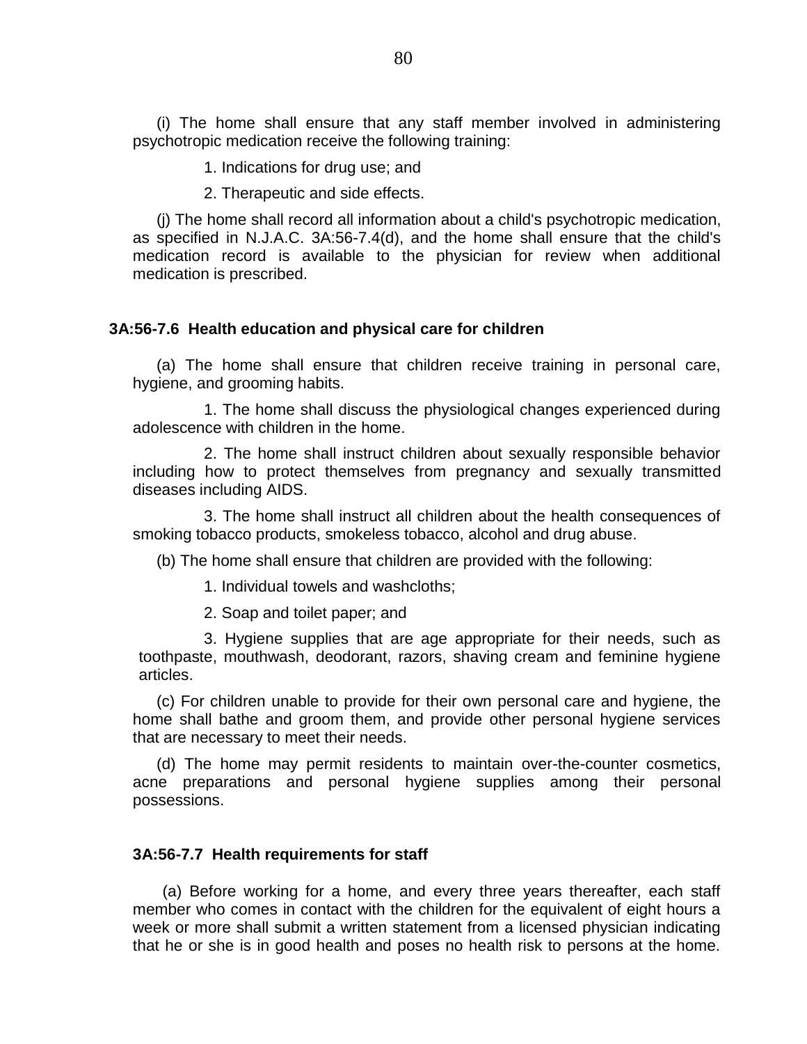(i) The home shall ensure that any staff member involved in administering psychotropic medication receive the following training:

1. Indications for drug use; and

2. Therapeutic and side effects.

(j) The home shall record all information about a child's psychotropic medication, as specified in N.J.A.C. 3A:56-7.4(d), and the home shall ensure that the child's medication record is available to the physician for review when additional medication is prescribed.

### 3A:56-7.6 Health education and physical care for children

(a) The home shall ensure that children receive training in personal care, hygiene, and grooming habits.

1. The home shall discuss the physiological changes experienced during adolescence with children in the home.

2. The home shall instruct children about sexually responsible behavior including how to protect themselves from pregnancy and sexually transmitted diseases including AIDS.

3. The home shall instruct all children about the health consequences of smoking tobacco products, smokeless tobacco, alcohol and drug abuse.

(b) The home shall ensure that children are provided with the following:

1. Individual towels and washcloths;

2. Soap and toilet paper; and

3. Hygiene supplies that are age appropriate for their needs, such as toothpaste, mouthwash, deodorant, razors, shaving cream and feminine hygiene articles.

(c) For children unable to provide for their own personal care and hygiene, the home shall bathe and groom them, and provide other personal hygiene services that are necessary to meet their needs.

(d) The home may permit residents to maintain over-the-counter cosmetics, acne preparations and personal hygiene supplies among their personal possessions.

### 3A:56-7.7 Health requirements for staff

(a) Before working for a home, and every three years thereafter, each staff member who comes in contact with the children for the equivalent of eight hours a week or more shall submit a written statement from a licensed physician indicating that he or she is in good health and poses no health risk to persons at the home.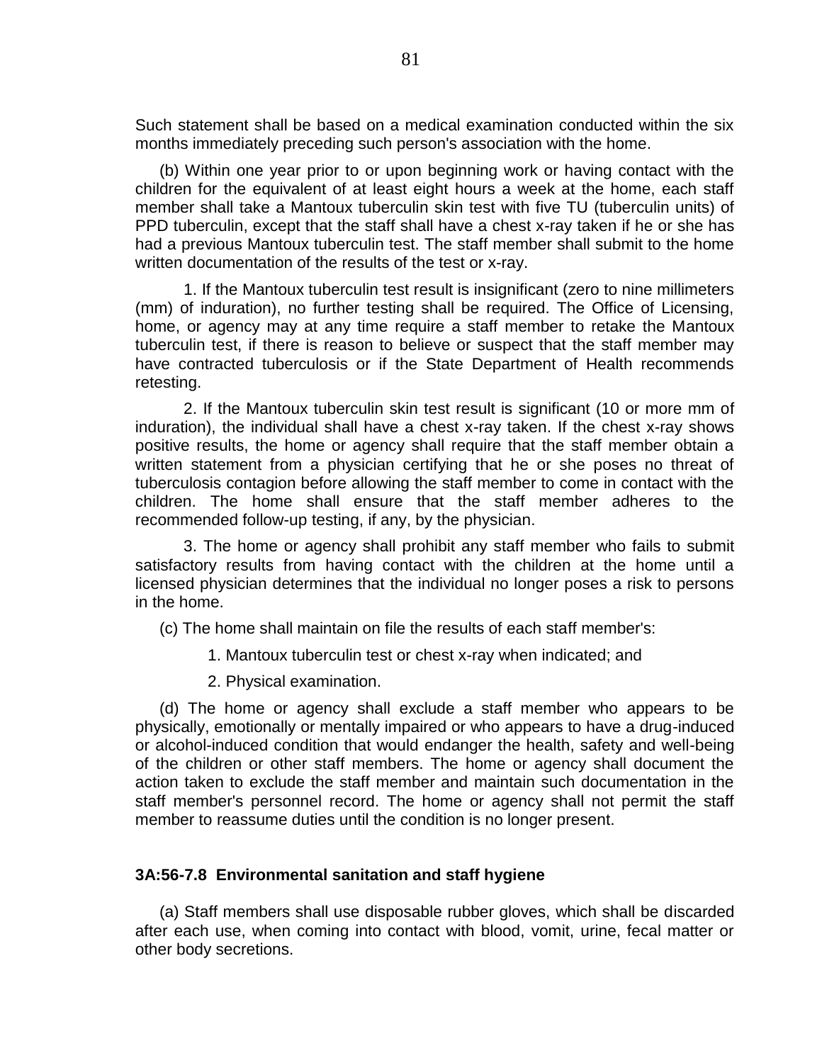Such statement shall be based on a medical examination conducted within the six months immediately preceding such person's association with the home.

(b) Within one year prior to or upon beginning work or having contact with the children for the equivalent of at least eight hours a week at the home, each staff member shall take a Mantoux tuberculin skin test with five TU (tuberculin units) of PPD tuberculin, except that the staff shall have a chest x-ray taken if he or she has had a previous Mantoux tuberculin test. The staff member shall submit to the home written documentation of the results of the test or x-ray.

1. If the Mantoux tuberculin test result is insignificant (zero to nine millimeters (mm) of induration), no further testing shall be required. The Office of Licensing, home, or agency may at any time require a staff member to retake the Mantoux tuberculin test, if there is reason to believe or suspect that the staff member may have contracted tuberculosis or if the State Department of Health recommends retesting.

2. If the Mantoux tuberculin skin test result is significant (10 or more mm of induration), the individual shall have a chest x-ray taken. If the chest x-ray shows positive results, the home or agency shall require that the staff member obtain a written statement from a physician certifying that he or she poses no threat of tuberculosis contagion before allowing the staff member to come in contact with the children. The home shall ensure that the staff member adheres to the recommended follow-up testing, if any, by the physician.

3. The home or agency shall prohibit any staff member who fails to submit satisfactory results from having contact with the children at the home until a licensed physician determines that the individual no longer poses a risk to persons in the home.

(c) The home shall maintain on file the results of each staff member's:

1. Mantoux tuberculin test or chest x-ray when indicated; and

2. Physical examination.

(d) The home or agency shall exclude a staff member who appears to be physically, emotionally or mentally impaired or who appears to have a drug-induced or alcohol-induced condition that would endanger the health, safety and well-being of the children or other staff members. The home or agency shall document the action taken to exclude the staff member and maintain such documentation in the staff member's personnel record. The home or agency shall not permit the staff member to reassume duties until the condition is no longer present.

### 3A:56-7.8 Environmental sanitation and staff hygiene

(a) Staff members shall use disposable rubber gloves, which shall be discarded after each use, when coming into contact with blood, vomit, urine, fecal matter or other body secretions.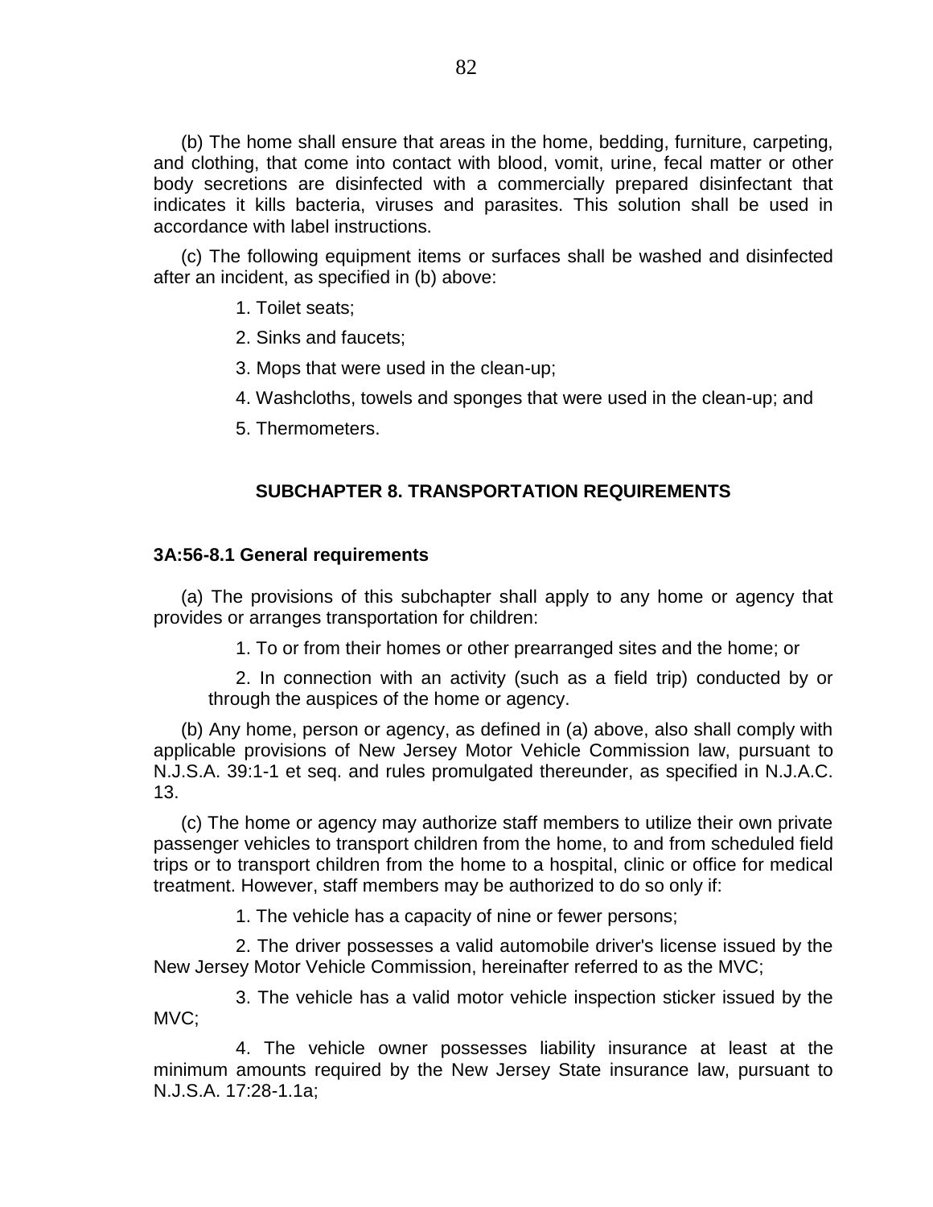(b) The home shall ensure that areas in the home, bedding, furniture, carpeting, and clothing, that come into contact with blood, vomit, urine, fecal matter or other body secretions are disinfected with a commercially prepared disinfectant that indicates it kills bacteria, viruses and parasites. This solution shall be used in accordance with label instructions.

(c) The following equipment items or surfaces shall be washed and disinfected after an incident, as specified in (b) above:

1. Toilet seats;

2. Sinks and faucets;

3. Mops that were used in the clean-up;

4. Washcloths, towels and sponges that were used in the clean-up; and

5. Thermometers.

## SUBCHAPTER 8. TRANSPORTATION REQUIREMENTS

### 3A:56-8.1 General requirements

(a) The provisions of this subchapter shall apply to any home or agency that provides or arranges transportation for children:

1. To or from their homes or other prearranged sites and the home; or

2. In connection with an activity (such as a field trip) conducted by or through the auspices of the home or agency.

(b) Any home, person or agency, as defined in (a) above, also shall comply with applicable provisions of New Jersey Motor Vehicle Commission law, pursuant to N.J.S.A. 39:1-1 et seq. and rules promulgated thereunder, as specified in N.J.A.C. 13.

(c) The home or agency may authorize staff members to utilize their own private passenger vehicles to transport children from the home, to and from scheduled field trips or to transport children from the home to a hospital, clinic or office for medical treatment. However, staff members may be authorized to do so only if:

1. The vehicle has a capacity of nine or fewer persons;

2. The driver possesses a valid automobile driver's license issued by the New Jersey Motor Vehicle Commission, hereinafter referred to as the MVC;

3. The vehicle has a valid motor vehicle inspection sticker issued by the MVC;

4. The vehicle owner possesses liability insurance at least at the minimum amounts required by the New Jersey State insurance law, pursuant to N.J.S.A. 17:28-1.1a;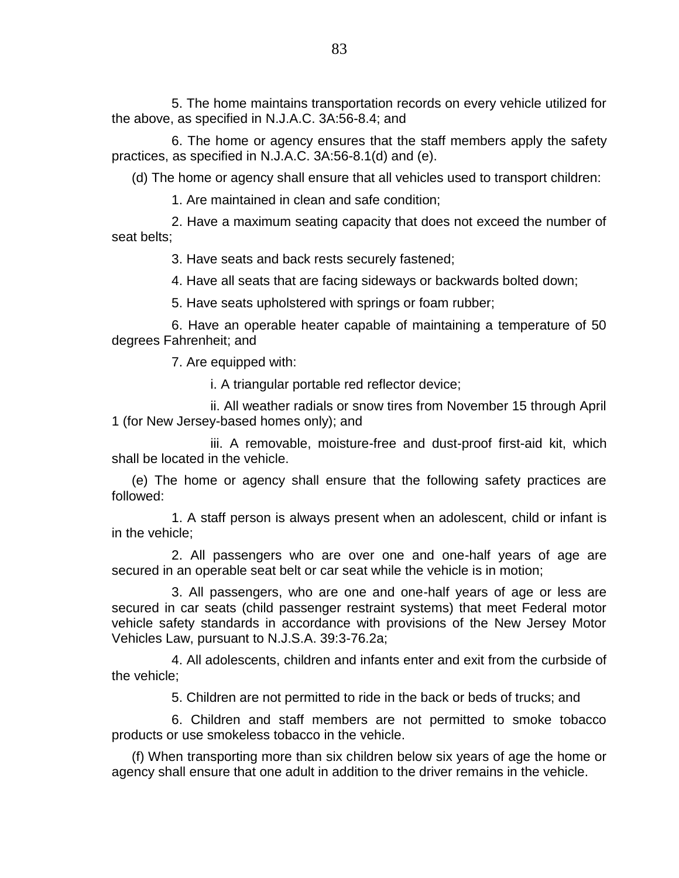5. The home maintains transportation records on every vehicle utilized for the above, as specified in N.J.A.C. 3A:56-8.4; and

6. The home or agency ensures that the staff members apply the safety practices, as specified in N.J.A.C. 3A:56-8.1(d) and (e).

(d) The home or agency shall ensure that all vehicles used to transport children:

1. Are maintained in clean and safe condition;

2. Have a maximum seating capacity that does not exceed the number of seat belts;

3. Have seats and back rests securely fastened;

4. Have all seats that are facing sideways or backwards bolted down;

5. Have seats upholstered with springs or foam rubber;

6. Have an operable heater capable of maintaining a temperature of 50 degrees Fahrenheit; and

7. Are equipped with:

i. A triangular portable red reflector device;

ii. All weather radials or snow tires from November 15 through April 1 (for New Jersey-based homes only); and

iii. A removable, moisture-free and dust-proof first-aid kit, which shall be located in the vehicle.

(e) The home or agency shall ensure that the following safety practices are followed:

1. A staff person is always present when an adolescent, child or infant is in the vehicle;

2. All passengers who are over one and one-half years of age are secured in an operable seat belt or car seat while the vehicle is in motion;

3. All passengers, who are one and one-half years of age or less are secured in car seats (child passenger restraint systems) that meet Federal motor vehicle safety standards in accordance with provisions of the New Jersey Motor Vehicles Law, pursuant to N.J.S.A. 39:3-76.2a;

4. All adolescents, children and infants enter and exit from the curbside of the vehicle;

5. Children are not permitted to ride in the back or beds of trucks; and

6. Children and staff members are not permitted to smoke tobacco products or use smokeless tobacco in the vehicle.

(f) When transporting more than six children below six years of age the home or agency shall ensure that one adult in addition to the driver remains in the vehicle.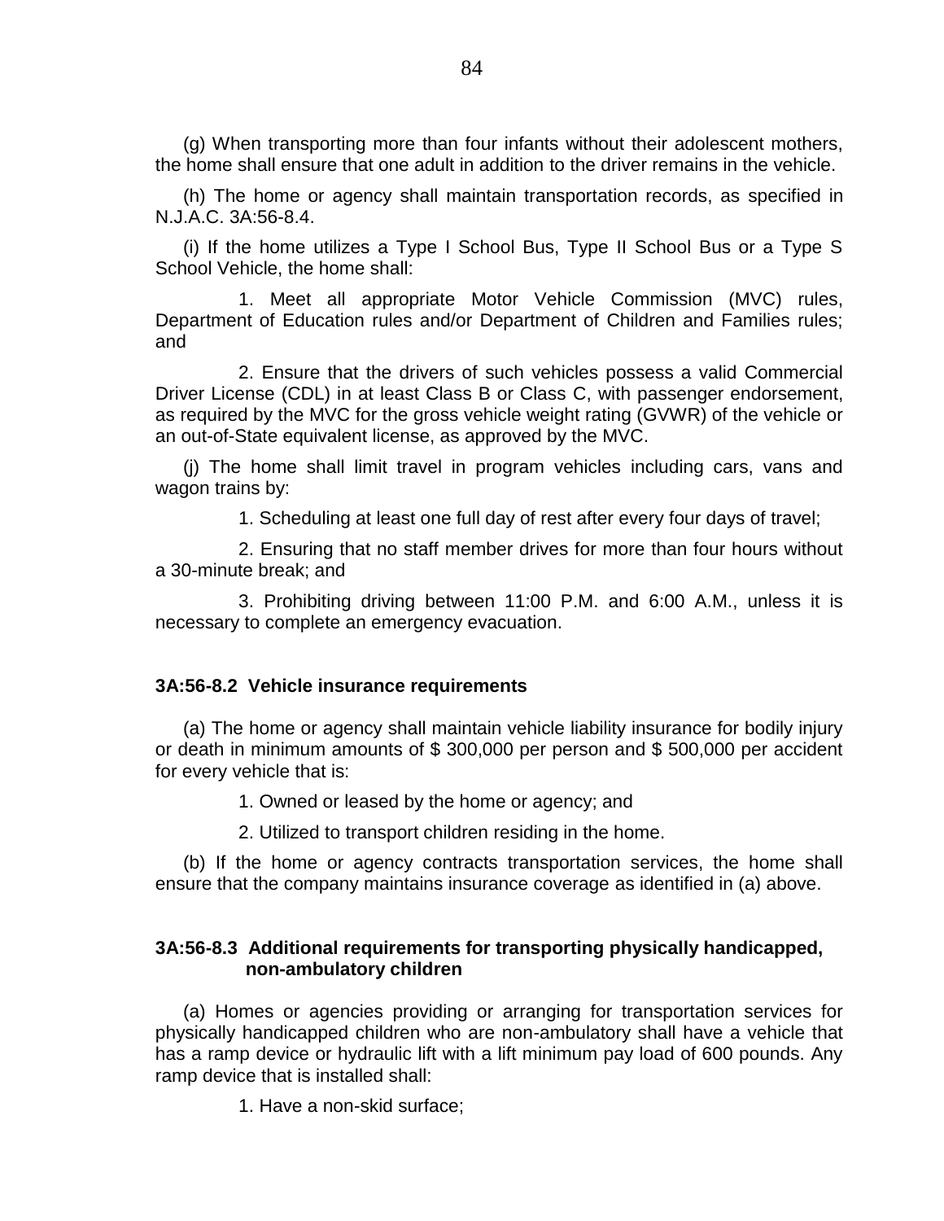(g) When transporting more than four infants without their adolescent mothers, the home shall ensure that one adult in addition to the driver remains in the vehicle.

(h) The home or agency shall maintain transportation records, as specified in N.J.A.C. 3A:56-8.4.

(i) If the home utilizes a Type I School Bus, Type II School Bus or a Type S School Vehicle, the home shall:

1. Meet all appropriate Motor Vehicle Commission (MVC) rules, Department of Education rules and/or Department of Children and Families rules; and

2. Ensure that the drivers of such vehicles possess a valid Commercial Driver License (CDL) in at least Class B or Class C, with passenger endorsement, as required by the MVC for the gross vehicle weight rating (GVWR) of the vehicle or an out-of-State equivalent license, as approved by the MVC.

(j) The home shall limit travel in program vehicles including cars, vans and wagon trains by:

1. Scheduling at least one full day of rest after every four days of travel;

2. Ensuring that no staff member drives for more than four hours without a 30-minute break; and

3. Prohibiting driving between 11:00 P.M. and 6:00 A.M., unless it is necessary to complete an emergency evacuation.

**3A:56-8.2 Vehicle insurance requirements**

(a) The home or agency shall maintain vehicle liability insurance for bodily injury or death in minimum amounts of $ 300,000 per person and $ 500,000 per accident for every vehicle that is:

1. Owned or leased by the home or agency; and

2. Utilized to transport children residing in the home.

(b) If the home or agency contracts transportation services, the home shall ensure that the company maintains insurance coverage as identified in (a) above.

**3A:56-8.3 Additional requirements for transporting physically handicapped, non-ambulatory children**

(a) Homes or agencies providing or arranging for transportation services for physically handicapped children who are non-ambulatory shall have a vehicle that has a ramp device or hydraulic lift with a lift minimum pay load of 600 pounds. Any ramp device that is installed shall:

1. Have a non-skid surface;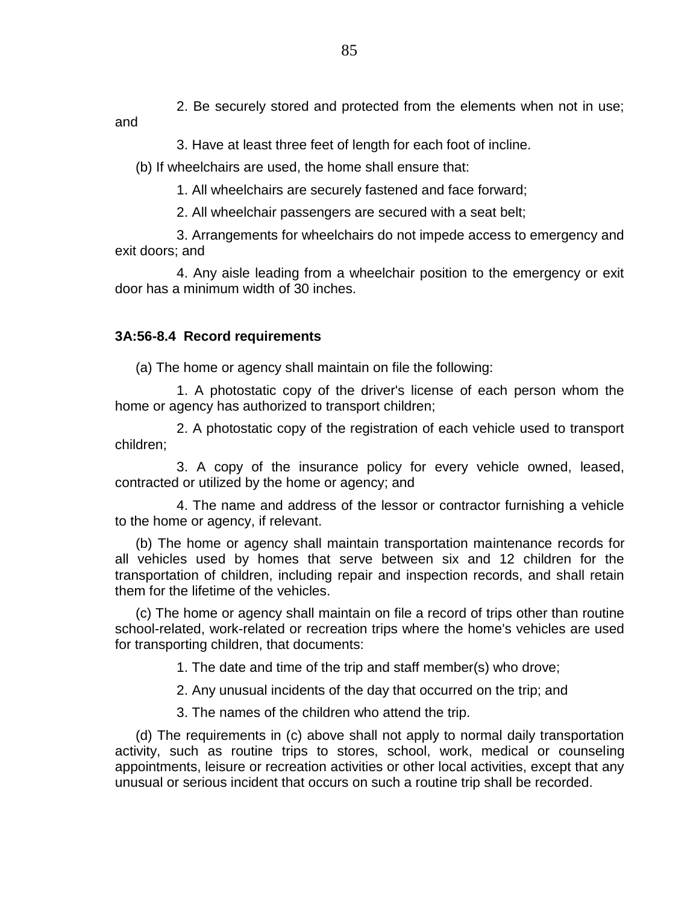2. Be securely stored and protected from the elements when not in use; and

3. Have at least three feet of length for each foot of incline.

(b) If wheelchairs are used, the home shall ensure that:

1. All wheelchairs are securely fastened and face forward;

2. All wheelchair passengers are secured with a seat belt;

3. Arrangements for wheelchairs do not impede access to emergency and exit doors; and

4. Any aisle leading from a wheelchair position to the emergency or exit door has a minimum width of 30 inches.

**3A:56-8.4 Record requirements**

(a) The home or agency shall maintain on file the following:

1. A photostatic copy of the driver's license of each person whom the home or agency has authorized to transport children;

2. A photostatic copy of the registration of each vehicle used to transport children;

3. A copy of the insurance policy for every vehicle owned, leased, contracted or utilized by the home or agency; and

4. The name and address of the lessor or contractor furnishing a vehicle to the home or agency, if relevant.

(b) The home or agency shall maintain transportation maintenance records for all vehicles used by homes that serve between six and 12 children for the transportation of children, including repair and inspection records, and shall retain them for the lifetime of the vehicles.

(c) The home or agency shall maintain on file a record of trips other than routine school-related, work-related or recreation trips where the home's vehicles are used for transporting children, that documents:

1. The date and time of the trip and staff member(s) who drove;

2. Any unusual incidents of the day that occurred on the trip; and

3. The names of the children who attend the trip.

(d) The requirements in (c) above shall not apply to normal daily transportation activity, such as routine trips to stores, school, work, medical or counseling appointments, leisure or recreation activities or other local activities, except that any unusual or serious incident that occurs on such a routine trip shall be recorded.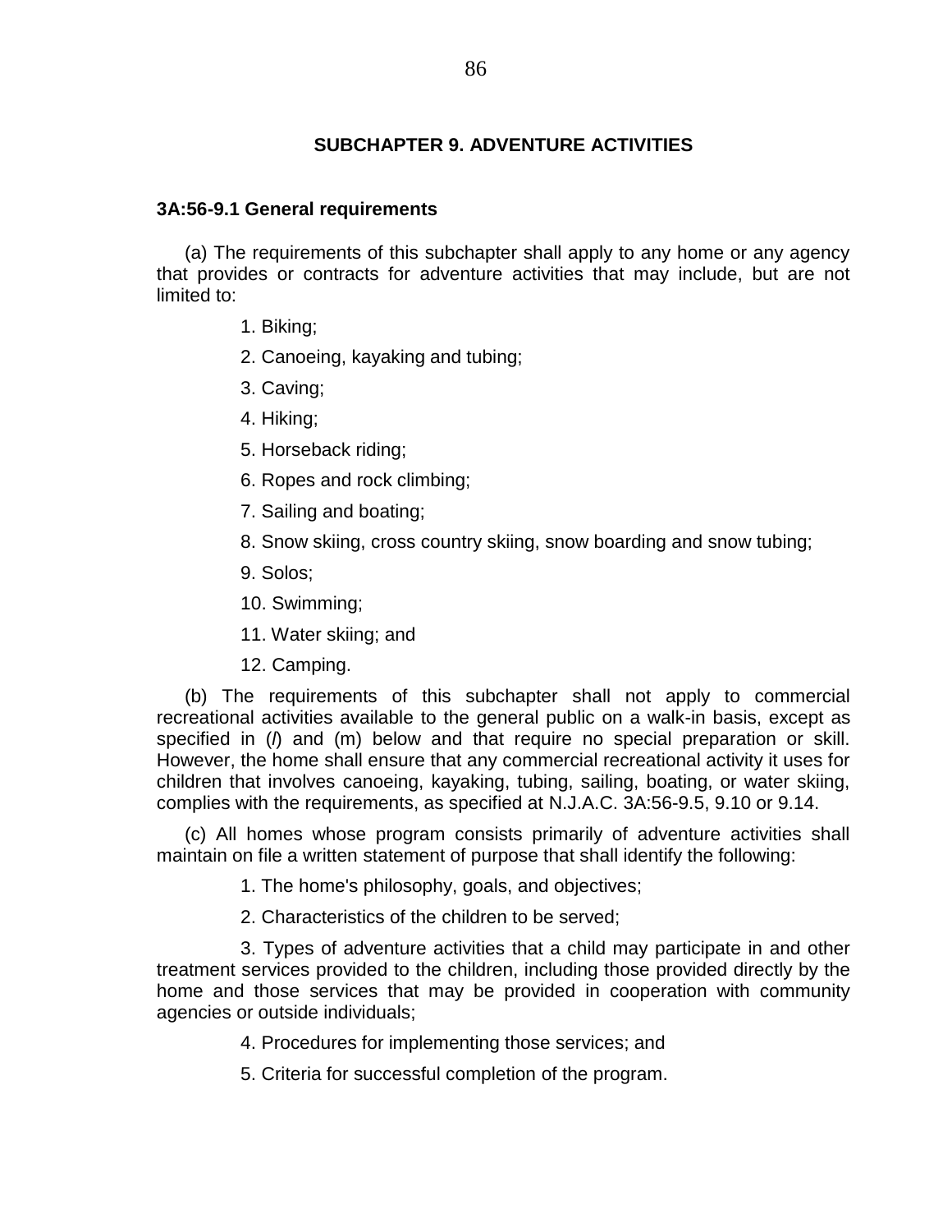## SUBCHAPTER 9. ADVENTURE ACTIVITIES

### 3A:56-9.1 General requirements

(a) The requirements of this subchapter shall apply to any home or any agency that provides or contracts for adventure activities that may include, but are not limited to:

1. Biking;
2. Canoeing, kayaking and tubing;
3. Caving;
4. Hiking;
5. Horseback riding;
6. Ropes and rock climbing;
7. Sailing and boating;
8. Snow skiing, cross country skiing, snow boarding and snow tubing;
9. Solos;
10. Swimming;
11. Water skiing; and
12. Camping.

(b) The requirements of this subchapter shall not apply to commercial recreational activities available to the general public on a walk-in basis, except as specified in (*l*) and (m) below and that require no special preparation or skill. However, the home shall ensure that any commercial recreational activity it uses for children that involves canoeing, kayaking, tubing, sailing, boating, or water skiing, complies with the requirements, as specified at N.J.A.C. 3A:56-9.5, 9.10 or 9.14.

(c) All homes whose program consists primarily of adventure activities shall maintain on file a written statement of purpose that shall identify the following:

1. The home's philosophy, goals, and objectives;
2. Characteristics of the children to be served;
3. Types of adventure activities that a child may participate in and other treatment services provided to the children, including those provided directly by the home and those services that may be provided in cooperation with community agencies or outside individuals;
4. Procedures for implementing those services; and
5. Criteria for successful completion of the program.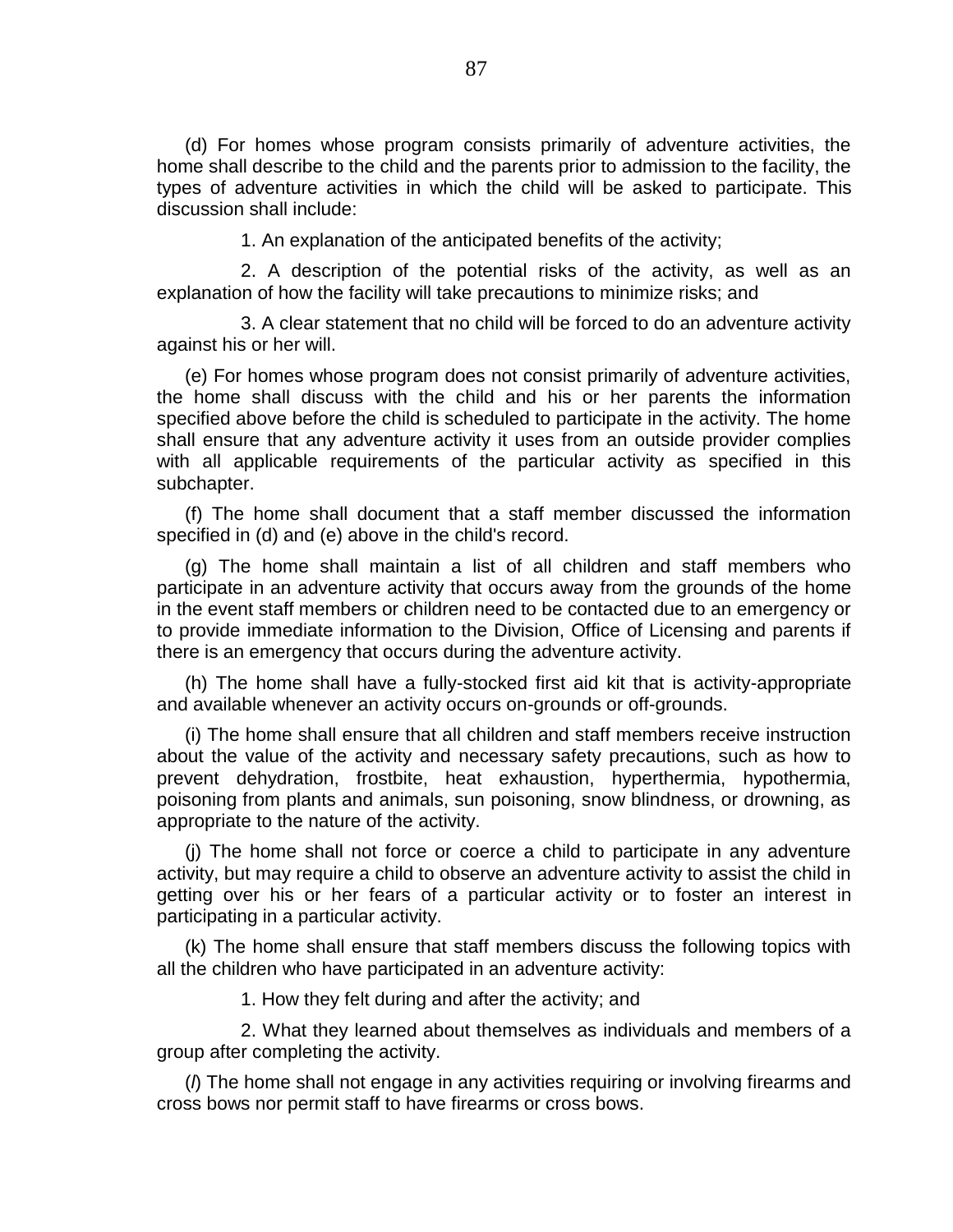(d) For homes whose program consists primarily of adventure activities, the home shall describe to the child and the parents prior to admission to the facility, the types of adventure activities in which the child will be asked to participate. This discussion shall include:

1. An explanation of the anticipated benefits of the activity;

2. A description of the potential risks of the activity, as well as an explanation of how the facility will take precautions to minimize risks; and

3. A clear statement that no child will be forced to do an adventure activity against his or her will.

(e) For homes whose program does not consist primarily of adventure activities, the home shall discuss with the child and his or her parents the information specified above before the child is scheduled to participate in the activity. The home shall ensure that any adventure activity it uses from an outside provider complies with all applicable requirements of the particular activity as specified in this subchapter.

(f) The home shall document that a staff member discussed the information specified in (d) and (e) above in the child's record.

(g) The home shall maintain a list of all children and staff members who participate in an adventure activity that occurs away from the grounds of the home in the event staff members or children need to be contacted due to an emergency or to provide immediate information to the Division, Office of Licensing and parents if there is an emergency that occurs during the adventure activity.

(h) The home shall have a fully-stocked first aid kit that is activity-appropriate and available whenever an activity occurs on-grounds or off-grounds.

(i) The home shall ensure that all children and staff members receive instruction about the value of the activity and necessary safety precautions, such as how to prevent dehydration, frostbite, heat exhaustion, hyperthermia, hypothermia, poisoning from plants and animals, sun poisoning, snow blindness, or drowning, as appropriate to the nature of the activity.

(j) The home shall not force or coerce a child to participate in any adventure activity, but may require a child to observe an adventure activity to assist the child in getting over his or her fears of a particular activity or to foster an interest in participating in a particular activity.

(k) The home shall ensure that staff members discuss the following topics with all the children who have participated in an adventure activity:

1. How they felt during and after the activity; and

2. What they learned about themselves as individuals and members of a group after completing the activity.

(*l*) The home shall not engage in any activities requiring or involving firearms and cross bows nor permit staff to have firearms or cross bows.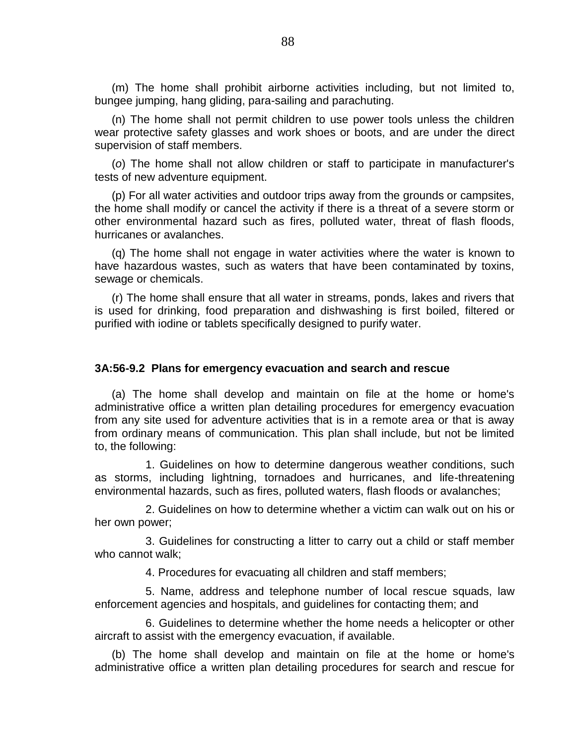(m) The home shall prohibit airborne activities including, but not limited to, bungee jumping, hang gliding, para-sailing and parachuting.

(n) The home shall not permit children to use power tools unless the children wear protective safety glasses and work shoes or boots, and are under the direct supervision of staff members.

(*o*) The home shall not allow children or staff to participate in manufacturer's tests of new adventure equipment.

(p) For all water activities and outdoor trips away from the grounds or campsites, the home shall modify or cancel the activity if there is a threat of a severe storm or other environmental hazard such as fires, polluted water, threat of flash floods, hurricanes or avalanches.

(q) The home shall not engage in water activities where the water is known to have hazardous wastes, such as waters that have been contaminated by toxins, sewage or chemicals.

(r) The home shall ensure that all water in streams, ponds, lakes and rivers that is used for drinking, food preparation and dishwashing is first boiled, filtered or purified with iodine or tablets specifically designed to purify water.

### 3A:56-9.2 Plans for emergency evacuation and search and rescue

(a) The home shall develop and maintain on file at the home or home's administrative office a written plan detailing procedures for emergency evacuation from any site used for adventure activities that is in a remote area or that is away from ordinary means of communication. This plan shall include, but not be limited to, the following:

1. Guidelines on how to determine dangerous weather conditions, such as storms, including lightning, tornadoes and hurricanes, and life-threatening environmental hazards, such as fires, polluted waters, flash floods or avalanches;

2. Guidelines on how to determine whether a victim can walk out on his or her own power;

3. Guidelines for constructing a litter to carry out a child or staff member who cannot walk;

4. Procedures for evacuating all children and staff members;

5. Name, address and telephone number of local rescue squads, law enforcement agencies and hospitals, and guidelines for contacting them; and

6. Guidelines to determine whether the home needs a helicopter or other aircraft to assist with the emergency evacuation, if available.

(b) The home shall develop and maintain on file at the home or home's administrative office a written plan detailing procedures for search and rescue for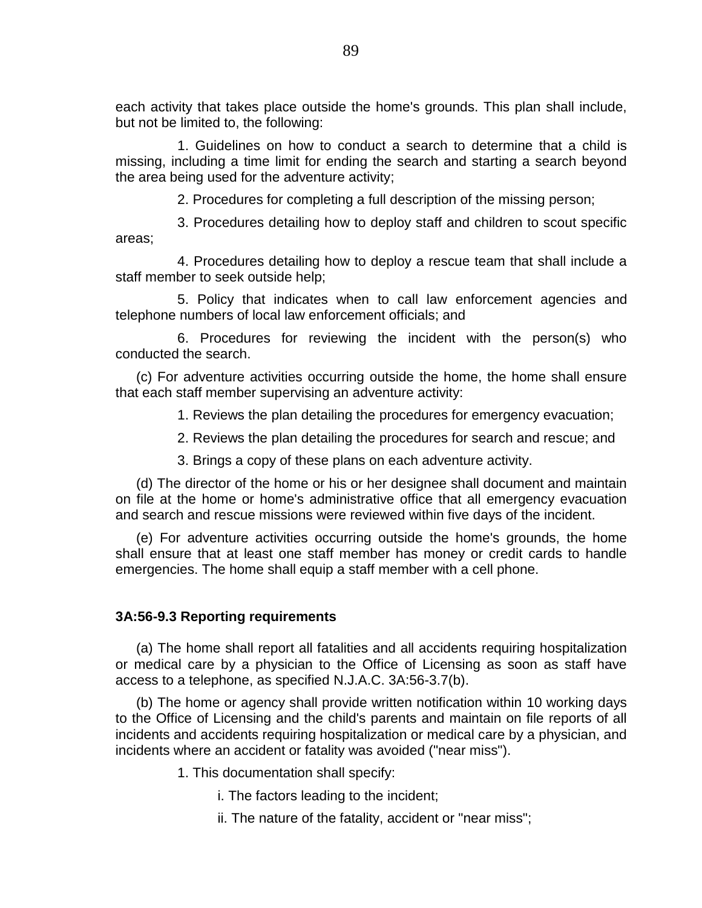each activity that takes place outside the home's grounds. This plan shall include, but not be limited to, the following:

1. Guidelines on how to conduct a search to determine that a child is missing, including a time limit for ending the search and starting a search beyond the area being used for the adventure activity;

2. Procedures for completing a full description of the missing person;

3. Procedures detailing how to deploy staff and children to scout specific areas;

4. Procedures detailing how to deploy a rescue team that shall include a staff member to seek outside help;

5. Policy that indicates when to call law enforcement agencies and telephone numbers of local law enforcement officials; and

6. Procedures for reviewing the incident with the person(s) who conducted the search.

(c) For adventure activities occurring outside the home, the home shall ensure that each staff member supervising an adventure activity:

1. Reviews the plan detailing the procedures for emergency evacuation;

2. Reviews the plan detailing the procedures for search and rescue; and

3. Brings a copy of these plans on each adventure activity.

(d) The director of the home or his or her designee shall document and maintain on file at the home or home's administrative office that all emergency evacuation and search and rescue missions were reviewed within five days of the incident.

(e) For adventure activities occurring outside the home's grounds, the home shall ensure that at least one staff member has money or credit cards to handle emergencies. The home shall equip a staff member with a cell phone.

**3A:56-9.3 Reporting requirements**

(a) The home shall report all fatalities and all accidents requiring hospitalization or medical care by a physician to the Office of Licensing as soon as staff have access to a telephone, as specified N.J.A.C. 3A:56-3.7(b).

(b) The home or agency shall provide written notification within 10 working days to the Office of Licensing and the child's parents and maintain on file reports of all incidents and accidents requiring hospitalization or medical care by a physician, and incidents where an accident or fatality was avoided ("near miss").

1. This documentation shall specify:

i. The factors leading to the incident;

ii. The nature of the fatality, accident or "near miss";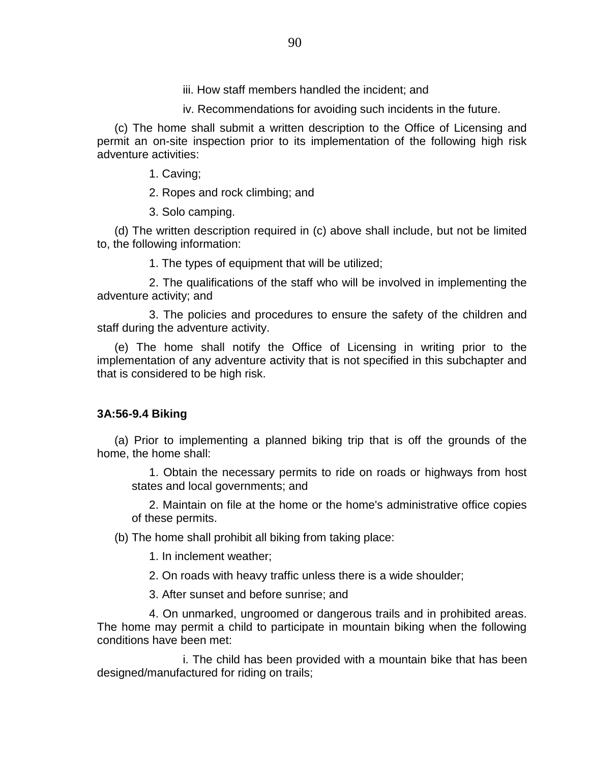iii. How staff members handled the incident; and

iv. Recommendations for avoiding such incidents in the future.

(c) The home shall submit a written description to the Office of Licensing and permit an on-site inspection prior to its implementation of the following high risk adventure activities:

1. Caving;

2. Ropes and rock climbing; and

3. Solo camping.

(d) The written description required in (c) above shall include, but not be limited to, the following information:

1. The types of equipment that will be utilized;

2. The qualifications of the staff who will be involved in implementing the adventure activity; and

3. The policies and procedures to ensure the safety of the children and staff during the adventure activity.

(e) The home shall notify the Office of Licensing in writing prior to the implementation of any adventure activity that is not specified in this subchapter and that is considered to be high risk.

**3A:56-9.4 Biking**

(a) Prior to implementing a planned biking trip that is off the grounds of the home, the home shall:

1. Obtain the necessary permits to ride on roads or highways from host states and local governments; and

2. Maintain on file at the home or the home's administrative office copies of these permits.

(b) The home shall prohibit all biking from taking place:

1. In inclement weather;

2. On roads with heavy traffic unless there is a wide shoulder;

3. After sunset and before sunrise; and

4. On unmarked, ungroomed or dangerous trails and in prohibited areas. The home may permit a child to participate in mountain biking when the following conditions have been met:

i. The child has been provided with a mountain bike that has been designed/manufactured for riding on trails;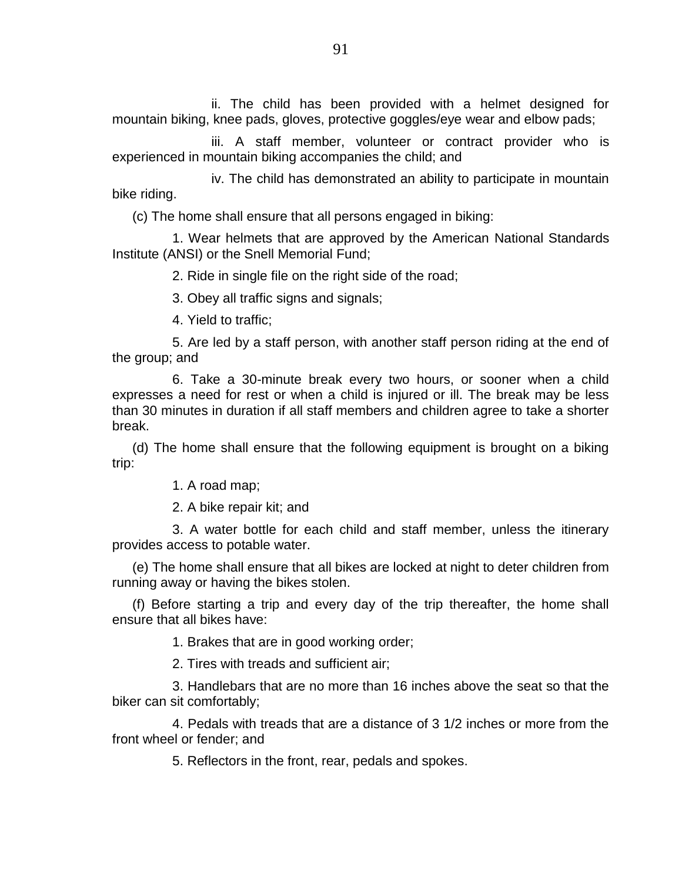ii. The child has been provided with a helmet designed for mountain biking, knee pads, gloves, protective goggles/eye wear and elbow pads;

iii. A staff member, volunteer or contract provider who is experienced in mountain biking accompanies the child; and

iv. The child has demonstrated an ability to participate in mountain bike riding.

(c) The home shall ensure that all persons engaged in biking:

1. Wear helmets that are approved by the American National Standards Institute (ANSI) or the Snell Memorial Fund;

2. Ride in single file on the right side of the road;

3. Obey all traffic signs and signals;

4. Yield to traffic;

5. Are led by a staff person, with another staff person riding at the end of the group; and

6. Take a 30-minute break every two hours, or sooner when a child expresses a need for rest or when a child is injured or ill. The break may be less than 30 minutes in duration if all staff members and children agree to take a shorter break.

(d) The home shall ensure that the following equipment is brought on a biking trip:

1. A road map;

2. A bike repair kit; and

3. A water bottle for each child and staff member, unless the itinerary provides access to potable water.

(e) The home shall ensure that all bikes are locked at night to deter children from running away or having the bikes stolen.

(f) Before starting a trip and every day of the trip thereafter, the home shall ensure that all bikes have:

1. Brakes that are in good working order;

2. Tires with treads and sufficient air;

3. Handlebars that are no more than 16 inches above the seat so that the biker can sit comfortably;

4. Pedals with treads that are a distance of 3 1/2 inches or more from the front wheel or fender; and

5. Reflectors in the front, rear, pedals and spokes.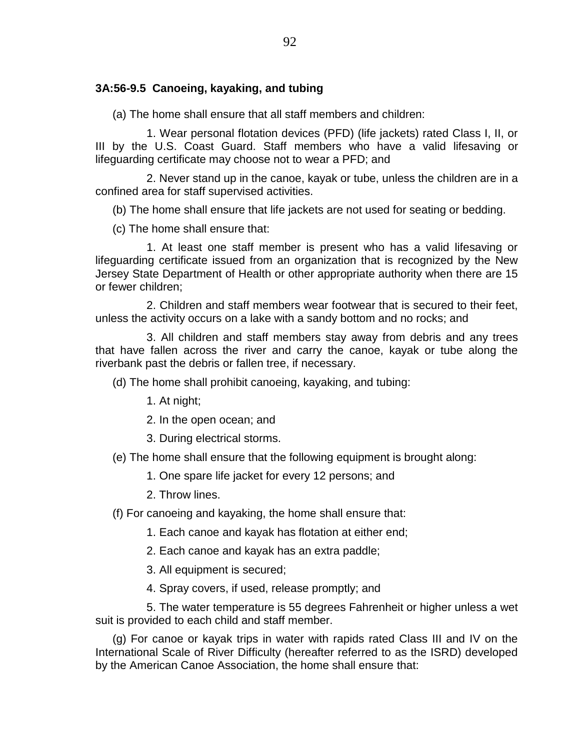**3A:56-9.5 Canoeing, kayaking, and tubing**

(a) The home shall ensure that all staff members and children:

1. Wear personal flotation devices (PFD) (life jackets) rated Class I, II, or III by the U.S. Coast Guard. Staff members who have a valid lifesaving or lifeguarding certificate may choose not to wear a PFD; and

2. Never stand up in the canoe, kayak or tube, unless the children are in a confined area for staff supervised activities.

(b) The home shall ensure that life jackets are not used for seating or bedding.

(c) The home shall ensure that:

1. At least one staff member is present who has a valid lifesaving or lifeguarding certificate issued from an organization that is recognized by the New Jersey State Department of Health or other appropriate authority when there are 15 or fewer children;

2. Children and staff members wear footwear that is secured to their feet, unless the activity occurs on a lake with a sandy bottom and no rocks; and

3. All children and staff members stay away from debris and any trees that have fallen across the river and carry the canoe, kayak or tube along the riverbank past the debris or fallen tree, if necessary.

(d) The home shall prohibit canoeing, kayaking, and tubing:

1. At night;

2. In the open ocean; and

3. During electrical storms.

(e) The home shall ensure that the following equipment is brought along:

1. One spare life jacket for every 12 persons; and

2. Throw lines.

(f) For canoeing and kayaking, the home shall ensure that:

1. Each canoe and kayak has flotation at either end;

2. Each canoe and kayak has an extra paddle;

3. All equipment is secured;

4. Spray covers, if used, release promptly; and

5. The water temperature is 55 degrees Fahrenheit or higher unless a wet suit is provided to each child and staff member.

(g) For canoe or kayak trips in water with rapids rated Class III and IV on the International Scale of River Difficulty (hereafter referred to as the ISRD) developed by the American Canoe Association, the home shall ensure that: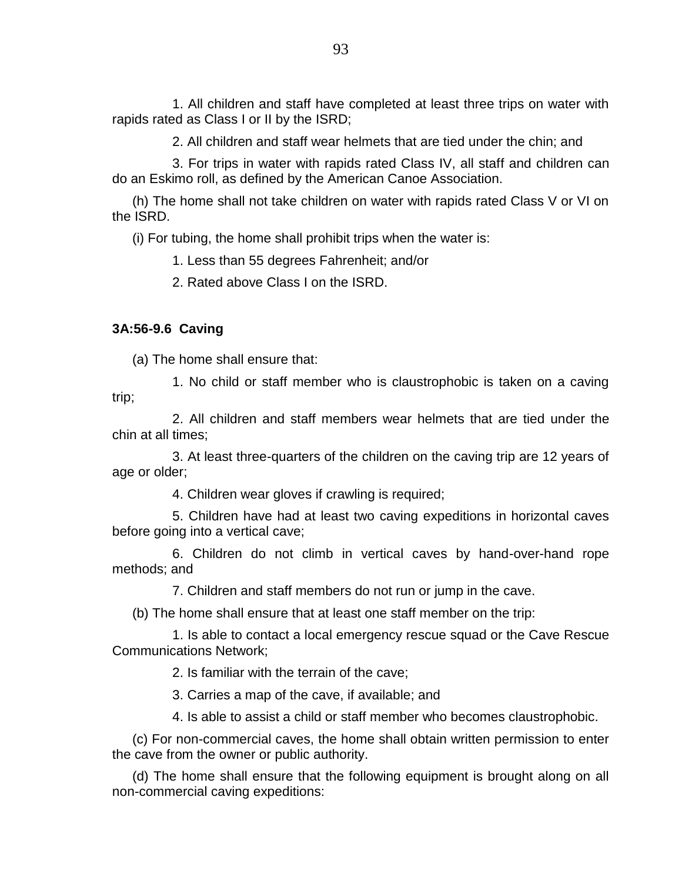1. All children and staff have completed at least three trips on water with rapids rated as Class I or II by the ISRD;

2. All children and staff wear helmets that are tied under the chin; and

3. For trips in water with rapids rated Class IV, all staff and children can do an Eskimo roll, as defined by the American Canoe Association.

(h) The home shall not take children on water with rapids rated Class V or VI on the ISRD.

(i) For tubing, the home shall prohibit trips when the water is:

1. Less than 55 degrees Fahrenheit; and/or

2. Rated above Class I on the ISRD.

**3A:56-9.6 Caving**

(a) The home shall ensure that:

1. No child or staff member who is claustrophobic is taken on a caving trip;

2. All children and staff members wear helmets that are tied under the chin at all times;

3. At least three-quarters of the children on the caving trip are 12 years of age or older;

4. Children wear gloves if crawling is required;

5. Children have had at least two caving expeditions in horizontal caves before going into a vertical cave;

6. Children do not climb in vertical caves by hand-over-hand rope methods; and

7. Children and staff members do not run or jump in the cave.

(b) The home shall ensure that at least one staff member on the trip:

1. Is able to contact a local emergency rescue squad or the Cave Rescue Communications Network;

2. Is familiar with the terrain of the cave;

3. Carries a map of the cave, if available; and

4. Is able to assist a child or staff member who becomes claustrophobic.

(c) For non-commercial caves, the home shall obtain written permission to enter the cave from the owner or public authority.

(d) The home shall ensure that the following equipment is brought along on all non-commercial caving expeditions: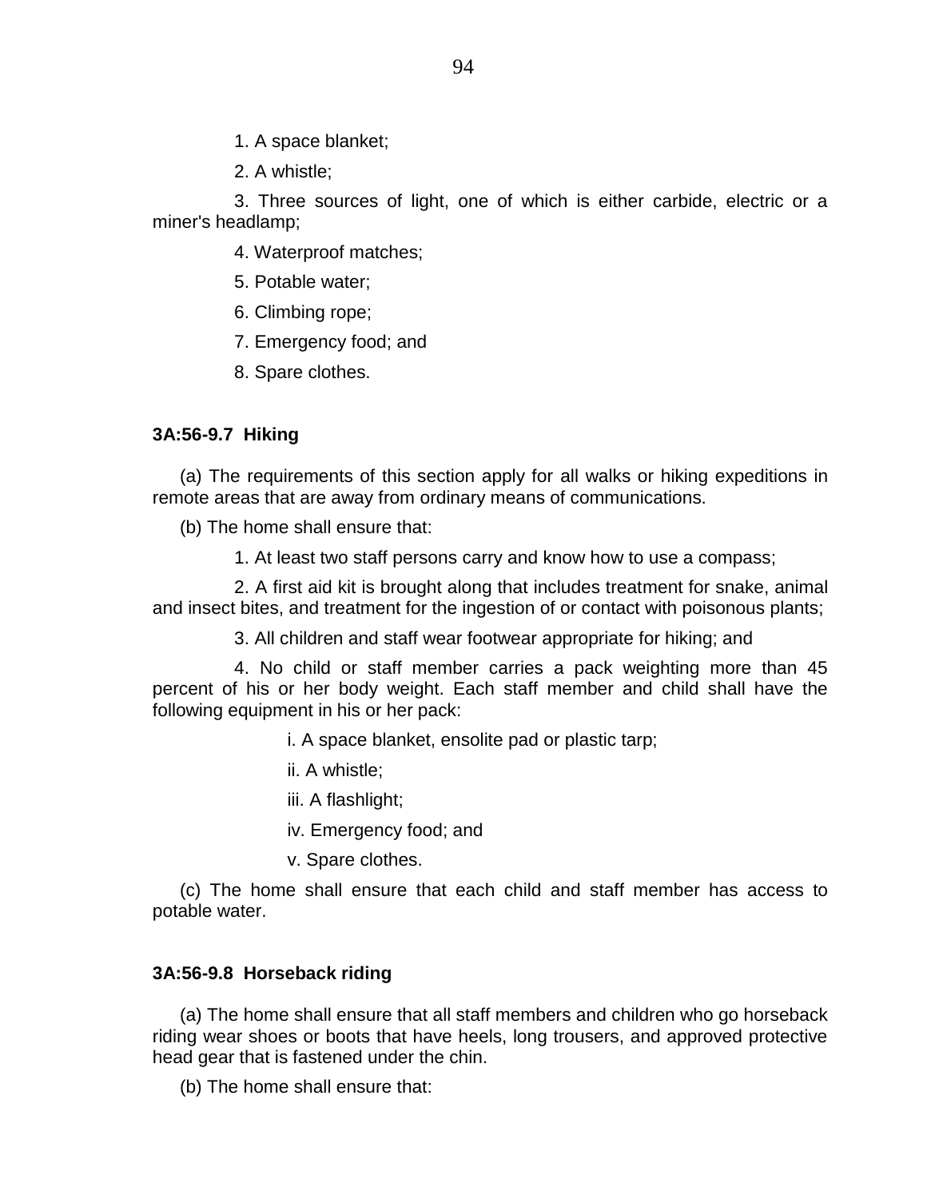1. A space blanket;

2. A whistle;

3. Three sources of light, one of which is either carbide, electric or a miner's headlamp;

4. Waterproof matches;

5. Potable water;

6. Climbing rope;

7. Emergency food; and

8. Spare clothes.

### 3A:56-9.7 Hiking

(a) The requirements of this section apply for all walks or hiking expeditions in remote areas that are away from ordinary means of communications.

(b) The home shall ensure that:

1. At least two staff persons carry and know how to use a compass;

2. A first aid kit is brought along that includes treatment for snake, animal and insect bites, and treatment for the ingestion of or contact with poisonous plants;

3. All children and staff wear footwear appropriate for hiking; and

4. No child or staff member carries a pack weighting more than 45 percent of his or her body weight. Each staff member and child shall have the following equipment in his or her pack:

   i. A space blanket, ensolite pad or plastic tarp;

   ii. A whistle;

   iii. A flashlight;

   iv. Emergency food; and

   v. Spare clothes.

(c) The home shall ensure that each child and staff member has access to potable water.

### 3A:56-9.8 Horseback riding

(a) The home shall ensure that all staff members and children who go horseback riding wear shoes or boots that have heels, long trousers, and approved protective head gear that is fastened under the chin.

(b) The home shall ensure that: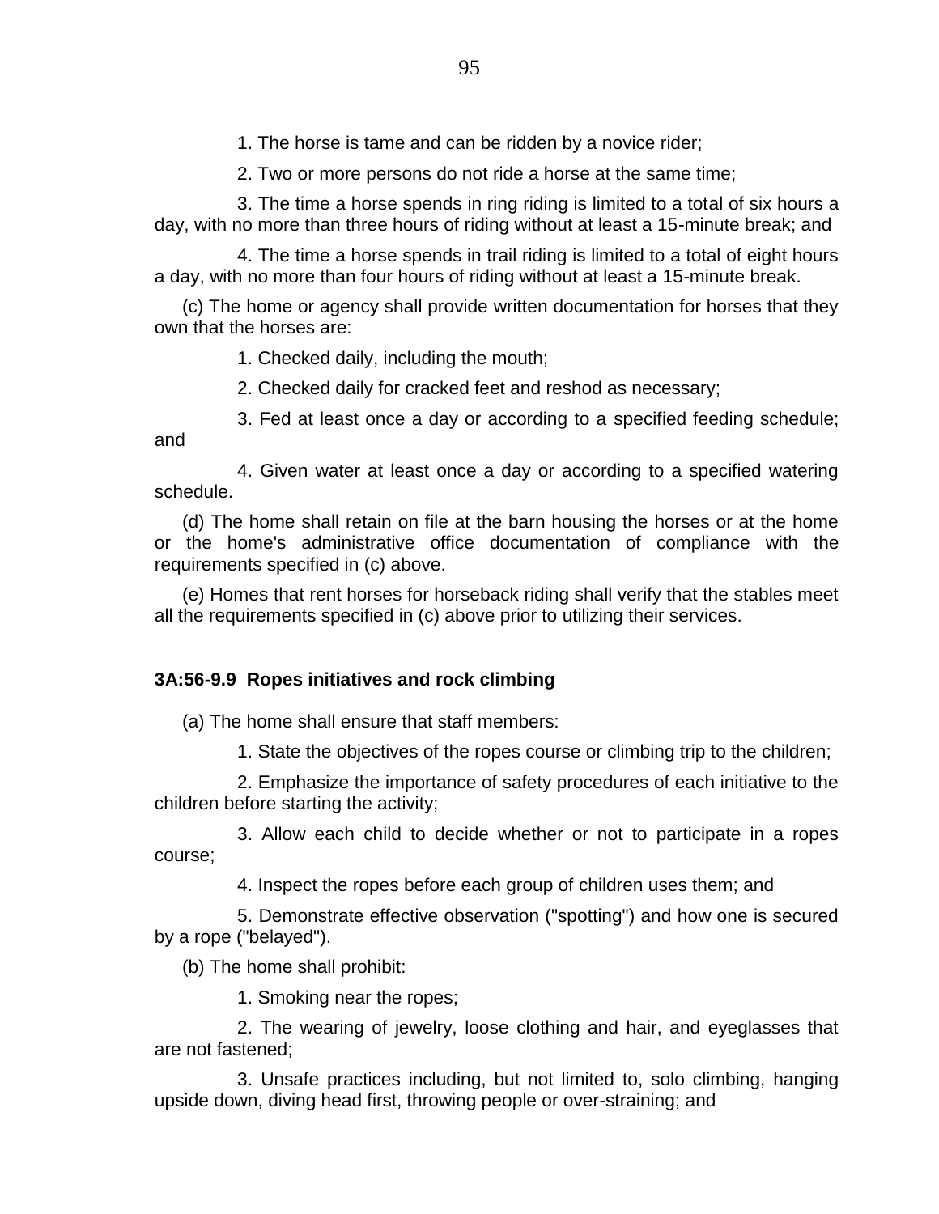1. The horse is tame and can be ridden by a novice rider;

2. Two or more persons do not ride a horse at the same time;

3. The time a horse spends in ring riding is limited to a total of six hours a day, with no more than three hours of riding without at least a 15-minute break; and

4. The time a horse spends in trail riding is limited to a total of eight hours a day, with no more than four hours of riding without at least a 15-minute break.

(c) The home or agency shall provide written documentation for horses that they own that the horses are:

1. Checked daily, including the mouth;

2. Checked daily for cracked feet and reshod as necessary;

3. Fed at least once a day or according to a specified feeding schedule; and

4. Given water at least once a day or according to a specified watering schedule.

(d) The home shall retain on file at the barn housing the horses or at the home or the home's administrative office documentation of compliance with the requirements specified in (c) above.

(e) Homes that rent horses for horseback riding shall verify that the stables meet all the requirements specified in (c) above prior to utilizing their services.

**3A:56-9.9 Ropes initiatives and rock climbing**

(a) The home shall ensure that staff members:

1. State the objectives of the ropes course or climbing trip to the children;

2. Emphasize the importance of safety procedures of each initiative to the children before starting the activity;

3. Allow each child to decide whether or not to participate in a ropes course;

4. Inspect the ropes before each group of children uses them; and

5. Demonstrate effective observation ("spotting") and how one is secured by a rope ("belayed").

(b) The home shall prohibit:

1. Smoking near the ropes;

2. The wearing of jewelry, loose clothing and hair, and eyeglasses that are not fastened;

3. Unsafe practices including, but not limited to, solo climbing, hanging upside down, diving head first, throwing people or over-straining; and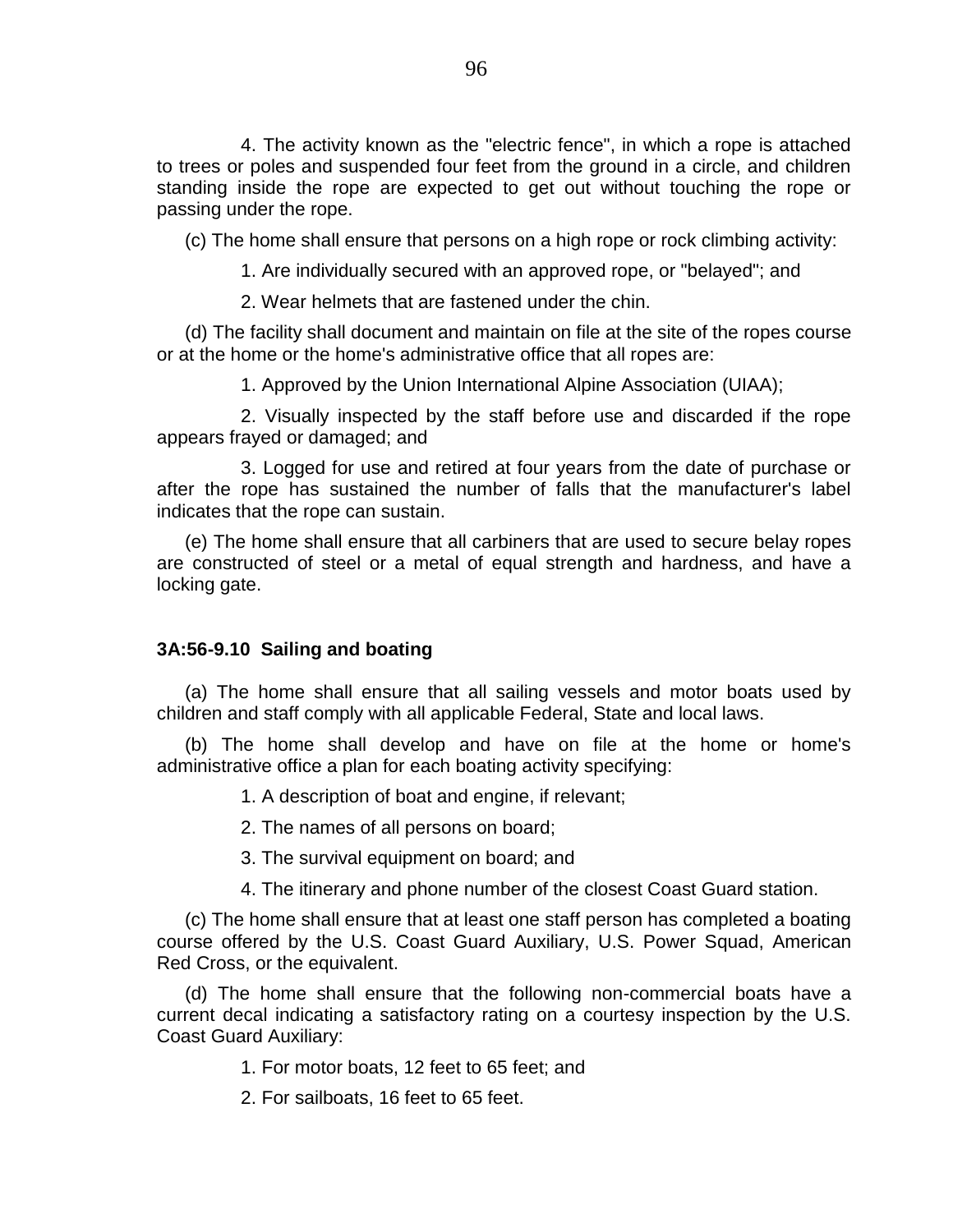4. The activity known as the "electric fence", in which a rope is attached to trees or poles and suspended four feet from the ground in a circle, and children standing inside the rope are expected to get out without touching the rope or passing under the rope.

(c) The home shall ensure that persons on a high rope or rock climbing activity:

1. Are individually secured with an approved rope, or "belayed"; and

2. Wear helmets that are fastened under the chin.

(d) The facility shall document and maintain on file at the site of the ropes course or at the home or the home's administrative office that all ropes are:

1. Approved by the Union International Alpine Association (UIAA);

2. Visually inspected by the staff before use and discarded if the rope appears frayed or damaged; and

3. Logged for use and retired at four years from the date of purchase or after the rope has sustained the number of falls that the manufacturer's label indicates that the rope can sustain.

(e) The home shall ensure that all carbiners that are used to secure belay ropes are constructed of steel or a metal of equal strength and hardness, and have a locking gate.

### 3A:56-9.10 Sailing and boating

(a) The home shall ensure that all sailing vessels and motor boats used by children and staff comply with all applicable Federal, State and local laws.

(b) The home shall develop and have on file at the home or home's administrative office a plan for each boating activity specifying:

1. A description of boat and engine, if relevant;

2. The names of all persons on board;

3. The survival equipment on board; and

4. The itinerary and phone number of the closest Coast Guard station.

(c) The home shall ensure that at least one staff person has completed a boating course offered by the U.S. Coast Guard Auxiliary, U.S. Power Squad, American Red Cross, or the equivalent.

(d) The home shall ensure that the following non-commercial boats have a current decal indicating a satisfactory rating on a courtesy inspection by the U.S. Coast Guard Auxiliary:

1. For motor boats, 12 feet to 65 feet; and

2. For sailboats, 16 feet to 65 feet.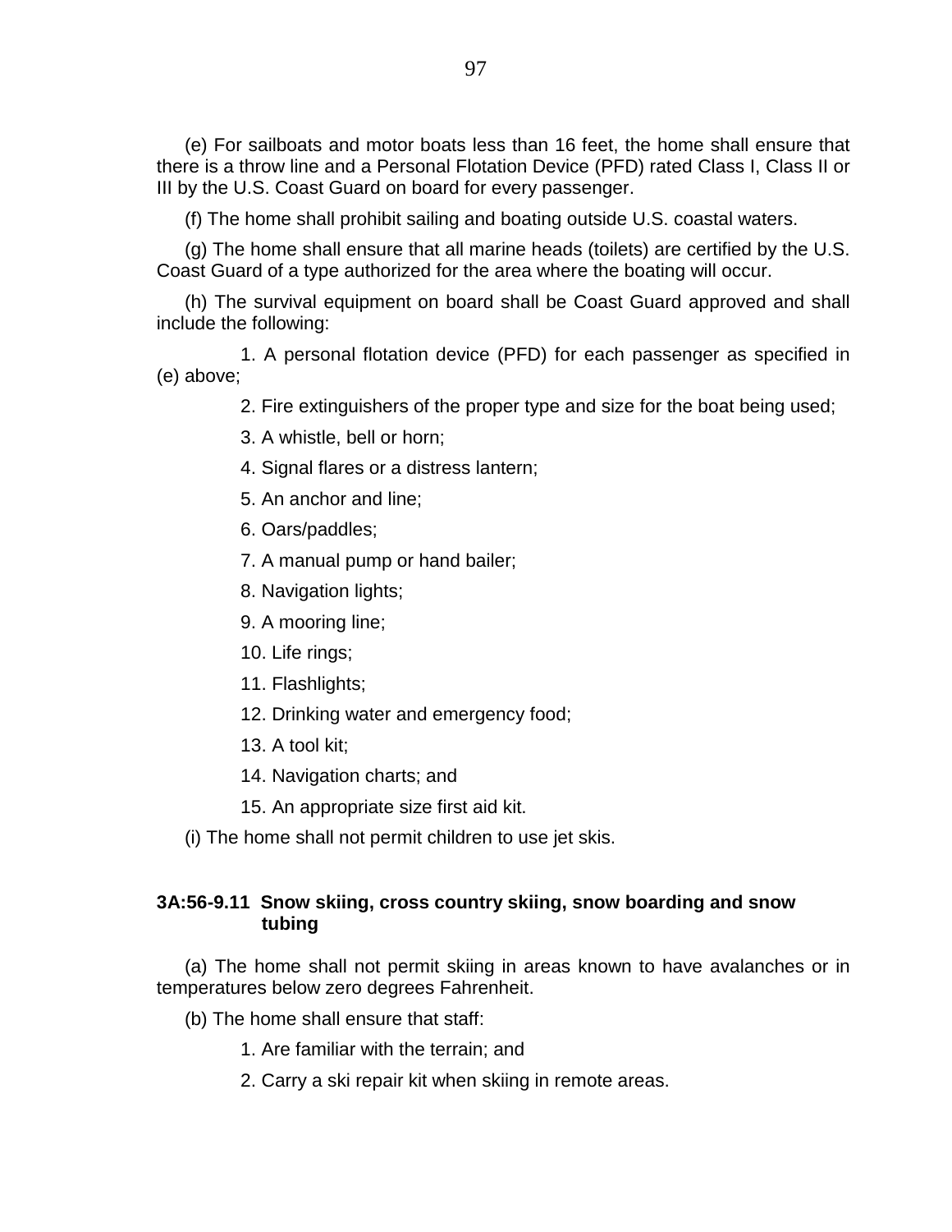(e) For sailboats and motor boats less than 16 feet, the home shall ensure that there is a throw line and a Personal Flotation Device (PFD) rated Class I, Class II or III by the U.S. Coast Guard on board for every passenger.

(f) The home shall prohibit sailing and boating outside U.S. coastal waters.

(g) The home shall ensure that all marine heads (toilets) are certified by the U.S. Coast Guard of a type authorized for the area where the boating will occur.

(h) The survival equipment on board shall be Coast Guard approved and shall include the following:

1. A personal flotation device (PFD) for each passenger as specified in (e) above;
2. Fire extinguishers of the proper type and size for the boat being used;
3. A whistle, bell or horn;
4. Signal flares or a distress lantern;
5. An anchor and line;
6. Oars/paddles;
7. A manual pump or hand bailer;
8. Navigation lights;
9. A mooring line;
10. Life rings;
11. Flashlights;
12. Drinking water and emergency food;
13. A tool kit;
14. Navigation charts; and
15. An appropriate size first aid kit.

(i) The home shall not permit children to use jet skis.

**3A:56-9.11 Snow skiing, cross country skiing, snow boarding and snow tubing**

(a) The home shall not permit skiing in areas known to have avalanches or in temperatures below zero degrees Fahrenheit.

(b) The home shall ensure that staff:

1. Are familiar with the terrain; and
2. Carry a ski repair kit when skiing in remote areas.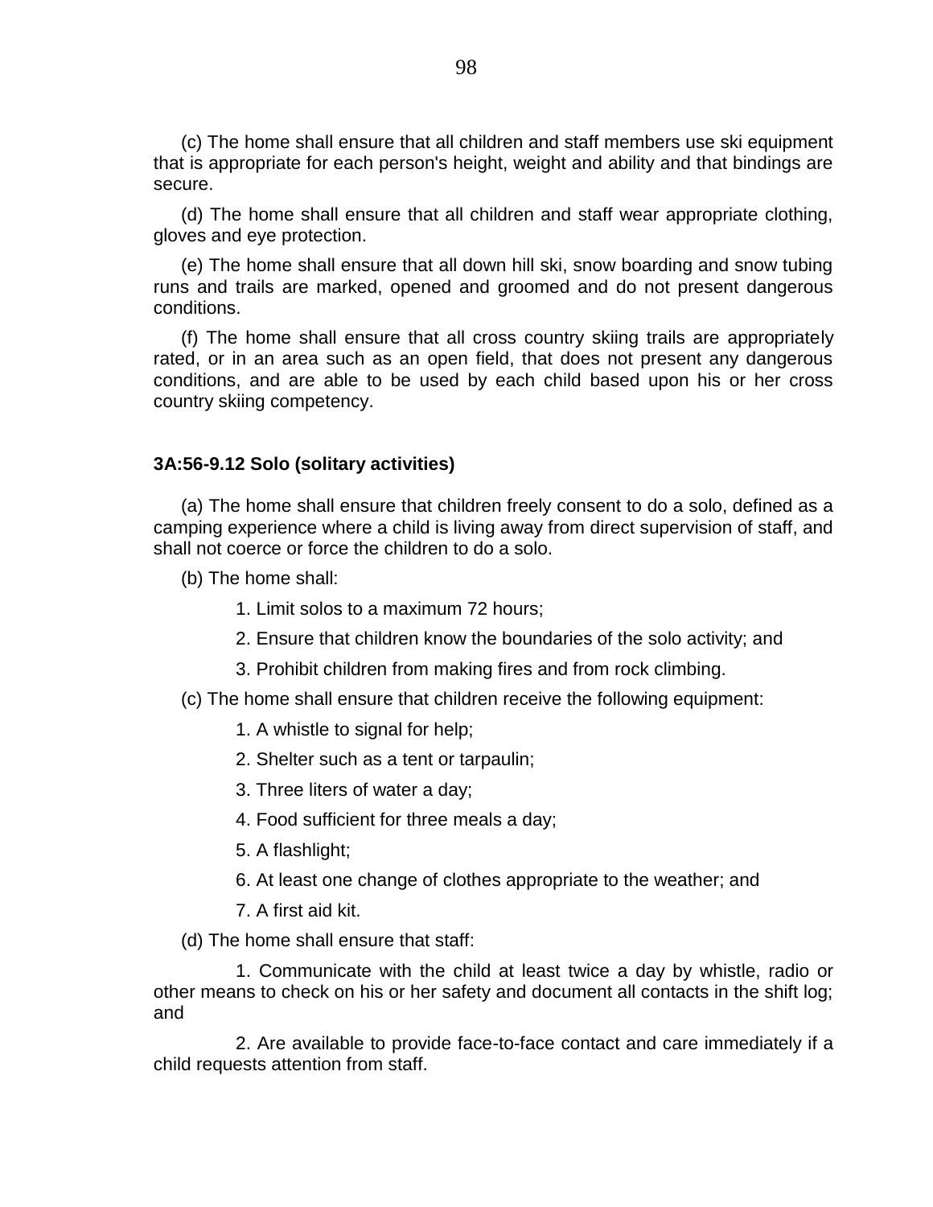(c) The home shall ensure that all children and staff members use ski equipment that is appropriate for each person's height, weight and ability and that bindings are secure.

(d) The home shall ensure that all children and staff wear appropriate clothing, gloves and eye protection.

(e) The home shall ensure that all down hill ski, snow boarding and snow tubing runs and trails are marked, opened and groomed and do not present dangerous conditions.

(f) The home shall ensure that all cross country skiing trails are appropriately rated, or in an area such as an open field, that does not present any dangerous conditions, and are able to be used by each child based upon his or her cross country skiing competency.

**3A:56-9.12 Solo (solitary activities)**

(a) The home shall ensure that children freely consent to do a solo, defined as a camping experience where a child is living away from direct supervision of staff, and shall not coerce or force the children to do a solo.

(b) The home shall:

1. Limit solos to a maximum 72 hours;
2. Ensure that children know the boundaries of the solo activity; and
3. Prohibit children from making fires and from rock climbing.

(c) The home shall ensure that children receive the following equipment:

1. A whistle to signal for help;
2. Shelter such as a tent or tarpaulin;
3. Three liters of water a day;
4. Food sufficient for three meals a day;
5. A flashlight;
6. At least one change of clothes appropriate to the weather; and
7. A first aid kit.

(d) The home shall ensure that staff:

1. Communicate with the child at least twice a day by whistle, radio or other means to check on his or her safety and document all contacts in the shift log; and
2. Are available to provide face-to-face contact and care immediately if a child requests attention from staff.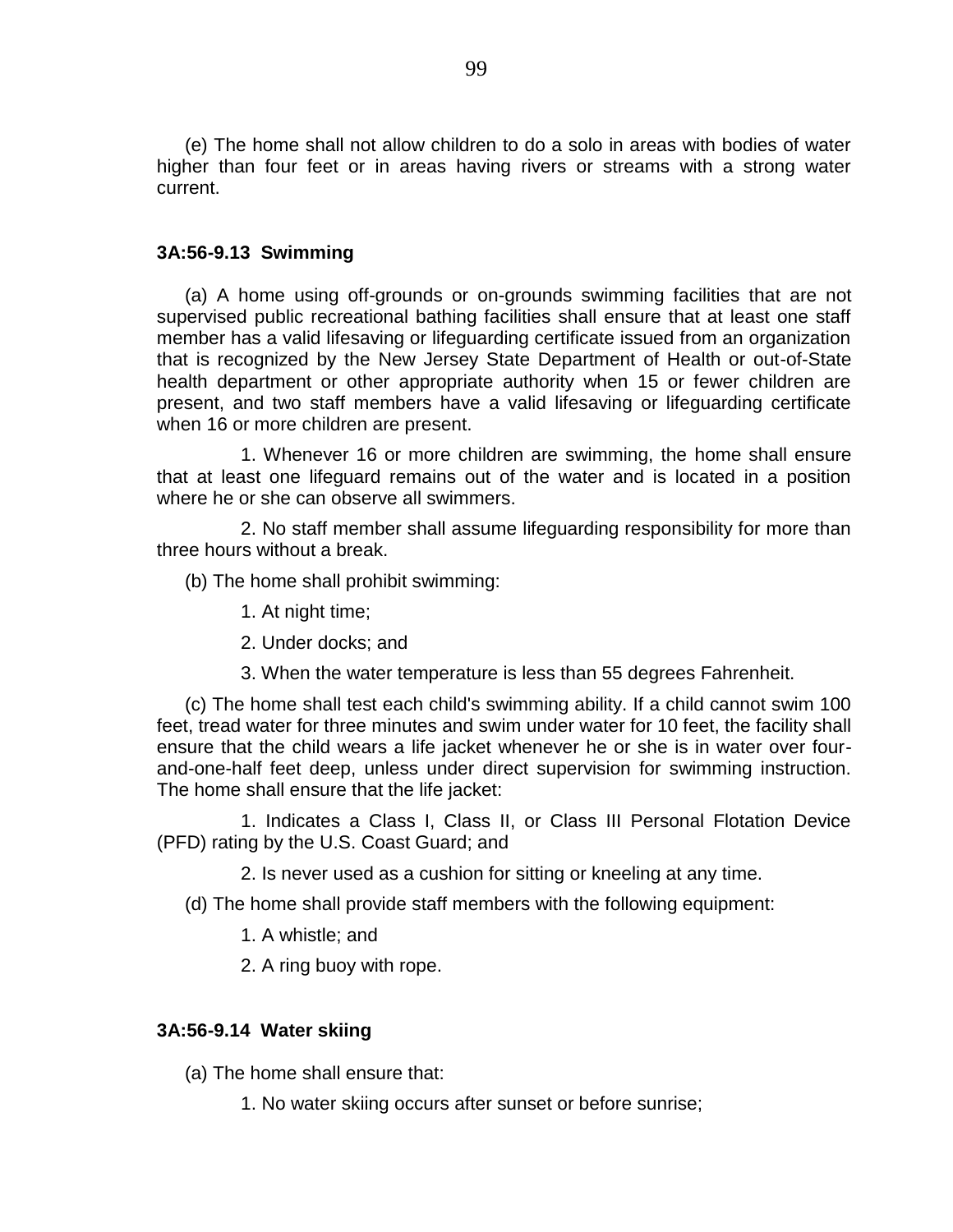(e) The home shall not allow children to do a solo in areas with bodies of water higher than four feet or in areas having rivers or streams with a strong water current.

### 3A:56-9.13 Swimming

(a) A home using off-grounds or on-grounds swimming facilities that are not supervised public recreational bathing facilities shall ensure that at least one staff member has a valid lifesaving or lifeguarding certificate issued from an organization that is recognized by the New Jersey State Department of Health or out-of-State health department or other appropriate authority when 15 or fewer children are present, and two staff members have a valid lifesaving or lifeguarding certificate when 16 or more children are present.

1. Whenever 16 or more children are swimming, the home shall ensure that at least one lifeguard remains out of the water and is located in a position where he or she can observe all swimmers.

2. No staff member shall assume lifeguarding responsibility for more than three hours without a break.

(b) The home shall prohibit swimming:

1. At night time;

2. Under docks; and

3. When the water temperature is less than 55 degrees Fahrenheit.

(c) The home shall test each child's swimming ability. If a child cannot swim 100 feet, tread water for three minutes and swim under water for 10 feet, the facility shall ensure that the child wears a life jacket whenever he or she is in water over four-and-one-half feet deep, unless under direct supervision for swimming instruction. The home shall ensure that the life jacket:

1. Indicates a Class I, Class II, or Class III Personal Flotation Device (PFD) rating by the U.S. Coast Guard; and

2. Is never used as a cushion for sitting or kneeling at any time.

(d) The home shall provide staff members with the following equipment:

1. A whistle; and

2. A ring buoy with rope.

### 3A:56-9.14 Water skiing

(a) The home shall ensure that:

1. No water skiing occurs after sunset or before sunrise;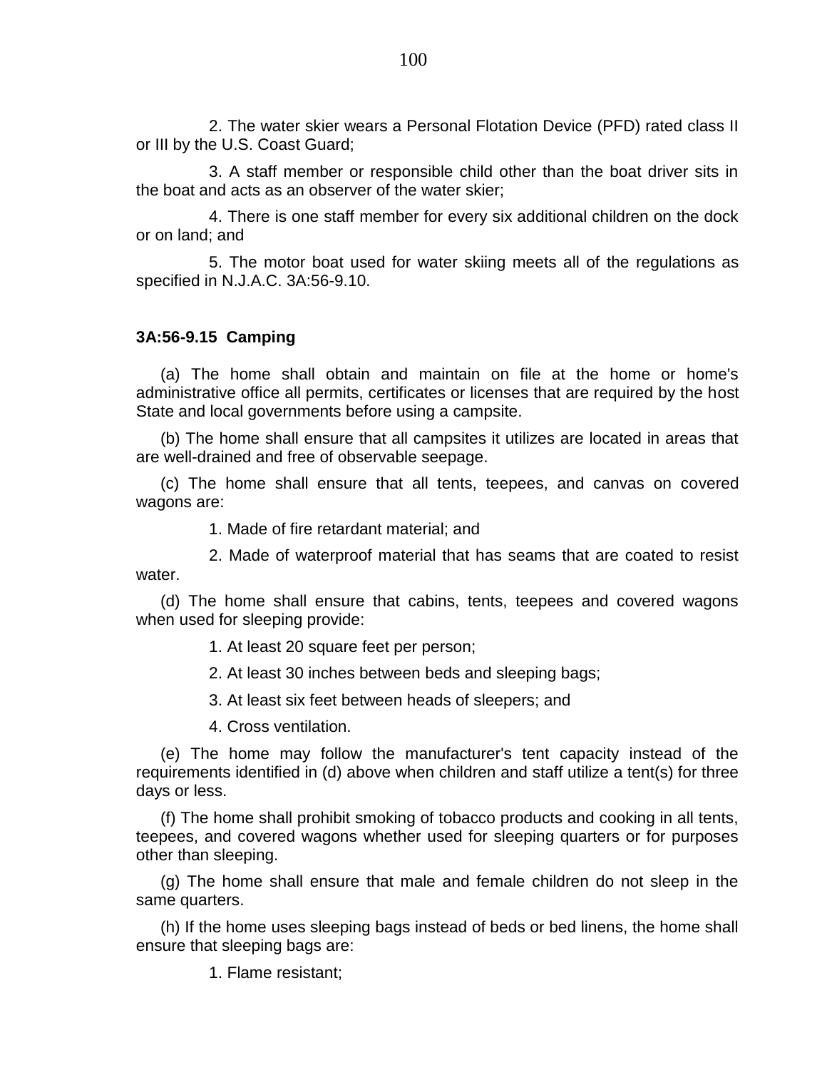2. The water skier wears a Personal Flotation Device (PFD) rated class II or III by the U.S. Coast Guard;

3. A staff member or responsible child other than the boat driver sits in the boat and acts as an observer of the water skier;

4. There is one staff member for every six additional children on the dock or on land; and

5. The motor boat used for water skiing meets all of the regulations as specified in N.J.A.C. 3A:56-9.10.

**3A:56-9.15 Camping**

(a) The home shall obtain and maintain on file at the home or home's administrative office all permits, certificates or licenses that are required by the host State and local governments before using a campsite.

(b) The home shall ensure that all campsites it utilizes are located in areas that are well-drained and free of observable seepage.

(c) The home shall ensure that all tents, teepees, and canvas on covered wagons are:

1. Made of fire retardant material; and

2. Made of waterproof material that has seams that are coated to resist water.

(d) The home shall ensure that cabins, tents, teepees and covered wagons when used for sleeping provide:

1. At least 20 square feet per person;

2. At least 30 inches between beds and sleeping bags;

3. At least six feet between heads of sleepers; and

4. Cross ventilation.

(e) The home may follow the manufacturer's tent capacity instead of the requirements identified in (d) above when children and staff utilize a tent(s) for three days or less.

(f) The home shall prohibit smoking of tobacco products and cooking in all tents, teepees, and covered wagons whether used for sleeping quarters or for purposes other than sleeping.

(g) The home shall ensure that male and female children do not sleep in the same quarters.

(h) If the home uses sleeping bags instead of beds or bed linens, the home shall ensure that sleeping bags are:

1. Flame resistant;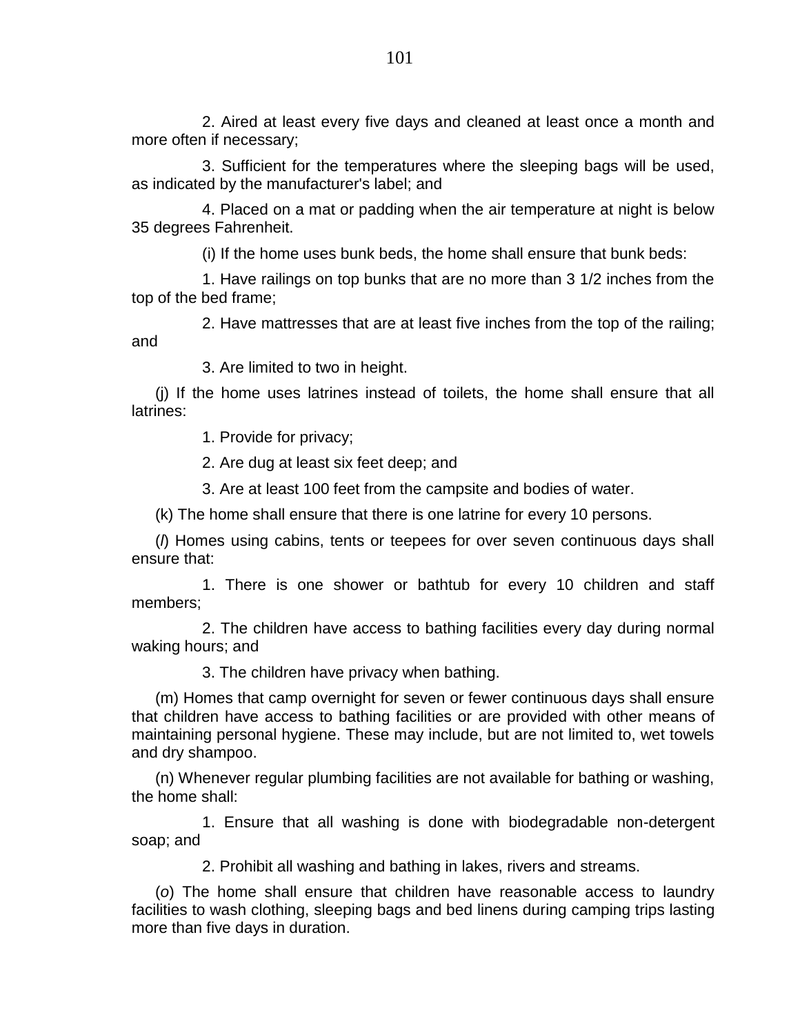2. Aired at least every five days and cleaned at least once a month and more often if necessary;

3. Sufficient for the temperatures where the sleeping bags will be used, as indicated by the manufacturer's label; and

4. Placed on a mat or padding when the air temperature at night is below 35 degrees Fahrenheit.

(i) If the home uses bunk beds, the home shall ensure that bunk beds:

1. Have railings on top bunks that are no more than 3 1/2 inches from the top of the bed frame;

2. Have mattresses that are at least five inches from the top of the railing; and

3. Are limited to two in height.

(j) If the home uses latrines instead of toilets, the home shall ensure that all latrines:

1. Provide for privacy;

2. Are dug at least six feet deep; and

3. Are at least 100 feet from the campsite and bodies of water.

(k) The home shall ensure that there is one latrine for every 10 persons.

(*l*) Homes using cabins, tents or teepees for over seven continuous days shall ensure that:

1. There is one shower or bathtub for every 10 children and staff members;

2. The children have access to bathing facilities every day during normal waking hours; and

3. The children have privacy when bathing.

(m) Homes that camp overnight for seven or fewer continuous days shall ensure that children have access to bathing facilities or are provided with other means of maintaining personal hygiene. These may include, but are not limited to, wet towels and dry shampoo.

(n) Whenever regular plumbing facilities are not available for bathing or washing, the home shall:

1. Ensure that all washing is done with biodegradable non-detergent soap; and

2. Prohibit all washing and bathing in lakes, rivers and streams.

(*o*) The home shall ensure that children have reasonable access to laundry facilities to wash clothing, sleeping bags and bed linens during camping trips lasting more than five days in duration.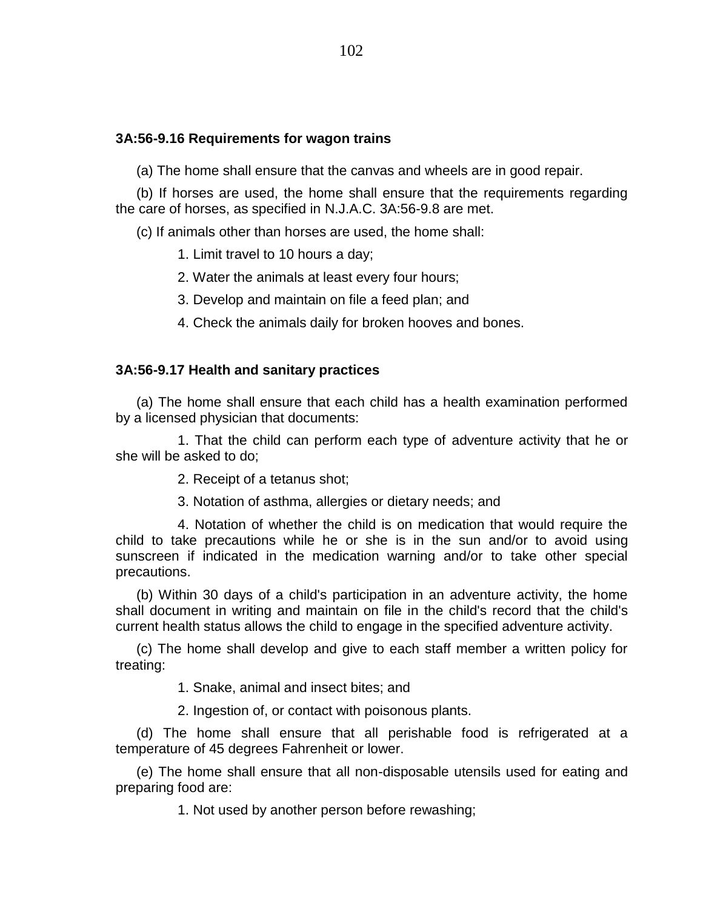### 3A:56-9.16 Requirements for wagon trains

(a) The home shall ensure that the canvas and wheels are in good repair.

(b) If horses are used, the home shall ensure that the requirements regarding the care of horses, as specified in N.J.A.C. 3A:56-9.8 are met.

(c) If animals other than horses are used, the home shall:

1. Limit travel to 10 hours a day;
2. Water the animals at least every four hours;
3. Develop and maintain on file a feed plan; and
4. Check the animals daily for broken hooves and bones.

### 3A:56-9.17 Health and sanitary practices

(a) The home shall ensure that each child has a health examination performed by a licensed physician that documents:

1. That the child can perform each type of adventure activity that he or she will be asked to do;
2. Receipt of a tetanus shot;
3. Notation of asthma, allergies or dietary needs; and
4. Notation of whether the child is on medication that would require the child to take precautions while he or she is in the sun and/or to avoid using sunscreen if indicated in the medication warning and/or to take other special precautions.

(b) Within 30 days of a child's participation in an adventure activity, the home shall document in writing and maintain on file in the child's record that the child's current health status allows the child to engage in the specified adventure activity.

(c) The home shall develop and give to each staff member a written policy for treating:

1. Snake, animal and insect bites; and
2. Ingestion of, or contact with poisonous plants.

(d) The home shall ensure that all perishable food is refrigerated at a temperature of 45 degrees Fahrenheit or lower.

(e) The home shall ensure that all non-disposable utensils used for eating and preparing food are:

1. Not used by another person before rewashing;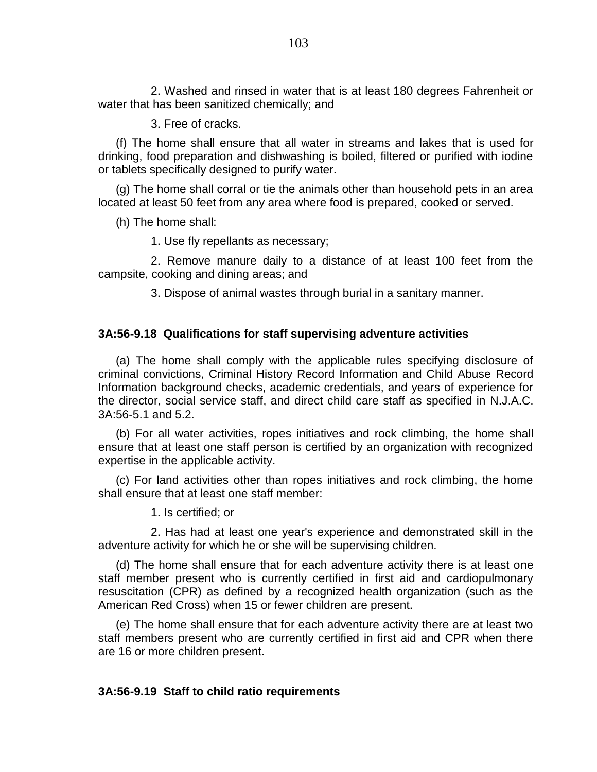2. Washed and rinsed in water that is at least 180 degrees Fahrenheit or water that has been sanitized chemically; and

3. Free of cracks.

(f) The home shall ensure that all water in streams and lakes that is used for drinking, food preparation and dishwashing is boiled, filtered or purified with iodine or tablets specifically designed to purify water.

(g) The home shall corral or tie the animals other than household pets in an area located at least 50 feet from any area where food is prepared, cooked or served.

(h) The home shall:

1. Use fly repellants as necessary;

2. Remove manure daily to a distance of at least 100 feet from the campsite, cooking and dining areas; and

3. Dispose of animal wastes through burial in a sanitary manner.

**3A:56-9.18 Qualifications for staff supervising adventure activities**

(a) The home shall comply with the applicable rules specifying disclosure of criminal convictions, Criminal History Record Information and Child Abuse Record Information background checks, academic credentials, and years of experience for the director, social service staff, and direct child care staff as specified in N.J.A.C. 3A:56-5.1 and 5.2.

(b) For all water activities, ropes initiatives and rock climbing, the home shall ensure that at least one staff person is certified by an organization with recognized expertise in the applicable activity.

(c) For land activities other than ropes initiatives and rock climbing, the home shall ensure that at least one staff member:

1. Is certified; or

2. Has had at least one year's experience and demonstrated skill in the adventure activity for which he or she will be supervising children.

(d) The home shall ensure that for each adventure activity there is at least one staff member present who is currently certified in first aid and cardiopulmonary resuscitation (CPR) as defined by a recognized health organization (such as the American Red Cross) when 15 or fewer children are present.

(e) The home shall ensure that for each adventure activity there are at least two staff members present who are currently certified in first aid and CPR when there are 16 or more children present.

**3A:56-9.19 Staff to child ratio requirements**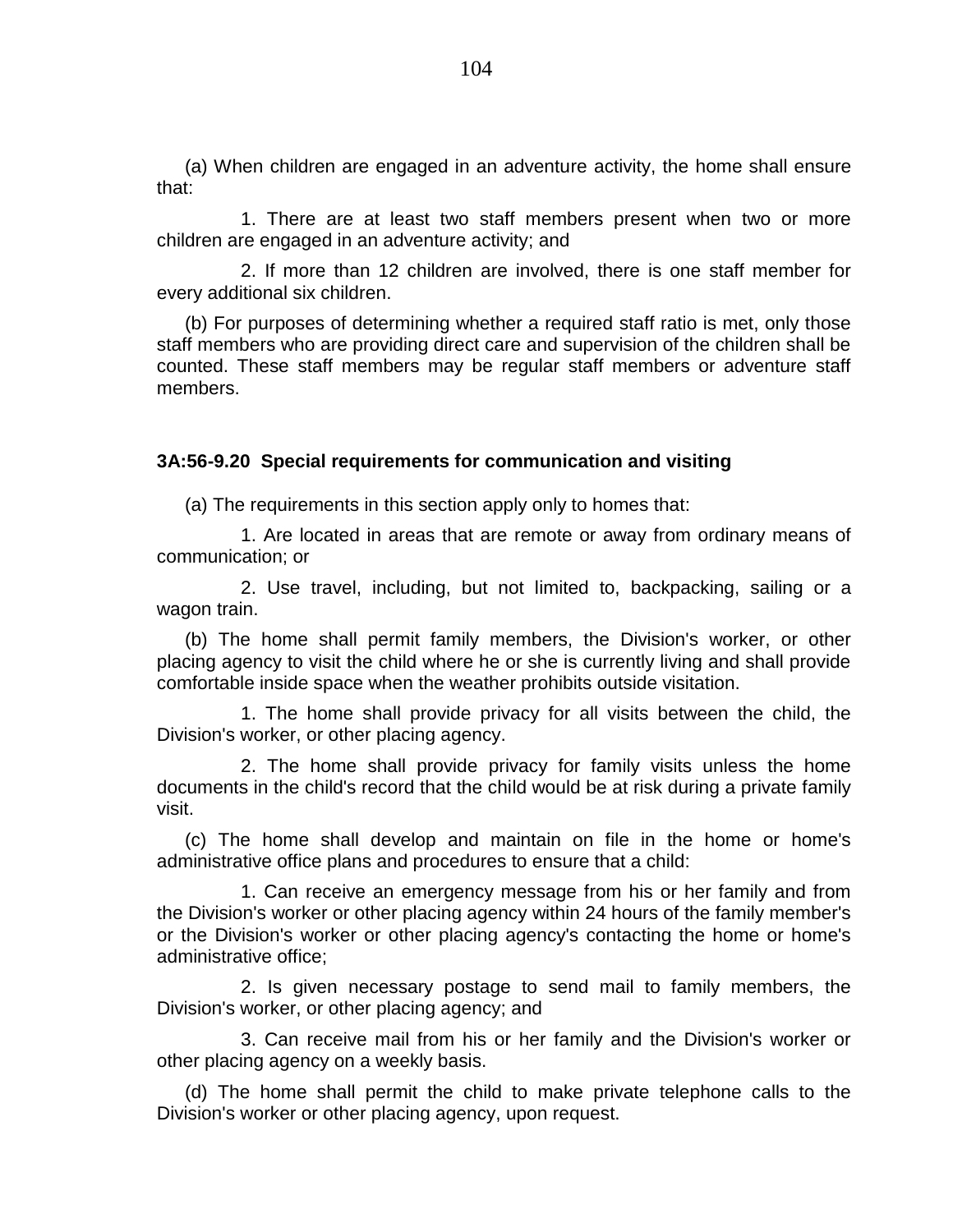(a) When children are engaged in an adventure activity, the home shall ensure that:

1. There are at least two staff members present when two or more children are engaged in an adventure activity; and

2. If more than 12 children are involved, there is one staff member for every additional six children.

(b) For purposes of determining whether a required staff ratio is met, only those staff members who are providing direct care and supervision of the children shall be counted. These staff members may be regular staff members or adventure staff members.

**3A:56-9.20 Special requirements for communication and visiting**

(a) The requirements in this section apply only to homes that:

1. Are located in areas that are remote or away from ordinary means of communication; or

2. Use travel, including, but not limited to, backpacking, sailing or a wagon train.

(b) The home shall permit family members, the Division's worker, or other placing agency to visit the child where he or she is currently living and shall provide comfortable inside space when the weather prohibits outside visitation.

1. The home shall provide privacy for all visits between the child, the Division's worker, or other placing agency.

2. The home shall provide privacy for family visits unless the home documents in the child's record that the child would be at risk during a private family visit.

(c) The home shall develop and maintain on file in the home or home's administrative office plans and procedures to ensure that a child:

1. Can receive an emergency message from his or her family and from the Division's worker or other placing agency within 24 hours of the family member's or the Division's worker or other placing agency's contacting the home or home's administrative office;

2. Is given necessary postage to send mail to family members, the Division's worker, or other placing agency; and

3. Can receive mail from his or her family and the Division's worker or other placing agency on a weekly basis.

(d) The home shall permit the child to make private telephone calls to the Division's worker or other placing agency, upon request.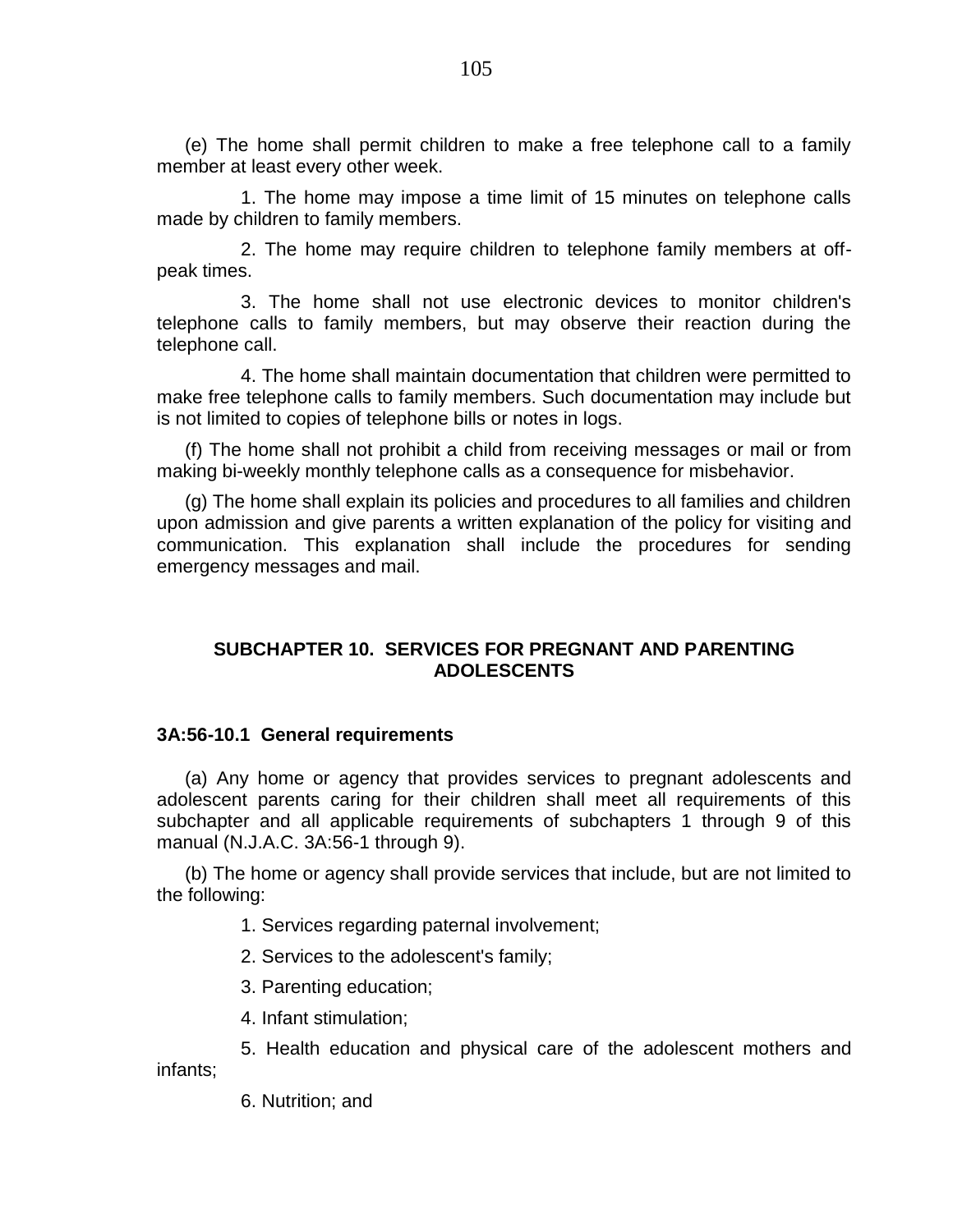(e) The home shall permit children to make a free telephone call to a family member at least every other week.

1. The home may impose a time limit of 15 minutes on telephone calls made by children to family members.

2. The home may require children to telephone family members at off-peak times.

3. The home shall not use electronic devices to monitor children's telephone calls to family members, but may observe their reaction during the telephone call.

4. The home shall maintain documentation that children were permitted to make free telephone calls to family members. Such documentation may include but is not limited to copies of telephone bills or notes in logs.

(f) The home shall not prohibit a child from receiving messages or mail or from making bi-weekly monthly telephone calls as a consequence for misbehavior.

(g) The home shall explain its policies and procedures to all families and children upon admission and give parents a written explanation of the policy for visiting and communication. This explanation shall include the procedures for sending emergency messages and mail.

## SUBCHAPTER 10. SERVICES FOR PREGNANT AND PARENTING ADOLESCENTS

### 3A:56-10.1 General requirements

(a) Any home or agency that provides services to pregnant adolescents and adolescent parents caring for their children shall meet all requirements of this subchapter and all applicable requirements of subchapters 1 through 9 of this manual (N.J.A.C. 3A:56-1 through 9).

(b) The home or agency shall provide services that include, but are not limited to the following:

1. Services regarding paternal involvement;

2. Services to the adolescent's family;

3. Parenting education;

4. Infant stimulation;

5. Health education and physical care of the adolescent mothers and infants;

6. Nutrition; and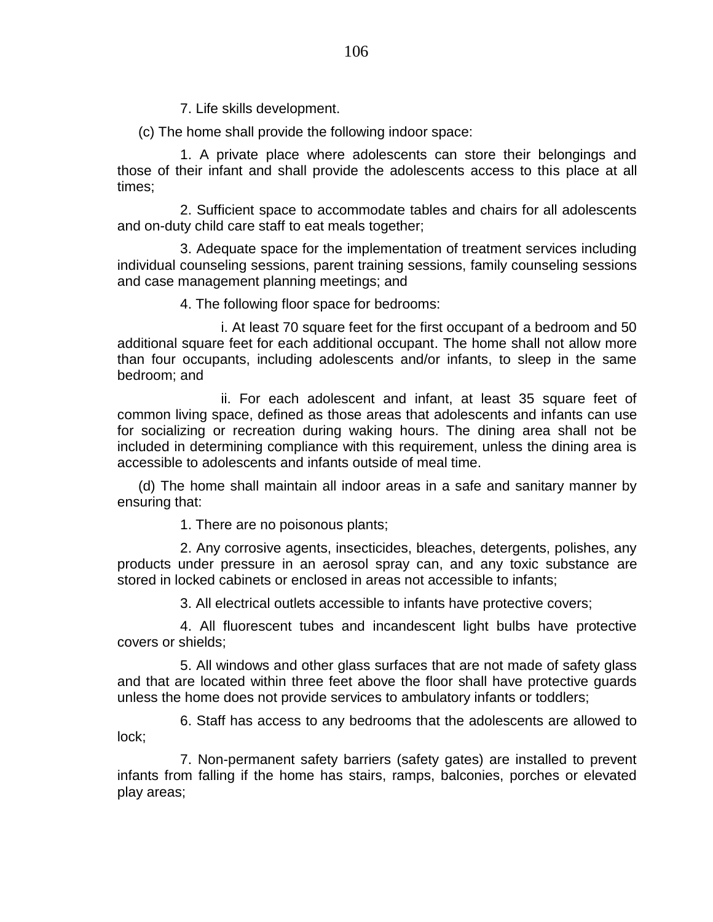7. Life skills development.

(c) The home shall provide the following indoor space:

1. A private place where adolescents can store their belongings and those of their infant and shall provide the adolescents access to this place at all times;

2. Sufficient space to accommodate tables and chairs for all adolescents and on-duty child care staff to eat meals together;

3. Adequate space for the implementation of treatment services including individual counseling sessions, parent training sessions, family counseling sessions and case management planning meetings; and

4. The following floor space for bedrooms:

i. At least 70 square feet for the first occupant of a bedroom and 50 additional square feet for each additional occupant. The home shall not allow more than four occupants, including adolescents and/or infants, to sleep in the same bedroom; and

ii. For each adolescent and infant, at least 35 square feet of common living space, defined as those areas that adolescents and infants can use for socializing or recreation during waking hours. The dining area shall not be included in determining compliance with this requirement, unless the dining area is accessible to adolescents and infants outside of meal time.

(d) The home shall maintain all indoor areas in a safe and sanitary manner by ensuring that:

1. There are no poisonous plants;

2. Any corrosive agents, insecticides, bleaches, detergents, polishes, any products under pressure in an aerosol spray can, and any toxic substance are stored in locked cabinets or enclosed in areas not accessible to infants;

3. All electrical outlets accessible to infants have protective covers;

4. All fluorescent tubes and incandescent light bulbs have protective covers or shields;

5. All windows and other glass surfaces that are not made of safety glass and that are located within three feet above the floor shall have protective guards unless the home does not provide services to ambulatory infants or toddlers;

6. Staff has access to any bedrooms that the adolescents are allowed to lock;

7. Non-permanent safety barriers (safety gates) are installed to prevent infants from falling if the home has stairs, ramps, balconies, porches or elevated play areas;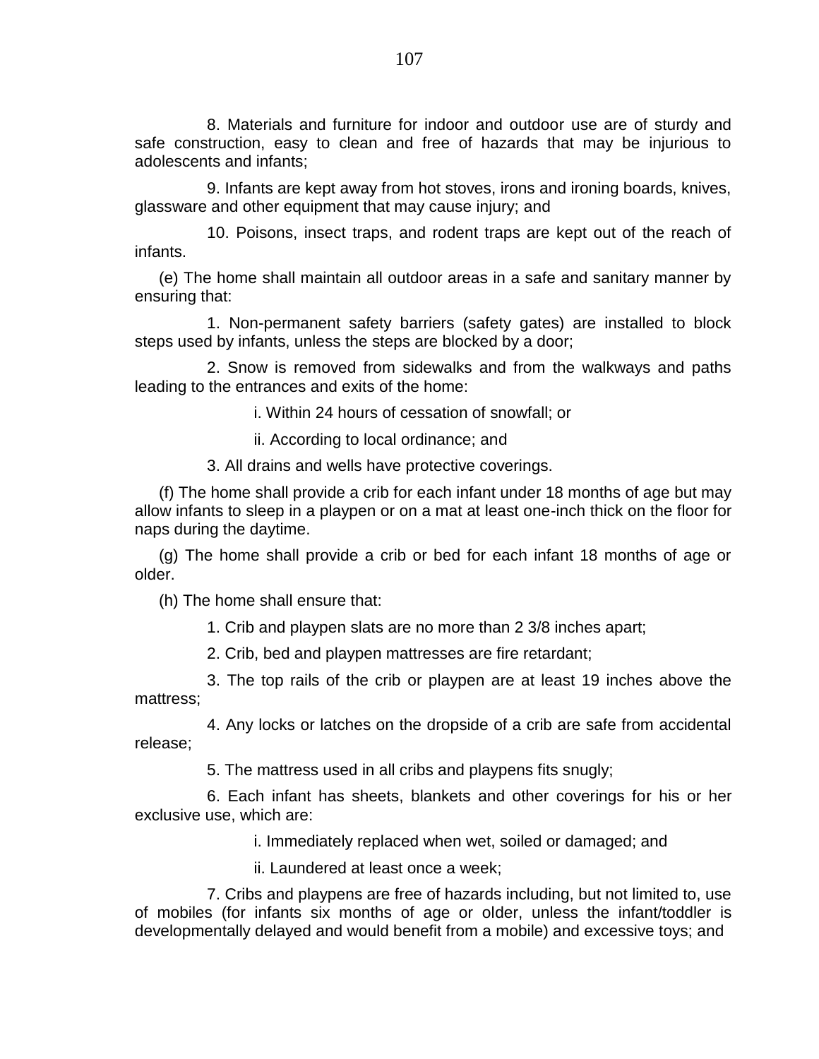8. Materials and furniture for indoor and outdoor use are of sturdy and safe construction, easy to clean and free of hazards that may be injurious to adolescents and infants;

9. Infants are kept away from hot stoves, irons and ironing boards, knives, glassware and other equipment that may cause injury; and

10. Poisons, insect traps, and rodent traps are kept out of the reach of infants.

(e) The home shall maintain all outdoor areas in a safe and sanitary manner by ensuring that:

1. Non-permanent safety barriers (safety gates) are installed to block steps used by infants, unless the steps are blocked by a door;

2. Snow is removed from sidewalks and from the walkways and paths leading to the entrances and exits of the home:

i. Within 24 hours of cessation of snowfall; or

ii. According to local ordinance; and

3. All drains and wells have protective coverings.

(f) The home shall provide a crib for each infant under 18 months of age but may allow infants to sleep in a playpen or on a mat at least one-inch thick on the floor for naps during the daytime.

(g) The home shall provide a crib or bed for each infant 18 months of age or older.

(h) The home shall ensure that:

1. Crib and playpen slats are no more than 2 3/8 inches apart;

2. Crib, bed and playpen mattresses are fire retardant;

3. The top rails of the crib or playpen are at least 19 inches above the mattress;

4. Any locks or latches on the dropside of a crib are safe from accidental release;

5. The mattress used in all cribs and playpens fits snugly;

6. Each infant has sheets, blankets and other coverings for his or her exclusive use, which are:

i. Immediately replaced when wet, soiled or damaged; and

ii. Laundered at least once a week;

7. Cribs and playpens are free of hazards including, but not limited to, use of mobiles (for infants six months of age or older, unless the infant/toddler is developmentally delayed and would benefit from a mobile) and excessive toys; and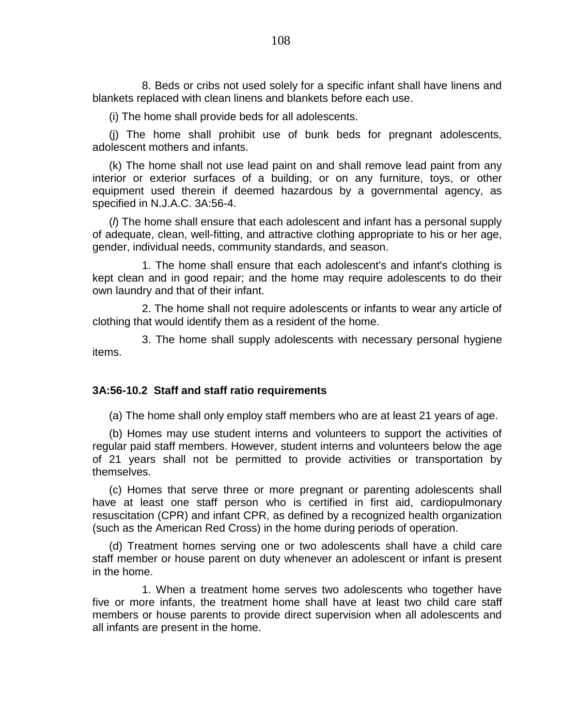8. Beds or cribs not used solely for a specific infant shall have linens and blankets replaced with clean linens and blankets before each use.

(i) The home shall provide beds for all adolescents.

(j) The home shall prohibit use of bunk beds for pregnant adolescents, adolescent mothers and infants.

(k) The home shall not use lead paint on and shall remove lead paint from any interior or exterior surfaces of a building, or on any furniture, toys, or other equipment used therein if deemed hazardous by a governmental agency, as specified in N.J.A.C. 3A:56-4.

(*l*) The home shall ensure that each adolescent and infant has a personal supply of adequate, clean, well-fitting, and attractive clothing appropriate to his or her age, gender, individual needs, community standards, and season.

1. The home shall ensure that each adolescent's and infant's clothing is kept clean and in good repair; and the home may require adolescents to do their own laundry and that of their infant.

2. The home shall not require adolescents or infants to wear any article of clothing that would identify them as a resident of the home.

3. The home shall supply adolescents with necessary personal hygiene items.

**3A:56-10.2 Staff and staff ratio requirements**

(a) The home shall only employ staff members who are at least 21 years of age.

(b) Homes may use student interns and volunteers to support the activities of regular paid staff members. However, student interns and volunteers below the age of 21 years shall not be permitted to provide activities or transportation by themselves.

(c) Homes that serve three or more pregnant or parenting adolescents shall have at least one staff person who is certified in first aid, cardiopulmonary resuscitation (CPR) and infant CPR, as defined by a recognized health organization (such as the American Red Cross) in the home during periods of operation.

(d) Treatment homes serving one or two adolescents shall have a child care staff member or house parent on duty whenever an adolescent or infant is present in the home.

1. When a treatment home serves two adolescents who together have five or more infants, the treatment home shall have at least two child care staff members or house parents to provide direct supervision when all adolescents and all infants are present in the home.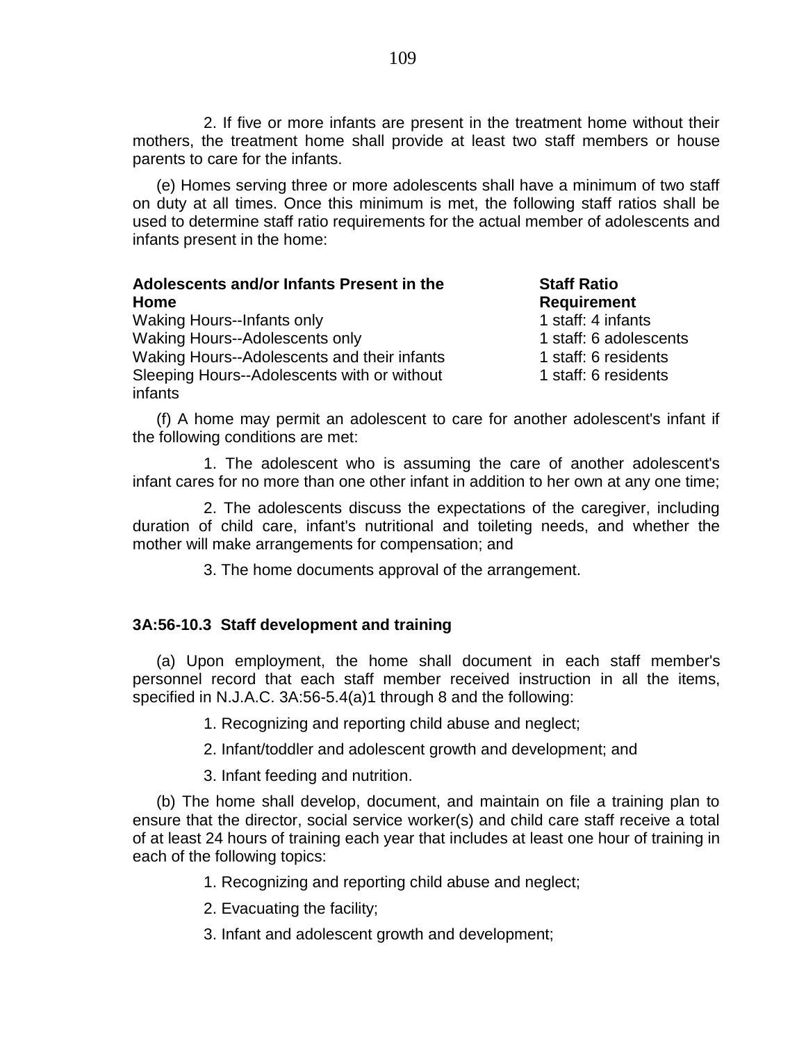2. If five or more infants are present in the treatment home without their mothers, the treatment home shall provide at least two staff members or house parents to care for the infants.

(e) Homes serving three or more adolescents shall have a minimum of two staff on duty at all times. Once this minimum is met, the following staff ratios shall be used to determine staff ratio requirements for the actual member of adolescents and infants present in the home:

| Adolescents and/or Infants Present in the Home | Staff Ratio Requirement |
|---|---|
| Waking Hours--Infants only | 1 staff: 4 infants |
| Waking Hours--Adolescents only | 1 staff: 6 adolescents |
| Waking Hours--Adolescents and their infants | 1 staff: 6 residents |
| Sleeping Hours--Adolescents with or without infants | 1 staff: 6 residents |

(f) A home may permit an adolescent to care for another adolescent's infant if the following conditions are met:

1. The adolescent who is assuming the care of another adolescent's infant cares for no more than one other infant in addition to her own at any one time;

2. The adolescents discuss the expectations of the caregiver, including duration of child care, infant's nutritional and toileting needs, and whether the mother will make arrangements for compensation; and

3. The home documents approval of the arrangement.

**3A:56-10.3 Staff development and training**

(a) Upon employment, the home shall document in each staff member's personnel record that each staff member received instruction in all the items, specified in N.J.A.C. 3A:56-5.4(a)1 through 8 and the following:

1. Recognizing and reporting child abuse and neglect;

2. Infant/toddler and adolescent growth and development; and

3. Infant feeding and nutrition.

(b) The home shall develop, document, and maintain on file a training plan to ensure that the director, social service worker(s) and child care staff receive a total of at least 24 hours of training each year that includes at least one hour of training in each of the following topics:

1. Recognizing and reporting child abuse and neglect;

2. Evacuating the facility;

3. Infant and adolescent growth and development;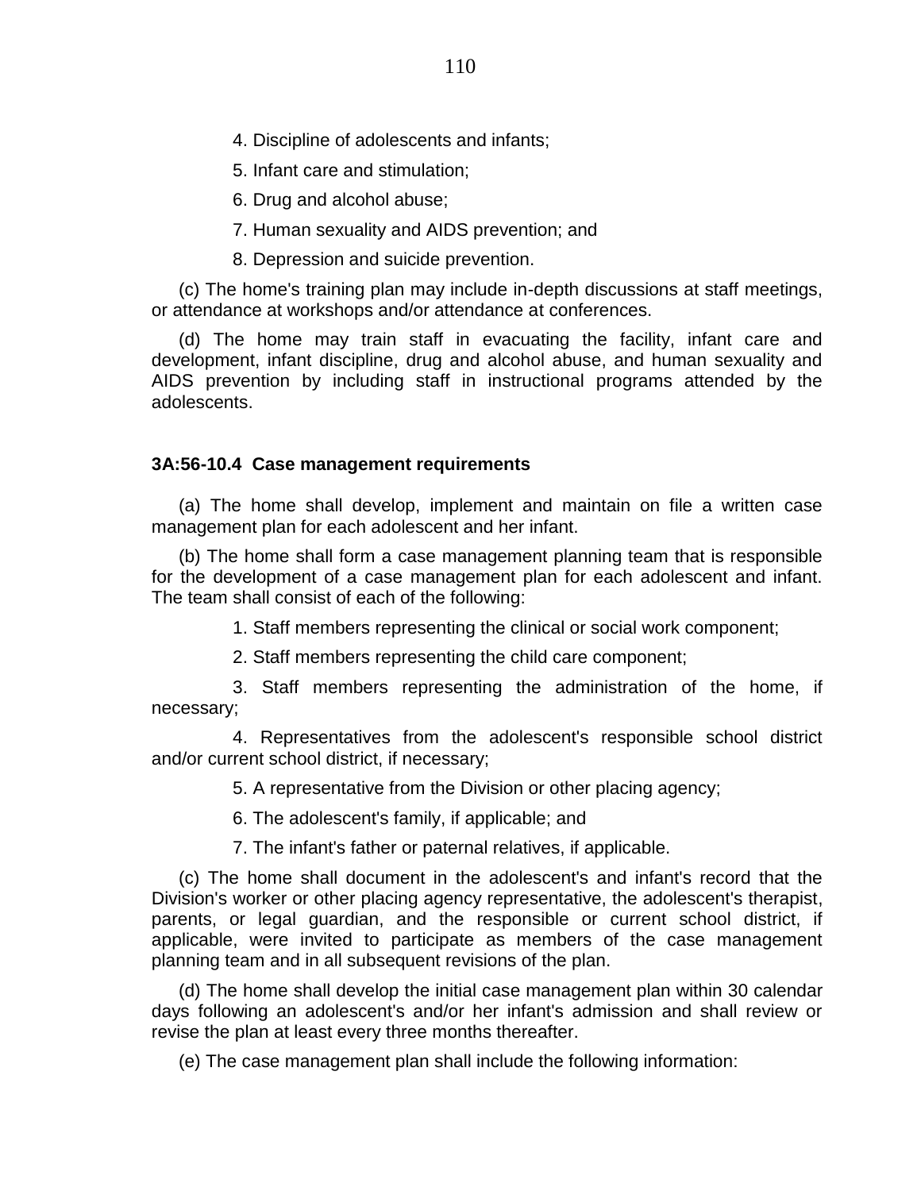4. Discipline of adolescents and infants;

5. Infant care and stimulation;

6. Drug and alcohol abuse;

7. Human sexuality and AIDS prevention; and

8. Depression and suicide prevention.

(c) The home's training plan may include in-depth discussions at staff meetings, or attendance at workshops and/or attendance at conferences.

(d) The home may train staff in evacuating the facility, infant care and development, infant discipline, drug and alcohol abuse, and human sexuality and AIDS prevention by including staff in instructional programs attended by the adolescents.

**3A:56-10.4 Case management requirements**

(a) The home shall develop, implement and maintain on file a written case management plan for each adolescent and her infant.

(b) The home shall form a case management planning team that is responsible for the development of a case management plan for each adolescent and infant. The team shall consist of each of the following:

1. Staff members representing the clinical or social work component;

2. Staff members representing the child care component;

3. Staff members representing the administration of the home, if necessary;

4. Representatives from the adolescent's responsible school district and/or current school district, if necessary;

5. A representative from the Division or other placing agency;

6. The adolescent's family, if applicable; and

7. The infant's father or paternal relatives, if applicable.

(c) The home shall document in the adolescent's and infant's record that the Division's worker or other placing agency representative, the adolescent's therapist, parents, or legal guardian, and the responsible or current school district, if applicable, were invited to participate as members of the case management planning team and in all subsequent revisions of the plan.

(d) The home shall develop the initial case management plan within 30 calendar days following an adolescent's and/or her infant's admission and shall review or revise the plan at least every three months thereafter.

(e) The case management plan shall include the following information: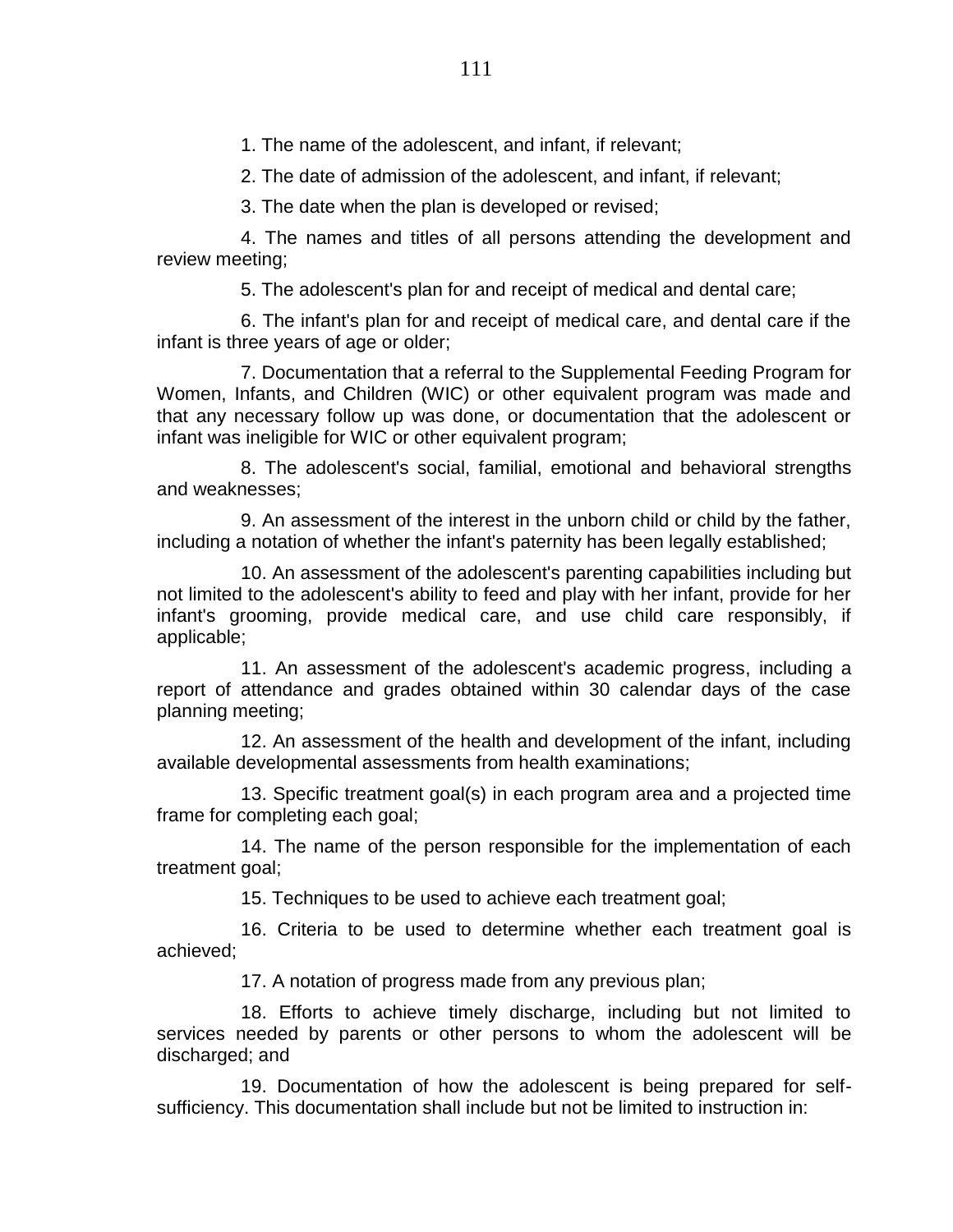1. The name of the adolescent, and infant, if relevant;

2. The date of admission of the adolescent, and infant, if relevant;

3. The date when the plan is developed or revised;

4. The names and titles of all persons attending the development and review meeting;

5. The adolescent's plan for and receipt of medical and dental care;

6. The infant's plan for and receipt of medical care, and dental care if the infant is three years of age or older;

7. Documentation that a referral to the Supplemental Feeding Program for Women, Infants, and Children (WIC) or other equivalent program was made and that any necessary follow up was done, or documentation that the adolescent or infant was ineligible for WIC or other equivalent program;

8. The adolescent's social, familial, emotional and behavioral strengths and weaknesses;

9. An assessment of the interest in the unborn child or child by the father, including a notation of whether the infant's paternity has been legally established;

10. An assessment of the adolescent's parenting capabilities including but not limited to the adolescent's ability to feed and play with her infant, provide for her infant's grooming, provide medical care, and use child care responsibly, if applicable;

11. An assessment of the adolescent's academic progress, including a report of attendance and grades obtained within 30 calendar days of the case planning meeting;

12. An assessment of the health and development of the infant, including available developmental assessments from health examinations;

13. Specific treatment goal(s) in each program area and a projected time frame for completing each goal;

14. The name of the person responsible for the implementation of each treatment goal;

15. Techniques to be used to achieve each treatment goal;

16. Criteria to be used to determine whether each treatment goal is achieved;

17. A notation of progress made from any previous plan;

18. Efforts to achieve timely discharge, including but not limited to services needed by parents or other persons to whom the adolescent will be discharged; and

19. Documentation of how the adolescent is being prepared for self-sufficiency. This documentation shall include but not be limited to instruction in: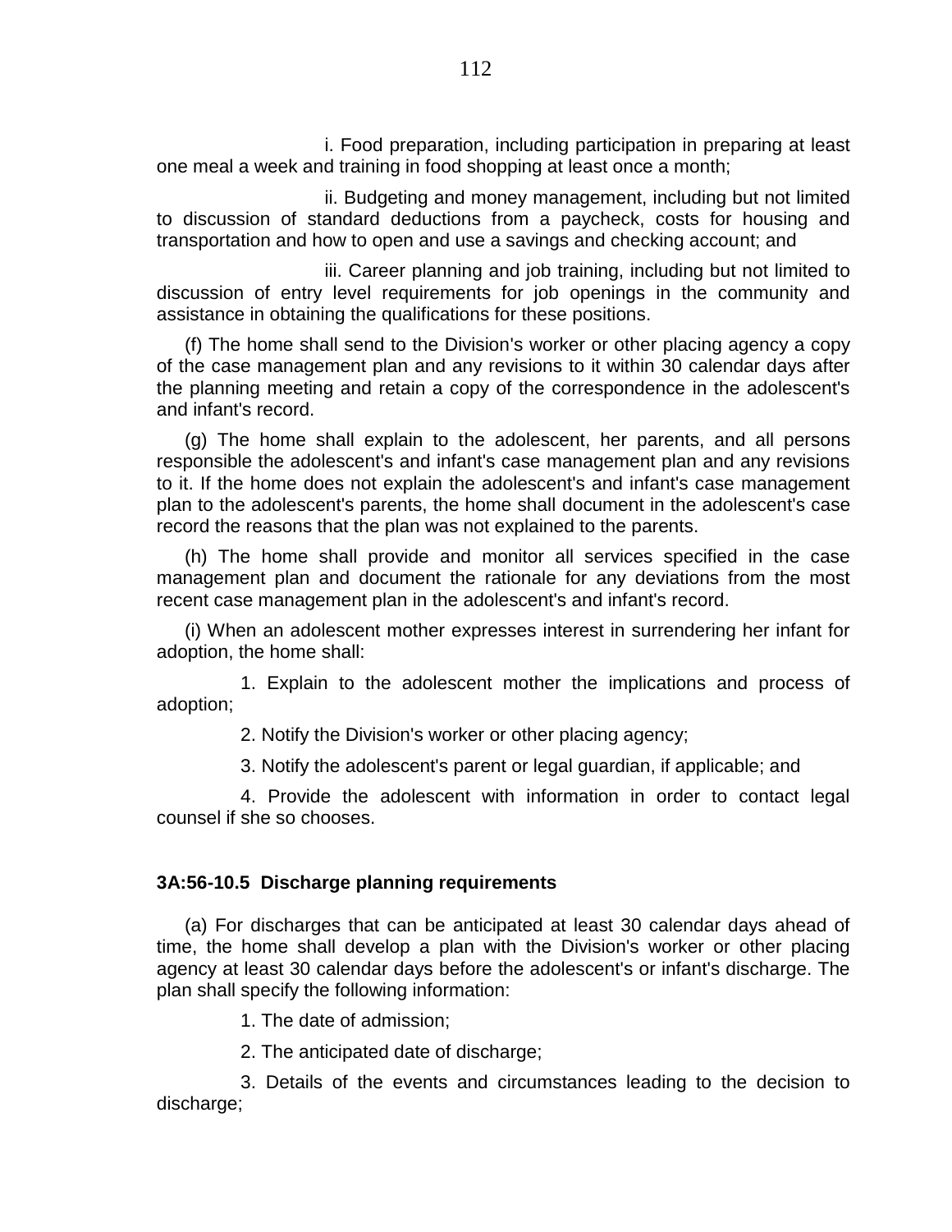i. Food preparation, including participation in preparing at least one meal a week and training in food shopping at least once a month;

ii. Budgeting and money management, including but not limited to discussion of standard deductions from a paycheck, costs for housing and transportation and how to open and use a savings and checking account; and

iii. Career planning and job training, including but not limited to discussion of entry level requirements for job openings in the community and assistance in obtaining the qualifications for these positions.

(f) The home shall send to the Division's worker or other placing agency a copy of the case management plan and any revisions to it within 30 calendar days after the planning meeting and retain a copy of the correspondence in the adolescent's and infant's record.

(g) The home shall explain to the adolescent, her parents, and all persons responsible the adolescent's and infant's case management plan and any revisions to it. If the home does not explain the adolescent's and infant's case management plan to the adolescent's parents, the home shall document in the adolescent's case record the reasons that the plan was not explained to the parents.

(h) The home shall provide and monitor all services specified in the case management plan and document the rationale for any deviations from the most recent case management plan in the adolescent's and infant's record.

(i) When an adolescent mother expresses interest in surrendering her infant for adoption, the home shall:

1. Explain to the adolescent mother the implications and process of adoption;

2. Notify the Division's worker or other placing agency;

3. Notify the adolescent's parent or legal guardian, if applicable; and

4. Provide the adolescent with information in order to contact legal counsel if she so chooses.

**3A:56-10.5 Discharge planning requirements**

(a) For discharges that can be anticipated at least 30 calendar days ahead of time, the home shall develop a plan with the Division's worker or other placing agency at least 30 calendar days before the adolescent's or infant's discharge. The plan shall specify the following information:

1. The date of admission;

2. The anticipated date of discharge;

3. Details of the events and circumstances leading to the decision to discharge;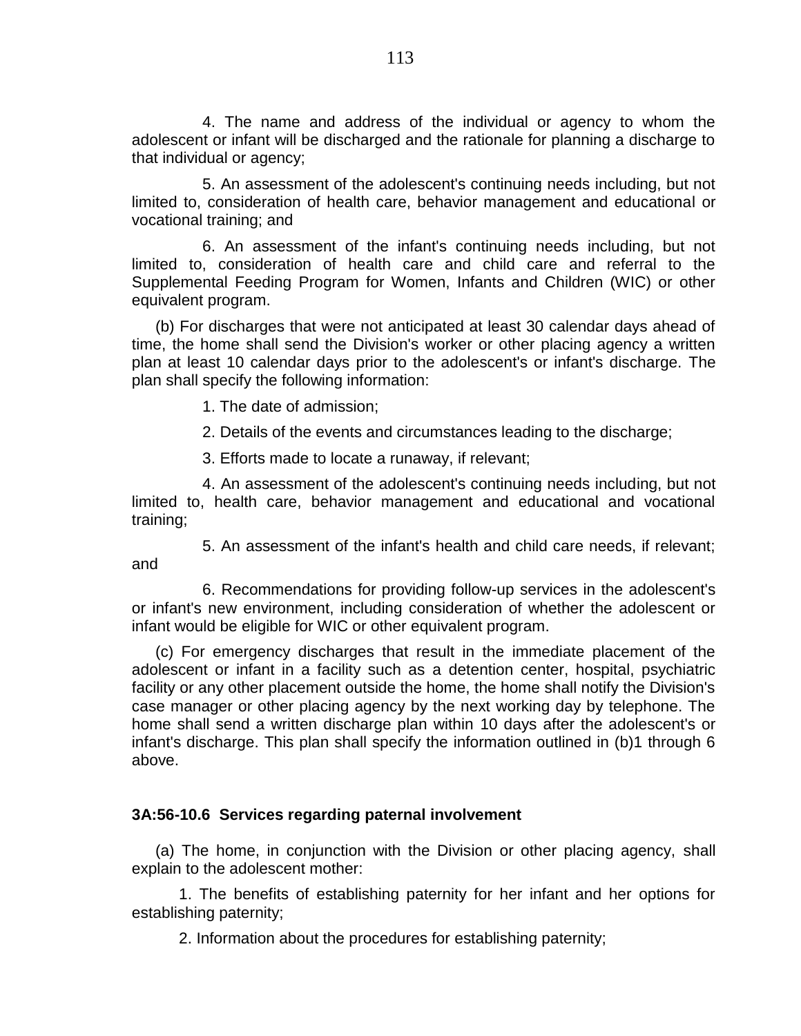4. The name and address of the individual or agency to whom the adolescent or infant will be discharged and the rationale for planning a discharge to that individual or agency;

5. An assessment of the adolescent's continuing needs including, but not limited to, consideration of health care, behavior management and educational or vocational training; and

6. An assessment of the infant's continuing needs including, but not limited to, consideration of health care and child care and referral to the Supplemental Feeding Program for Women, Infants and Children (WIC) or other equivalent program.

(b) For discharges that were not anticipated at least 30 calendar days ahead of time, the home shall send the Division's worker or other placing agency a written plan at least 10 calendar days prior to the adolescent's or infant's discharge. The plan shall specify the following information:

1. The date of admission;

2. Details of the events and circumstances leading to the discharge;

3. Efforts made to locate a runaway, if relevant;

4. An assessment of the adolescent's continuing needs including, but not limited to, health care, behavior management and educational and vocational training;

5. An assessment of the infant's health and child care needs, if relevant; and

6. Recommendations for providing follow-up services in the adolescent's or infant's new environment, including consideration of whether the adolescent or infant would be eligible for WIC or other equivalent program.

(c) For emergency discharges that result in the immediate placement of the adolescent or infant in a facility such as a detention center, hospital, psychiatric facility or any other placement outside the home, the home shall notify the Division's case manager or other placing agency by the next working day by telephone. The home shall send a written discharge plan within 10 days after the adolescent's or infant's discharge. This plan shall specify the information outlined in (b)1 through 6 above.

**3A:56-10.6 Services regarding paternal involvement**

(a) The home, in conjunction with the Division or other placing agency, shall explain to the adolescent mother:

1. The benefits of establishing paternity for her infant and her options for establishing paternity;

2. Information about the procedures for establishing paternity;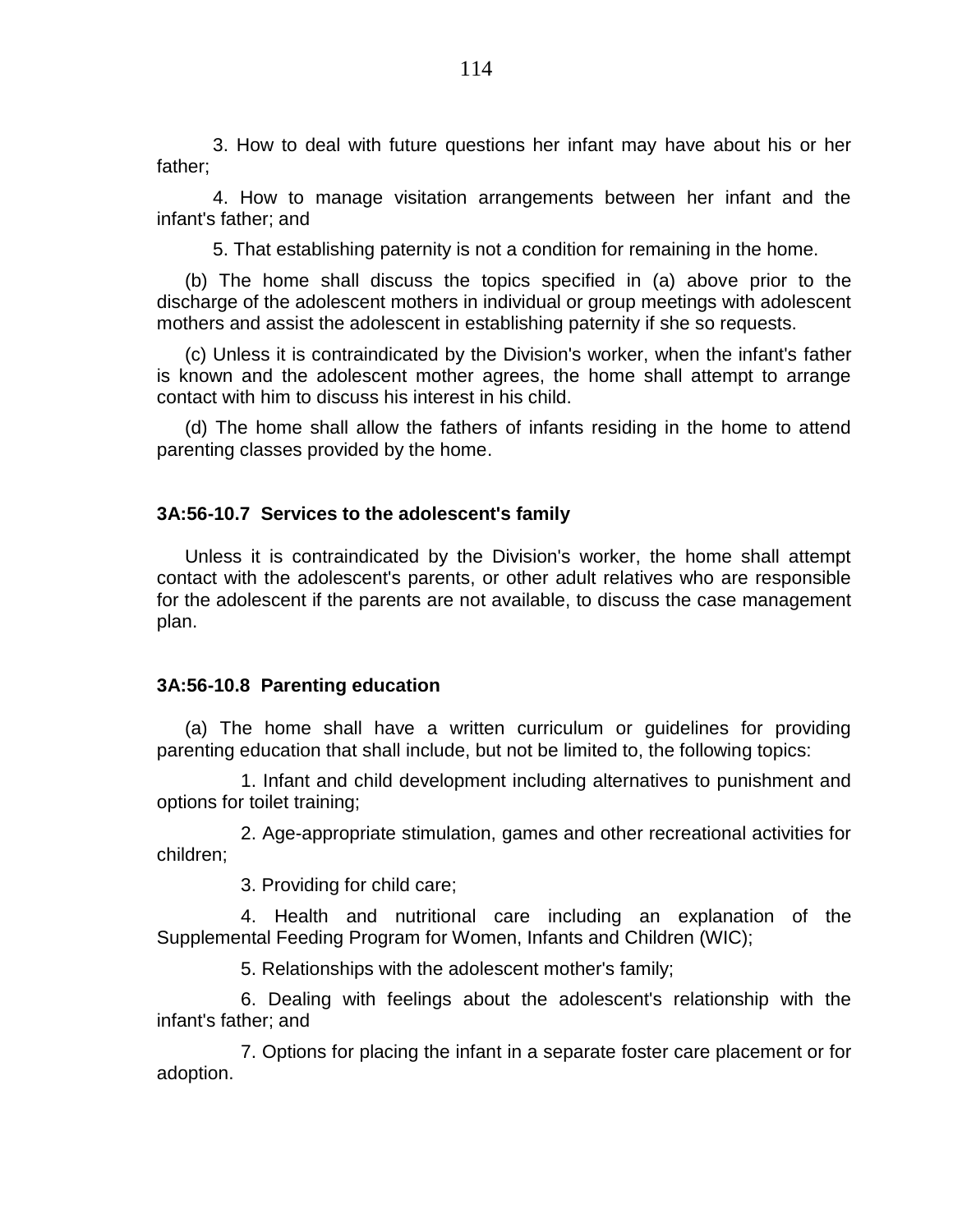3. How to deal with future questions her infant may have about his or her father;

4. How to manage visitation arrangements between her infant and the infant's father; and

5. That establishing paternity is not a condition for remaining in the home.

(b) The home shall discuss the topics specified in (a) above prior to the discharge of the adolescent mothers in individual or group meetings with adolescent mothers and assist the adolescent in establishing paternity if she so requests.

(c) Unless it is contraindicated by the Division's worker, when the infant's father is known and the adolescent mother agrees, the home shall attempt to arrange contact with him to discuss his interest in his child.

(d) The home shall allow the fathers of infants residing in the home to attend parenting classes provided by the home.

### 3A:56-10.7 Services to the adolescent's family

Unless it is contraindicated by the Division's worker, the home shall attempt contact with the adolescent's parents, or other adult relatives who are responsible for the adolescent if the parents are not available, to discuss the case management plan.

### 3A:56-10.8 Parenting education

(a) The home shall have a written curriculum or guidelines for providing parenting education that shall include, but not be limited to, the following topics:

1. Infant and child development including alternatives to punishment and options for toilet training;

2. Age-appropriate stimulation, games and other recreational activities for children;

3. Providing for child care;

4. Health and nutritional care including an explanation of the Supplemental Feeding Program for Women, Infants and Children (WIC);

5. Relationships with the adolescent mother's family;

6. Dealing with feelings about the adolescent's relationship with the infant's father; and

7. Options for placing the infant in a separate foster care placement or for adoption.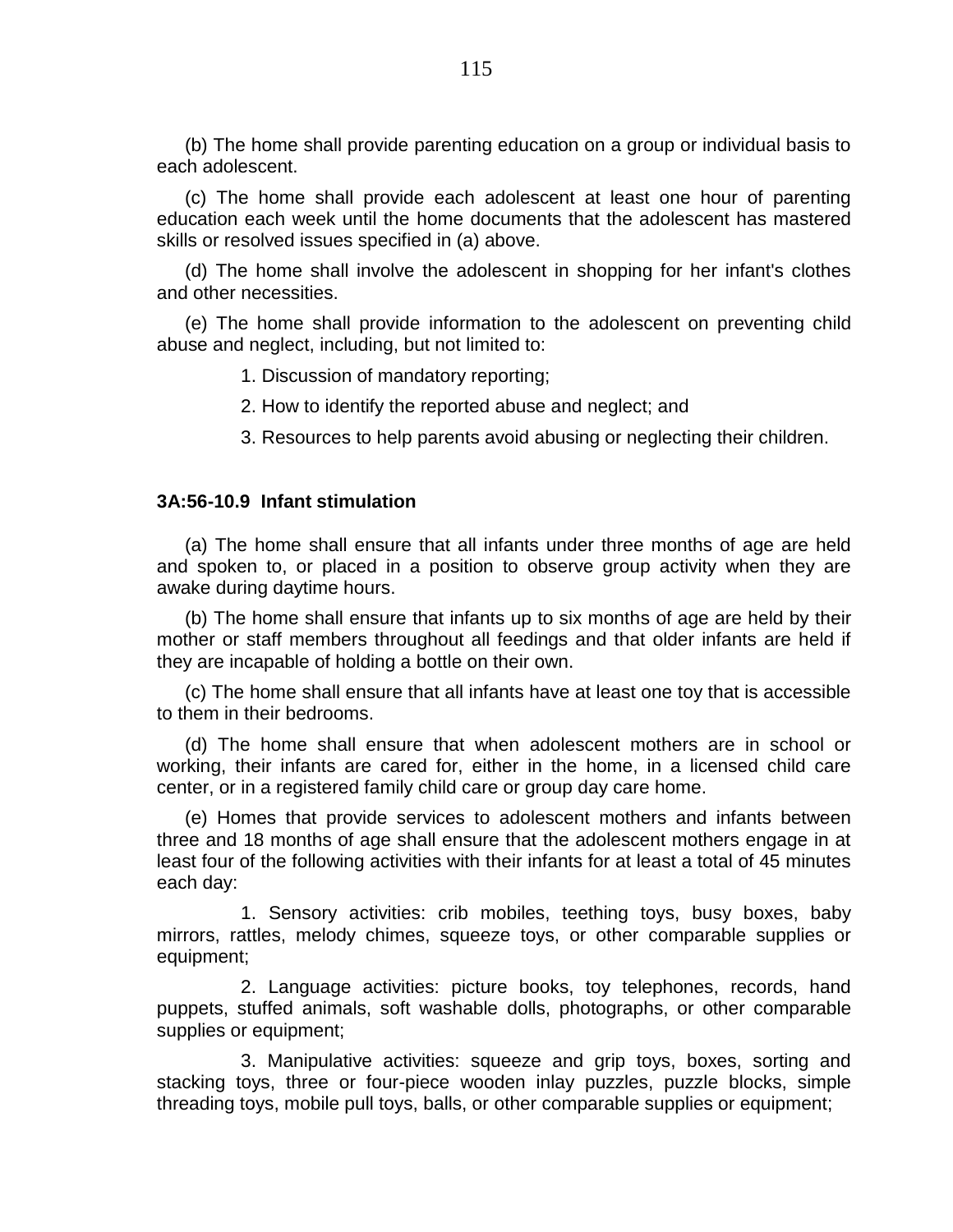(b) The home shall provide parenting education on a group or individual basis to each adolescent.

(c) The home shall provide each adolescent at least one hour of parenting education each week until the home documents that the adolescent has mastered skills or resolved issues specified in (a) above.

(d) The home shall involve the adolescent in shopping for her infant's clothes and other necessities.

(e) The home shall provide information to the adolescent on preventing child abuse and neglect, including, but not limited to:

1. Discussion of mandatory reporting;

2. How to identify the reported abuse and neglect; and

3. Resources to help parents avoid abusing or neglecting their children.

**3A:56-10.9 Infant stimulation**

(a) The home shall ensure that all infants under three months of age are held and spoken to, or placed in a position to observe group activity when they are awake during daytime hours.

(b) The home shall ensure that infants up to six months of age are held by their mother or staff members throughout all feedings and that older infants are held if they are incapable of holding a bottle on their own.

(c) The home shall ensure that all infants have at least one toy that is accessible to them in their bedrooms.

(d) The home shall ensure that when adolescent mothers are in school or working, their infants are cared for, either in the home, in a licensed child care center, or in a registered family child care or group day care home.

(e) Homes that provide services to adolescent mothers and infants between three and 18 months of age shall ensure that the adolescent mothers engage in at least four of the following activities with their infants for at least a total of 45 minutes each day:

1. Sensory activities: crib mobiles, teething toys, busy boxes, baby mirrors, rattles, melody chimes, squeeze toys, or other comparable supplies or equipment;

2. Language activities: picture books, toy telephones, records, hand puppets, stuffed animals, soft washable dolls, photographs, or other comparable supplies or equipment;

3. Manipulative activities: squeeze and grip toys, boxes, sorting and stacking toys, three or four-piece wooden inlay puzzles, puzzle blocks, simple threading toys, mobile pull toys, balls, or other comparable supplies or equipment;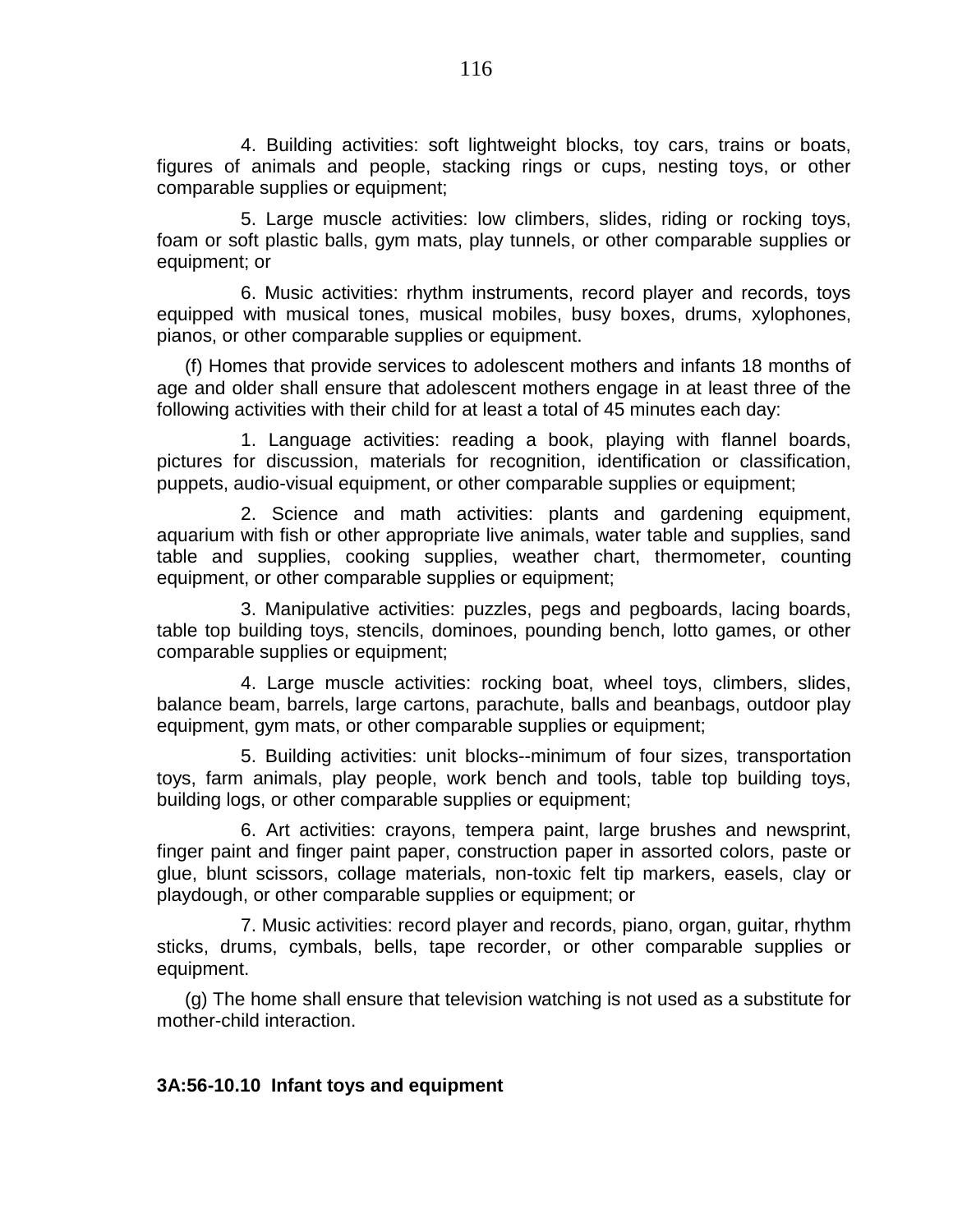4. Building activities: soft lightweight blocks, toy cars, trains or boats, figures of animals and people, stacking rings or cups, nesting toys, or other comparable supplies or equipment;

5. Large muscle activities: low climbers, slides, riding or rocking toys, foam or soft plastic balls, gym mats, play tunnels, or other comparable supplies or equipment; or

6. Music activities: rhythm instruments, record player and records, toys equipped with musical tones, musical mobiles, busy boxes, drums, xylophones, pianos, or other comparable supplies or equipment.

(f) Homes that provide services to adolescent mothers and infants 18 months of age and older shall ensure that adolescent mothers engage in at least three of the following activities with their child for at least a total of 45 minutes each day:

1. Language activities: reading a book, playing with flannel boards, pictures for discussion, materials for recognition, identification or classification, puppets, audio-visual equipment, or other comparable supplies or equipment;

2. Science and math activities: plants and gardening equipment, aquarium with fish or other appropriate live animals, water table and supplies, sand table and supplies, cooking supplies, weather chart, thermometer, counting equipment, or other comparable supplies or equipment;

3. Manipulative activities: puzzles, pegs and pegboards, lacing boards, table top building toys, stencils, dominoes, pounding bench, lotto games, or other comparable supplies or equipment;

4. Large muscle activities: rocking boat, wheel toys, climbers, slides, balance beam, barrels, large cartons, parachute, balls and beanbags, outdoor play equipment, gym mats, or other comparable supplies or equipment;

5. Building activities: unit blocks--minimum of four sizes, transportation toys, farm animals, play people, work bench and tools, table top building toys, building logs, or other comparable supplies or equipment;

6. Art activities: crayons, tempera paint, large brushes and newsprint, finger paint and finger paint paper, construction paper in assorted colors, paste or glue, blunt scissors, collage materials, non-toxic felt tip markers, easels, clay or playdough, or other comparable supplies or equipment; or

7. Music activities: record player and records, piano, organ, guitar, rhythm sticks, drums, cymbals, bells, tape recorder, or other comparable supplies or equipment.

(g) The home shall ensure that television watching is not used as a substitute for mother-child interaction.

**3A:56-10.10 Infant toys and equipment**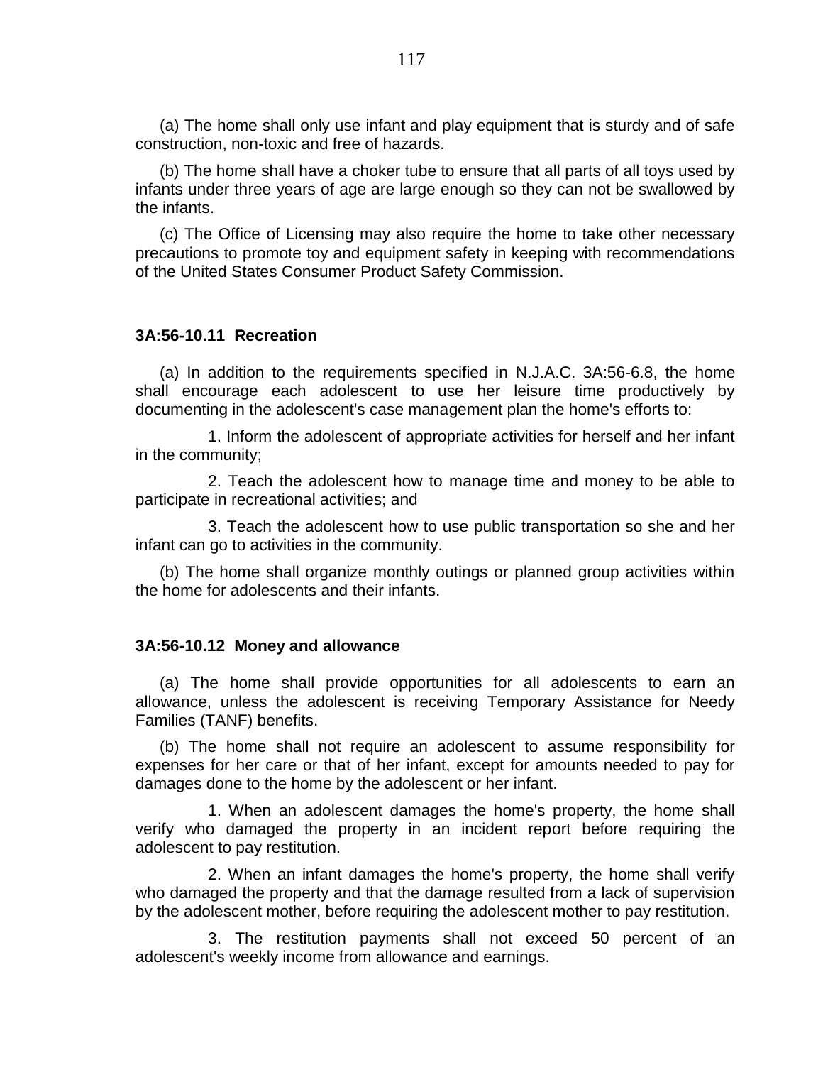(a) The home shall only use infant and play equipment that is sturdy and of safe construction, non-toxic and free of hazards.

(b) The home shall have a choker tube to ensure that all parts of all toys used by infants under three years of age are large enough so they can not be swallowed by the infants.

(c) The Office of Licensing may also require the home to take other necessary precautions to promote toy and equipment safety in keeping with recommendations of the United States Consumer Product Safety Commission.

**3A:56-10.11 Recreation**

(a) In addition to the requirements specified in N.J.A.C. 3A:56-6.8, the home shall encourage each adolescent to use her leisure time productively by documenting in the adolescent's case management plan the home's efforts to:

1. Inform the adolescent of appropriate activities for herself and her infant in the community;

2. Teach the adolescent how to manage time and money to be able to participate in recreational activities; and

3. Teach the adolescent how to use public transportation so she and her infant can go to activities in the community.

(b) The home shall organize monthly outings or planned group activities within the home for adolescents and their infants.

**3A:56-10.12 Money and allowance**

(a) The home shall provide opportunities for all adolescents to earn an allowance, unless the adolescent is receiving Temporary Assistance for Needy Families (TANF) benefits.

(b) The home shall not require an adolescent to assume responsibility for expenses for her care or that of her infant, except for amounts needed to pay for damages done to the home by the adolescent or her infant.

1. When an adolescent damages the home's property, the home shall verify who damaged the property in an incident report before requiring the adolescent to pay restitution.

2. When an infant damages the home's property, the home shall verify who damaged the property and that the damage resulted from a lack of supervision by the adolescent mother, before requiring the adolescent mother to pay restitution.

3. The restitution payments shall not exceed 50 percent of an adolescent's weekly income from allowance and earnings.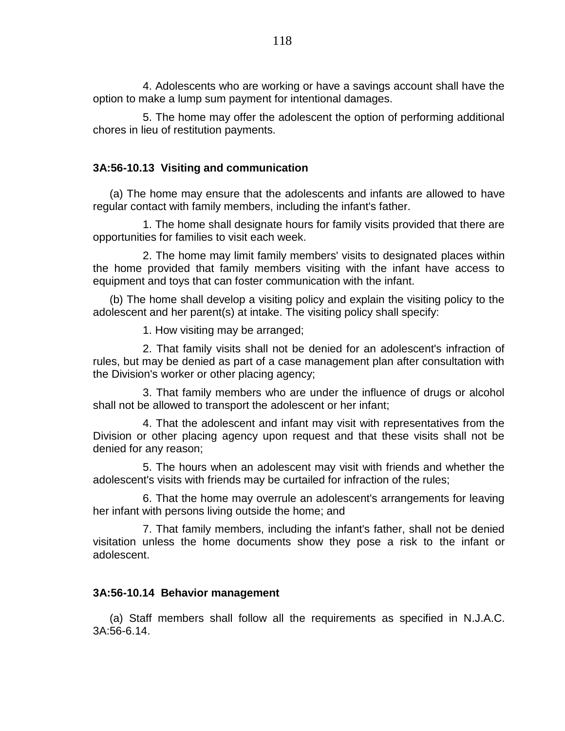4. Adolescents who are working or have a savings account shall have the option to make a lump sum payment for intentional damages.

5. The home may offer the adolescent the option of performing additional chores in lieu of restitution payments.

### 3A:56-10.13 Visiting and communication

(a) The home may ensure that the adolescents and infants are allowed to have regular contact with family members, including the infant's father.

1. The home shall designate hours for family visits provided that there are opportunities for families to visit each week.

2. The home may limit family members' visits to designated places within the home provided that family members visiting with the infant have access to equipment and toys that can foster communication with the infant.

(b) The home shall develop a visiting policy and explain the visiting policy to the adolescent and her parent(s) at intake. The visiting policy shall specify:

1. How visiting may be arranged;

2. That family visits shall not be denied for an adolescent's infraction of rules, but may be denied as part of a case management plan after consultation with the Division's worker or other placing agency;

3. That family members who are under the influence of drugs or alcohol shall not be allowed to transport the adolescent or her infant;

4. That the adolescent and infant may visit with representatives from the Division or other placing agency upon request and that these visits shall not be denied for any reason;

5. The hours when an adolescent may visit with friends and whether the adolescent's visits with friends may be curtailed for infraction of the rules;

6. That the home may overrule an adolescent's arrangements for leaving her infant with persons living outside the home; and

7. That family members, including the infant's father, shall not be denied visitation unless the home documents show they pose a risk to the infant or adolescent.

### 3A:56-10.14 Behavior management

(a) Staff members shall follow all the requirements as specified in N.J.A.C. 3A:56-6.14.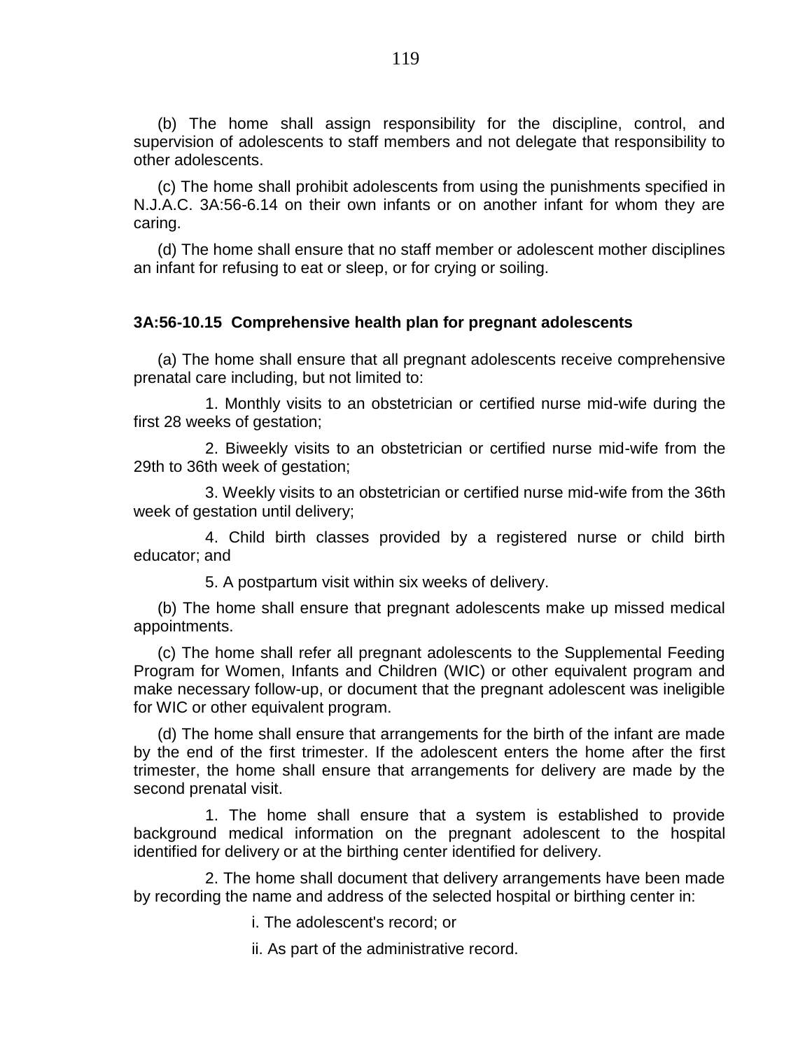(b) The home shall assign responsibility for the discipline, control, and supervision of adolescents to staff members and not delegate that responsibility to other adolescents.

(c) The home shall prohibit adolescents from using the punishments specified in N.J.A.C. 3A:56-6.14 on their own infants or on another infant for whom they are caring.

(d) The home shall ensure that no staff member or adolescent mother disciplines an infant for refusing to eat or sleep, or for crying or soiling.

**3A:56-10.15 Comprehensive health plan for pregnant adolescents**

(a) The home shall ensure that all pregnant adolescents receive comprehensive prenatal care including, but not limited to:

1. Monthly visits to an obstetrician or certified nurse mid-wife during the first 28 weeks of gestation;

2. Biweekly visits to an obstetrician or certified nurse mid-wife from the 29th to 36th week of gestation;

3. Weekly visits to an obstetrician or certified nurse mid-wife from the 36th week of gestation until delivery;

4. Child birth classes provided by a registered nurse or child birth educator; and

5. A postpartum visit within six weeks of delivery.

(b) The home shall ensure that pregnant adolescents make up missed medical appointments.

(c) The home shall refer all pregnant adolescents to the Supplemental Feeding Program for Women, Infants and Children (WIC) or other equivalent program and make necessary follow-up, or document that the pregnant adolescent was ineligible for WIC or other equivalent program.

(d) The home shall ensure that arrangements for the birth of the infant are made by the end of the first trimester. If the adolescent enters the home after the first trimester, the home shall ensure that arrangements for delivery are made by the second prenatal visit.

1. The home shall ensure that a system is established to provide background medical information on the pregnant adolescent to the hospital identified for delivery or at the birthing center identified for delivery.

2. The home shall document that delivery arrangements have been made by recording the name and address of the selected hospital or birthing center in:

i. The adolescent's record; or

ii. As part of the administrative record.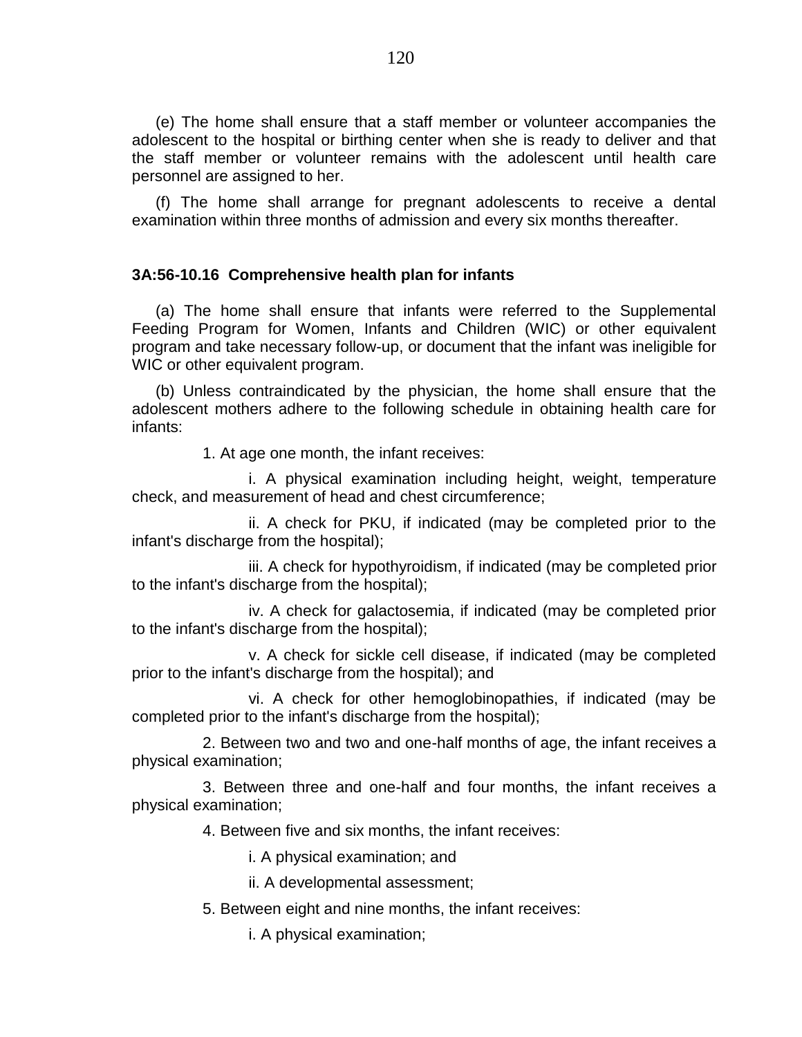(e) The home shall ensure that a staff member or volunteer accompanies the adolescent to the hospital or birthing center when she is ready to deliver and that the staff member or volunteer remains with the adolescent until health care personnel are assigned to her.

(f) The home shall arrange for pregnant adolescents to receive a dental examination within three months of admission and every six months thereafter.

**3A:56-10.16 Comprehensive health plan for infants**

(a) The home shall ensure that infants were referred to the Supplemental Feeding Program for Women, Infants and Children (WIC) or other equivalent program and take necessary follow-up, or document that the infant was ineligible for WIC or other equivalent program.

(b) Unless contraindicated by the physician, the home shall ensure that the adolescent mothers adhere to the following schedule in obtaining health care for infants:

1. At age one month, the infant receives:

   i. A physical examination including height, weight, temperature check, and measurement of head and chest circumference;

   ii. A check for PKU, if indicated (may be completed prior to the infant's discharge from the hospital);

   iii. A check for hypothyroidism, if indicated (may be completed prior to the infant's discharge from the hospital);

   iv. A check for galactosemia, if indicated (may be completed prior to the infant's discharge from the hospital);

   v. A check for sickle cell disease, if indicated (may be completed prior to the infant's discharge from the hospital); and

   vi. A check for other hemoglobinopathies, if indicated (may be completed prior to the infant's discharge from the hospital);

2. Between two and two and one-half months of age, the infant receives a physical examination;

3. Between three and one-half and four months, the infant receives a physical examination;

4. Between five and six months, the infant receives:

   i. A physical examination; and

   ii. A developmental assessment;

5. Between eight and nine months, the infant receives:

   i. A physical examination;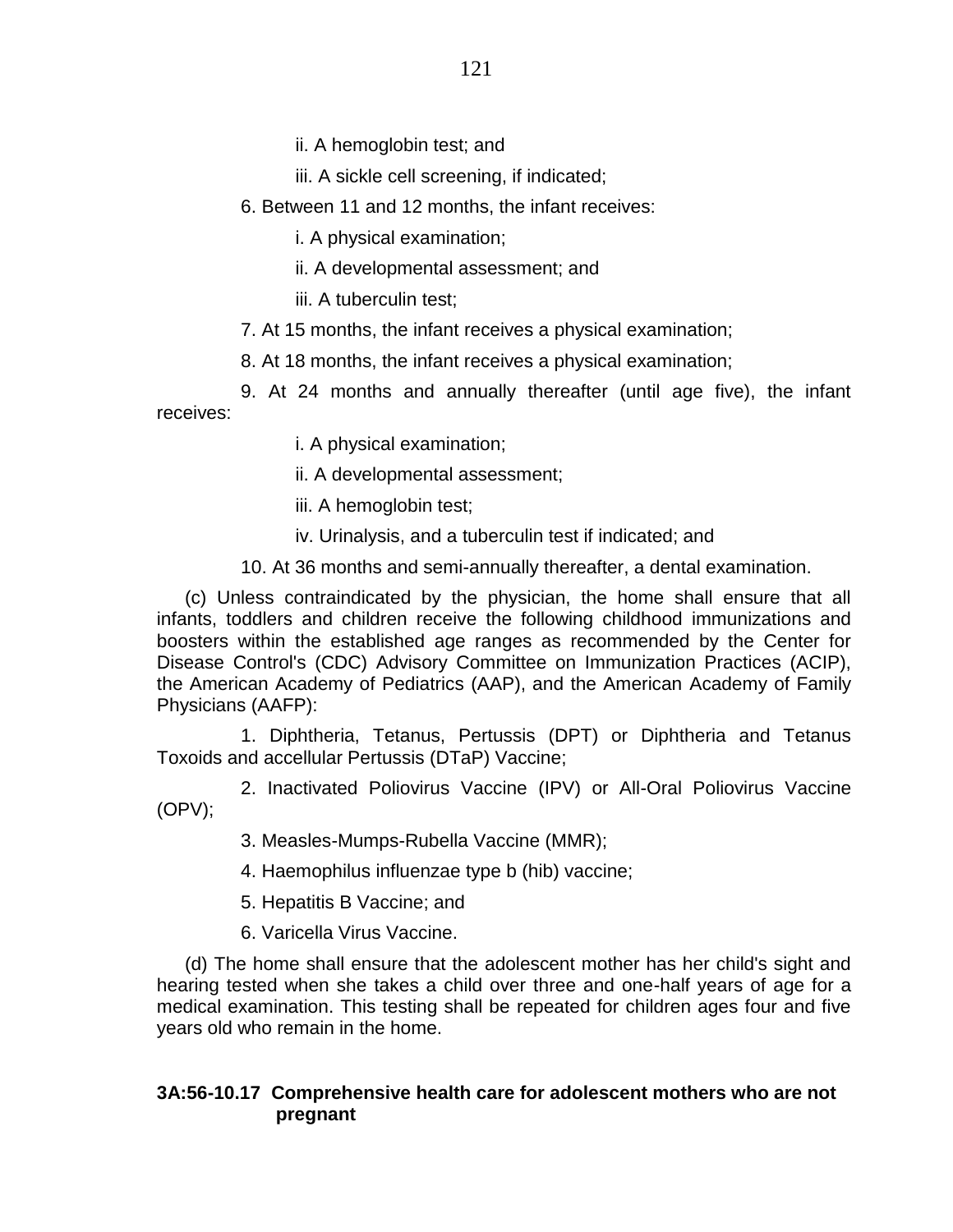ii. A hemoglobin test; and

iii. A sickle cell screening, if indicated;

6. Between 11 and 12 months, the infant receives:

i. A physical examination;

ii. A developmental assessment; and

iii. A tuberculin test;

7. At 15 months, the infant receives a physical examination;

8. At 18 months, the infant receives a physical examination;

9. At 24 months and annually thereafter (until age five), the infant receives:

i. A physical examination;

ii. A developmental assessment;

iii. A hemoglobin test;

iv. Urinalysis, and a tuberculin test if indicated; and

10. At 36 months and semi-annually thereafter, a dental examination.

(c) Unless contraindicated by the physician, the home shall ensure that all infants, toddlers and children receive the following childhood immunizations and boosters within the established age ranges as recommended by the Center for Disease Control's (CDC) Advisory Committee on Immunization Practices (ACIP), the American Academy of Pediatrics (AAP), and the American Academy of Family Physicians (AAFP):

1. Diphtheria, Tetanus, Pertussis (DPT) or Diphtheria and Tetanus Toxoids and accellular Pertussis (DTaP) Vaccine;

2. Inactivated Poliovirus Vaccine (IPV) or All-Oral Poliovirus Vaccine (OPV);

3. Measles-Mumps-Rubella Vaccine (MMR);

4. Haemophilus influenzae type b (hib) vaccine;

5. Hepatitis B Vaccine; and

6. Varicella Virus Vaccine.

(d) The home shall ensure that the adolescent mother has her child's sight and hearing tested when she takes a child over three and one-half years of age for a medical examination. This testing shall be repeated for children ages four and five years old who remain in the home.

**3A:56-10.17 Comprehensive health care for adolescent mothers who are not pregnant**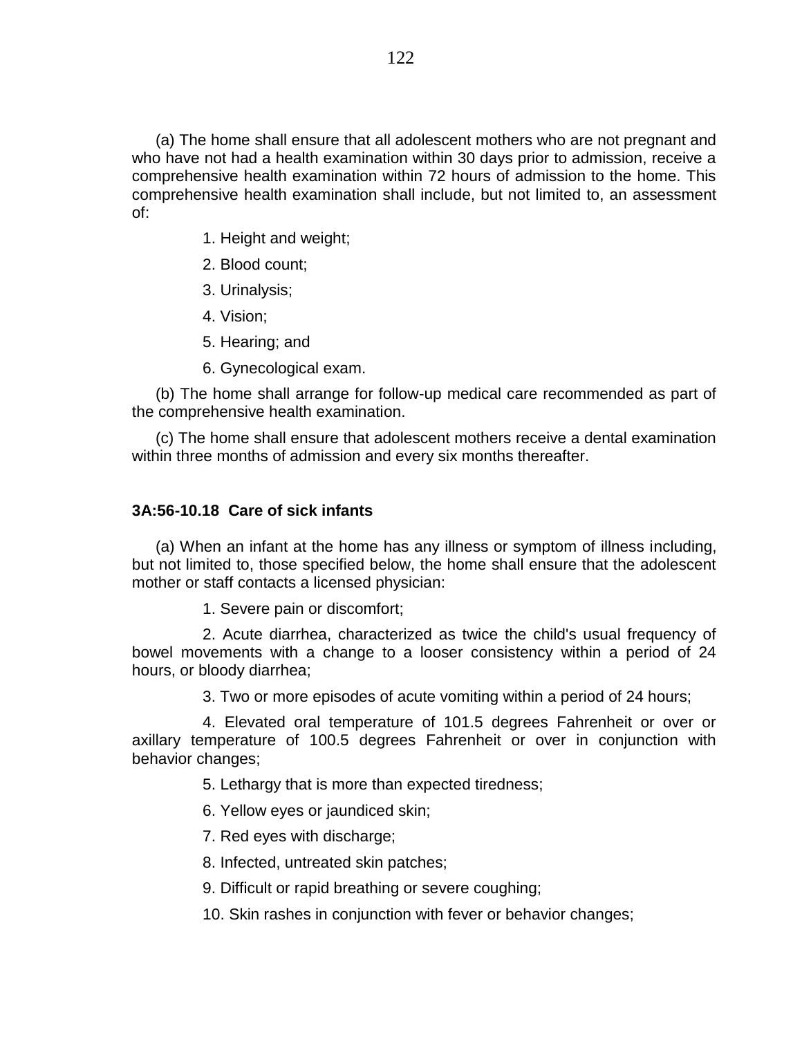(a) The home shall ensure that all adolescent mothers who are not pregnant and who have not had a health examination within 30 days prior to admission, receive a comprehensive health examination within 72 hours of admission to the home. This comprehensive health examination shall include, but not limited to, an assessment of:

1. Height and weight;

2. Blood count;

3. Urinalysis;

4. Vision;

5. Hearing; and

6. Gynecological exam.

(b) The home shall arrange for follow-up medical care recommended as part of the comprehensive health examination.

(c) The home shall ensure that adolescent mothers receive a dental examination within three months of admission and every six months thereafter.

### 3A:56-10.18 Care of sick infants

(a) When an infant at the home has any illness or symptom of illness including, but not limited to, those specified below, the home shall ensure that the adolescent mother or staff contacts a licensed physician:

1. Severe pain or discomfort;

2. Acute diarrhea, characterized as twice the child's usual frequency of bowel movements with a change to a looser consistency within a period of 24 hours, or bloody diarrhea;

3. Two or more episodes of acute vomiting within a period of 24 hours;

4. Elevated oral temperature of 101.5 degrees Fahrenheit or over or axillary temperature of 100.5 degrees Fahrenheit or over in conjunction with behavior changes;

5. Lethargy that is more than expected tiredness;

6. Yellow eyes or jaundiced skin;

7. Red eyes with discharge;

8. Infected, untreated skin patches;

9. Difficult or rapid breathing or severe coughing;

10. Skin rashes in conjunction with fever or behavior changes;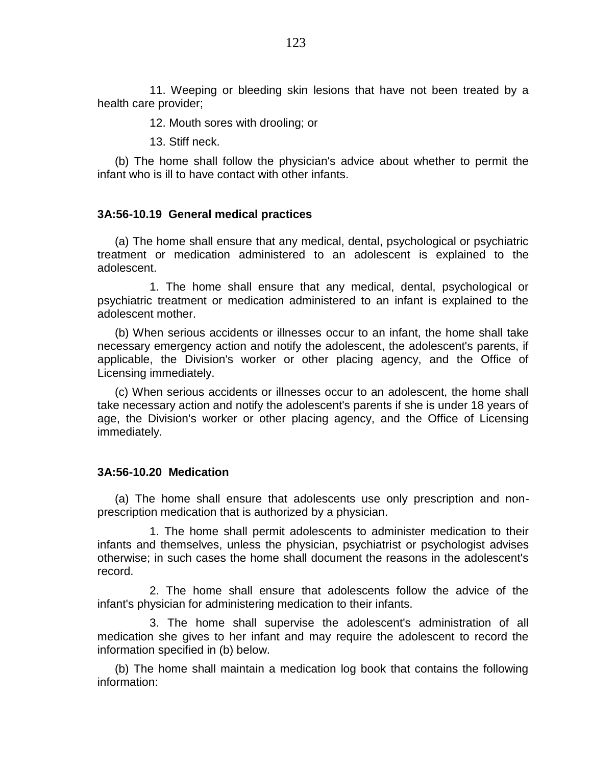11. Weeping or bleeding skin lesions that have not been treated by a health care provider;

12. Mouth sores with drooling; or

13. Stiff neck.

(b) The home shall follow the physician's advice about whether to permit the infant who is ill to have contact with other infants.

### 3A:56-10.19 General medical practices

(a) The home shall ensure that any medical, dental, psychological or psychiatric treatment or medication administered to an adolescent is explained to the adolescent.

1. The home shall ensure that any medical, dental, psychological or psychiatric treatment or medication administered to an infant is explained to the adolescent mother.

(b) When serious accidents or illnesses occur to an infant, the home shall take necessary emergency action and notify the adolescent, the adolescent's parents, if applicable, the Division's worker or other placing agency, and the Office of Licensing immediately.

(c) When serious accidents or illnesses occur to an adolescent, the home shall take necessary action and notify the adolescent's parents if she is under 18 years of age, the Division's worker or other placing agency, and the Office of Licensing immediately.

### 3A:56-10.20 Medication

(a) The home shall ensure that adolescents use only prescription and non-prescription medication that is authorized by a physician.

1. The home shall permit adolescents to administer medication to their infants and themselves, unless the physician, psychiatrist or psychologist advises otherwise; in such cases the home shall document the reasons in the adolescent's record.

2. The home shall ensure that adolescents follow the advice of the infant's physician for administering medication to their infants.

3. The home shall supervise the adolescent's administration of all medication she gives to her infant and may require the adolescent to record the information specified in (b) below.

(b) The home shall maintain a medication log book that contains the following information: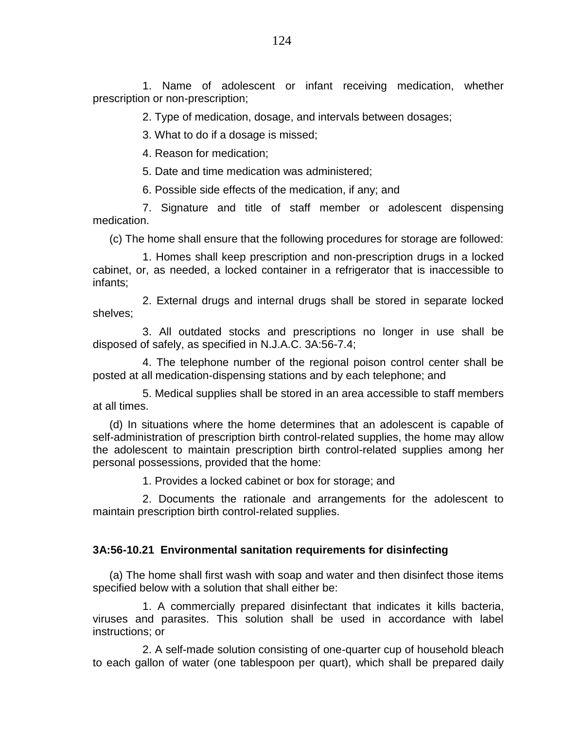1. Name of adolescent or infant receiving medication, whether prescription or non-prescription;

2. Type of medication, dosage, and intervals between dosages;

3. What to do if a dosage is missed;

4. Reason for medication;

5. Date and time medication was administered;

6. Possible side effects of the medication, if any; and

7. Signature and title of staff member or adolescent dispensing medication.

(c) The home shall ensure that the following procedures for storage are followed:

1. Homes shall keep prescription and non-prescription drugs in a locked cabinet, or, as needed, a locked container in a refrigerator that is inaccessible to infants;

2. External drugs and internal drugs shall be stored in separate locked shelves;

3. All outdated stocks and prescriptions no longer in use shall be disposed of safely, as specified in N.J.A.C. 3A:56-7.4;

4. The telephone number of the regional poison control center shall be posted at all medication-dispensing stations and by each telephone; and

5. Medical supplies shall be stored in an area accessible to staff members at all times.

(d) In situations where the home determines that an adolescent is capable of self-administration of prescription birth control-related supplies, the home may allow the adolescent to maintain prescription birth control-related supplies among her personal possessions, provided that the home:

1. Provides a locked cabinet or box for storage; and

2. Documents the rationale and arrangements for the adolescent to maintain prescription birth control-related supplies.

### 3A:56-10.21 Environmental sanitation requirements for disinfecting

(a) The home shall first wash with soap and water and then disinfect those items specified below with a solution that shall either be:

1. A commercially prepared disinfectant that indicates it kills bacteria, viruses and parasites. This solution shall be used in accordance with label instructions; or

2. A self-made solution consisting of one-quarter cup of household bleach to each gallon of water (one tablespoon per quart), which shall be prepared daily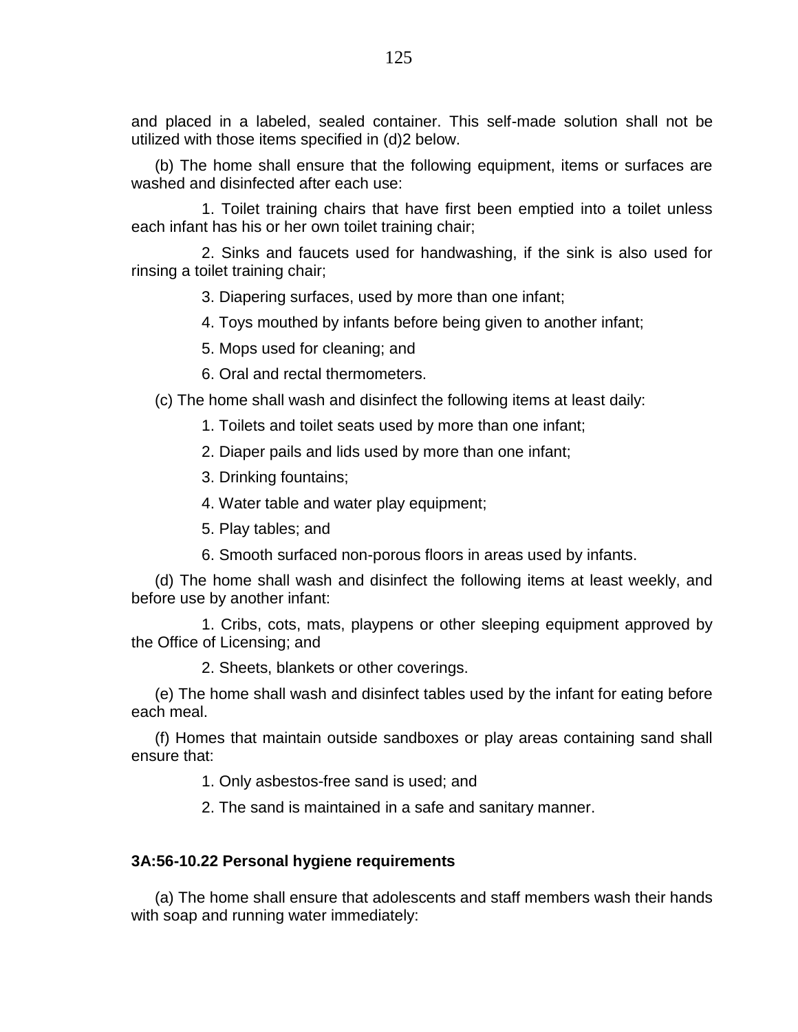and placed in a labeled, sealed container. This self-made solution shall not be utilized with those items specified in (d)2 below.

(b) The home shall ensure that the following equipment, items or surfaces are washed and disinfected after each use:

1. Toilet training chairs that have first been emptied into a toilet unless each infant has his or her own toilet training chair;

2. Sinks and faucets used for handwashing, if the sink is also used for rinsing a toilet training chair;

3. Diapering surfaces, used by more than one infant;

4. Toys mouthed by infants before being given to another infant;

5. Mops used for cleaning; and

6. Oral and rectal thermometers.

(c) The home shall wash and disinfect the following items at least daily:

1. Toilets and toilet seats used by more than one infant;

2. Diaper pails and lids used by more than one infant;

3. Drinking fountains;

4. Water table and water play equipment;

5. Play tables; and

6. Smooth surfaced non-porous floors in areas used by infants.

(d) The home shall wash and disinfect the following items at least weekly, and before use by another infant:

1. Cribs, cots, mats, playpens or other sleeping equipment approved by the Office of Licensing; and

2. Sheets, blankets or other coverings.

(e) The home shall wash and disinfect tables used by the infant for eating before each meal.

(f) Homes that maintain outside sandboxes or play areas containing sand shall ensure that:

1. Only asbestos-free sand is used; and

2. The sand is maintained in a safe and sanitary manner.

**3A:56-10.22 Personal hygiene requirements**

(a) The home shall ensure that adolescents and staff members wash their hands with soap and running water immediately: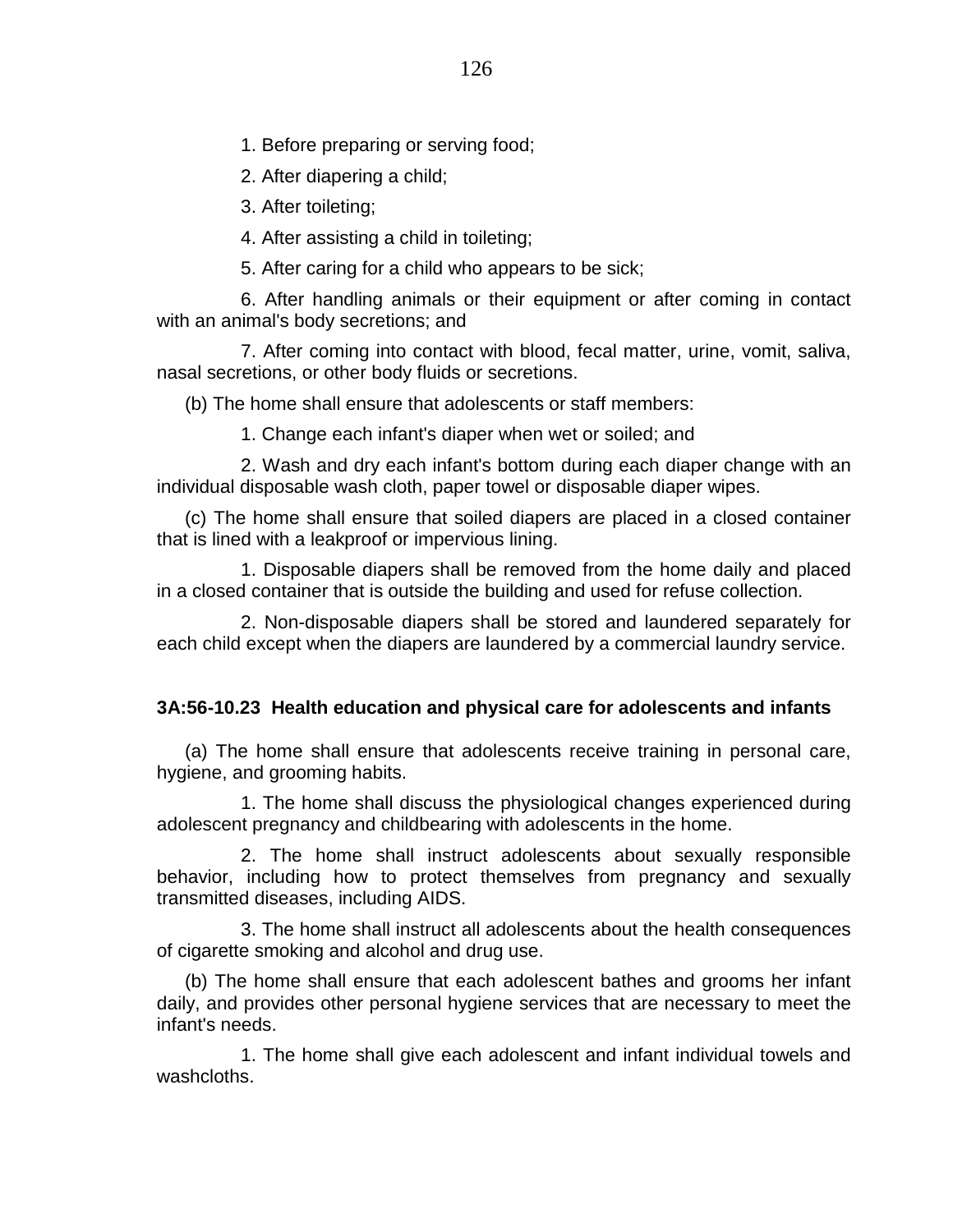1. Before preparing or serving food;

2. After diapering a child;

3. After toileting;

4. After assisting a child in toileting;

5. After caring for a child who appears to be sick;

6. After handling animals or their equipment or after coming in contact with an animal's body secretions; and

7. After coming into contact with blood, fecal matter, urine, vomit, saliva, nasal secretions, or other body fluids or secretions.

(b) The home shall ensure that adolescents or staff members:

1. Change each infant's diaper when wet or soiled; and

2. Wash and dry each infant's bottom during each diaper change with an individual disposable wash cloth, paper towel or disposable diaper wipes.

(c) The home shall ensure that soiled diapers are placed in a closed container that is lined with a leakproof or impervious lining.

1. Disposable diapers shall be removed from the home daily and placed in a closed container that is outside the building and used for refuse collection.

2. Non-disposable diapers shall be stored and laundered separately for each child except when the diapers are laundered by a commercial laundry service.

**3A:56-10.23 Health education and physical care for adolescents and infants**

(a) The home shall ensure that adolescents receive training in personal care, hygiene, and grooming habits.

1. The home shall discuss the physiological changes experienced during adolescent pregnancy and childbearing with adolescents in the home.

2. The home shall instruct adolescents about sexually responsible behavior, including how to protect themselves from pregnancy and sexually transmitted diseases, including AIDS.

3. The home shall instruct all adolescents about the health consequences of cigarette smoking and alcohol and drug use.

(b) The home shall ensure that each adolescent bathes and grooms her infant daily, and provides other personal hygiene services that are necessary to meet the infant's needs.

1. The home shall give each adolescent and infant individual towels and washcloths.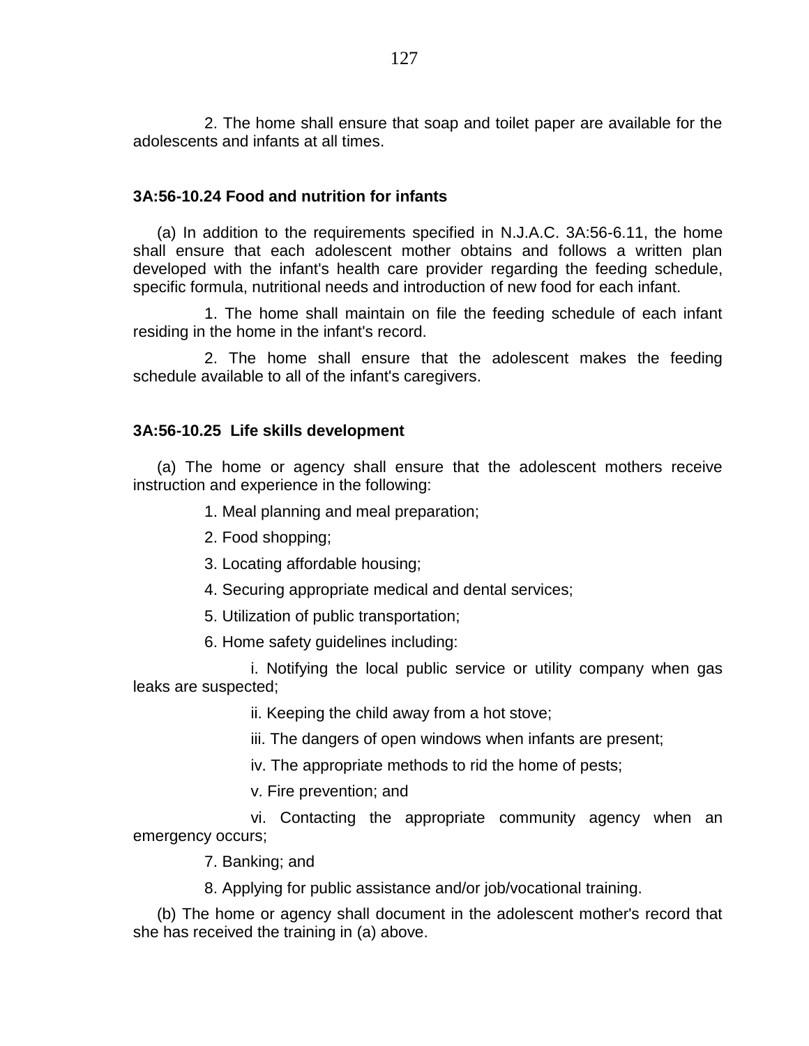2. The home shall ensure that soap and toilet paper are available for the adolescents and infants at all times.

### 3A:56-10.24 Food and nutrition for infants

(a) In addition to the requirements specified in N.J.A.C. 3A:56-6.11, the home shall ensure that each adolescent mother obtains and follows a written plan developed with the infant's health care provider regarding the feeding schedule, specific formula, nutritional needs and introduction of new food for each infant.

1. The home shall maintain on file the feeding schedule of each infant residing in the home in the infant's record.

2. The home shall ensure that the adolescent makes the feeding schedule available to all of the infant's caregivers.

### 3A:56-10.25 Life skills development

(a) The home or agency shall ensure that the adolescent mothers receive instruction and experience in the following:

1. Meal planning and meal preparation;

2. Food shopping;

3. Locating affordable housing;

4. Securing appropriate medical and dental services;

5. Utilization of public transportation;

6. Home safety guidelines including:

i. Notifying the local public service or utility company when gas leaks are suspected;

ii. Keeping the child away from a hot stove;

iii. The dangers of open windows when infants are present;

iv. The appropriate methods to rid the home of pests;

v. Fire prevention; and

vi. Contacting the appropriate community agency when an emergency occurs;

7. Banking; and

8. Applying for public assistance and/or job/vocational training.

(b) The home or agency shall document in the adolescent mother's record that she has received the training in (a) above.